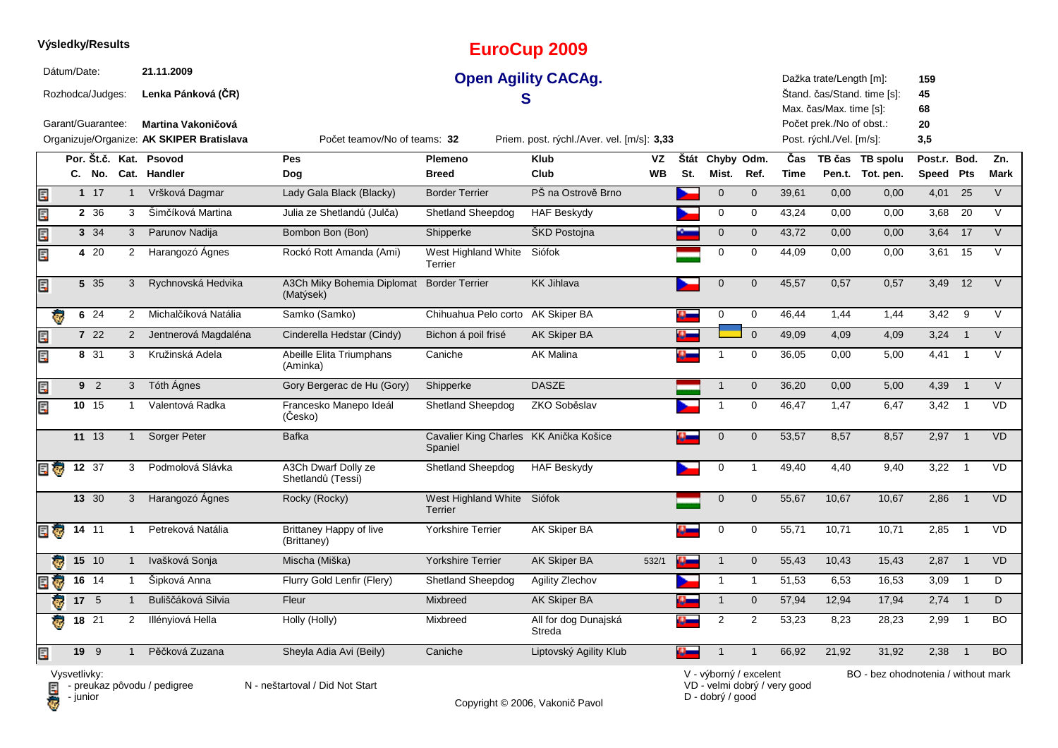**Výsledky/Results**

# EuroCup 2009

## Open Agility CACAg.

## S

| | | | |
|---|---|---|---|
| Dátum/Date: | **21.11.2009** | Dažka trate/Length [m]: | **159** |
| Rozhodca/Judges: | **Lenka Pánková (ČR)** | Štand. čas/Stand. time [s]: | **45** |
| | | Max. čas/Max. time [s]: | **68** |
| Garant/Guarantee: | **Martina Vakoničová** | Počet prek./No of obst.: | **20** |
| Organizuje/Organize: | **AK SKIPER Bratislava** | Post. rýchl./Vel. [m/s]: | **3,5** |

Počet teamov/No of teams: **32**

Priem. post. rýchl./Aver. vel. [m/s]: **3,33**

| Por. C. | Št.č. No. | Kat. Cat. | Psovod Handler | Pes Dog | Plemeno Breed | Klub Club | VZ WB | Štát St. | Chyby Mist. | Odm. Ref. | Čas Time | TB čas Pen.t. | TB spolu Tot. pen. | Post.r. Speed | Bod. Pts | Zn. Mark |
|---|---|---|---|---|---|---|---|---|---|---|---|---|---|---|---|---|
| 1 | 17 | 1 | Vršková Dagmar | Lady Gala Black (Blacky) | Border Terrier | PŠ na Ostrově Brno | | | 0 | 0 | 39,61 | 0,00 | 0,00 | 4,01 | 25 | V |
| 2 | 36 | 3 | Šimčíková Martina | Julia ze Shetlandů (Julča) | Shetland Sheepdog | HAF Beskydy | | | 0 | 0 | 43,24 | 0,00 | 0,00 | 3,68 | 20 | V |
| 3 | 34 | 3 | Parunov Nadija | Bombon Bon (Bon) | Shipperke | ŠKD Postojna | | | 0 | 0 | 43,72 | 0,00 | 0,00 | 3,64 | 17 | V |
| 4 | 20 | 2 | Harangozó Ágnes | Rockó Rott Amanda (Ami) | West Highland White Terrier | Siófok | | | 0 | 0 | 44,09 | 0,00 | 0,00 | 3,61 | 15 | V |
| 5 | 35 | 3 | Rychnovská Hedvika | A3Ch Miky Bohemia Diplomat (Matýsek) | Border Terrier | KK Jihlava | | | 0 | 0 | 45,57 | 0,57 | 0,57 | 3,49 | 12 | V |
| 6 | 24 | 2 | Michalčíková Natália | Samko (Samko) | Chihuahua Pelo corto | AK Skiper BA | | | 0 | 0 | 46,44 | 1,44 | 1,44 | 3,42 | 9 | V |
| 7 | 22 | 2 | Jentnerová Magdaléna | Cinderella Hedstar (Cindy) | Bichon á poil frisé | AK Skiper BA | | | | 0 | 49,09 | 4,09 | 4,09 | 3,24 | 1 | V |
| 8 | 31 | 3 | Kružinská Adela | Abeille Elita Triumphans (Aminka) | Caniche | AK Malina | | | 1 | 0 | 36,05 | 0,00 | 5,00 | 4,41 | 1 | V |
| 9 | 2 | 3 | Tóth Ágnes | Gory Bergerac de Hu (Gory) | Shipperke | DASZE | | | 1 | 0 | 36,20 | 0,00 | 5,00 | 4,39 | 1 | V |
| 10 | 15 | 1 | Valentová Radka | Francesko Manepo Ideál (Česko) | Shetland Sheepdog | ZKO Soběslav | | | 1 | 0 | 46,47 | 1,47 | 6,47 | 3,42 | 1 | VD |
| 11 | 13 | 1 | Sorger Peter | Bafka | Cavalier King Charles Spaniel | KK Anička Košice | | | 0 | 0 | 53,57 | 8,57 | 8,57 | 2,97 | 1 | VD |
| 12 | 37 | 3 | Podmolová Slávka | A3Ch Dwarf Dolly ze Shetlandů (Tessi) | Shetland Sheepdog | HAF Beskydy | | | 0 | 1 | 49,40 | 4,40 | 9,40 | 3,22 | 1 | VD |
| 13 | 30 | 3 | Harangozó Ágnes | Rocky (Rocky) | West Highland White Terrier | Siófok | | | 0 | 0 | 55,67 | 10,67 | 10,67 | 2,86 | 1 | VD |
| 14 | 11 | 1 | Petreková Natália | Brittaney Happy of live (Brittaney) | Yorkshire Terrier | AK Skiper BA | | | 0 | 0 | 55,71 | 10,71 | 10,71 | 2,85 | 1 | VD |
| 15 | 10 | 1 | Ivašková Sonja | Mischa (Miška) | Yorkshire Terrier | AK Skiper BA | 532/1 | | 1 | 0 | 55,43 | 10,43 | 15,43 | 2,87 | 1 | VD |
| 16 | 14 | 1 | Šipková Anna | Flurry Gold Lenfir (Flery) | Shetland Sheepdog | Agility Zlechov | | | 1 | 1 | 51,53 | 6,53 | 16,53 | 3,09 | 1 | D |
| 17 | 5 | 1 | Buliščáková Silvia | Fleur | Mixbreed | AK Skiper BA | | | 1 | 0 | 57,94 | 12,94 | 17,94 | 2,74 | 1 | D |
| 18 | 21 | 2 | Illényiová Hella | Holly (Holly) | Mixbreed | All for dog Dunajská Streda | | | 2 | 2 | 53,23 | 8,23 | 28,23 | 2,99 | 1 | BO |
| 19 | 9 | 1 | Pěčková Zuzana | Sheyla Adia Avi (Beily) | Caniche | Liptovský Agility Klub | | | 1 | 1 | 66,92 | 21,92 | 31,92 | 2,38 | 1 | BO |

Vysvetlivky:
- preukaz pôvodu / pedigree
- junior

N - neštartoval / Did Not Start

V - výborný / excelent
VD - velmi dobrý / very good
D - dobrý / good

BO - bez ohodnotenia / without mark

Copyright © 2006, Vakonič Pavol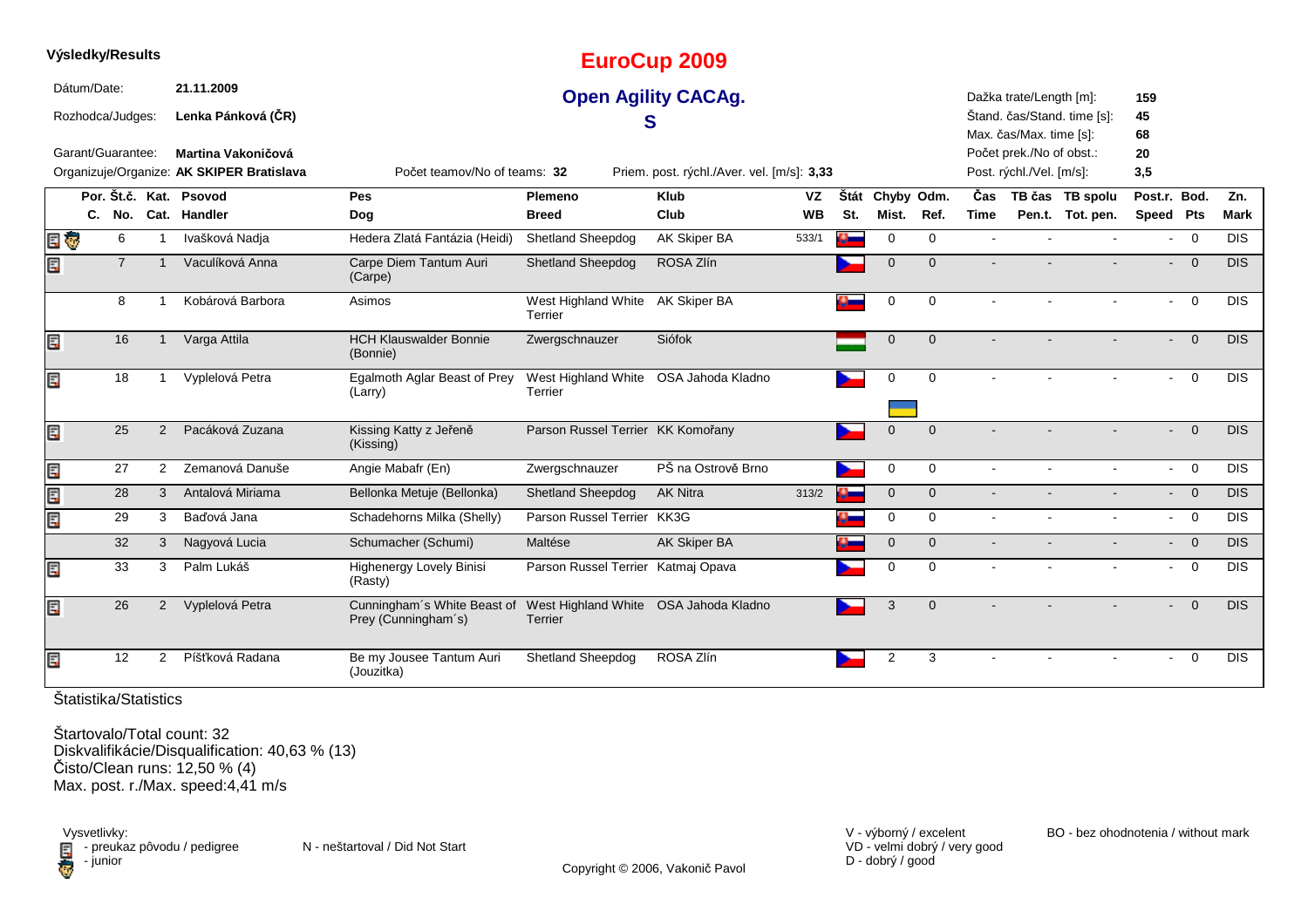**Výsledky/Results**

# EuroCup 2009

## Open Agility CACAg.

## S

Dátum/Date: **21.11.2009**

Rozhodca/Judges: **Lenka Pánková (ČR)**

Garant/Guarantee: **Martina Vakoničová**

Organizuje/Organize: **AK SKIPER Bratislava**

Počet teamov/No of teams: **32**

Priem. post. rýchl./Aver. vel. [m/s]: **3,33**

Dažka trate/Length [m]: **159**

Štand. čas/Stand. time [s]: **45**

Max. čas/Max. time [s]: **68**

Počet prek./No of obst.: **20**

Post. rýchl./Vel. [m/s]: **3,5**

| | Por. C. | Št.č. No. | Kat. Cat. | Psovod Handler | Pes Dog | Plemeno Breed | Klub Club | VZ WB | Štát St. | Chyby Mist. | Odm. Ref. | Čas Time | TB čas Pen.t. | TB spolu Tot. pen. | Post.r. Speed | Bod. Pts | Zn. Mark |
|---|---|---|---|---|---|---|---|---|---|---|---|---|---|---|---|---|---|
| | | 6 | 1 | Ivašková Nadja | Hedera Zlatá Fantázia (Heidi) | Shetland Sheepdog | AK Skiper BA | 533/1 | | 0 | 0 | - | - | - | - | 0 | DIS |
| | | 7 | 1 | Vaculíková Anna | Carpe Diem Tantum Auri (Carpe) | Shetland Sheepdog | ROSA Zlín | | | 0 | 0 | - | - | - | - | 0 | DIS |
| | | 8 | 1 | Kobárová Barbora | Asimos | West Highland White Terrier | AK Skiper BA | | | 0 | 0 | - | - | - | - | 0 | DIS |
| | | 16 | 1 | Varga Attila | HCH Klauswalder Bonnie (Bonnie) | Zwergschnauzer | Siófok | | | 0 | 0 | - | - | - | - | 0 | DIS |
| | | 18 | 1 | Vyplelová Petra | Egalmoth Aglar Beast of Prey (Larry) | West Highland White Terrier | OSA Jahoda Kladno | | | 0 | 0 | - | - | - | - | 0 | DIS |
| | | 25 | 2 | Pacáková Zuzana | Kissing Katty z Jeřeně (Kissing) | Parson Russel Terrier | KK Komořany | | | 0 | 0 | - | - | - | - | 0 | DIS |
| | | 27 | 2 | Zemanová Danuše | Angie Mabafr (En) | Zwergschnauzer | PŠ na Ostrově Brno | | | 0 | 0 | - | - | - | - | 0 | DIS |
| | | 28 | 3 | Antalová Miriama | Bellonka Metuje (Bellonka) | Shetland Sheepdog | AK Nitra | 313/2 | | 0 | 0 | - | - | - | - | 0 | DIS |
| | | 29 | 3 | Baďová Jana | Schadehorns Milka (Shelly) | Parson Russel Terrier | KK3G | | | 0 | 0 | - | - | - | - | 0 | DIS |
| | | 32 | 3 | Nagyová Lucia | Schumacher (Schumi) | Maltése | AK Skiper BA | | | 0 | 0 | - | - | - | - | 0 | DIS |
| | | 33 | 3 | Palm Lukáš | Highenergy Lovely Binisi (Rasty) | Parson Russel Terrier | Katmaj Opava | | | 0 | 0 | - | - | - | - | 0 | DIS |
| | | 26 | 2 | Vyplelová Petra | Cunningham´s White Beast of Prey (Cunningham´s) | West Highland White Terrier | OSA Jahoda Kladno | | | 3 | 0 | - | - | - | - | 0 | DIS |
| | | 12 | 2 | Píšťková Radana | Be my Jousee Tantum Auri (Jouzitka) | Shetland Sheepdog | ROSA Zlín | | | 2 | 3 | - | - | - | - | 0 | DIS |

Štatistika/Statistics

Štartovalo/Total count: 32
Diskvalifikácie/Disqualification: 40,63 % (13)
Čisto/Clean runs: 12,50 % (4)
Max. post. r./Max. speed:4,41 m/s

Vysvetlivky:
- preukaz pôvodu / pedigree
- junior

N - neštartoval / Did Not Start

V - výborný / excelent
VD - velmi dobrý / very good
D - dobrý / good

BO - bez ohodnotenia / without mark

Copyright © 2006, Vakonič Pavol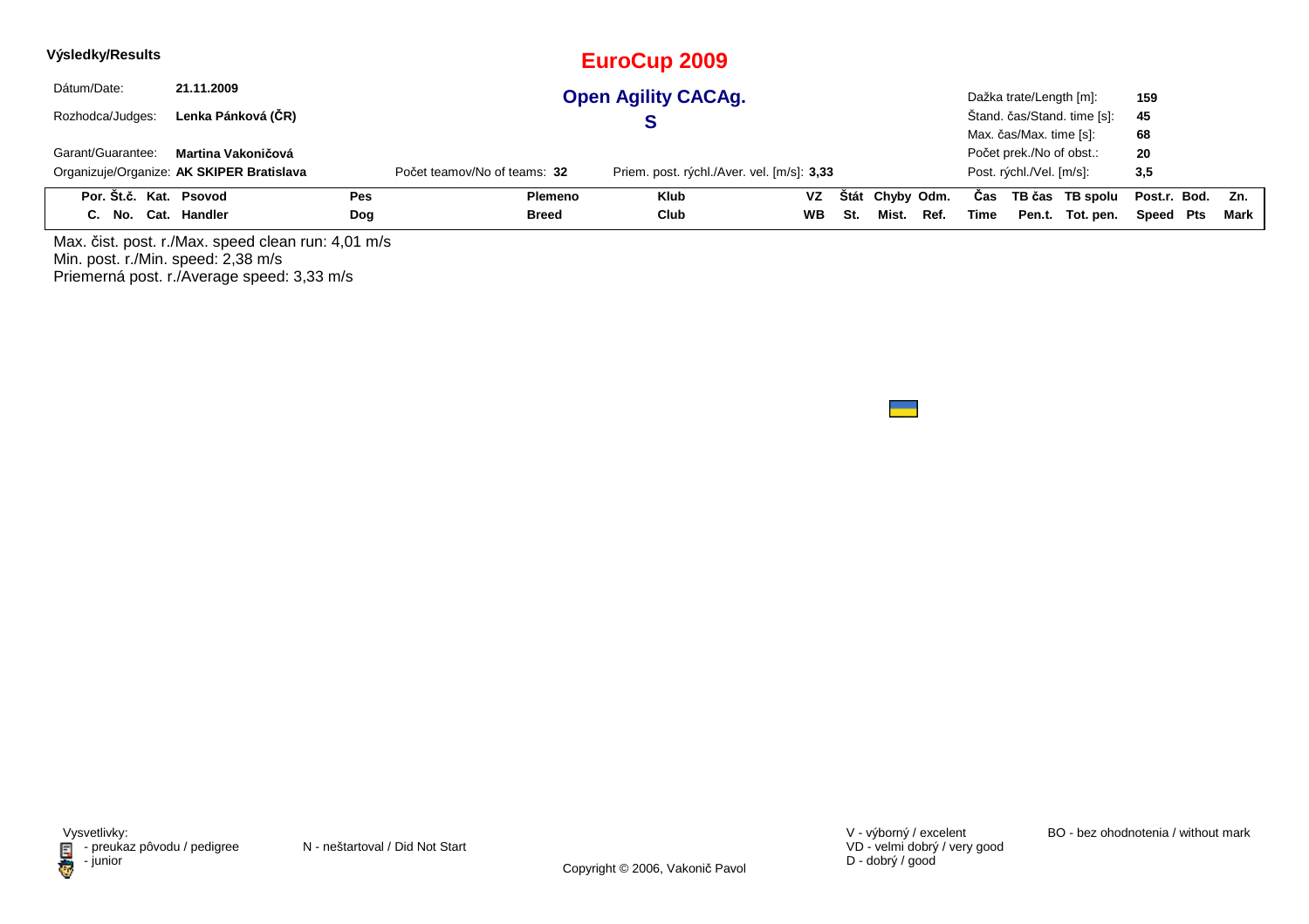**Výsledky/Results**

# EuroCup 2009

## Open Agility CACAg.

## S

Dátum/Date: **21.11.2009**

Rozhodca/Judges: **Lenka Pánková (ČR)**

Garant/Guarantee: **Martina Vakoničová**

Organizuje/Organize: **AK SKIPER Bratislava**

Počet teamov/No of teams: **32**

Priem. post. rýchl./Aver. vel. [m/s]: **3,33**

Dažka trate/Length [m]: **159**

Štand. čas/Stand. time [s]: **45**

Max. čas/Max. time [s]: **68**

Počet prek./No of obst.: **20**

Post. rýchl./Vel. [m/s]: **3,5**

| Por. C. | Št.č. No. | Kat. Cat. | Psovod Handler | Pes Dog | Plemeno Breed | Klub Club | VZ WB | Štát St. | Chyby Mist. | Odm. Ref. | Čas Time | TB čas Pen.t. | TB spolu Tot. pen. | Post.r. Speed | Bod. Pts | Zn. Mark |
|---|---|---|---|---|---|---|---|---|---|---|---|---|---|---|---|---|

Max. čist. post. r./Max. speed clean run: 4,01 m/s

Min. post. r./Min. speed: 2,38 m/s

Priemerná post. r./Average speed: 3,33 m/s

Vysvetlivky:
- preukaz pôvodu / pedigree
- junior

N - neštartoval / Did Not Start

V - výborný / excelent
VD - velmi dobrý / very good
D - dobrý / good

BO - bez ohodnotenia / without mark

Copyright © 2006, Vakonič Pavol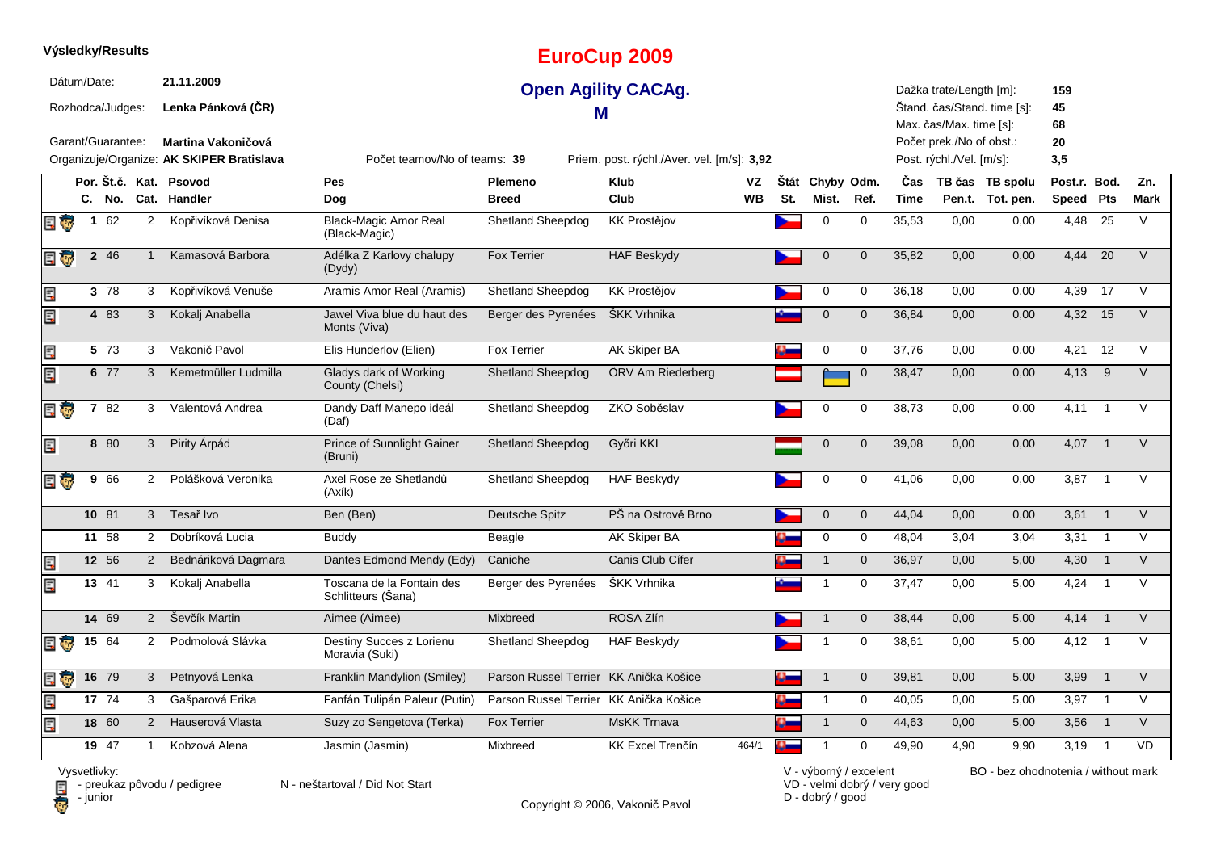**Výsledky/Results**

# EuroCup 2009

## Open Agility CACAg.

## M

Dátum/Date: **21.11.2009**

Rozhodca/Judges: **Lenka Pánková (ČR)**

Garant/Guarantee: **Martina Vakoničová**

Organizuje/Organize: **AK SKIPER Bratislava**

Počet teamov/No of teams: **39**

Priem. post. rýchl./Aver. vel. [m/s]: **3,92**

Dažka trate/Length [m]: **159**
Štand. čas/Stand. time [s]: **45**
Max. čas/Max. time [s]: **68**
Počet prek./No of obst.: **20**
Post. rýchl./Vel. [m/s]: **3,5**

| | Por. C. | Št.č. No. | Kat. Cat. | Psovod Handler | Pes Dog | Plemeno Breed | Klub Club | VZ WB | Štát St. | Chyby Mist. | Odm. Ref. | Čas Time | TB čas Pen.t. | TB spolu Tot. pen. | Post.r. Speed | Bod. Pts | Zn. Mark |
|---|---|---|---|---|---|---|---|---|---|---|---|---|---|---|---|---|---|
| pedigree, junior | 1 | 62 | 2 | Kopřivíková Denisa | Black-Magic Amor Real (Black-Magic) | Shetland Sheepdog | KK Prostějov | | CZ | 0 | 0 | 35,53 | 0,00 | 0,00 | 4,48 | 25 | V |
| pedigree, junior | 2 | 46 | 1 | Kamasová Barbora | Adélka Z Karlovy chalupy (Dydy) | Fox Terrier | HAF Beskydy | | CZ | 0 | 0 | 35,82 | 0,00 | 0,00 | 4,44 | 20 | V |
| pedigree | 3 | 78 | 3 | Kopřivíková Venuše | Aramis Amor Real (Aramis) | Shetland Sheepdog | KK Prostějov | | CZ | 0 | 0 | 36,18 | 0,00 | 0,00 | 4,39 | 17 | V |
| pedigree | 4 | 83 | 3 | Kokalj Anabella | Jawel Viva blue du haut des Monts (Viva) | Berger des Pyrenées | ŠKK Vrhnika | | SI | 0 | 0 | 36,84 | 0,00 | 0,00 | 4,32 | 15 | V |
| pedigree | 5 | 73 | 3 | Vakonič Pavol | Elis Hunderlov (Elien) | Fox Terrier | AK Skiper BA | | SK | 0 | 0 | 37,76 | 0,00 | 0,00 | 4,21 | 12 | V |
| pedigree | 6 | 77 | 3 | Kemetmüller Ludmilla | Gladys dark of Working County (Chelsi) | Shetland Sheepdog | ÖRV Am Riederberg | | AT | UA | 0 | 38,47 | 0,00 | 0,00 | 4,13 | 9 | V |
| pedigree, junior | 7 | 82 | 3 | Valentová Andrea | Dandy Daff Manepo ideál (Daf) | Shetland Sheepdog | ZKO Soběslav | | CZ | 0 | 0 | 38,73 | 0,00 | 0,00 | 4,11 | 1 | V |
| pedigree | 8 | 80 | 3 | Pirity Árpád | Prince of Sunnlight Gainer (Bruni) | Shetland Sheepdog | Győri KKI | | HU | 0 | 0 | 39,08 | 0,00 | 0,00 | 4,07 | 1 | V |
| pedigree, junior | 9 | 66 | 2 | Polášková Veronika | Axel Rose ze Shetlandů (Axík) | Shetland Sheepdog | HAF Beskydy | | CZ | 0 | 0 | 41,06 | 0,00 | 0,00 | 3,87 | 1 | V |
| | 10 | 81 | 3 | Tesař Ivo | Ben (Ben) | Deutsche Spitz | PŠ na Ostrově Brno | | CZ | 0 | 0 | 44,04 | 0,00 | 0,00 | 3,61 | 1 | V |
| | 11 | 58 | 2 | Dobríková Lucia | Buddy | Beagle | AK Skiper BA | | SK | 0 | 0 | 48,04 | 3,04 | 3,04 | 3,31 | 1 | V |
| pedigree | 12 | 56 | 2 | Bednáriková Dagmara | Dantes Edmond Mendy (Edy) | Caniche | Canis Club Cífer | | SK | 1 | 0 | 36,97 | 0,00 | 5,00 | 4,30 | 1 | V |
| pedigree | 13 | 41 | 3 | Kokalj Anabella | Toscana de la Fontain des Schlitteurs (Šana) | Berger des Pyrenées | ŠKK Vrhnika | | SI | 1 | 0 | 37,47 | 0,00 | 5,00 | 4,24 | 1 | V |
| | 14 | 69 | 2 | Ševčík Martin | Aimee (Aimee) | Mixbreed | ROSA Zlín | | CZ | 1 | 0 | 38,44 | 0,00 | 5,00 | 4,14 | 1 | V |
| pedigree, junior | 15 | 64 | 2 | Podmolová Slávka | Destiny Succes z Lorienu Moravia (Suki) | Shetland Sheepdog | HAF Beskydy | | CZ | 1 | 0 | 38,61 | 0,00 | 5,00 | 4,12 | 1 | V |
| pedigree, junior | 16 | 79 | 3 | Petnyová Lenka | Franklin Mandylion (Smiley) | Parson Russel Terrier | KK Anička Košice | | SK | 1 | 0 | 39,81 | 0,00 | 5,00 | 3,99 | 1 | V |
| pedigree | 17 | 74 | 3 | Gašparová Erika | Fanfán Tulipán Paleur (Putin) | Parson Russel Terrier | KK Anička Košice | | SK | 1 | 0 | 40,05 | 0,00 | 5,00 | 3,97 | 1 | V |
| pedigree | 18 | 60 | 2 | Hauserová Vlasta | Suzy zo Sengetova (Terka) | Fox Terrier | MsKK Trnava | | SK | 1 | 0 | 44,63 | 0,00 | 5,00 | 3,56 | 1 | V |
| | 19 | 47 | 1 | Kobzová Alena | Jasmin (Jasmin) | Mixbreed | KK Excel Trenčín | 464/1 | SK | 1 | 0 | 49,90 | 4,90 | 9,90 | 3,19 | 1 | VD |

Vysvetlivky:
- preukaz pôvodu / pedigree
- junior

N - neštartoval / Did Not Start

V - výborný / excelent
VD - velmi dobrý / very good
D - dobrý / good

BO - bez ohodnotenia / without mark

Copyright © 2006, Vakonič Pavol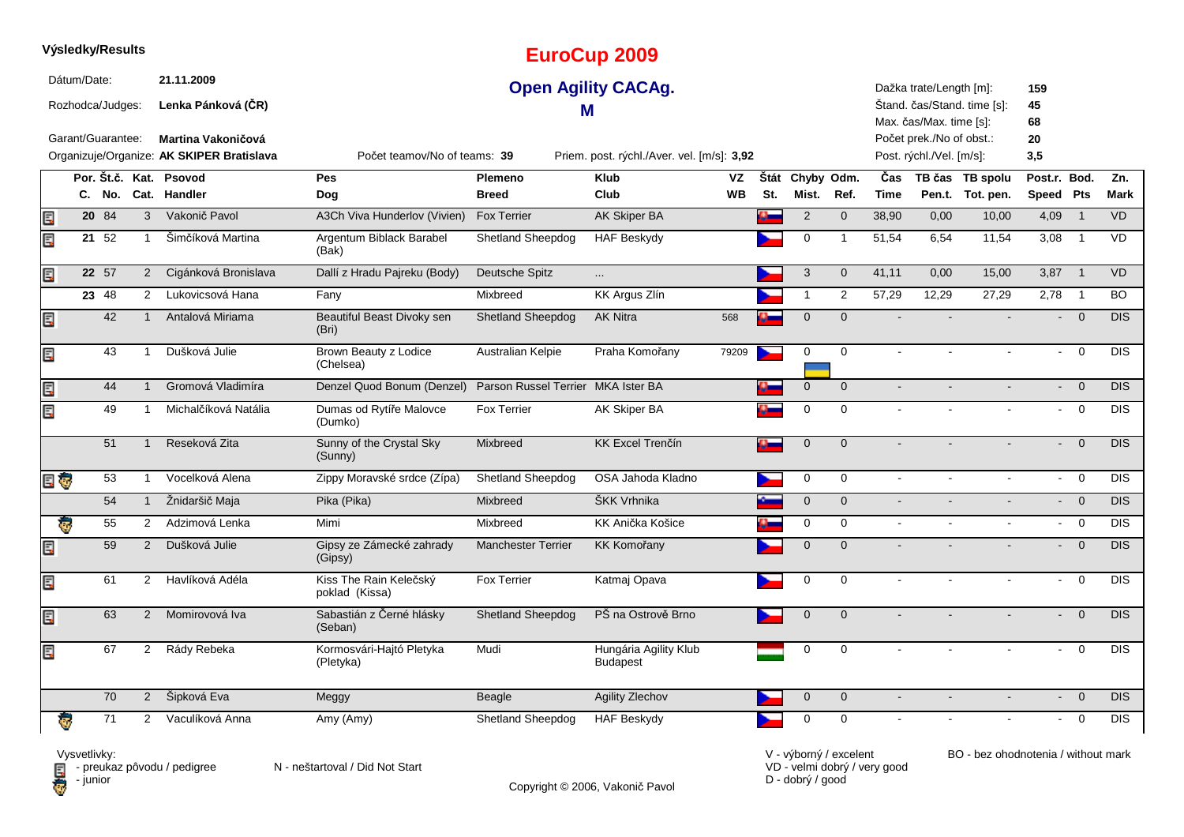**Výsledky/Results**

# EuroCup 2009

## Open Agility CACAg.

### M

Dátum/Date: **21.11.2009**

Rozhodca/Judges: **Lenka Pánková (ČR)**

Garant/Guarantee: **Martina Vakoničová**

Organizuje/Organize: **AK SKIPER Bratislava**

Počet teamov/No of teams: **39**

Priem. post. rýchl./Aver. vel. [m/s]: **3,92**

Dažka trate/Length [m]: **159**
Štand. čas/Stand. time [s]: **45**
Max. čas/Max. time [s]: **68**
Počet prek./No of obst.: **20**
Post. rýchl./Vel. [m/s]: **3,5**

| Por. C. | Št.č. No. | Kat. Cat. | Psovod Handler | Pes Dog | Plemeno Breed | Klub Club | VZ WB | Štát St. | Chyby Mist. | Odm. Ref. | Čas Time | TB čas Pen.t. | TB spolu Tot. pen. | Post.r. Speed | Bod. Pts | Zn. Mark |
|---|---|---|---|---|---|---|---|---|---|---|---|---|---|---|---|---|
| 20 | 84 | 3 | Vakonič Pavol | A3Ch Viva Hunderlov (Vivien) | Fox Terrier | AK Skiper BA | | | 2 | 0 | 38,90 | 0,00 | 10,00 | 4,09 | 1 | VD |
| 21 | 52 | 1 | Šimčíková Martina | Argentum Biblack Barabel (Bak) | Shetland Sheepdog | HAF Beskydy | | | 0 | 1 | 51,54 | 6,54 | 11,54 | 3,08 | 1 | VD |
| 22 | 57 | 2 | Cigánková Bronislava | Dallí z Hradu Pajreku (Body) | Deutsche Spitz | ... | | | 3 | 0 | 41,11 | 0,00 | 15,00 | 3,87 | 1 | VD |
| 23 | 48 | 2 | Lukovicsová Hana | Fany | Mixbreed | KK Argus Zlín | | | 1 | 2 | 57,29 | 12,29 | 27,29 | 2,78 | 1 | BO |
| | 42 | 1 | Antalová Miriama | Beautiful Beast Divoky sen (Bri) | Shetland Sheepdog | AK Nitra | 568 | | 0 | 0 | - | - | - | - | 0 | DIS |
| | 43 | 1 | Dušková Julie | Brown Beauty z Lodice (Chelsea) | Australian Kelpie | Praha Komořany | 79209 | | 0 | 0 | - | - | - | - | 0 | DIS |
| | 44 | 1 | Gromová Vladimíra | Denzel Quod Bonum (Denzel) | Parson Russel Terrier | MKA Ister BA | | | 0 | 0 | - | - | - | - | 0 | DIS |
| | 49 | 1 | Michalčíková Natália | Dumas od Rytíře Malovce (Dumko) | Fox Terrier | AK Skiper BA | | | 0 | 0 | - | - | - | - | 0 | DIS |
| | 51 | 1 | Reseková Zita | Sunny of the Crystal Sky (Sunny) | Mixbreed | KK Excel Trenčín | | | 0 | 0 | - | - | - | - | 0 | DIS |
| | 53 | 1 | Vocelková Alena | Zippy Moravské srdce (Zípa) | Shetland Sheepdog | OSA Jahoda Kladno | | | 0 | 0 | - | - | - | - | 0 | DIS |
| | 54 | 1 | Žnidaršič Maja | Pika (Pika) | Mixbreed | ŠKK Vrhnika | | | 0 | 0 | - | - | - | - | 0 | DIS |
| | 55 | 2 | Adzimová Lenka | Mimi | Mixbreed | KK Anička Košice | | | 0 | 0 | - | - | - | - | 0 | DIS |
| | 59 | 2 | Dušková Julie | Gipsy ze Zámecké zahrady (Gipsy) | Manchester Terrier | KK Komořany | | | 0 | 0 | - | - | - | - | 0 | DIS |
| | 61 | 2 | Havlíková Adéla | Kiss The Rain Kelečský poklad (Kissa) | Fox Terrier | Katmaj Opava | | | 0 | 0 | - | - | - | - | 0 | DIS |
| | 63 | 2 | Momirovová Iva | Sabastián z Černé hlásky (Seban) | Shetland Sheepdog | PŠ na Ostrově Brno | | | 0 | 0 | - | - | - | - | 0 | DIS |
| | 67 | 2 | Rády Rebeka | Kormosvári-Hajtó Pletyka (Pletyka) | Mudi | Hungária Agility Klub Budapest | | | 0 | 0 | - | - | - | - | 0 | DIS |
| | 70 | 2 | Šipková Eva | Meggy | Beagle | Agility Zlechov | | | 0 | 0 | - | - | - | - | 0 | DIS |
| | 71 | 2 | Vaculíková Anna | Amy (Amy) | Shetland Sheepdog | HAF Beskydy | | | 0 | 0 | - | - | - | - | 0 | DIS |

Vysvetlivky:
- preukaz pôvodu / pedigree
- junior

N - neštartoval / Did Not Start

V - výborný / excelent
VD - velmi dobrý / very good
D - dobrý / good

BO - bez ohodnotenia / without mark

Copyright © 2006, Vakonič Pavol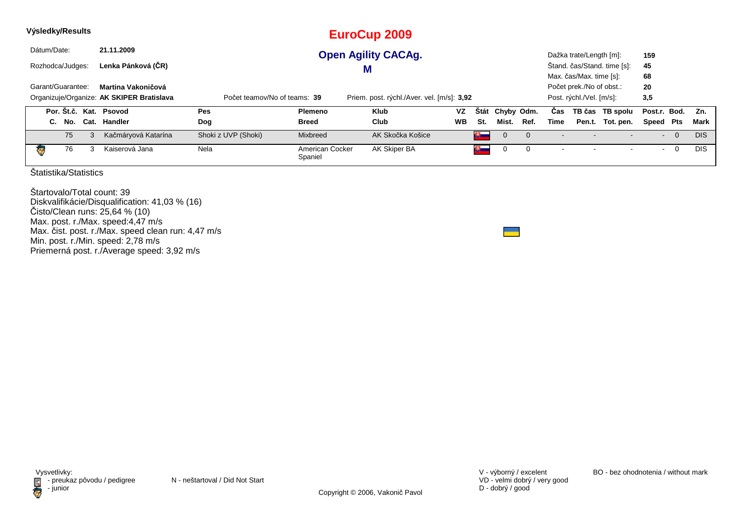**Výsledky/Results**

# EuroCup 2009

## Open Agility CACAg.

## M

Dátum/Date: **21.11.2009**

Rozhodca/Judges: **Lenka Pánková (ČR)**

Garant/Guarantee: **Martina Vakoničová**

Organizuje/Organize: **AK SKIPER Bratislava**

Počet teamov/No of teams: **39**

Priem. post. rýchl./Aver. vel. [m/s]: **3,92**

Dažka trate/Length [m]: **159**

Štand. čas/Stand. time [s]: **45**

Max. čas/Max. time [s]: **68**

Počet prek./No of obst.: **20**

Post. rýchl./Vel. [m/s]: **3,5**

| Por. C. | Št.č. No. | Kat. Cat. | Psovod Handler | Pes Dog | Plemeno Breed | Klub Club | VZ WB | Štát St. | Chyby Mist. | Odm. Ref. | Čas Time | TB čas Pen.t. | TB spolu Tot. pen. | Post.r. Speed | Bod. Pts | Zn. Mark |
|---|---|---|---|---|---|---|---|---|---|---|---|---|---|---|---|---|
| | 75 | 3 | Kačmáryová Katarína | Shoki z UVP (Shoki) | Mixbreed | AK Skočka Košice | | SVK | 0 | 0 | - | - | - | - | 0 | DIS |
| | 76 | 3 | Kaiserová Jana | Nela | American Cocker Spaniel | AK Skiper BA | | SVK | 0 | 0 | - | - | - | - | 0 | DIS |

Štatistika/Statistics

Štartovalo/Total count: 39
Diskvalifikácie/Disqualification: 41,03 % (16)
Čisto/Clean runs: 25,64 % (10)
Max. post. r./Max. speed:4,47 m/s
Max. čist. post. r./Max. speed clean run: 4,47 m/s
Min. post. r./Min. speed: 2,78 m/s
Priemerná post. r./Average speed: 3,92 m/s

Vysvetlivky:
- preukaz pôvodu / pedigree
- junior

N - neštartoval / Did Not Start

V - výborný / excelent
VD - velmi dobrý / very good
D - dobrý / good

BO - bez ohodnotenia / without mark

Copyright © 2006, Vakonič Pavol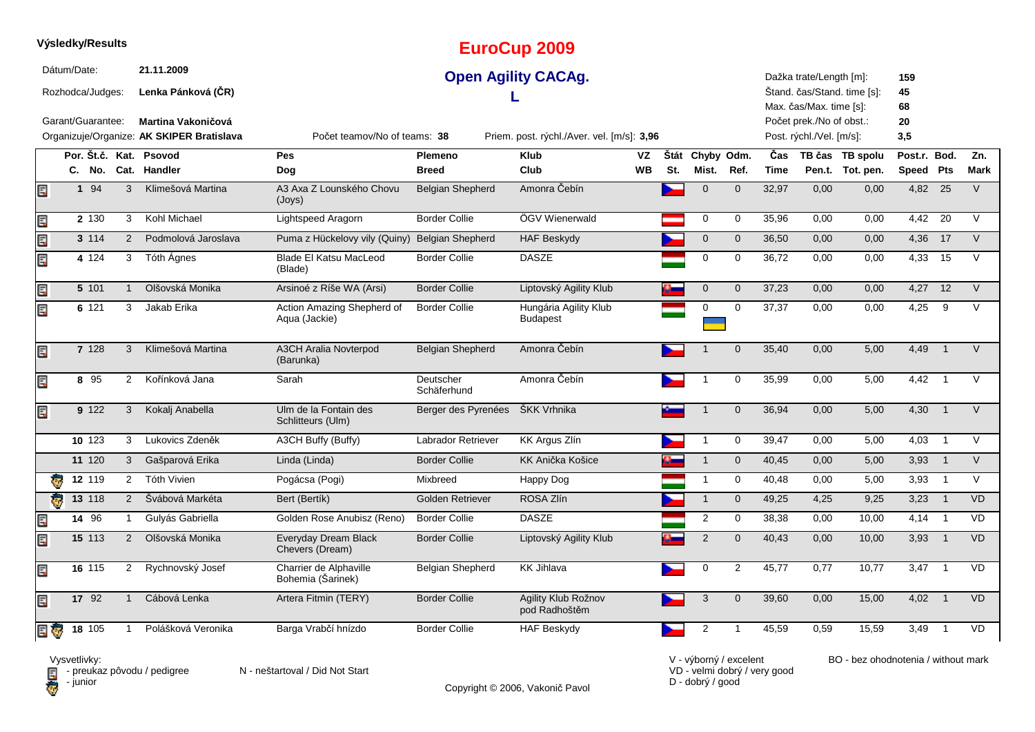**Výsledky/Results**

# EuroCup 2009

## Open Agility CACAg.

## L

Dátum/Date: **21.11.2009**

Rozhodca/Judges: **Lenka Pánková (ČR)**

Garant/Guarantee: **Martina Vakoničová**

Organizuje/Organize: **AK SKIPER Bratislava**

Počet teamov/No of teams: **38**

Priem. post. rýchl./Aver. vel. [m/s]: **3,96**

Dažka trate/Length [m]: **159**
Štand. čas/Stand. time [s]: **45**
Max. čas/Max. time [s]: **68**
Počet prek./No of obst.: **20**
Post. rýchl./Vel. [m/s]: **3,5**

| | Por. C. | Št.č. No. | Kat. Cat. | Psovod Handler | Pes Dog | Plemeno Breed | Klub Club | VZ WB | Štát St. | Chyby Mist. | Odm. Ref. | Čas Time | TB čas Pen.t. | TB spolu Tot. pen. | Post.r. Speed | Bod. Pts | Zn. Mark |
|---|---|---|---|---|---|---|---|---|---|---|---|---|---|---|---|---|---|
| 📋 | 1 | 94 | 3 | Klimešová Martina | A3 Axa Z Lounského Chovu (Joys) | Belgian Shepherd | Amonra Čebín | | CZ | 0 | 0 | 32,97 | 0,00 | 0,00 | 4,82 | 25 | V |
| 📋 | 2 | 130 | 3 | Kohl Michael | Lightspeed Aragorn | Border Collie | ÖGV Wienerwald | | AT | 0 | 0 | 35,96 | 0,00 | 0,00 | 4,42 | 20 | V |
| 📋 | 3 | 114 | 2 | Podmolová Jaroslava | Puma z Hückelovy vily (Quiny) | Belgian Shepherd | HAF Beskydy | | CZ | 0 | 0 | 36,50 | 0,00 | 0,00 | 4,36 | 17 | V |
| 📋 | 4 | 124 | 3 | Tóth Ágnes | Blade El Katsu MacLeod (Blade) | Border Collie | DASZE | | HU | 0 | 0 | 36,72 | 0,00 | 0,00 | 4,33 | 15 | V |
| 📋 | 5 | 101 | 1 | Olšovská Monika | Arsinoé z Ríše WA (Arsi) | Border Collie | Liptovský Agility Klub | | SK | 0 | 0 | 37,23 | 0,00 | 0,00 | 4,27 | 12 | V |
| 📋 | 6 | 121 | 3 | Jakab Erika | Action Amazing Shepherd of Aqua (Jackie) | Border Collie | Hungária Agility Klub Budapest | | HU / UA | 0 | 0 | 37,37 | 0,00 | 0,00 | 4,25 | 9 | V |
| 📋 | 7 | 128 | 3 | Klimešová Martina | A3CH Aralia Novterpod (Barunka) | Belgian Shepherd | Amonra Čebín | | CZ | 1 | 0 | 35,40 | 0,00 | 5,00 | 4,49 | 1 | V |
| 📋 | 8 | 95 | 2 | Kořínková Jana | Sarah | Deutscher Schäferhund | Amonra Čebín | | CZ | 1 | 0 | 35,99 | 0,00 | 5,00 | 4,42 | 1 | V |
| 📋 | 9 | 122 | 3 | Kokalj Anabella | Ulm de la Fontain des Schlitteurs (Ulm) | Berger des Pyrenées | ŠKK Vrhnika | | SI | 1 | 0 | 36,94 | 0,00 | 5,00 | 4,30 | 1 | V |
| | 10 | 123 | 3 | Lukovics Zdeněk | A3CH Buffy (Buffy) | Labrador Retriever | KK Argus Zlín | | CZ | 1 | 0 | 39,47 | 0,00 | 5,00 | 4,03 | 1 | V |
| | 11 | 120 | 3 | Gašparová Erika | Linda (Linda) | Border Collie | KK Anička Košice | | SK | 1 | 0 | 40,45 | 0,00 | 5,00 | 3,93 | 1 | V |
| 👦 | 12 | 119 | 2 | Tóth Vivien | Pogácsa (Pogi) | Mixbreed | Happy Dog | | HU | 1 | 0 | 40,48 | 0,00 | 5,00 | 3,93 | 1 | V |
| 👦 | 13 | 118 | 2 | Švábová Markéta | Bert (Bertík) | Golden Retriever | ROSA Zlín | | CZ | 1 | 0 | 49,25 | 4,25 | 9,25 | 3,23 | 1 | VD |
| 📋 | 14 | 96 | 1 | Gulyás Gabriella | Golden Rose Anubisz (Reno) | Border Collie | DASZE | | HU | 2 | 0 | 38,38 | 0,00 | 10,00 | 4,14 | 1 | VD |
| 📋 | 15 | 113 | 2 | Olšovská Monika | Everyday Dream Black Chevers (Dream) | Border Collie | Liptovský Agility Klub | | SK | 2 | 0 | 40,43 | 0,00 | 10,00 | 3,93 | 1 | VD |
| 📋 | 16 | 115 | 2 | Rychnovský Josef | Charrier de Alphaville Bohemia (Šarinek) | Belgian Shepherd | KK Jihlava | | CZ | 0 | 2 | 45,77 | 0,77 | 10,77 | 3,47 | 1 | VD |
| 📋 | 17 | 92 | 1 | Cábová Lenka | Artera Fitmin (TERY) | Border Collie | Agility Klub Rožnov pod Radhoštěm | | CZ | 3 | 0 | 39,60 | 0,00 | 15,00 | 4,02 | 1 | VD |
| 📋 👦 | 18 | 105 | 1 | Polášková Veronika | Barga Vrabčí hnízdo | Border Collie | HAF Beskydy | | CZ | 2 | 1 | 45,59 | 0,59 | 15,59 | 3,49 | 1 | VD |

Vysvetlivky:
📋 - preukaz pôvodu / pedigree
👦 - junior

N - neštartoval / Did Not Start

V - výborný / excelent
VD - velmi dobrý / very good
D - dobrý / good

BO - bez ohodnotenia / without mark

Copyright © 2006, Vakonič Pavol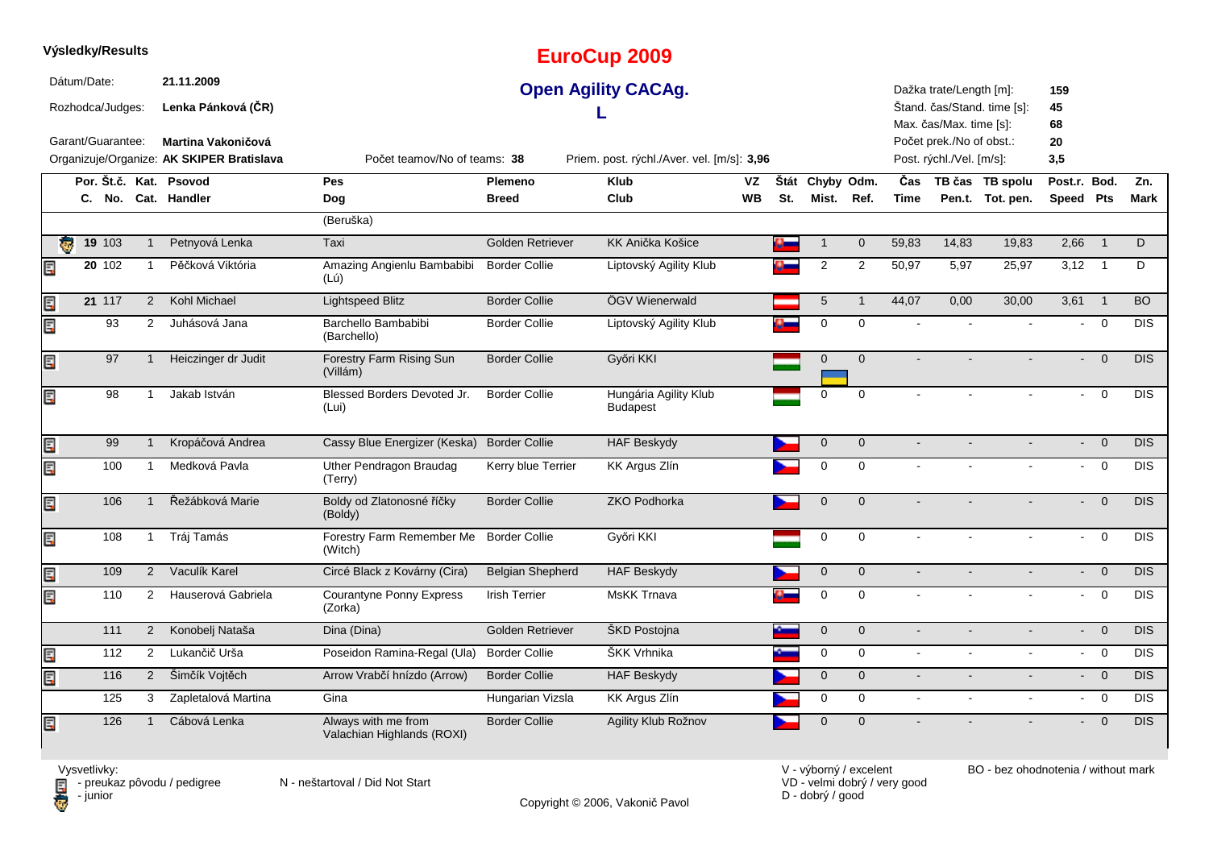**Výsledky/Results**

# EuroCup 2009

## Open Agility CACAg.

### L

Dátum/Date: **21.11.2009**

Rozhodca/Judges: **Lenka Pánková (ČR)**

Garant/Guarantee: **Martina Vakoničová**

Organizuje/Organize: **AK SKIPER Bratislava**

Počet teamov/No of teams: **38**

Priem. post. rýchl./Aver. vel. [m/s]: **3,96**

Dažka trate/Length [m]: **159**
Štand. čas/Stand. time [s]: **45**
Max. čas/Max. time [s]: **68**
Počet prek./No of obst.: **20**
Post. rýchl./Vel. [m/s]: **3,5**

| Por. C. | Št.č. No. | Kat. Cat. | Psovod Handler | Pes Dog | Plemeno Breed | Klub Club | VZ WB | Štát St. | Chyby Mist. | Odm. Ref. | Čas Time | TB čas Pen.t. | TB spolu Tot. pen. | Post.r. Speed | Bod. Pts | Zn. Mark |
|---|---|---|---|---|---|---|---|---|---|---|---|---|---|---|---|---|
| | | | | (Beruška) | | | | | | | | | | | | |
| 19 | 103 | 1 | Petnyová Lenka | Taxi | Golden Retriever | KK Anička Košice | | | 1 | 0 | 59,83 | 14,83 | 19,83 | 2,66 | 1 | D |
| 20 | 102 | 1 | Pěčková Viktória | Amazing Angienlu Bambabibi (Lú) | Border Collie | Liptovský Agility Klub | | | 2 | 2 | 50,97 | 5,97 | 25,97 | 3,12 | 1 | D |
| 21 | 117 | 2 | Kohl Michael | Lightspeed Blitz | Border Collie | ÖGV Wienerwald | | | 5 | 1 | 44,07 | 0,00 | 30,00 | 3,61 | 1 | BO |
| | 93 | 2 | Juhásová Jana | Barchello Bambabibi (Barchello) | Border Collie | Liptovský Agility Klub | | | 0 | 0 | - | - | - | - | 0 | DIS |
| | 97 | 1 | Heiczinger dr Judit | Forestry Farm Rising Sun (Villám) | Border Collie | Győri KKI | | | 0 | 0 | - | - | - | - | 0 | DIS |
| | 98 | 1 | Jakab István | Blessed Borders Devoted Jr. (Lui) | Border Collie | Hungária Agility Klub Budapest | | | 0 | 0 | - | - | - | - | 0 | DIS |
| | 99 | 1 | Kropáčová Andrea | Cassy Blue Energizer (Keska) | Border Collie | HAF Beskydy | | | 0 | 0 | - | - | - | - | 0 | DIS |
| | 100 | 1 | Medková Pavla | Uther Pendragon Braudag (Terry) | Kerry blue Terrier | KK Argus Zlín | | | 0 | 0 | - | - | - | - | 0 | DIS |
| | 106 | 1 | Řežábková Marie | Boldy od Zlatonosné říčky (Boldy) | Border Collie | ZKO Podhorka | | | 0 | 0 | - | - | - | - | 0 | DIS |
| | 108 | 1 | Tráj Tamás | Forestry Farm Remember Me (Witch) | Border Collie | Győri KKI | | | 0 | 0 | - | - | - | - | 0 | DIS |
| | 109 | 2 | Vaculík Karel | Circé Black z Kovárny (Cira) | Belgian Shepherd | HAF Beskydy | | | 0 | 0 | - | - | - | - | 0 | DIS |
| | 110 | 2 | Hauserová Gabriela | Courantyne Ponny Express (Zorka) | Irish Terrier | MsKK Trnava | | | 0 | 0 | - | - | - | - | 0 | DIS |
| | 111 | 2 | Konobelj Nataša | Dina (Dina) | Golden Retriever | ŠKD Postojna | | | 0 | 0 | - | - | - | - | 0 | DIS |
| | 112 | 2 | Lukančič Urša | Poseidon Ramina-Regal (Ula) | Border Collie | ŠKK Vrhnika | | | 0 | 0 | - | - | - | - | 0 | DIS |
| | 116 | 2 | Šimčík Vojtěch | Arrow Vrabčí hnízdo (Arrow) | Border Collie | HAF Beskydy | | | 0 | 0 | - | - | - | - | 0 | DIS |
| | 125 | 3 | Zapletalová Martina | Gina | Hungarian Vizsla | KK Argus Zlín | | | 0 | 0 | - | - | - | - | 0 | DIS |
| | 126 | 1 | Cábová Lenka | Always with me from Valachian Highlands (ROXI) | Border Collie | Agility Klub Rožnov | | | 0 | 0 | - | - | - | - | 0 | DIS |

Vysvetlivky:
- preukaz pôvodu / pedigree
- junior

N - neštartoval / Did Not Start

V - výborný / excelent
VD - velmi dobrý / very good
D - dobrý / good

BO - bez ohodnotenia / without mark

Copyright © 2006, Vakonič Pavol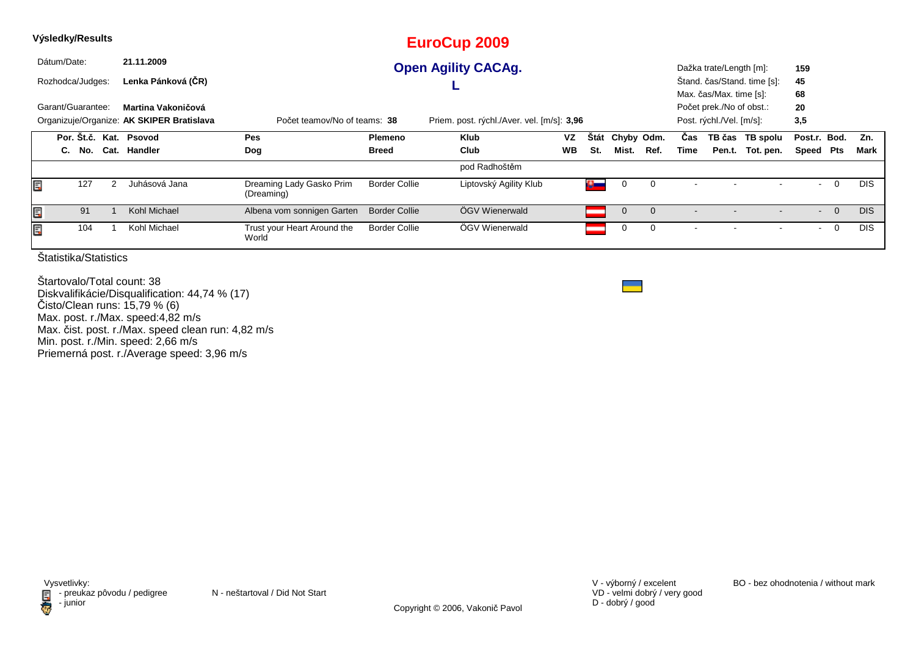**Výsledky/Results**

# EuroCup 2009

## Open Agility CACAg. L

Dátum/Date: **21.11.2009**
Rozhodca/Judges: **Lenka Pánková (ČR)**
Garant/Guarantee: **Martina Vakoničová**
Organizuje/Organize: **AK SKIPER Bratislava**

Počet teamov/No of teams: **38**
Priem. post. rýchl./Aver. vel. [m/s]: **3,96**

Dažka trate/Length [m]: **159**
Štand. čas/Stand. time [s]: **45**
Max. čas/Max. time [s]: **68**
Počet prek./No of obst.: **20**
Post. rýchl./Vel. [m/s]: **3,5**

| Por. C. | Št.č. No. | Kat. Cat. | Psovod Handler | Pes Dog | Plemeno Breed | Klub Club | VZ WB | Štát St. | Chyby Mist. | Odm. Ref. | Čas Time | TB čas Pen.t. | TB spolu Tot. pen. | Post.r. Speed | Bod. Pts | Zn. Mark |
|---|---|---|---|---|---|---|---|---|---|---|---|---|---|---|---|---|
| | | | | | | pod Radhoštěm | | | | | | | | | | |
| | 127 | 2 | Juhásová Jana | Dreaming Lady Gasko Prim (Dreaming) | Border Collie | Liptovský Agility Klub | | | 0 | 0 | - | - | - | - | 0 | DIS |
| | 91 | 1 | Kohl Michael | Albena vom sonnigen Garten | Border Collie | ÖGV Wienerwald | | | 0 | 0 | - | - | - | - | 0 | DIS |
| | 104 | 1 | Kohl Michael | Trust your Heart Around the World | Border Collie | ÖGV Wienerwald | | | 0 | 0 | - | - | - | - | 0 | DIS |

Štatistika/Statistics

Štartovalo/Total count: 38
Diskvalifikácie/Disqualification: 44,74 % (17)
Čisto/Clean runs: 15,79 % (6)
Max. post. r./Max. speed:4,82 m/s
Max. čist. post. r./Max. speed clean run: 4,82 m/s
Min. post. r./Min. speed: 2,66 m/s
Priemerná post. r./Average speed: 3,96 m/s

Vysvetlivky:
- preukaz pôvodu / pedigree
- junior

N - neštartoval / Did Not Start

V - výborný / excelent
VD - velmi dobrý / very good
D - dobrý / good

BO - bez ohodnotenia / without mark

Copyright © 2006, Vakonič Pavol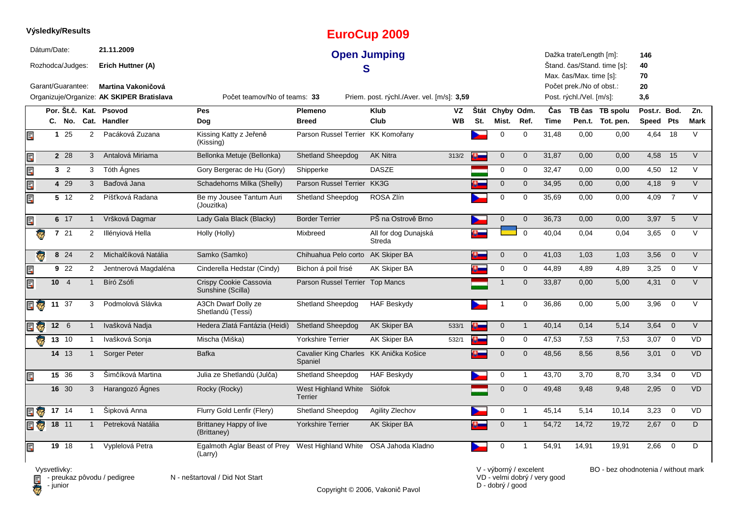**Výsledky/Results**

# EuroCup 2009

## Open Jumping

## S

Dátum/Date: **21.11.2009**

Rozhodca/Judges: **Erich Huttner (A)**

Garant/Guarantee: **Martina Vakoničová**

Organizuje/Organize: **AK SKIPER Bratislava**

Počet teamov/No of teams: **33**

Priem. post. rýchl./Aver. vel. [m/s]: **3,59**

Dažka trate/Length [m]: **146**

Štand. čas/Stand. time [s]: **40**

Max. čas/Max. time [s]: **70**

Počet prek./No of obst.: **20**

Post. rýchl./Vel. [m/s]: **3,6**

| | Por. C. | Št.č. No. | Kat. Cat. | Psovod Handler | Pes Dog | Plemeno Breed | Klub Club | VZ WB | Štát St. | Chyby Mist. | Odm. Ref. | Čas Time | TB čas Pen.t. | TB spolu Tot. pen. | Post.r. Speed | Bod. Pts | Zn. Mark |
|---|---|---|---|---|---|---|---|---|---|---|---|---|---|---|---|---|---|
| | 1 | 25 | 2 | Pacáková Zuzana | Kissing Katty z Jeřeně (Kissing) | Parson Russel Terrier | KK Komořany | | | 0 | 0 | 31,48 | 0,00 | 0,00 | 4,64 | 18 | V |
| | 2 | 28 | 3 | Antalová Miriama | Bellonka Metuje (Bellonka) | Shetland Sheepdog | AK Nitra | 313/2 | | 0 | 0 | 31,87 | 0,00 | 0,00 | 4,58 | 15 | V |
| | 3 | 2 | 3 | Tóth Ágnes | Gory Bergerac de Hu (Gory) | Shipperke | DASZE | | | 0 | 0 | 32,47 | 0,00 | 0,00 | 4,50 | 12 | V |
| | 4 | 29 | 3 | Baďová Jana | Schadehorns Milka (Shelly) | Parson Russel Terrier | KK3G | | | 0 | 0 | 34,95 | 0,00 | 0,00 | 4,18 | 9 | V |
| | 5 | 12 | 2 | Píšťková Radana | Be my Jousee Tantum Auri (Jouzitka) | Shetland Sheepdog | ROSA Zlín | | | 0 | 0 | 35,69 | 0,00 | 0,00 | 4,09 | 7 | V |
| | 6 | 17 | 1 | Vršková Dagmar | Lady Gala Black (Blacky) | Border Terrier | PŠ na Ostrově Brno | | | 0 | 0 | 36,73 | 0,00 | 0,00 | 3,97 | 5 | V |
| | 7 | 21 | 2 | Illényiová Hella | Holly (Holly) | Mixbreed | All for dog Dunajská Streda | | | | 0 | 40,04 | 0,04 | 0,04 | 3,65 | 0 | V |
| | 8 | 24 | 2 | Michalčíková Natália | Samko (Samko) | Chihuahua Pelo corto | AK Skiper BA | | | 0 | 0 | 41,03 | 1,03 | 1,03 | 3,56 | 0 | V |
| | 9 | 22 | 2 | Jentnerová Magdaléna | Cinderella Hedstar (Cindy) | Bichon á poil frisé | AK Skiper BA | | | 0 | 0 | 44,89 | 4,89 | 4,89 | 3,25 | 0 | V |
| | 10 | 4 | 1 | Bíró Zsófi | Crispy Cookie Cassovia Sunshine (Scilla) | Parson Russel Terrier | Top Mancs | | | 1 | 0 | 33,87 | 0,00 | 5,00 | 4,31 | 0 | V |
| | 11 | 37 | 3 | Podmolová Slávka | A3Ch Dwarf Dolly ze Shetlandů (Tessi) | Shetland Sheepdog | HAF Beskydy | | | 1 | 0 | 36,86 | 0,00 | 5,00 | 3,96 | 0 | V |
| | 12 | 6 | 1 | Ivašková Nadja | Hedera Zlatá Fantázia (Heidi) | Shetland Sheepdog | AK Skiper BA | 533/1 | | 0 | 1 | 40,14 | 0,14 | 5,14 | 3,64 | 0 | V |
| | 13 | 10 | 1 | Ivašková Sonja | Mischa (Miška) | Yorkshire Terrier | AK Skiper BA | 532/1 | | 0 | 0 | 47,53 | 7,53 | 7,53 | 3,07 | 0 | VD |
| | 14 | 13 | 1 | Sorger Peter | Bafka | Cavalier King Charles Spaniel | KK Anička Košice | | | 0 | 0 | 48,56 | 8,56 | 8,56 | 3,01 | 0 | VD |
| | 15 | 36 | 3 | Šimčíková Martina | Julia ze Shetlandů (Julča) | Shetland Sheepdog | HAF Beskydy | | | 0 | 1 | 43,70 | 3,70 | 8,70 | 3,34 | 0 | VD |
| | 16 | 30 | 3 | Harangozó Ágnes | Rocky (Rocky) | West Highland White Terrier | Siófok | | | 0 | 0 | 49,48 | 9,48 | 9,48 | 2,95 | 0 | VD |
| | 17 | 14 | 1 | Šipková Anna | Flurry Gold Lenfir (Flery) | Shetland Sheepdog | Agility Zlechov | | | 0 | 1 | 45,14 | 5,14 | 10,14 | 3,23 | 0 | VD |
| | 18 | 11 | 1 | Petreková Natália | Brittaney Happy of live (Brittaney) | Yorkshire Terrier | AK Skiper BA | | | 0 | 1 | 54,72 | 14,72 | 19,72 | 2,67 | 0 | D |
| | 19 | 18 | 1 | Vyplelová Petra | Egalmoth Aglar Beast of Prey (Larry) | West Highland White | OSA Jahoda Kladno | | | 0 | 1 | 54,91 | 14,91 | 19,91 | 2,66 | 0 | D |

Vysvetlivky:
- preukaz pôvodu / pedigree
- junior

N - neštartoval / Did Not Start

V - výborný / excelent
VD - velmi dobrý / very good
D - dobrý / good

BO - bez ohodnotenia / without mark

Copyright © 2006, Vakonič Pavol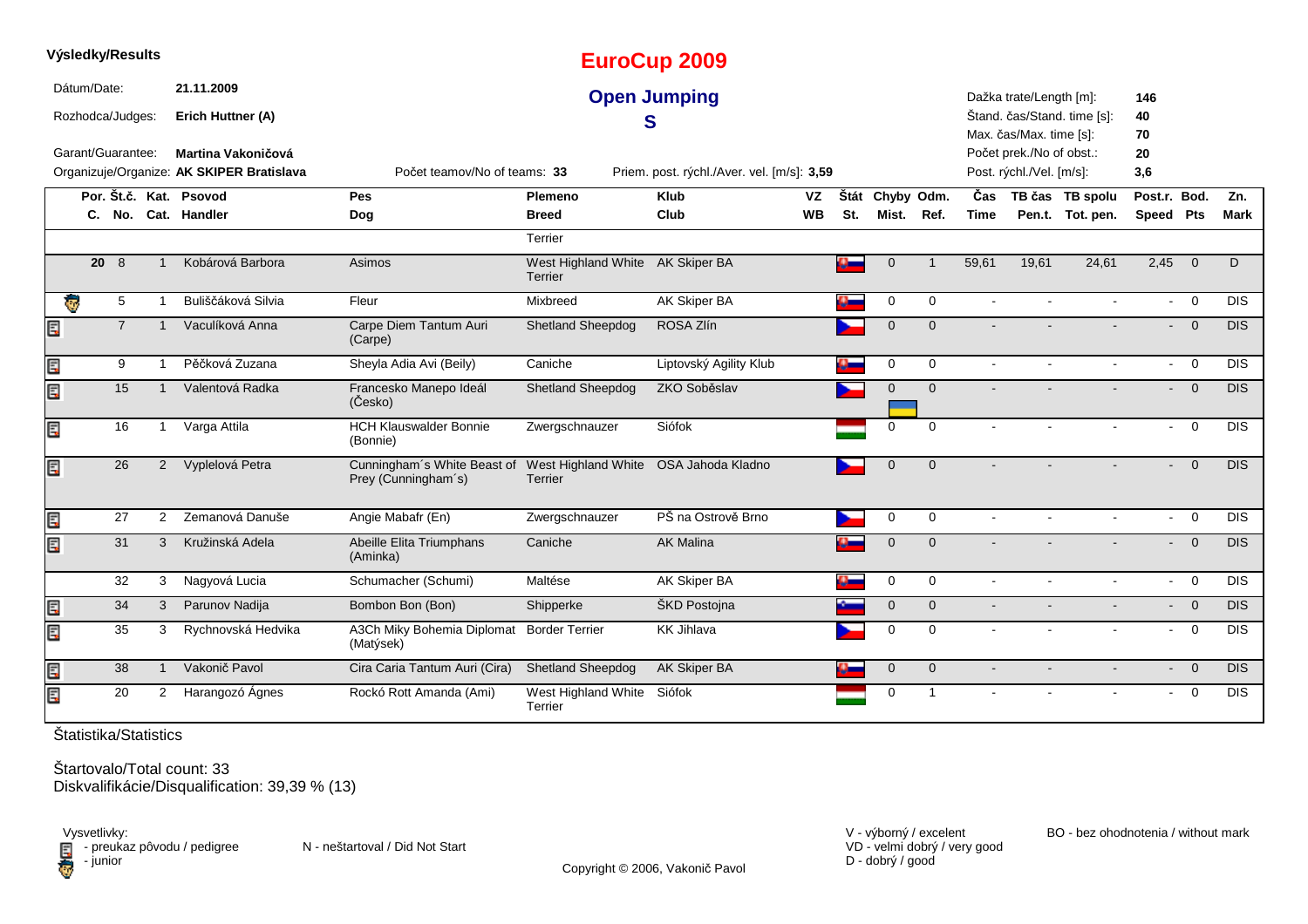**Výsledky/Results**

# EuroCup 2009

## Open Jumping

## S

Dátum/Date: **21.11.2009**

Rozhodca/Judges: **Erich Huttner (A)**

Garant/Guarantee: **Martina Vakoničová**

Organizuje/Organize: **AK SKIPER Bratislava**

Počet teamov/No of teams: **33**

Priem. post. rýchl./Aver. vel. [m/s]: **3,59**

Dažka trate/Length [m]: **146**
Štand. čas/Stand. time [s]: **40**
Max. čas/Max. time [s]: **70**
Počet prek./No of obst.: **20**
Post. rýchl./Vel. [m/s]: **3,6**

| Por. C. | Št.č. No. | Kat. Cat. | Psovod Handler | Pes Dog | Plemeno Breed | Klub Club | VZ WB | Štát St. | Chyby Mist. | Odm. Ref. | Čas Time | TB čas Pen.t. | TB spolu Tot. pen. | Post.r. Speed | Bod. Pts | Zn. Mark |
|---|---|---|---|---|---|---|---|---|---|---|---|---|---|---|---|---|
| | | | | | Terrier | | | | | | | | | | | |
| 20 | 8 | 1 | Kobárová Barbora | Asimos | West Highland White Terrier | AK Skiper BA | | | 0 | 1 | 59,61 | 19,61 | 24,61 | 2,45 | 0 | D |
| | 5 | 1 | Buliščáková Silvia | Fleur | Mixbreed | AK Skiper BA | | | 0 | 0 | - | - | - | - | 0 | DIS |
| | 7 | 1 | Vaculíková Anna | Carpe Diem Tantum Auri (Carpe) | Shetland Sheepdog | ROSA Zlín | | | 0 | 0 | - | - | - | - | 0 | DIS |
| | 9 | 1 | Pěčková Zuzana | Sheyla Adia Avi (Beily) | Caniche | Liptovský Agility Klub | | | 0 | 0 | - | - | - | - | 0 | DIS |
| | 15 | 1 | Valentová Radka | Francesko Manepo Ideál (Česko) | Shetland Sheepdog | ZKO Soběslav | | | 0 | 0 | - | - | - | - | 0 | DIS |
| | 16 | 1 | Varga Attila | HCH Klauswalder Bonnie (Bonnie) | Zwergschnauzer | Siófok | | | 0 | 0 | - | - | - | - | 0 | DIS |
| | 26 | 2 | Vyplelová Petra | Cunningham´s White Beast of Prey (Cunningham´s) | West Highland White Terrier | OSA Jahoda Kladno | | | 0 | 0 | - | - | - | - | 0 | DIS |
| | 27 | 2 | Zemanová Danuše | Angie Mabafr (En) | Zwergschnauzer | PŠ na Ostrově Brno | | | 0 | 0 | - | - | - | - | 0 | DIS |
| | 31 | 3 | Kružinská Adela | Abeille Elita Triumphans (Aminka) | Caniche | AK Malina | | | 0 | 0 | - | - | - | - | 0 | DIS |
| | 32 | 3 | Nagyová Lucia | Schumacher (Schumi) | Maltése | AK Skiper BA | | | 0 | 0 | - | - | - | - | 0 | DIS |
| | 34 | 3 | Parunov Nadija | Bombon Bon (Bon) | Shipperke | ŠKD Postojna | | | 0 | 0 | - | - | - | - | 0 | DIS |
| | 35 | 3 | Rychnovská Hedvika | A3Ch Miky Bohemia Diplomat (Matýsek) | Border Terrier | KK Jihlava | | | 0 | 0 | - | - | - | - | 0 | DIS |
| | 38 | 1 | Vakonič Pavol | Cira Caria Tantum Auri (Cira) | Shetland Sheepdog | AK Skiper BA | | | 0 | 0 | - | - | - | - | 0 | DIS |
| | 20 | 2 | Harangozó Ágnes | Rockó Rott Amanda (Ami) | West Highland White Terrier | Siófok | | | 0 | 1 | - | - | - | - | 0 | DIS |

Štatistika/Statistics

Štartovalo/Total count: 33
Diskvalifikácie/Disqualification: 39,39 % (13)

Vysvetlivky:
- preukaz pôvodu / pedigree
- junior

N - neštartoval / Did Not Start

V - výborný / excelent
VD - velmi dobrý / very good
D - dobrý / good

BO - bez ohodnotenia / without mark

Copyright © 2006, Vakonič Pavol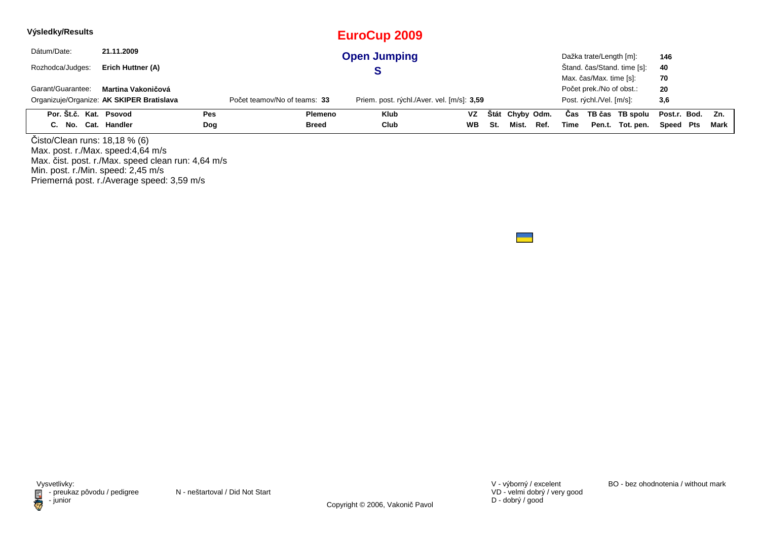**Výsledky/Results**

# EuroCup 2009

## Open Jumping

## S

Dátum/Date: **21.11.2009**

Rozhodca/Judges: **Erich Huttner (A)**

Garant/Guarantee: **Martina Vakoničová**

Organizuje/Organize: **AK SKIPER Bratislava**

Počet teamov/No of teams: **33**

Priem. post. rýchl./Aver. vel. [m/s]: **3,59**

Dažka trate/Length [m]: **146**
Štand. čas/Stand. time [s]: **40**
Max. čas/Max. time [s]: **70**
Počet prek./No of obst.: **20**
Post. rýchl./Vel. [m/s]: **3,6**

| Por. Č. | Št.č. No. | Kat. Cat. | Psovod Handler | Pes Dog | Plemeno Breed | Klub Club | VZ WB | Štát St. | Chyby Mist. | Odm. Ref. | Čas Time | TB čas Pen.t. | TB spolu Tot. pen. | Post.r. Speed | Bod. Pts | Zn. Mark |
|---|---|---|---|---|---|---|---|---|---|---|---|---|---|---|---|---|

Čisto/Clean runs: 18,18 % (6)
Max. post. r./Max. speed:4,64 m/s
Max. čist. post. r./Max. speed clean run: 4,64 m/s
Min. post. r./Min. speed: 2,45 m/s
Priemerná post. r./Average speed: 3,59 m/s

Vysvetlivky:
- preukaz pôvodu / pedigree
- junior

N - neštartoval / Did Not Start

V - výborný / excelent
VD - velmi dobrý / very good
D - dobrý / good

BO - bez ohodnotenia / without mark

Copyright © 2006, Vakonič Pavol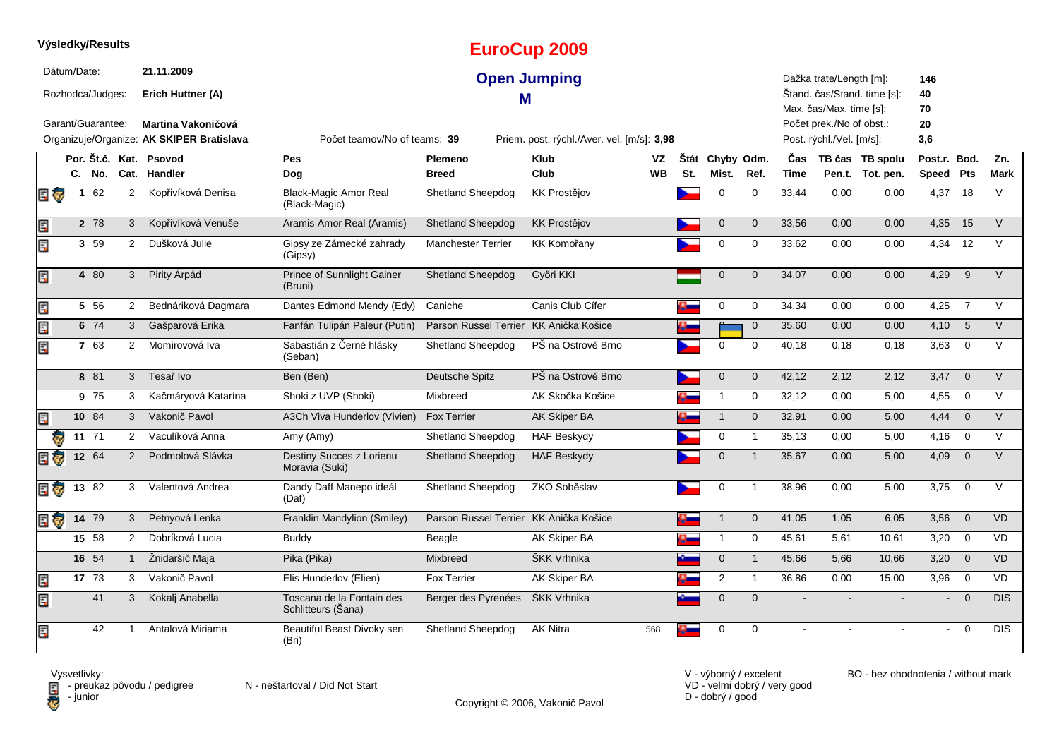**Výsledky/Results**

# EuroCup 2009

## Open Jumping

## M

Dátum/Date: **21.11.2009**

Rozhodca/Judges: **Erich Huttner (A)**

Garant/Guarantee: **Martina Vakoničová**

Organizuje/Organize: **AK SKIPER Bratislava**

Počet teamov/No of teams: **39**

Priem. post. rýchl./Aver. vel. [m/s]: **3,98**

Dažka trate/Length [m]: **146**
Štand. čas/Stand. time [s]: **40**
Max. čas/Max. time [s]: **70**
Počet prek./No of obst.: **20**
Post. rýchl./Vel. [m/s]: **3,6**

| Por. C. | Št.č. No. | Kat. Cat. | Psovod Handler | Pes Dog | Plemeno Breed | Klub Club | VZ WB | Štát St. | Chyby Mist. | Odm. Ref. | Čas Time | TB čas Pen.t. | TB spolu Tot. pen. | Post.r. Speed | Bod. Pts | Zn. Mark |
|---|---|---|---|---|---|---|---|---|---|---|---|---|---|---|---|---|
| 1 | 62 | 2 | Kopřivíková Denisa | Black-Magic Amor Real (Black-Magic) | Shetland Sheepdog | KK Prostějov | | | 0 | 0 | 33,44 | 0,00 | 0,00 | 4,37 | 18 | V |
| 2 | 78 | 3 | Kopřivíková Venuše | Aramis Amor Real (Aramis) | Shetland Sheepdog | KK Prostějov | | | 0 | 0 | 33,56 | 0,00 | 0,00 | 4,35 | 15 | V |
| 3 | 59 | 2 | Dušková Julie | Gipsy ze Zámecké zahrady (Gipsy) | Manchester Terrier | KK Komořany | | | 0 | 0 | 33,62 | 0,00 | 0,00 | 4,34 | 12 | V |
| 4 | 80 | 3 | Pirity Árpád | Prince of Sunnlight Gainer (Bruni) | Shetland Sheepdog | Győri KKI | | | 0 | 0 | 34,07 | 0,00 | 0,00 | 4,29 | 9 | V |
| 5 | 56 | 2 | Bednáriková Dagmara | Dantes Edmond Mendy (Edy) | Caniche | Canis Club Cífer | | | 0 | 0 | 34,34 | 0,00 | 0,00 | 4,25 | 7 | V |
| 6 | 74 | 3 | Gašparová Erika | Fanfán Tulipán Paleur (Putin) | Parson Russel Terrier | KK Anička Košice | | | | 0 | 35,60 | 0,00 | 0,00 | 4,10 | 5 | V |
| 7 | 63 | 2 | Momirovová Iva | Sabastián z Černé hlásky (Seban) | Shetland Sheepdog | PŠ na Ostrově Brno | | | 0 | 0 | 40,18 | 0,18 | 0,18 | 3,63 | 0 | V |
| 8 | 81 | 3 | Tesař Ivo | Ben (Ben) | Deutsche Spitz | PŠ na Ostrově Brno | | | 0 | 0 | 42,12 | 2,12 | 2,12 | 3,47 | 0 | V |
| 9 | 75 | 3 | Kačmáryová Katarína | Shoki z UVP (Shoki) | Mixbreed | AK Skočka Košice | | | 1 | 0 | 32,12 | 0,00 | 5,00 | 4,55 | 0 | V |
| 10 | 84 | 3 | Vakonič Pavol | A3Ch Viva Hunderlov (Vivien) | Fox Terrier | AK Skiper BA | | | 1 | 0 | 32,91 | 0,00 | 5,00 | 4,44 | 0 | V |
| 11 | 71 | 2 | Vaculíková Anna | Amy (Amy) | Shetland Sheepdog | HAF Beskydy | | | 0 | 1 | 35,13 | 0,00 | 5,00 | 4,16 | 0 | V |
| 12 | 64 | 2 | Podmolová Slávka | Destiny Succes z Lorienu Moravia (Suki) | Shetland Sheepdog | HAF Beskydy | | | 0 | 1 | 35,67 | 0,00 | 5,00 | 4,09 | 0 | V |
| 13 | 82 | 3 | Valentová Andrea | Dandy Daff Manepo ideál (Daf) | Shetland Sheepdog | ZKO Soběslav | | | 0 | 1 | 38,96 | 0,00 | 5,00 | 3,75 | 0 | V |
| 14 | 79 | 3 | Petnyová Lenka | Franklin Mandylion (Smiley) | Parson Russel Terrier | KK Anička Košice | | | 1 | 0 | 41,05 | 1,05 | 6,05 | 3,56 | 0 | VD |
| 15 | 58 | 2 | Dobríková Lucia | Buddy | Beagle | AK Skiper BA | | | 1 | 0 | 45,61 | 5,61 | 10,61 | 3,20 | 0 | VD |
| 16 | 54 | 1 | Žnidaršič Maja | Pika (Pika) | Mixbreed | ŠKK Vrhnika | | | 0 | 1 | 45,66 | 5,66 | 10,66 | 3,20 | 0 | VD |
| 17 | 73 | 3 | Vakonič Pavol | Elis Hunderlov (Elien) | Fox Terrier | AK Skiper BA | | | 2 | 1 | 36,86 | 0,00 | 15,00 | 3,96 | 0 | VD |
| | 41 | 3 | Kokalj Anabella | Toscana de la Fontain des Schlitteurs (Šana) | Berger des Pyrenées | ŠKK Vrhnika | | | 0 | 0 | - | - | - | - | 0 | DIS |
| | 42 | 1 | Antalová Miriama | Beautiful Beast Divoky sen (Bri) | Shetland Sheepdog | AK Nitra | 568 | | 0 | 0 | - | - | - | - | 0 | DIS |

Vysvetlivky:
- preukaz pôvodu / pedigree
- junior

N - neštartoval / Did Not Start

V - výborný / excelent
VD - velmi dobrý / very good
D - dobrý / good

BO - bez ohodnotenia / without mark

Copyright © 2006, Vakonič Pavol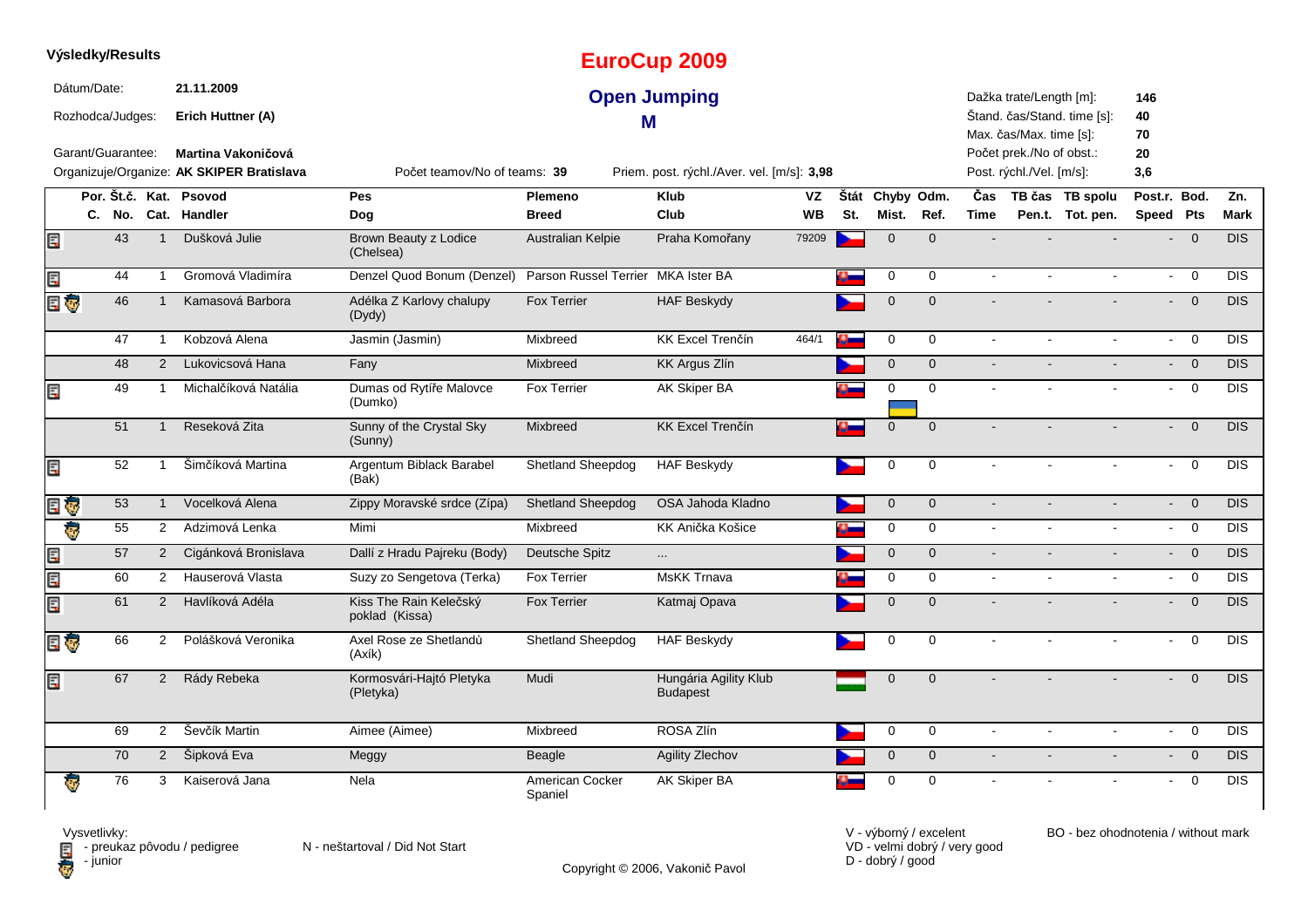**Výsledky/Results**

# EuroCup 2009

## Open Jumping

## M

Dátum/Date: **21.11.2009**

Rozhodca/Judges: **Erich Huttner (A)**

Garant/Guarantee: **Martina Vakoničová**

Organizuje/Organize: **AK SKIPER Bratislava**

Počet teamov/No of teams: **39**

Priem. post. rýchl./Aver. vel. [m/s]: **3,98**

Dažka trate/Length [m]: **146**
Štand. čas/Stand. time [s]: **40**
Max. čas/Max. time [s]: **70**
Počet prek./No of obst.: **20**
Post. rýchl./Vel. [m/s]: **3,6**

| | Por. C. | Št.č. No. | Kat. Cat. | Psovod Handler | Pes Dog | Plemeno Breed | Klub Club | VZ WB | Štát St. | Chyby Mist. | Odm. Ref. | Čas Time | TB čas Pen.t. | TB spolu Tot. pen. | Post.r. Speed | Bod. Pts | Zn. Mark |
|---|---|---|---|---|---|---|---|---|---|---|---|---|---|---|---|---|---|
| pedigree | | 43 | 1 | Dušková Julie | Brown Beauty z Lodice (Chelsea) | Australian Kelpie | Praha Komořany | 79209 | CZ | 0 | 0 | - | - | - | - | 0 | DIS |
| pedigree | | 44 | 1 | Gromová Vladimíra | Denzel Quod Bonum (Denzel) | Parson Russel Terrier | MKA Ister BA | | SK | 0 | 0 | - | - | - | - | 0 | DIS |
| pedigree, junior | | 46 | 1 | Kamasová Barbora | Adélka Z Karlovy chalupy (Dydy) | Fox Terrier | HAF Beskydy | | CZ | 0 | 0 | - | - | - | - | 0 | DIS |
| | | 47 | 1 | Kobzová Alena | Jasmin (Jasmin) | Mixbreed | KK Excel Trenčín | 464/1 | SK | 0 | 0 | - | - | - | - | 0 | DIS |
| | | 48 | 2 | Lukovicsová Hana | Fany | Mixbreed | KK Argus Zlín | | CZ | 0 | 0 | - | - | - | - | 0 | DIS |
| pedigree | | 49 | 1 | Michalčíková Natália | Dumas od Rytíře Malovce (Dumko) | Fox Terrier | AK Skiper BA | | SK | 0 | 0 | - | - | - | - | 0 | DIS |
| | | 51 | 1 | Reseková Zita | Sunny of the Crystal Sky (Sunny) | Mixbreed | KK Excel Trenčín | | SK | 0 | 0 | - | - | - | - | 0 | DIS |
| pedigree | | 52 | 1 | Šimčíková Martina | Argentum Biblack Barabel (Bak) | Shetland Sheepdog | HAF Beskydy | | CZ | 0 | 0 | - | - | - | - | 0 | DIS |
| pedigree, junior | | 53 | 1 | Vocelková Alena | Zippy Moravské srdce (Zípa) | Shetland Sheepdog | OSA Jahoda Kladno | | CZ | 0 | 0 | - | - | - | - | 0 | DIS |
| junior | | 55 | 2 | Adzimová Lenka | Mimi | Mixbreed | KK Anička Košice | | SK | 0 | 0 | - | - | - | - | 0 | DIS |
| pedigree | | 57 | 2 | Cigánková Bronislava | Dallí z Hradu Pajreku (Body) | Deutsche Spitz | ... | | CZ | 0 | 0 | - | - | - | - | 0 | DIS |
| pedigree | | 60 | 2 | Hauserová Vlasta | Suzy zo Sengetova (Terka) | Fox Terrier | MsKK Trnava | | SK | 0 | 0 | - | - | - | - | 0 | DIS |
| pedigree | | 61 | 2 | Havlíková Adéla | Kiss The Rain Kelečský poklad (Kissa) | Fox Terrier | Katmaj Opava | | CZ | 0 | 0 | - | - | - | - | 0 | DIS |
| pedigree, junior | | 66 | 2 | Polášková Veronika | Axel Rose ze Shetlandů (Axík) | Shetland Sheepdog | HAF Beskydy | | CZ | 0 | 0 | - | - | - | - | 0 | DIS |
| pedigree | | 67 | 2 | Rády Rebeka | Kormosvári-Hajtó Pletyka (Pletyka) | Mudi | Hungária Agility Klub Budapest | | HU | 0 | 0 | - | - | - | - | 0 | DIS |
| | | 69 | 2 | Ševčík Martin | Aimee (Aimee) | Mixbreed | ROSA Zlín | | CZ | 0 | 0 | - | - | - | - | 0 | DIS |
| | | 70 | 2 | Šipková Eva | Meggy | Beagle | Agility Zlechov | | CZ | 0 | 0 | - | - | - | - | 0 | DIS |
| junior | | 76 | 3 | Kaiserová Jana | Nela | American Cocker Spaniel | AK Skiper BA | | SK | 0 | 0 | - | - | - | - | 0 | DIS |

Vysvetlivky:
- preukaz pôvodu / pedigree
- junior

N - neštartoval / Did Not Start

V - výborný / excelent
VD - velmi dobrý / very good
D - dobrý / good

BO - bez ohodnotenia / without mark

Copyright © 2006, Vakonič Pavol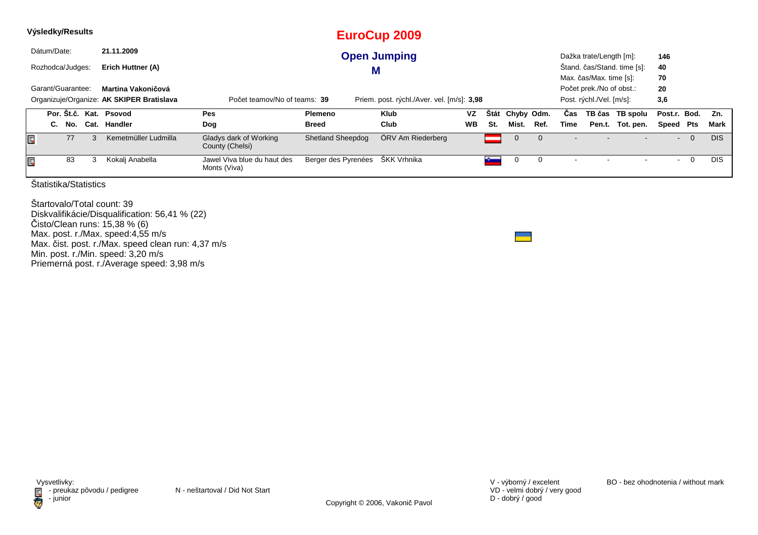**Výsledky/Results**

# EuroCup 2009

## Open Jumping

## M

Dátum/Date: **21.11.2009**

Rozhodca/Judges: **Erich Huttner (A)**

Garant/Guarantee: **Martina Vakoničová**

Organizuje/Organize: **AK SKIPER Bratislava**

Počet teamov/No of teams: **39**

Priem. post. rýchl./Aver. vel. [m/s]: **3,98**

Dažka trate/Length [m]: **146**

Štand. čas/Stand. time [s]: **40**

Max. čas/Max. time [s]: **70**

Počet prek./No of obst.: **20**

Post. rýchl./Vel. [m/s]: **3,6**

| | Por. C. | Št.č. No. | Kat. Cat. | Psovod Handler | Pes Dog | Plemeno Breed | Klub Club | VZ WB | Štát St. | Chyby Mist. | Odm. Ref. | Čas Time | TB čas Pen.t. | TB spolu Tot. pen. | Post.r. Speed | Bod. Pts | Zn. Mark |
|---|---|---|---|---|---|---|---|---|---|---|---|---|---|---|---|---|---|
| 🗐 | | 77 | 3 | Kemetmüller Ludmilla | Gladys dark of Working County (Chelsi) | Shetland Sheepdog | ÖRV Am Riederberg | | | 0 | 0 | - | - | - | - | 0 | DIS |
| 🗐 | | 83 | 3 | Kokalj Anabella | Jawel Viva blue du haut des Monts (Viva) | Berger des Pyrenées | ŠKK Vrhnika | | | 0 | 0 | - | - | - | - | 0 | DIS |

Štatistika/Statistics

Štartovalo/Total count: 39
Diskvalifikácie/Disqualification: 56,41 % (22)
Čisto/Clean runs: 15,38 % (6)
Max. post. r./Max. speed:4,55 m/s
Max. čist. post. r./Max. speed clean run: 4,37 m/s
Min. post. r./Min. speed: 3,20 m/s
Priemerná post. r./Average speed: 3,98 m/s

Vysvetlivky:
- preukaz pôvodu / pedigree
- junior

N - neštartoval / Did Not Start

V - výborný / excelent
VD - velmi dobrý / very good
D - dobrý / good

BO - bez ohodnotenia / without mark

Copyright © 2006, Vakonič Pavol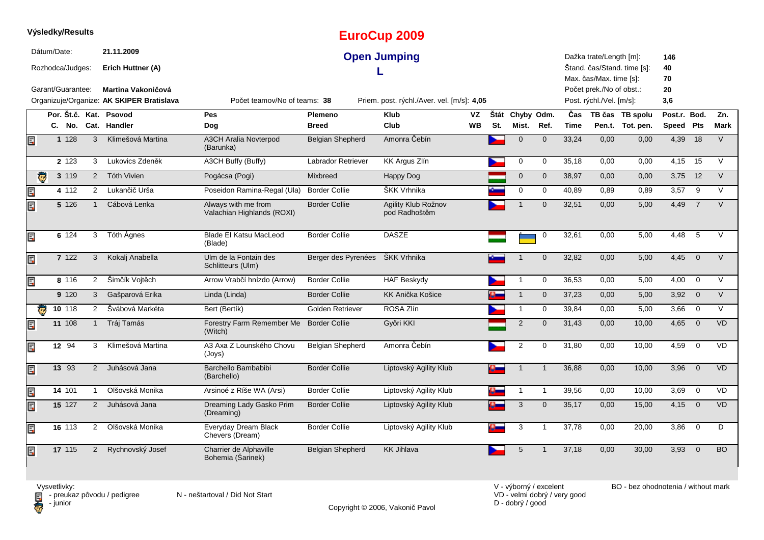**Výsledky/Results**

# EuroCup 2009

## Open Jumping

## L

Dátum/Date: **21.11.2009**

Rozhodca/Judges: **Erich Huttner (A)**

Garant/Guarantee: **Martina Vakoničová**

Organizuje/Organize: **AK SKIPER Bratislava**

Počet teamov/No of teams: **38**

Priem. post. rýchl./Aver. vel. [m/s]: **4,05**

Dažka trate/Length [m]: **146**
Štand. čas/Stand. time [s]: **40**
Max. čas/Max. time [s]: **70**
Počet prek./No of obst.: **20**
Post. rýchl./Vel. [m/s]: **3,6**

| | Por. C. | Št.č. No. | Kat. Cat. | Psovod Handler | Pes Dog | Plemeno Breed | Klub Club | VZ WB | Štát St. | Chyby Mist. | Odm. Ref. | Čas Time | TB čas Pen.t. | TB spolu Tot. pen. | Post.r. Speed | Bod. Pts | Zn. Mark |
|---|---|---|---|---|---|---|---|---|---|---|---|---|---|---|---|---|---|
| pedigree | 1 | 128 | 3 | Klimešová Martina | A3CH Aralia Novterpod (Barunka) | Belgian Shepherd | Amonra Čebín | | CZ | 0 | 0 | 33,24 | 0,00 | 0,00 | 4,39 | 18 | V |
| | 2 | 123 | 3 | Lukovics Zdeněk | A3CH Buffy (Buffy) | Labrador Retriever | KK Argus Zlín | | CZ | 0 | 0 | 35,18 | 0,00 | 0,00 | 4,15 | 15 | V |
| junior | 3 | 119 | 2 | Tóth Vivien | Pogácsa (Pogi) | Mixbreed | Happy Dog | | HU | 0 | 0 | 38,97 | 0,00 | 0,00 | 3,75 | 12 | V |
| pedigree | 4 | 112 | 2 | Lukančič Urša | Poseidon Ramina-Regal (Ula) | Border Collie | ŠKK Vrhnika | | SI | 0 | 0 | 40,89 | 0,89 | 0,89 | 3,57 | 9 | V |
| pedigree | 5 | 126 | 1 | Cábová Lenka | Always with me from Valachian Highlands (ROXI) | Border Collie | Agility Klub Rožnov pod Radhoštěm | | CZ | 1 | 0 | 32,51 | 0,00 | 5,00 | 4,49 | 7 | V |
| pedigree | 6 | 124 | 3 | Tóth Ágnes | Blade El Katsu MacLeod (Blade) | Border Collie | DASZE | | HU | | 0 | 32,61 | 0,00 | 5,00 | 4,48 | 5 | V |
| pedigree | 7 | 122 | 3 | Kokalj Anabella | Ulm de la Fontain des Schlitteurs (Ulm) | Berger des Pyrenées | ŠKK Vrhnika | | SI | 1 | 0 | 32,82 | 0,00 | 5,00 | 4,45 | 0 | V |
| pedigree | 8 | 116 | 2 | Šimčík Vojtěch | Arrow Vrabčí hnízdo (Arrow) | Border Collie | HAF Beskydy | | CZ | 1 | 0 | 36,53 | 0,00 | 5,00 | 4,00 | 0 | V |
| | 9 | 120 | 3 | Gašparová Erika | Linda (Linda) | Border Collie | KK Anička Košice | | SK | 1 | 0 | 37,23 | 0,00 | 5,00 | 3,92 | 0 | V |
| junior | 10 | 118 | 2 | Švábová Markéta | Bert (Bertík) | Golden Retriever | ROSA Zlín | | CZ | 1 | 0 | 39,84 | 0,00 | 5,00 | 3,66 | 0 | V |
| pedigree | 11 | 108 | 1 | Tráj Tamás | Forestry Farm Remember Me (Witch) | Border Collie | Győri KKI | | HU | 2 | 0 | 31,43 | 0,00 | 10,00 | 4,65 | 0 | VD |
| pedigree | 12 | 94 | 3 | Klimešová Martina | A3 Axa Z Lounského Chovu (Joys) | Belgian Shepherd | Amonra Čebín | | CZ | 2 | 0 | 31,80 | 0,00 | 10,00 | 4,59 | 0 | VD |
| pedigree | 13 | 93 | 2 | Juhásová Jana | Barchello Bambabibi (Barchello) | Border Collie | Liptovský Agility Klub | | SK | 1 | 1 | 36,88 | 0,00 | 10,00 | 3,96 | 0 | VD |
| pedigree | 14 | 101 | 1 | Olšovská Monika | Arsinoé z Ríše WA (Arsi) | Border Collie | Liptovský Agility Klub | | SK | 1 | 1 | 39,56 | 0,00 | 10,00 | 3,69 | 0 | VD |
| pedigree | 15 | 127 | 2 | Juhásová Jana | Dreaming Lady Gasko Prim (Dreaming) | Border Collie | Liptovský Agility Klub | | SK | 3 | 0 | 35,17 | 0,00 | 15,00 | 4,15 | 0 | VD |
| pedigree | 16 | 113 | 2 | Olšovská Monika | Everyday Dream Black Chevers (Dream) | Border Collie | Liptovský Agility Klub | | SK | 3 | 1 | 37,78 | 0,00 | 20,00 | 3,86 | 0 | D |
| pedigree | 17 | 115 | 2 | Rychnovský Josef | Charrier de Alphaville Bohemia (Šarinek) | Belgian Shepherd | KK Jihlava | | CZ | 5 | 1 | 37,18 | 0,00 | 30,00 | 3,93 | 0 | BO |

Vysvetlivky:
- preukaz pôvodu / pedigree
- junior

N - neštartoval / Did Not Start

V - výborný / excelent
VD - velmi dobrý / very good
D - dobrý / good

BO - bez ohodnotenia / without mark

Copyright © 2006, Vakonič Pavol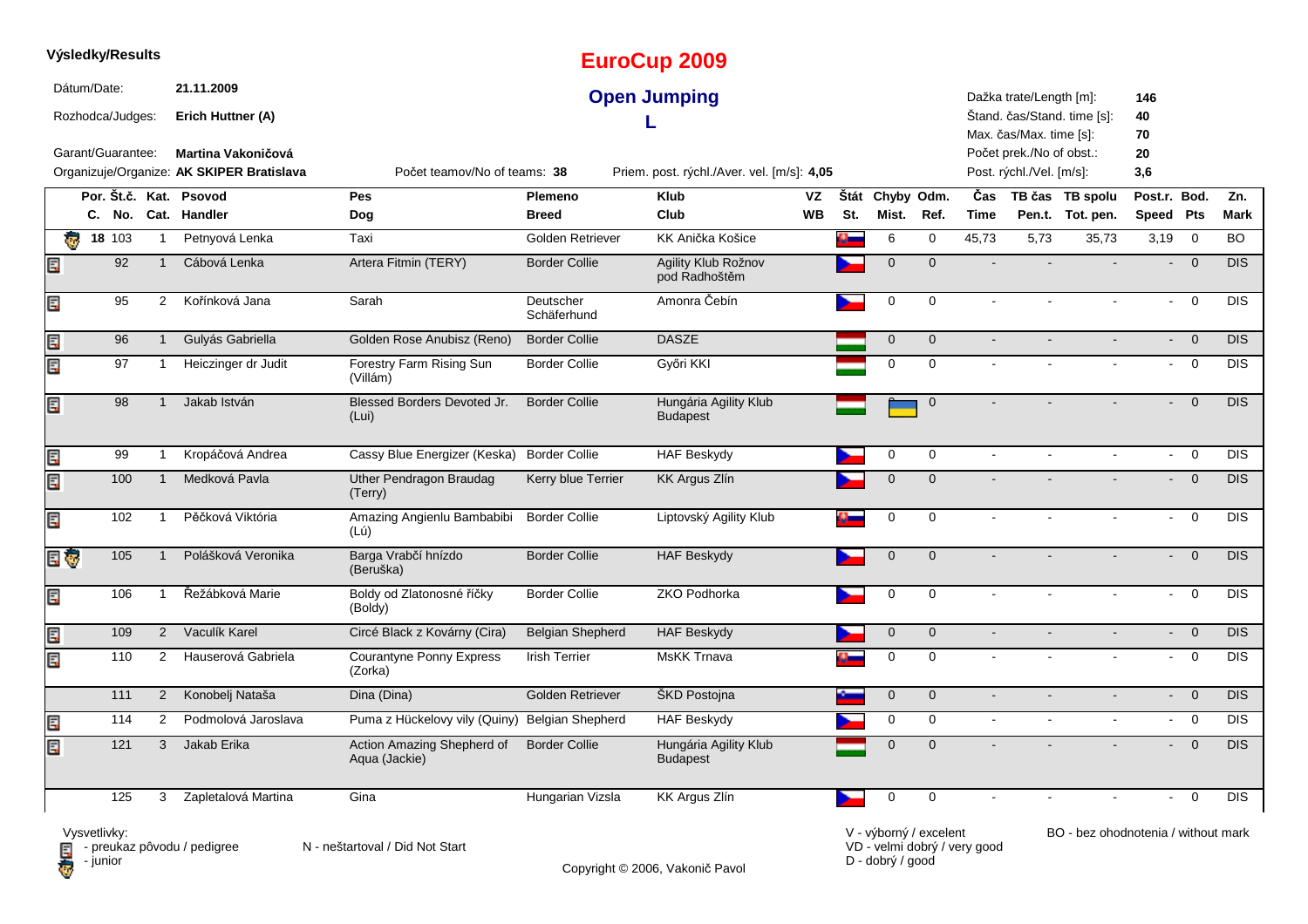**Výsledky/Results**

# EuroCup 2009

## Open Jumping

### L

Dátum/Date: **21.11.2009**

Rozhodca/Judges: **Erich Huttner (A)**

Garant/Guarantee: **Martina Vakoničová**

Organizuje/Organize: **AK SKIPER Bratislava**

Počet teamov/No of teams: **38**

Priem. post. rýchl./Aver. vel. [m/s]: **4,05**

Dažka trate/Length [m]: **146**
Štand. čas/Stand. time [s]: **40**
Max. čas/Max. time [s]: **70**
Počet prek./No of obst.: **20**
Post. rýchl./Vel. [m/s]: **3,6**

| Por. C. | Št.č. No. | Kat. Cat. | Psovod Handler | Pes Dog | Plemeno Breed | Klub Club | VZ WB | Štát St. | Chyby Mist. | Odm. Ref. | Čas Time | TB čas Pen.t. | TB spolu Tot. pen. | Post.r. Speed | Bod. Pts | Zn. Mark |
|---|---|---|---|---|---|---|---|---|---|---|---|---|---|---|---|---|
| 18 | 103 | 1 | Petnyová Lenka | Taxi | Golden Retriever | KK Anička Košice | | SK | 6 | 0 | 45,73 | 5,73 | 35,73 | 3,19 | 0 | BO |
| | 92 | 1 | Cábová Lenka | Artera Fitmin (TERY) | Border Collie | Agility Klub Rožnov pod Radhoštěm | | CZ | 0 | 0 | - | - | - | - | 0 | DIS |
| | 95 | 2 | Kořínková Jana | Sarah | Deutscher Schäferhund | Amonra Čebín | | CZ | 0 | 0 | - | - | - | - | 0 | DIS |
| | 96 | 1 | Gulyás Gabriella | Golden Rose Anubisz (Reno) | Border Collie | DASZE | | HU | 0 | 0 | - | - | - | - | 0 | DIS |
| | 97 | 1 | Heiczinger dr Judit | Forestry Farm Rising Sun (Villám) | Border Collie | Győri KKI | | HU | 0 | 0 | - | - | - | - | 0 | DIS |
| | 98 | 1 | Jakab István | Blessed Borders Devoted Jr. (Lui) | Border Collie | Hungária Agility Klub Budapest | | HU | | 0 | - | - | - | - | 0 | DIS |
| | 99 | 1 | Kropáčová Andrea | Cassy Blue Energizer (Keska) | Border Collie | HAF Beskydy | | CZ | 0 | 0 | - | - | - | - | 0 | DIS |
| | 100 | 1 | Medková Pavla | Uther Pendragon Braudag (Terry) | Kerry blue Terrier | KK Argus Zlín | | CZ | 0 | 0 | - | - | - | - | 0 | DIS |
| | 102 | 1 | Pěčková Viktória | Amazing Angienlu Bambabibi (Lú) | Border Collie | Liptovský Agility Klub | | SK | 0 | 0 | - | - | - | - | 0 | DIS |
| | 105 | 1 | Polášková Veronika | Barga Vrabčí hnízdo (Beruška) | Border Collie | HAF Beskydy | | CZ | 0 | 0 | - | - | - | - | 0 | DIS |
| | 106 | 1 | Řežábková Marie | Boldy od Zlatonosné říčky (Boldy) | Border Collie | ZKO Podhorka | | CZ | 0 | 0 | - | - | - | - | 0 | DIS |
| | 109 | 2 | Vaculík Karel | Circé Black z Kovárny (Cira) | Belgian Shepherd | HAF Beskydy | | CZ | 0 | 0 | - | - | - | - | 0 | DIS |
| | 110 | 2 | Hauserová Gabriela | Courantyne Ponny Express (Zorka) | Irish Terrier | MsKK Trnava | | SK | 0 | 0 | - | - | - | - | 0 | DIS |
| | 111 | 2 | Konobelj Nataša | Dina (Dina) | Golden Retriever | ŠKD Postojna | | SI | 0 | 0 | - | - | - | - | 0 | DIS |
| | 114 | 2 | Podmolová Jaroslava | Puma z Hückelovy vily (Quiny) | Belgian Shepherd | HAF Beskydy | | CZ | 0 | 0 | - | - | - | - | 0 | DIS |
| | 121 | 3 | Jakab Erika | Action Amazing Shepherd of Aqua (Jackie) | Border Collie | Hungária Agility Klub Budapest | | HU | 0 | 0 | - | - | - | - | 0 | DIS |
| | 125 | 3 | Zapletalová Martina | Gina | Hungarian Vizsla | KK Argus Zlín | | CZ | 0 | 0 | - | - | - | - | 0 | DIS |

Vysvetlivky:
- preukaz pôvodu / pedigree
- junior

N - neštartoval / Did Not Start

V - výborný / excelent
VD - velmi dobrý / very good
D - dobrý / good

BO - bez ohodnotenia / without mark

Copyright © 2006, Vakonič Pavol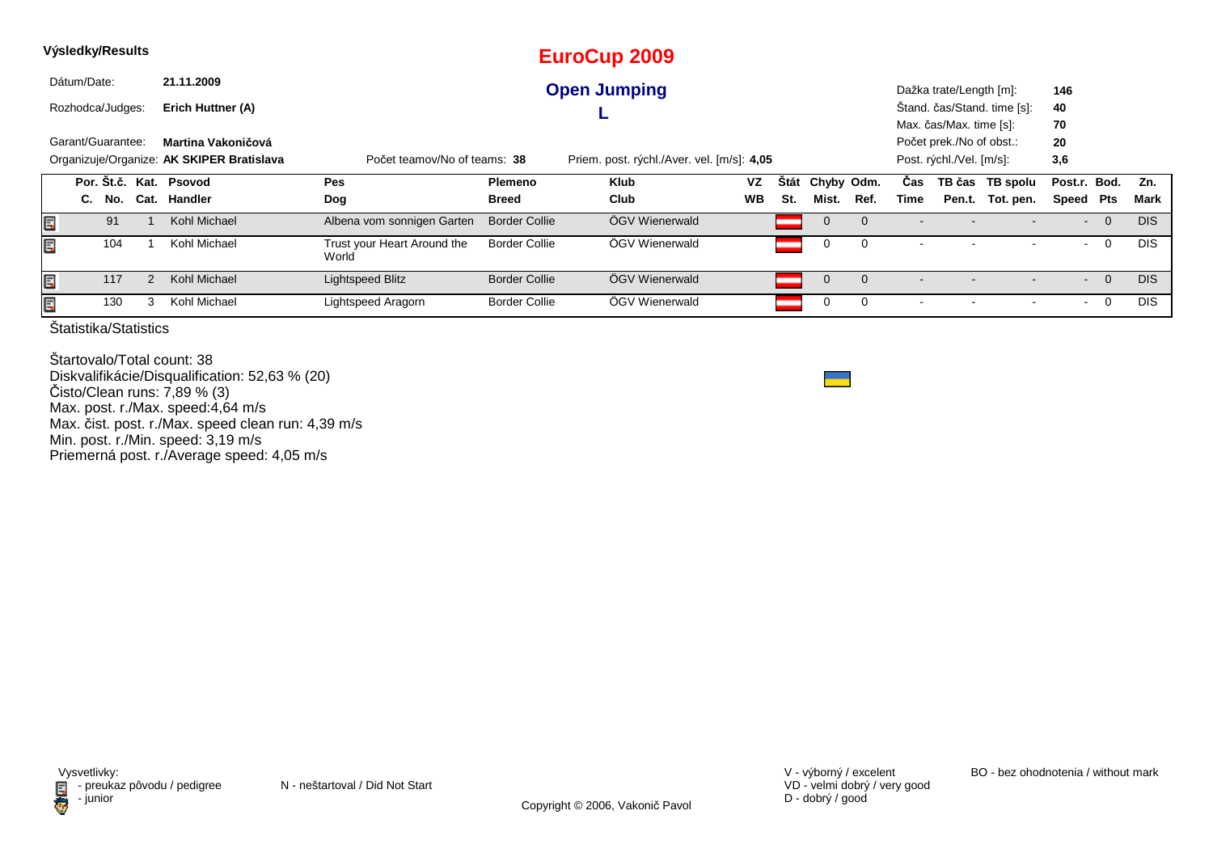**Výsledky/Results**

# EuroCup 2009

## Open Jumping

## L

Dátum/Date: **21.11.2009**

Rozhodca/Judges: **Erich Huttner (A)**

Garant/Guarantee: **Martina Vakoničová**

Organizuje/Organize: **AK SKIPER Bratislava**

Počet teamov/No of teams: **38**

Priem. post. rýchl./Aver. vel. [m/s]: **4,05**

Dažka trate/Length [m]: **146**
Štand. čas/Stand. time [s]: **40**
Max. čas/Max. time [s]: **70**
Počet prek./No of obst.: **20**
Post. rýchl./Vel. [m/s]: **3,6**

| Por. C. | Št.č. No. | Kat. Cat. | Psovod Handler | Pes Dog | Plemeno Breed | Klub Club | VZ WB | Štát St. | Chyby Mist. | Odm. Ref. | Čas Time | TB čas Pen.t. | TB spolu Tot. pen. | Post.r. Speed | Bod. Pts | Zn. Mark |
|---|---|---|---|---|---|---|---|---|---|---|---|---|---|---|---|---|
| | 91 | 1 | Kohl Michael | Albena vom sonnigen Garten | Border Collie | ÖGV Wienerwald | | | 0 | 0 | - | - | - | - | 0 | DIS |
| | 104 | 1 | Kohl Michael | Trust your Heart Around the World | Border Collie | ÖGV Wienerwald | | | 0 | 0 | - | - | - | - | 0 | DIS |
| | 117 | 2 | Kohl Michael | Lightspeed Blitz | Border Collie | ÖGV Wienerwald | | | 0 | 0 | - | - | - | - | 0 | DIS |
| | 130 | 3 | Kohl Michael | Lightspeed Aragorn | Border Collie | ÖGV Wienerwald | | | 0 | 0 | - | - | - | - | 0 | DIS |

Štatistika/Statistics

Štartovalo/Total count: 38
Diskvalifikácie/Disqualification: 52,63 % (20)
Čisto/Clean runs: 7,89 % (3)
Max. post. r./Max. speed:4,64 m/s
Max. čist. post. r./Max. speed clean run: 4,39 m/s
Min. post. r./Min. speed: 3,19 m/s
Priemerná post. r./Average speed: 4,05 m/s

Vysvetlivky:
- preukaz pôvodu / pedigree
- junior

N - neštartoval / Did Not Start

V - výborný / excelent
VD - velmi dobrý / very good
D - dobrý / good

BO - bez ohodnotenia / without mark

Copyright © 2006, Vakonič Pavol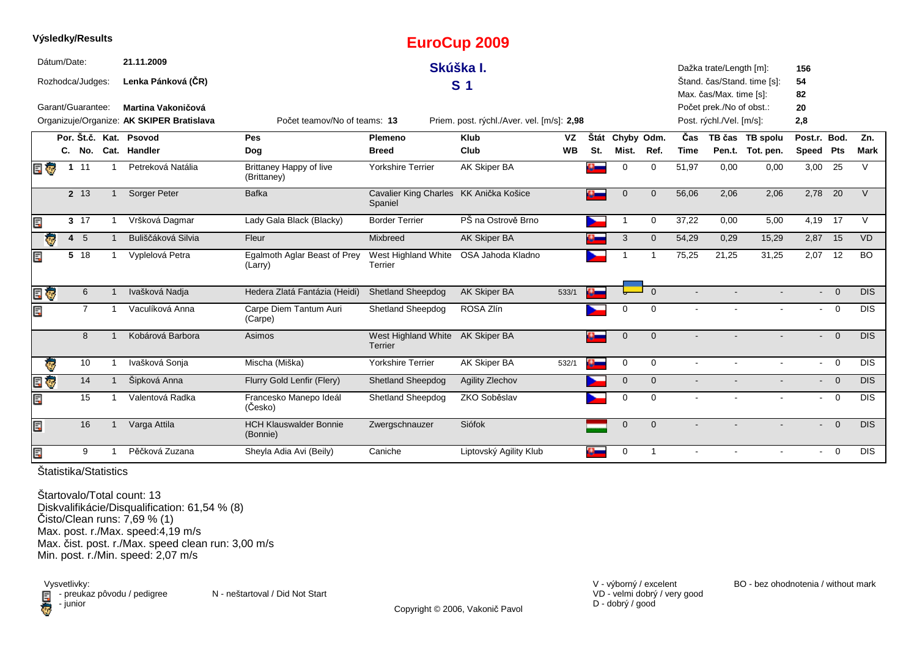**Výsledky/Results**

# EuroCup 2009

## Skúška I.

## S 1

Dátum/Date: **21.11.2009**

Rozhodca/Judges: **Lenka Pánková (ČR)**

Garant/Guarantee: **Martina Vakoničová**

Organizuje/Organize: **AK SKIPER Bratislava**

Počet teamov/No of teams: **13**

Priem. post. rýchl./Aver. vel. [m/s]: **2,98**

Dažka trate/Length [m]: **156**
Štand. čas/Stand. time [s]: **54**
Max. čas/Max. time [s]: **82**
Počet prek./No of obst.: **20**
Post. rýchl./Vel. [m/s]: **2,8**

| Por. C. | Št.č. No. | Kat. Cat. | Psovod Handler | Pes Dog | Plemeno Breed | Klub Club | VZ WB | Štát St. | Chyby Mist. | Odm. Ref. | Čas Time | TB čas Pen.t. | TB spolu Tot. pen. | Post.r. Speed | Bod. Pts | Zn. Mark |
|---|---|---|---|---|---|---|---|---|---|---|---|---|---|---|---|---|
| 1 | 11 | 1 | Petreková Natália | Brittaney Happy of live (Brittaney) | Yorkshire Terrier | AK Skiper BA | | | 0 | 0 | 51,97 | 0,00 | 0,00 | 3,00 | 25 | V |
| 2 | 13 | 1 | Sorger Peter | Bafka | Cavalier King Charles Spaniel | KK Anička Košice | | | 0 | 0 | 56,06 | 2,06 | 2,06 | 2,78 | 20 | V |
| 3 | 17 | 1 | Vršková Dagmar | Lady Gala Black (Blacky) | Border Terrier | PŠ na Ostrově Brno | | | 1 | 0 | 37,22 | 0,00 | 5,00 | 4,19 | 17 | V |
| 4 | 5 | 1 | Buliščáková Silvia | Fleur | Mixbreed | AK Skiper BA | | | 3 | 0 | 54,29 | 0,29 | 15,29 | 2,87 | 15 | VD |
| 5 | 18 | 1 | Vyplelová Petra | Egalmoth Aglar Beast of Prey (Larry) | West Highland White Terrier | OSA Jahoda Kladno | | | 1 | 1 | 75,25 | 21,25 | 31,25 | 2,07 | 12 | BO |
| | 6 | 1 | Ivašková Nadja | Hedera Zlatá Fantázia (Heidi) | Shetland Sheepdog | AK Skiper BA | 533/1 | | 0 | 0 | - | - | - | - | 0 | DIS |
| | 7 | 1 | Vaculíková Anna | Carpe Diem Tantum Auri (Carpe) | Shetland Sheepdog | ROSA Zlín | | | 0 | 0 | - | - | - | - | 0 | DIS |
| | 8 | 1 | Kobárová Barbora | Asimos | West Highland White Terrier | AK Skiper BA | | | 0 | 0 | - | - | - | - | 0 | DIS |
| | 10 | 1 | Ivašková Sonja | Mischa (Miška) | Yorkshire Terrier | AK Skiper BA | 532/1 | | 0 | 0 | - | - | - | - | 0 | DIS |
| | 14 | 1 | Šipková Anna | Flurry Gold Lenfir (Flery) | Shetland Sheepdog | Agility Zlechov | | | 0 | 0 | - | - | - | - | 0 | DIS |
| | 15 | 1 | Valentová Radka | Francesko Manepo Ideál (Česko) | Shetland Sheepdog | ZKO Soběslav | | | 0 | 0 | - | - | - | - | 0 | DIS |
| | 16 | 1 | Varga Attila | HCH Klauswalder Bonnie (Bonnie) | Zwergschnauzer | Siófok | | | 0 | 0 | - | - | - | - | 0 | DIS |
| | 9 | 1 | Pěčková Zuzana | Sheyla Adia Avi (Beily) | Caniche | Liptovský Agility Klub | | | 0 | 1 | - | - | - | - | 0 | DIS |

Štatistika/Statistics

Štartovalo/Total count: 13
Diskvalifikácie/Disqualification: 61,54 % (8)
Čisto/Clean runs: 7,69 % (1)
Max. post. r./Max. speed:4,19 m/s
Max. čist. post. r./Max. speed clean run: 3,00 m/s
Min. post. r./Min. speed: 2,07 m/s

Vysvetlivky:
- preukaz pôvodu / pedigree
- junior

N - neštartoval / Did Not Start

V - výborný / excelent
VD - velmi dobrý / very good
D - dobrý / good

BO - bez ohodnotenia / without mark

Copyright © 2006, Vakonič Pavol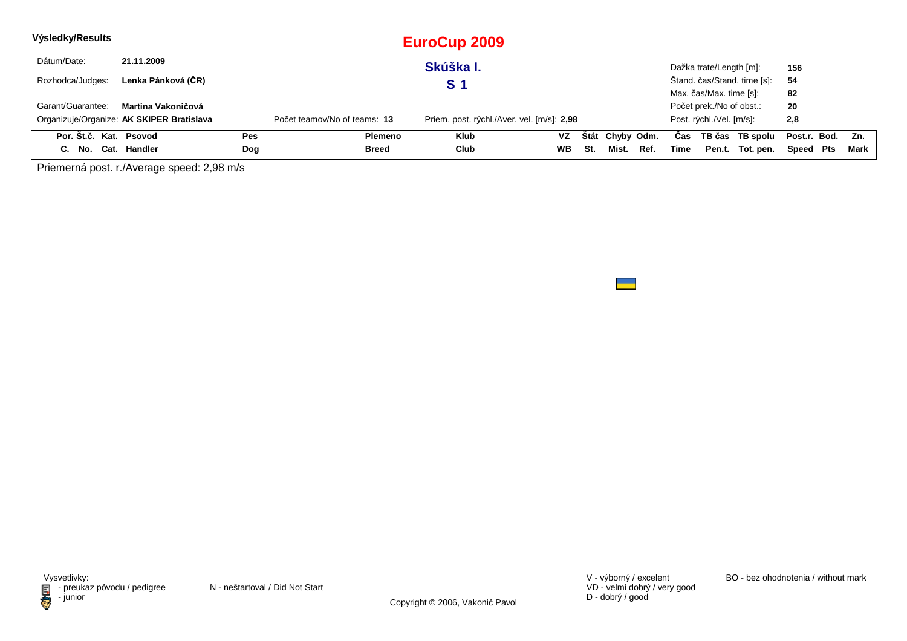**Výsledky/Results**

# EuroCup 2009

## Skúška I.

## S 1

Dátum/Date: **21.11.2009**

Rozhodca/Judges: **Lenka Pánková (ČR)**

Garant/Guarantee: **Martina Vakoničová**

Organizuje/Organize: **AK SKIPER Bratislava**

Počet teamov/No of teams: **13**

Priem. post. rýchl./Aver. vel. [m/s]: **2,98**

Dažka trate/Length [m]: **156**

Štand. čas/Stand. time [s]: **54**

Max. čas/Max. time [s]: **82**

Počet prek./No of obst.: **20**

Post. rýchl./Vel. [m/s]: **2,8**

| Por. C. | Št.č. No. | Kat. Cat. | Psovod Handler | Pes Dog | Plemeno Breed | Klub Club | VZ WB | Štát St. | Chyby Mist. | Odm. Ref. | Čas Time | TB čas Pen.t. | TB spolu Tot. pen. | Post.r. Speed | Bod. Pts | Zn. Mark |
|---|---|---|---|---|---|---|---|---|---|---|---|---|---|---|---|---|

Priemerná post. r./Average speed: 2,98 m/s

Vysvetlivky:
- preukaz pôvodu / pedigree
- junior

N - neštartoval / Did Not Start

V - výborný / excelent
VD - velmi dobrý / very good
D - dobrý / good

BO - bez ohodnotenia / without mark

Copyright © 2006, Vakonič Pavol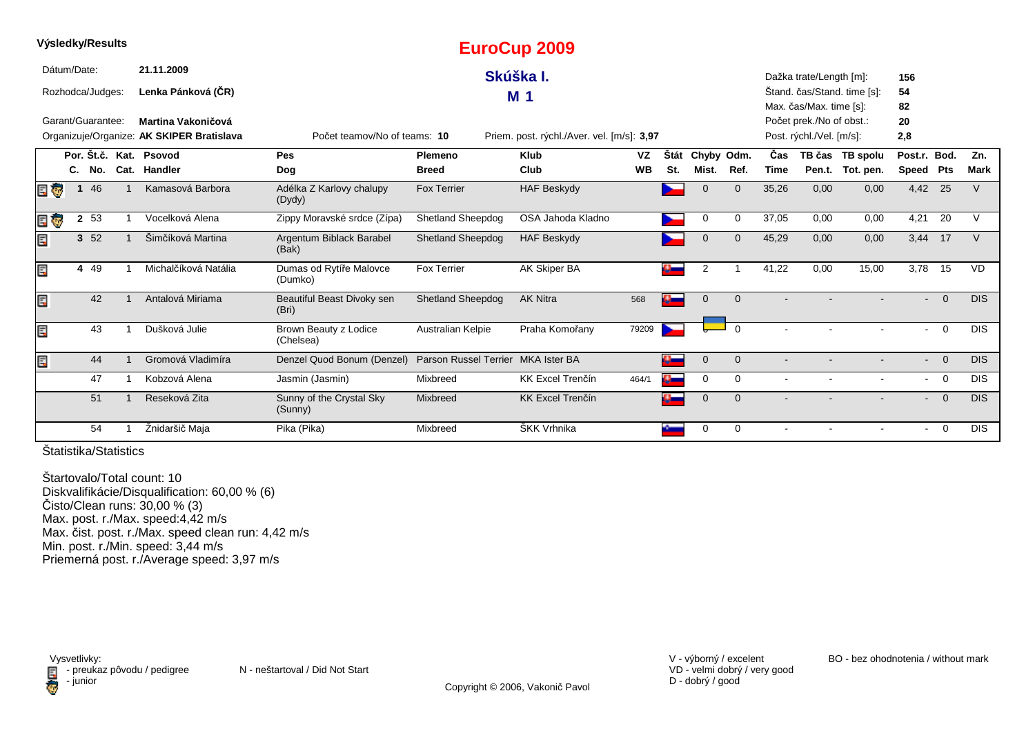**Výsledky/Results**

# EuroCup 2009

## Skúška I.

## M 1

Dátum/Date: **21.11.2009**

Rozhodca/Judges: **Lenka Pánková (ČR)**

Garant/Guarantee: **Martina Vakoničová**

Organizuje/Organize: **AK SKIPER Bratislava**

Počet teamov/No of teams: **10**

Priem. post. rýchl./Aver. vel. [m/s]: **3,97**

Dažka trate/Length [m]: **156**
Štand. čas/Stand. time [s]: **54**
Max. čas/Max. time [s]: **82**
Počet prek./No of obst.: **20**
Post. rýchl./Vel. [m/s]: **2,8**

| | Por. C. | Št.č. No. | Kat. Cat. | Psovod Handler | Pes Dog | Plemeno Breed | Klub Club | VZ WB | Štát St. | Chyby Mist. | Odm. Ref. | Čas Time | TB čas Pen.t. | TB spolu Tot. pen. | Post.r. Speed | Bod. Pts | Zn. Mark |
|---|---|---|---|---|---|---|---|---|---|---|---|---|---|---|---|---|---|
| | 1 | 46 | 1 | Kamasová Barbora | Adélka Z Karlovy chalupy (Dydy) | Fox Terrier | HAF Beskydy | | | 0 | 0 | 35,26 | 0,00 | 0,00 | 4,42 | 25 | V |
| | 2 | 53 | 1 | Vocelková Alena | Zippy Moravské srdce (Zípa) | Shetland Sheepdog | OSA Jahoda Kladno | | | 0 | 0 | 37,05 | 0,00 | 0,00 | 4,21 | 20 | V |
| | 3 | 52 | 1 | Šimčíková Martina | Argentum Biblack Barabel (Bak) | Shetland Sheepdog | HAF Beskydy | | | 0 | 0 | 45,29 | 0,00 | 0,00 | 3,44 | 17 | V |
| | 4 | 49 | 1 | Michalčíková Natália | Dumas od Rytíře Malovce (Dumko) | Fox Terrier | AK Skiper BA | | | 2 | 1 | 41,22 | 0,00 | 15,00 | 3,78 | 15 | VD |
| | | 42 | 1 | Antalová Miriama | Beautiful Beast Divoky sen (Bri) | Shetland Sheepdog | AK Nitra | 568 | | 0 | 0 | - | - | - | - | 0 | DIS |
| | | 43 | 1 | Dušková Julie | Brown Beauty z Lodice (Chelsea) | Australian Kelpie | Praha Komořany | 79209 | | 0 | 0 | - | - | - | - | 0 | DIS |
| | | 44 | 1 | Gromová Vladimíra | Denzel Quod Bonum (Denzel) | Parson Russel Terrier | MKA Ister BA | | | 0 | 0 | - | - | - | - | 0 | DIS |
| | | 47 | 1 | Kobzová Alena | Jasmin (Jasmin) | Mixbreed | KK Excel Trenčín | 464/1 | | 0 | 0 | - | - | - | - | 0 | DIS |
| | | 51 | 1 | Reseková Zita | Sunny of the Crystal Sky (Sunny) | Mixbreed | KK Excel Trenčín | | | 0 | 0 | - | - | - | - | 0 | DIS |
| | | 54 | 1 | Žnidaršič Maja | Pika (Pika) | Mixbreed | ŠKK Vrhnika | | | 0 | 0 | - | - | - | - | 0 | DIS |

Štatistika/Statistics

Štartovalo/Total count: 10
Diskvalifikácie/Disqualification: 60,00 % (6)
Čisto/Clean runs: 30,00 % (3)
Max. post. r./Max. speed:4,42 m/s
Max. čist. post. r./Max. speed clean run: 4,42 m/s
Min. post. r./Min. speed: 3,44 m/s
Priemerná post. r./Average speed: 3,97 m/s

Vysvetlivky:
- preukaz pôvodu / pedigree
- junior

N - neštartoval / Did Not Start

V - výborný / excelent
VD - velmi dobrý / very good
D - dobrý / good

BO - bez ohodnotenia / without mark

Copyright © 2006, Vakonič Pavol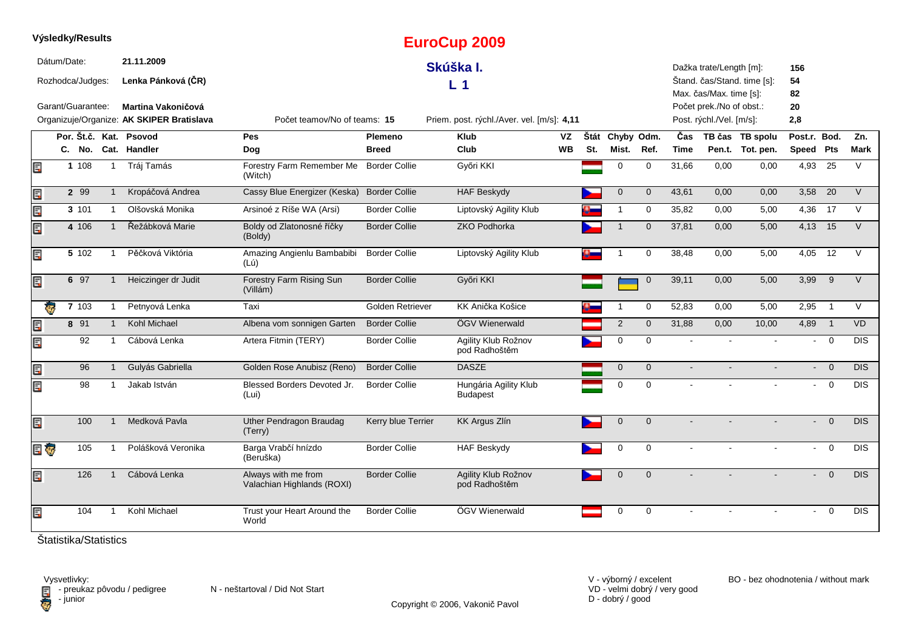**Výsledky/Results**

# EuroCup 2009

## Skúška I.

## L 1

Dátum/Date: **21.11.2009**

Rozhodca/Judges: **Lenka Pánková (ČR)**

Garant/Guarantee: **Martina Vakoničová**

Organizuje/Organize: **AK SKIPER Bratislava**

Počet teamov/No of teams: **15**

Priem. post. rýchl./Aver. vel. [m/s]: **4,11**

Dažka trate/Length [m]: **156**

Štand. čas/Stand. time [s]: **54**

Max. čas/Max. time [s]: **82**

Počet prek./No of obst.: **20**

Post. rýchl./Vel. [m/s]: **2,8**

| Por. C. | Št.č. No. | Kat. Cat. | Psovod Handler | Pes Dog | Plemeno Breed | Klub Club | VZ WB | Štát St. | Chyby Mist. | Odm. Ref. | Čas Time | TB čas Pen.t. | TB spolu Tot. pen. | Post.r. Speed | Bod. Pts | Zn. Mark |
|---|---|---|---|---|---|---|---|---|---|---|---|---|---|---|---|---|
| 1 | 108 | 1 | Tráj Tamás | Forestry Farm Remember Me (Witch) | Border Collie | Győri KKI | | | 0 | 0 | 31,66 | 0,00 | 0,00 | 4,93 | 25 | V |
| 2 | 99 | 1 | Kropáčová Andrea | Cassy Blue Energizer (Keska) | Border Collie | HAF Beskydy | | | 0 | 0 | 43,61 | 0,00 | 0,00 | 3,58 | 20 | V |
| 3 | 101 | 1 | Olšovská Monika | Arsinoé z Ríše WA (Arsi) | Border Collie | Liptovský Agility Klub | | | 1 | 0 | 35,82 | 0,00 | 5,00 | 4,36 | 17 | V |
| 4 | 106 | 1 | Řežábková Marie | Boldy od Zlatonosné říčky (Boldy) | Border Collie | ZKO Podhorka | | | 1 | 0 | 37,81 | 0,00 | 5,00 | 4,13 | 15 | V |
| 5 | 102 | 1 | Pěčková Viktória | Amazing Angienlu Bambabibi (Lú) | Border Collie | Liptovský Agility Klub | | | 1 | 0 | 38,48 | 0,00 | 5,00 | 4,05 | 12 | V |
| 6 | 97 | 1 | Heiczinger dr Judit | Forestry Farm Rising Sun (Villám) | Border Collie | Győri KKI | | | 1 | 0 | 39,11 | 0,00 | 5,00 | 3,99 | 9 | V |
| 7 | 103 | 1 | Petnyová Lenka | Taxi | Golden Retriever | KK Anička Košice | | | 1 | 0 | 52,83 | 0,00 | 5,00 | 2,95 | 1 | V |
| 8 | 91 | 1 | Kohl Michael | Albena vom sonnigen Garten | Border Collie | ÖGV Wienerwald | | | 2 | 0 | 31,88 | 0,00 | 10,00 | 4,89 | 1 | VD |
| | 92 | 1 | Cábová Lenka | Artera Fitmin (TERY) | Border Collie | Agility Klub Rožnov pod Radhoštěm | | | 0 | 0 | - | - | - | - | 0 | DIS |
| | 96 | 1 | Gulyás Gabriella | Golden Rose Anubisz (Reno) | Border Collie | DASZE | | | 0 | 0 | - | - | - | - | 0 | DIS |
| | 98 | 1 | Jakab István | Blessed Borders Devoted Jr. (Lui) | Border Collie | Hungária Agility Klub Budapest | | | 0 | 0 | - | - | - | - | 0 | DIS |
| | 100 | 1 | Medková Pavla | Uther Pendragon Braudag (Terry) | Kerry blue Terrier | KK Argus Zlín | | | 0 | 0 | - | - | - | - | 0 | DIS |
| | 105 | 1 | Polášková Veronika | Barga Vrabčí hnízdo (Beruška) | Border Collie | HAF Beskydy | | | 0 | 0 | - | - | - | - | 0 | DIS |
| | 126 | 1 | Cábová Lenka | Always with me from Valachian Highlands (ROXI) | Border Collie | Agility Klub Rožnov pod Radhoštěm | | | 0 | 0 | - | - | - | - | 0 | DIS |
| | 104 | 1 | Kohl Michael | Trust your Heart Around the World | Border Collie | ÖGV Wienerwald | | | 0 | 0 | - | - | - | - | 0 | DIS |

Štatistika/Statistics

Vysvetlivky:
- preukaz pôvodu / pedigree
- junior

N - neštartoval / Did Not Start

V - výborný / excelent
VD - velmi dobrý / very good
D - dobrý / good

BO - bez ohodnotenia / without mark

Copyright © 2006, Vakonič Pavol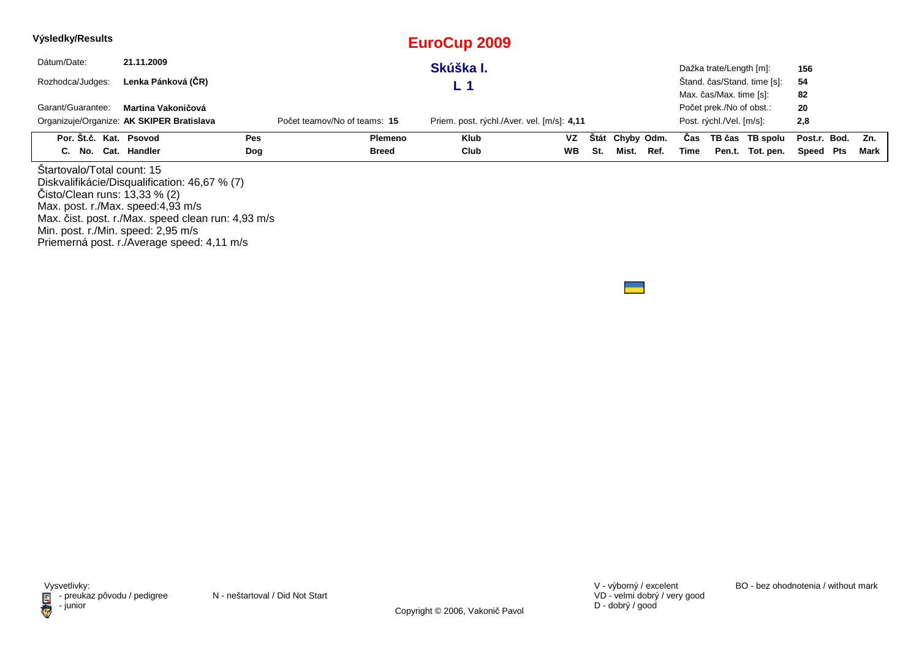**Výsledky/Results**

# EuroCup 2009

## Skúška I.

## L 1

Dátum/Date: **21.11.2009**

Rozhodca/Judges: **Lenka Pánková (ČR)**

Garant/Guarantee: **Martina Vakoničová**

Organizuje/Organize: **AK SKIPER Bratislava**

Počet teamov/No of teams: **15**

Priem. post. rýchl./Aver. vel. [m/s]: **4,11**

Dažka trate/Length [m]: **156**

Štand. čas/Stand. time [s]: **54**

Max. čas/Max. time [s]: **82**

Počet prek./No of obst.: **20**

Post. rýchl./Vel. [m/s]: **2,8**

| Por. C. | Št.č. No. | Kat. Cat. | Psovod Handler | Pes Dog | Plemeno Breed | Klub Club | VZ WB | Štát St. | Chyby Mist. | Odm. Ref. | Čas Time | TB čas Pen.t. | TB spolu Tot. pen. | Post.r. Speed | Bod. Pts | Zn. Mark |
|---|---|---|---|---|---|---|---|---|---|---|---|---|---|---|---|---|

Štartovalo/Total count: 15
Diskvalifikácie/Disqualification: 46,67 % (7)
Čisto/Clean runs: 13,33 % (2)
Max. post. r./Max. speed:4,93 m/s
Max. čist. post. r./Max. speed clean run: 4,93 m/s
Min. post. r./Min. speed: 2,95 m/s
Priemerná post. r./Average speed: 4,11 m/s

Vysvetlivky:
- preukaz pôvodu / pedigree
- junior

N - neštartoval / Did Not Start

V - výborný / excelent
VD - velmi dobrý / very good
D - dobrý / good

BO - bez ohodnotenia / without mark

Copyright © 2006, Vakonič Pavol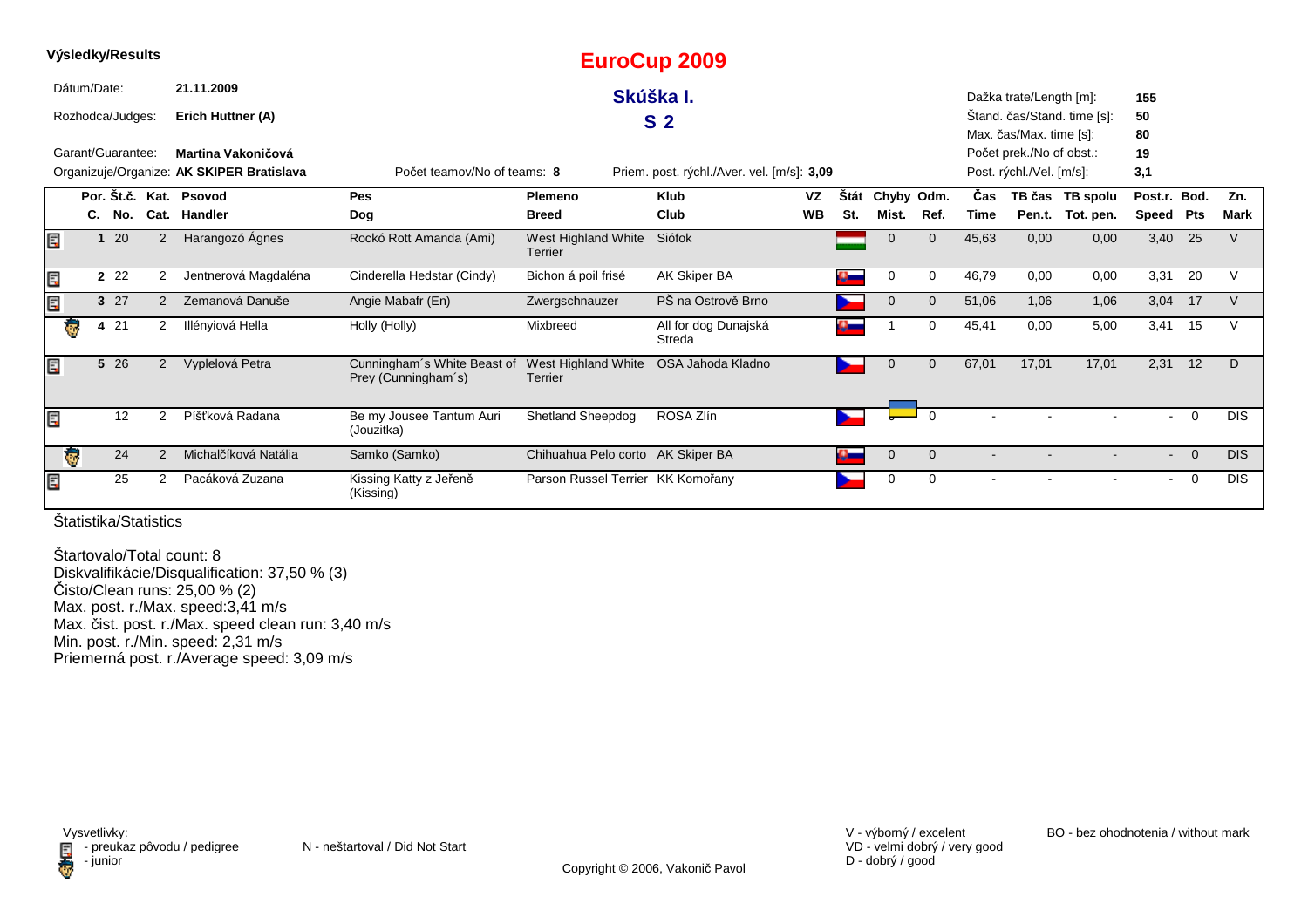**Výsledky/Results**

# EuroCup 2009

## Skúška I.

## S 2

Dátum/Date: **21.11.2009**

Rozhodca/Judges: **Erich Huttner (A)**

Garant/Guarantee: **Martina Vakoničová**

Organizuje/Organize: **AK SKIPER Bratislava**

Počet teamov/No of teams: **8**

Priem. post. rýchl./Aver. vel. [m/s]: **3,09**

Dažka trate/Length [m]: **155**

Štand. čas/Stand. time [s]: **50**

Max. čas/Max. time [s]: **80**

Počet prek./No of obst.: **19**

Post. rýchl./Vel. [m/s]: **3,1**

| | Por. C. | Št.č. No. | Kat. Cat. | Psovod Handler | Pes Dog | Plemeno Breed | Klub Club | VZ WB | Štát St. | Chyby Mist. | Odm. Ref. | Čas Time | TB čas Pen.t. | TB spolu Tot. pen. | Post.r. Speed | Bod. Pts | Zn. Mark |
|---|---|---|---|---|---|---|---|---|---|---|---|---|---|---|---|---|---|
| | 1 | 20 | 2 | Harangozó Ágnes | Rockó Rott Amanda (Ami) | West Highland White Terrier | Siófok | | | 0 | 0 | 45,63 | 0,00 | 0,00 | 3,40 | 25 | V |
| | 2 | 22 | 2 | Jentnerová Magdaléna | Cinderella Hedstar (Cindy) | Bichon á poil frisé | AK Skiper BA | | | 0 | 0 | 46,79 | 0,00 | 0,00 | 3,31 | 20 | V |
| | 3 | 27 | 2 | Zemanová Danuše | Angie Mabafr (En) | Zwergschnauzer | PŠ na Ostrově Brno | | | 0 | 0 | 51,06 | 1,06 | 1,06 | 3,04 | 17 | V |
| | 4 | 21 | 2 | Illényiová Hella | Holly (Holly) | Mixbreed | All for dog Dunajská Streda | | | 1 | 0 | 45,41 | 0,00 | 5,00 | 3,41 | 15 | V |
| | 5 | 26 | 2 | Vyplelová Petra | Cunningham´s White Beast of Prey (Cunningham´s) | West Highland White Terrier | OSA Jahoda Kladno | | | 0 | 0 | 67,01 | 17,01 | 17,01 | 2,31 | 12 | D |
| | | 12 | 2 | Píšťková Radana | Be my Jousee Tantum Auri (Jouzitka) | Shetland Sheepdog | ROSA Zlín | | | 0 | 0 | - | - | - | - | 0 | DIS |
| | | 24 | 2 | Michalčíková Natália | Samko (Samko) | Chihuahua Pelo corto | AK Skiper BA | | | 0 | 0 | - | - | - | - | 0 | DIS |
| | | 25 | 2 | Pacáková Zuzana | Kissing Katty z Jeřeně (Kissing) | Parson Russel Terrier | KK Komořany | | | 0 | 0 | - | - | - | - | 0 | DIS |

Štatistika/Statistics

Štartovalo/Total count: 8
Diskvalifikácie/Disqualification: 37,50 % (3)
Čisto/Clean runs: 25,00 % (2)
Max. post. r./Max. speed:3,41 m/s
Max. čist. post. r./Max. speed clean run: 3,40 m/s
Min. post. r./Min. speed: 2,31 m/s
Priemerná post. r./Average speed: 3,09 m/s

Vysvetlivky:
- preukaz pôvodu / pedigree
- junior

N - neštartoval / Did Not Start

V - výborný / excelent
VD - velmi dobrý / very good
D - dobrý / good

BO - bez ohodnotenia / without mark

Copyright © 2006, Vakonič Pavol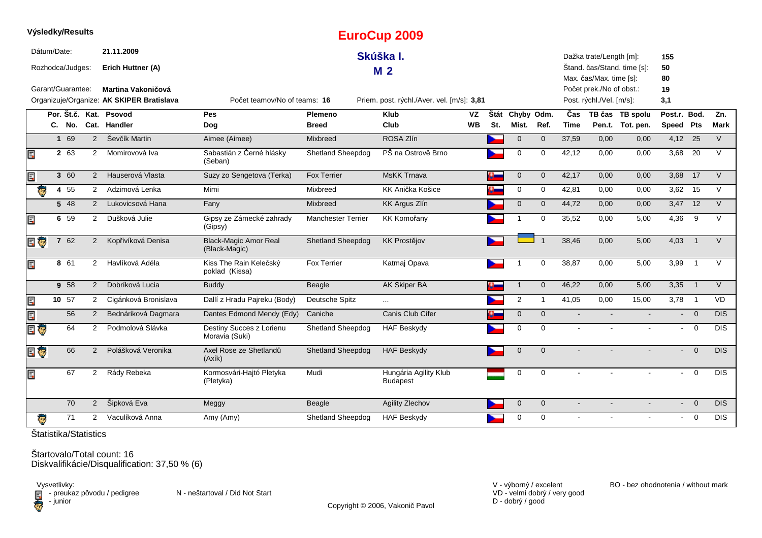**Výsledky/Results**

# EuroCup 2009

## Skúška I.
## M 2

Dátum/Date: **21.11.2009**
Rozhodca/Judges: **Erich Huttner (A)**
Garant/Guarantee: **Martina Vakoničová**
Organizuje/Organize: **AK SKIPER Bratislava**

Počet teamov/No of teams: **16**
Priem. post. rýchl./Aver. vel. [m/s]: **3,81**

Dažka trate/Length [m]: **155**
Štand. čas/Stand. time [s]: **50**
Max. čas/Max. time [s]: **80**
Počet prek./No of obst.: **19**
Post. rýchl./Vel. [m/s]: **3,1**

| | Por. C. | Št.č. No. | Kat. Cat. | Psovod Handler | Pes Dog | Plemeno Breed | Klub Club | VZ WB | Štát St. | Chyby Mist. | Odm. Ref. | Čas Time | TB čas Pen.t. | TB spolu Tot. pen. | Post.r. Speed | Bod. Pts | Zn. Mark |
|---|---|---|---|---|---|---|---|---|---|---|---|---|---|---|---|---|---|
| | 1 | 69 | 2 | Ševčík Martin | Aimee (Aimee) | Mixbreed | ROSA Zlín | | CZ | 0 | 0 | 37,59 | 0,00 | 0,00 | 4,12 | 25 | V |
| pedigree | 2 | 63 | 2 | Momirovová Iva | Sabastián z Černé hlásky (Seban) | Shetland Sheepdog | PŠ na Ostrově Brno | | CZ | 0 | 0 | 42,12 | 0,00 | 0,00 | 3,68 | 20 | V |
| pedigree | 3 | 60 | 2 | Hauserová Vlasta | Suzy zo Sengetova (Terka) | Fox Terrier | MsKK Trnava | | SK | 0 | 0 | 42,17 | 0,00 | 0,00 | 3,68 | 17 | V |
| junior | 4 | 55 | 2 | Adzimová Lenka | Mimi | Mixbreed | KK Anička Košice | | SK | 0 | 0 | 42,81 | 0,00 | 0,00 | 3,62 | 15 | V |
| | 5 | 48 | 2 | Lukovicsová Hana | Fany | Mixbreed | KK Argus Zlín | | CZ | 0 | 0 | 44,72 | 0,00 | 0,00 | 3,47 | 12 | V |
| pedigree | 6 | 59 | 2 | Dušková Julie | Gipsy ze Zámecké zahrady (Gipsy) | Manchester Terrier | KK Komořany | | CZ | 1 | 0 | 35,52 | 0,00 | 5,00 | 4,36 | 9 | V |
| pedigree, junior | 7 | 62 | 2 | Kopřivíková Denisa | Black-Magic Amor Real (Black-Magic) | Shetland Sheepdog | KK Prostějov | | CZ | | 1 | 38,46 | 0,00 | 5,00 | 4,03 | 1 | V |
| pedigree | 8 | 61 | 2 | Havlíková Adéla | Kiss The Rain Kelečský poklad (Kissa) | Fox Terrier | Katmaj Opava | | CZ | 1 | 0 | 38,87 | 0,00 | 5,00 | 3,99 | 1 | V |
| | 9 | 58 | 2 | Dobríková Lucia | Buddy | Beagle | AK Skiper BA | | SK | 1 | 0 | 46,22 | 0,00 | 5,00 | 3,35 | 1 | V |
| pedigree | 10 | 57 | 2 | Cigánková Bronislava | Dallí z Hradu Pajreku (Body) | Deutsche Spitz | ... | | CZ | 2 | 1 | 41,05 | 0,00 | 15,00 | 3,78 | 1 | VD |
| pedigree | | 56 | 2 | Bednáriková Dagmara | Dantes Edmond Mendy (Edy) | Caniche | Canis Club Cífer | | SK | 0 | 0 | - | - | - | - | 0 | DIS |
| pedigree, junior | | 64 | 2 | Podmolová Slávka | Destiny Succes z Lorienu Moravia (Suki) | Shetland Sheepdog | HAF Beskydy | | CZ | 0 | 0 | - | - | - | - | 0 | DIS |
| pedigree, junior | | 66 | 2 | Polášková Veronika | Axel Rose ze Shetlandů (Axík) | Shetland Sheepdog | HAF Beskydy | | CZ | 0 | 0 | - | - | - | - | 0 | DIS |
| pedigree | | 67 | 2 | Rády Rebeka | Kormosvári-Hajtó Pletyka (Pletyka) | Mudi | Hungária Agility Klub Budapest | | HU | 0 | 0 | - | - | - | - | 0 | DIS |
| | | 70 | 2 | Šipková Eva | Meggy | Beagle | Agility Zlechov | | CZ | 0 | 0 | - | - | - | - | 0 | DIS |
| junior | | 71 | 2 | Vaculíková Anna | Amy (Amy) | Shetland Sheepdog | HAF Beskydy | | CZ | 0 | 0 | - | - | - | - | 0 | DIS |

Štatistika/Statistics

Štartovalo/Total count: 16
Diskvalifikácie/Disqualification: 37,50 % (6)

Vysvetlivky:
- preukaz pôvodu / pedigree
- junior

N - neštartoval / Did Not Start

V - výborný / excelent
VD - velmi dobrý / very good
D - dobrý / good

BO - bez ohodnotenia / without mark

Copyright © 2006, Vakonič Pavol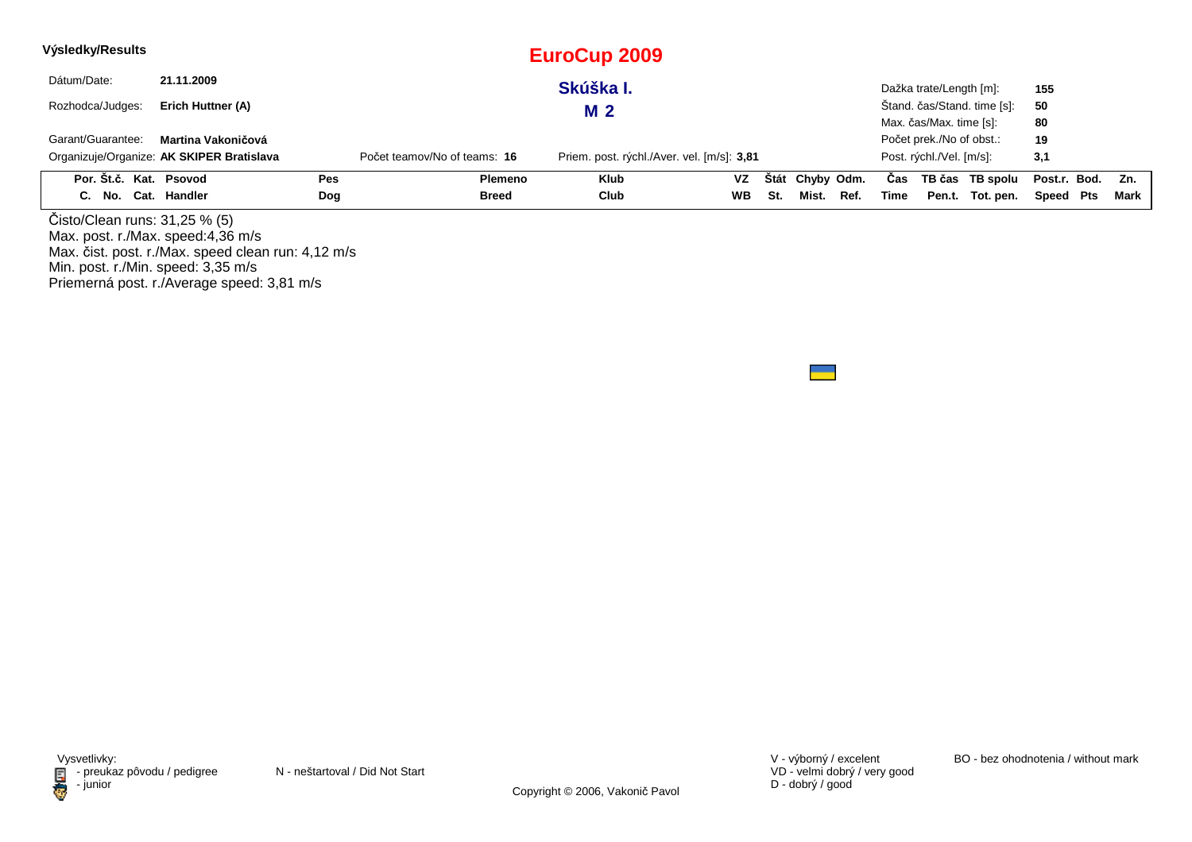**Výsledky/Results**

# EuroCup 2009

## Skúška I.

## M 2

Dátum/Date: **21.11.2009**

Rozhodca/Judges: **Erich Huttner (A)**

Garant/Guarantee: **Martina Vakoničová**

Organizuje/Organize: **AK SKIPER Bratislava**

Počet teamov/No of teams: **16**

Priem. post. rýchl./Aver. vel. [m/s]: **3,81**

Dažka trate/Length [m]: **155**

Štand. čas/Stand. time [s]: **50**

Max. čas/Max. time [s]: **80**

Počet prek./No of obst.: **19**

Post. rýchl./Vel. [m/s]: **3,1**

| Por. C. | Št.č. No. | Kat. Cat. | Psovod Handler | Pes Dog | Plemeno Breed | Klub Club | VZ WB | Štát St. | Chyby Mist. | Odm. Ref. | Čas Time | TB čas Pen.t. | TB spolu Tot. pen. | Post.r. Speed | Bod. Pts | Zn. Mark |
|---|---|---|---|---|---|---|---|---|---|---|---|---|---|---|---|---|

Čisto/Clean runs: 31,25 % (5)
Max. post. r./Max. speed:4,36 m/s
Max. čist. post. r./Max. speed clean run: 4,12 m/s
Min. post. r./Min. speed: 3,35 m/s
Priemerná post. r./Average speed: 3,81 m/s

Vysvetlivky:
- preukaz pôvodu / pedigree
- junior

N - neštartoval / Did Not Start

V - výborný / excelent
VD - velmi dobrý / very good
D - dobrý / good

BO - bez ohodnotenia / without mark

Copyright © 2006, Vakonič Pavol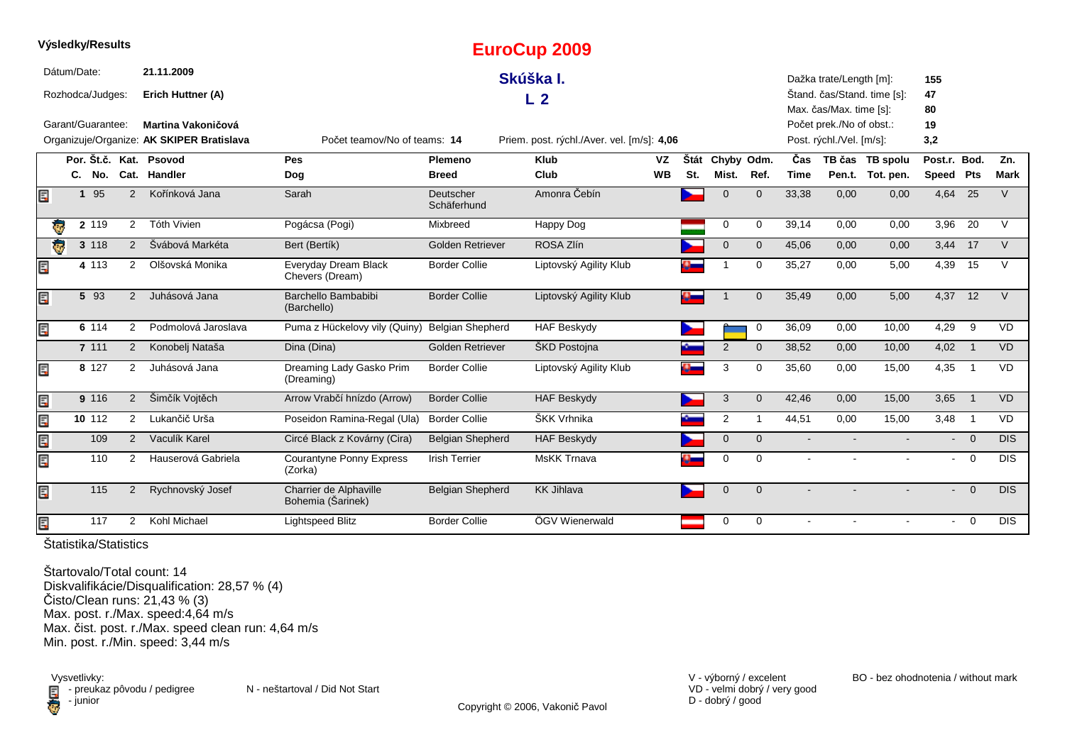**Výsledky/Results**

# EuroCup 2009

## Skúška I.

## L 2

Dátum/Date: **21.11.2009**

Rozhodca/Judges: **Erich Huttner (A)**

Garant/Guarantee: **Martina Vakoničová**

Organizuje/Organize: **AK SKIPER Bratislava**

Počet teamov/No of teams: **14**

Priem. post. rýchl./Aver. vel. [m/s]: **4,06**

Dažka trate/Length [m]: **155**
Štand. čas/Stand. time [s]: **47**
Max. čas/Max. time [s]: **80**
Počet prek./No of obst.: **19**
Post. rýchl./Vel. [m/s]: **3,2**

| Por. C. | Št.č. No. | Kat. Cat. | Psovod Handler | Pes Dog | Plemeno Breed | Klub Club | VZ WB | Štát St. | Chyby Mist. | Odm. Ref. | Čas Time | TB čas Pen.t. | TB spolu Tot. pen. | Post.r. Speed | Bod. Pts | Zn. Mark |
|---|---|---|---|---|---|---|---|---|---|---|---|---|---|---|---|---|
| 1 | 95 | 2 | Kořínková Jana | Sarah | Deutscher Schäferhund | Amonra Čebín | | | 0 | 0 | 33,38 | 0,00 | 0,00 | 4,64 | 25 | V |
| 2 | 119 | 2 | Tóth Vivien | Pogácsa (Pogi) | Mixbreed | Happy Dog | | | 0 | 0 | 39,14 | 0,00 | 0,00 | 3,96 | 20 | V |
| 3 | 118 | 2 | Švábová Markéta | Bert (Bertík) | Golden Retriever | ROSA Zlín | | | 0 | 0 | 45,06 | 0,00 | 0,00 | 3,44 | 17 | V |
| 4 | 113 | 2 | Olšovská Monika | Everyday Dream Black Chevers (Dream) | Border Collie | Liptovský Agility Klub | | | 1 | 0 | 35,27 | 0,00 | 5,00 | 4,39 | 15 | V |
| 5 | 93 | 2 | Juhásová Jana | Barchello Bambabibi (Barchello) | Border Collie | Liptovský Agility Klub | | | 1 | 0 | 35,49 | 0,00 | 5,00 | 4,37 | 12 | V |
| 6 | 114 | 2 | Podmolová Jaroslava | Puma z Hückelovy vily (Quiny) | Belgian Shepherd | HAF Beskydy | | | | 0 | 36,09 | 0,00 | 10,00 | 4,29 | 9 | VD |
| 7 | 111 | 2 | Konobelj Nataša | Dina (Dina) | Golden Retriever | ŠKD Postojna | | | 2 | 0 | 38,52 | 0,00 | 10,00 | 4,02 | 1 | VD |
| 8 | 127 | 2 | Juhásová Jana | Dreaming Lady Gasko Prim (Dreaming) | Border Collie | Liptovský Agility Klub | | | 3 | 0 | 35,60 | 0,00 | 15,00 | 4,35 | 1 | VD |
| 9 | 116 | 2 | Šimčík Vojtěch | Arrow Vrabčí hnízdo (Arrow) | Border Collie | HAF Beskydy | | | 3 | 0 | 42,46 | 0,00 | 15,00 | 3,65 | 1 | VD |
| 10 | 112 | 2 | Lukančič Urša | Poseidon Ramina-Regal (Ula) | Border Collie | ŠKK Vrhnika | | | 2 | 1 | 44,51 | 0,00 | 15,00 | 3,48 | 1 | VD |
| | 109 | 2 | Vaculík Karel | Circé Black z Kovárny (Cira) | Belgian Shepherd | HAF Beskydy | | | 0 | 0 | - | - | - | - | 0 | DIS |
| | 110 | 2 | Hauserová Gabriela | Courantyne Ponny Express (Zorka) | Irish Terrier | MsKK Trnava | | | 0 | 0 | - | - | - | - | 0 | DIS |
| | 115 | 2 | Rychnovský Josef | Charrier de Alphaville Bohemia (Šarinek) | Belgian Shepherd | KK Jihlava | | | 0 | 0 | - | - | - | - | 0 | DIS |
| | 117 | 2 | Kohl Michael | Lightspeed Blitz | Border Collie | ÖGV Wienerwald | | | 0 | 0 | - | - | - | - | 0 | DIS |

Štatistika/Statistics

Štartovalo/Total count: 14
Diskvalifikácie/Disqualification: 28,57 % (4)
Čisto/Clean runs: 21,43 % (3)
Max. post. r./Max. speed:4,64 m/s
Max. čist. post. r./Max. speed clean run: 4,64 m/s
Min. post. r./Min. speed: 3,44 m/s

Vysvetlivky:
- preukaz pôvodu / pedigree
- junior

N - neštartoval / Did Not Start

V - výborný / excelent
VD - velmi dobrý / very good
D - dobrý / good

BO - bez ohodnotenia / without mark

Copyright © 2006, Vakonič Pavol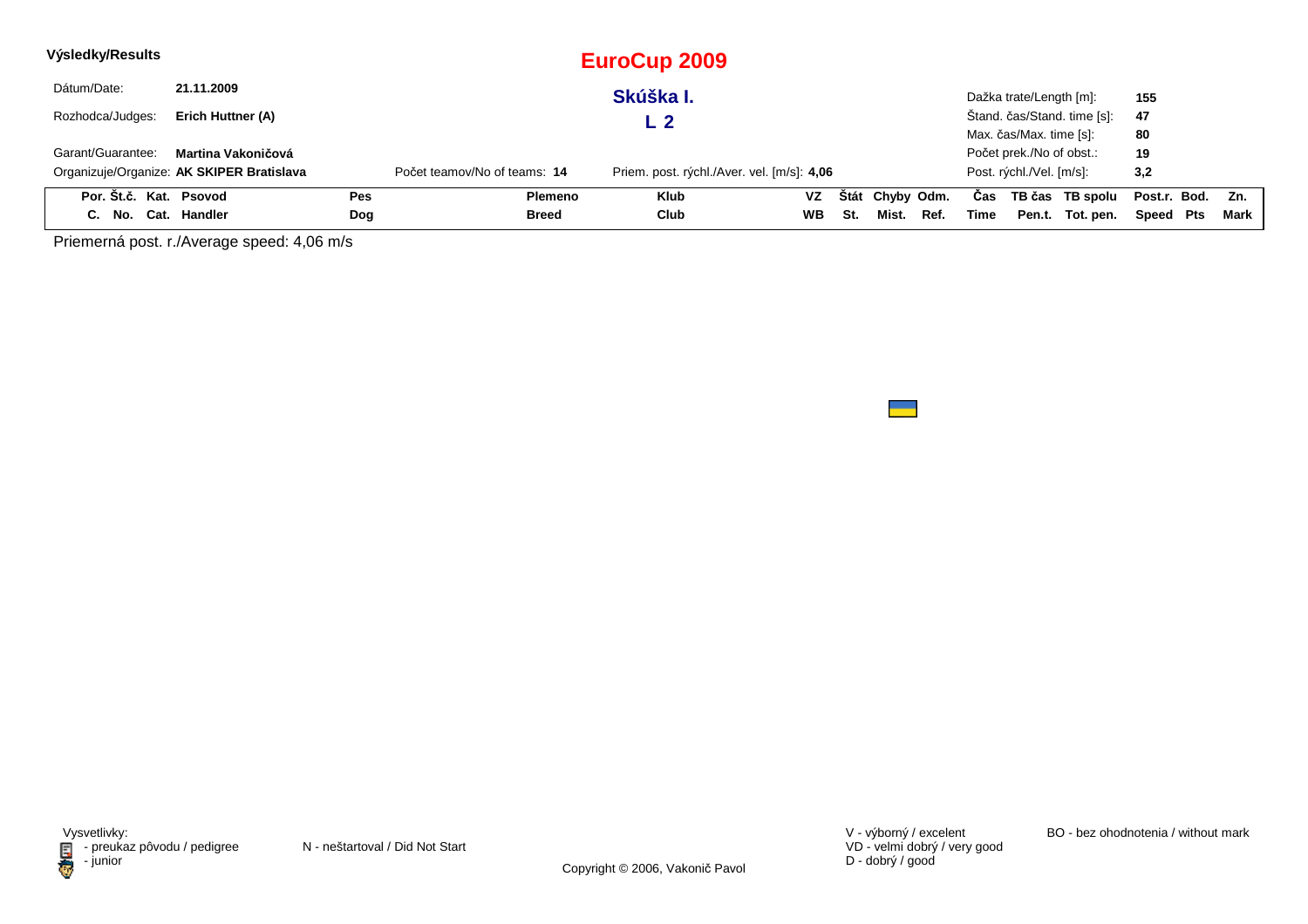**Výsledky/Results**

# EuroCup 2009

## Skúška I.

## L 2

| | | | |
|---|---|---|---|
| Dátum/Date: | **21.11.2009** | Dažka trate/Length [m]: | **155** |
| Rozhodca/Judges: | **Erich Huttner (A)** | Štand. čas/Stand. time [s]: | **47** |
| | | Max. čas/Max. time [s]: | **80** |
| Garant/Guarantee: | **Martina Vakoničová** | Počet prek./No of obst.: | **19** |
| Organizuje/Organize: | **AK SKIPER Bratislava** | Post. rýchl./Vel. [m/s]: | **3,2** |

Počet teamov/No of teams: **14**

Priem. post. rýchl./Aver. vel. [m/s]: **4,06**

| Por. C. | Št.č. No. | Kat. Cat. | Psovod Handler | Pes Dog | Plemeno Breed | Klub Club | VZ WB | Štát St. | Chyby Mist. | Odm. Ref. | Čas Time | TB čas Pen.t. | TB spolu Tot. pen. | Post.r. Speed | Bod. Pts | Zn. Mark |
|---|---|---|---|---|---|---|---|---|---|---|---|---|---|---|---|---|

Priemerná post. r./Average speed: 4,06 m/s

Vysvetlivky:
- preukaz pôvodu / pedigree
- junior

N - neštartoval / Did Not Start

V - výborný / excelent
VD - velmi dobrý / very good
D - dobrý / good

BO - bez ohodnotenia / without mark

Copyright © 2006, Vakonič Pavol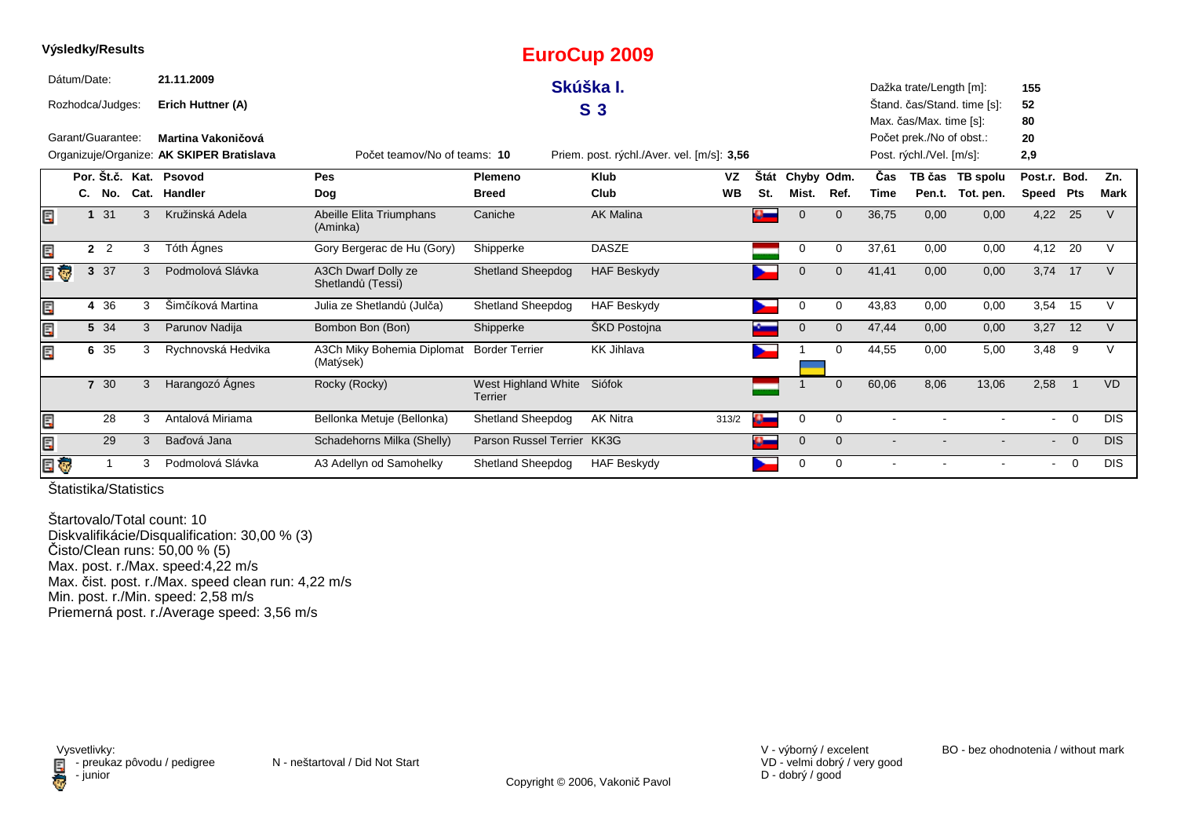**Výsledky/Results**

# EuroCup 2009

## Skúška I.

## S 3

Dátum/Date: **21.11.2009**

Rozhodca/Judges: **Erich Huttner (A)**

Garant/Guarantee: **Martina Vakoničová**

Organizuje/Organize: **AK SKIPER Bratislava**

Počet teamov/No of teams: **10**

Priem. post. rýchl./Aver. vel. [m/s]: **3,56**

Dažka trate/Length [m]: **155**
Štand. čas/Stand. time [s]: **52**
Max. čas/Max. time [s]: **80**
Počet prek./No of obst.: **20**
Post. rýchl./Vel. [m/s]: **2,9**

| Por. C. | Št.č. No. | Kat. Cat. | Psovod Handler | Pes Dog | Plemeno Breed | Klub Club | VZ WB | Štát St. | Chyby Mist. | Odm. Ref. | Čas Time | TB čas Pen.t. | TB spolu Tot. pen. | Post.r. Speed | Bod. Pts | Zn. Mark |
|---|---|---|---|---|---|---|---|---|---|---|---|---|---|---|---|---|
| 1 | 31 | 3 | Kružinská Adela | Abeille Elita Triumphans (Aminka) | Caniche | AK Malina | | | 0 | 0 | 36,75 | 0,00 | 0,00 | 4,22 | 25 | V |
| 2 | 2 | 3 | Tóth Ágnes | Gory Bergerac de Hu (Gory) | Shipperke | DASZE | | | 0 | 0 | 37,61 | 0,00 | 0,00 | 4,12 | 20 | V |
| 3 | 37 | 3 | Podmolová Slávka | A3Ch Dwarf Dolly ze Shetlandů (Tessi) | Shetland Sheepdog | HAF Beskydy | | | 0 | 0 | 41,41 | 0,00 | 0,00 | 3,74 | 17 | V |
| 4 | 36 | 3 | Šimčíková Martina | Julia ze Shetlandů (Julča) | Shetland Sheepdog | HAF Beskydy | | | 0 | 0 | 43,83 | 0,00 | 0,00 | 3,54 | 15 | V |
| 5 | 34 | 3 | Parunov Nadija | Bombon Bon (Bon) | Shipperke | ŠKD Postojna | | | 0 | 0 | 47,44 | 0,00 | 0,00 | 3,27 | 12 | V |
| 6 | 35 | 3 | Rychnovská Hedvika | A3Ch Miky Bohemia Diplomat (Matýsek) | Border Terrier | KK Jihlava | | | 1 | 0 | 44,55 | 0,00 | 5,00 | 3,48 | 9 | V |
| 7 | 30 | 3 | Harangozó Ágnes | Rocky (Rocky) | West Highland White Terrier | Siófok | | | 1 | 0 | 60,06 | 8,06 | 13,06 | 2,58 | 1 | VD |
| | 28 | 3 | Antalová Miriama | Bellonka Metuje (Bellonka) | Shetland Sheepdog | AK Nitra | 313/2 | | 0 | 0 | - | - | - | - | 0 | DIS |
| | 29 | 3 | Baďová Jana | Schadehorns Milka (Shelly) | Parson Russel Terrier | KK3G | | | 0 | 0 | - | - | - | - | 0 | DIS |
| | 1 | 3 | Podmolová Slávka | A3 Adellyn od Samohelky | Shetland Sheepdog | HAF Beskydy | | | 0 | 0 | - | - | - | - | 0 | DIS |

Štatistika/Statistics

Štartovalo/Total count: 10
Diskvalifikácie/Disqualification: 30,00 % (3)
Čisto/Clean runs: 50,00 % (5)
Max. post. r./Max. speed:4,22 m/s
Max. čist. post. r./Max. speed clean run: 4,22 m/s
Min. post. r./Min. speed: 2,58 m/s
Priemerná post. r./Average speed: 3,56 m/s

Vysvetlivky:
- preukaz pôvodu / pedigree
- junior

N - neštartoval / Did Not Start

V - výborný / excelent
VD - velmi dobrý / very good
D - dobrý / good

BO - bez ohodnotenia / without mark

Copyright © 2006, Vakonič Pavol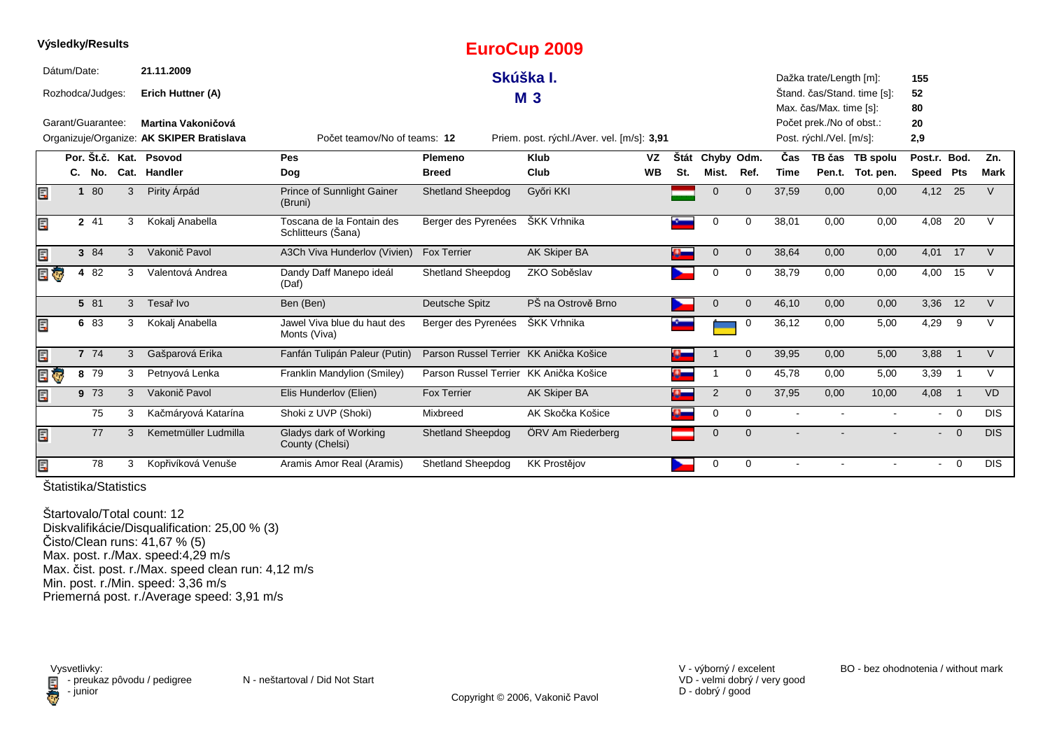**Výsledky/Results**

# EuroCup 2009

## Skúška I.

## M 3

Dátum/Date: **21.11.2009**

Rozhodca/Judges: **Erich Huttner (A)**

Garant/Guarantee: **Martina Vakoničová**

Organizuje/Organize: **AK SKIPER Bratislava**

Počet teamov/No of teams: **12**

Priem. post. rýchl./Aver. vel. [m/s]: **3,91**

Dažka trate/Length [m]: **155**
Štand. čas/Stand. time [s]: **52**
Max. čas/Max. time [s]: **80**
Počet prek./No of obst.: **20**
Post. rýchl./Vel. [m/s]: **2,9**

| | Por. C. | Št.č. No. | Kat. Cat. | Psovod Handler | Pes Dog | Plemeno Breed | Klub Club | VZ WB | Štát St. | Chyby Mist. | Odm. Ref. | Čas Time | TB čas Pen.t. | TB spolu Tot. pen. | Post.r. Speed | Bod. Pts | Zn. Mark |
|---|---|---|---|---|---|---|---|---|---|---|---|---|---|---|---|---|---|
| preukaz | 1 | 80 | 3 | Pirity Árpád | Prince of Sunnlight Gainer (Bruni) | Shetland Sheepdog | Győri KKI | | | 0 | 0 | 37,59 | 0,00 | 0,00 | 4,12 | 25 | V |
| preukaz | 2 | 41 | 3 | Kokalj Anabella | Toscana de la Fontain des Schlitteurs (Šana) | Berger des Pyrenées | ŠKK Vrhnika | | | 0 | 0 | 38,01 | 0,00 | 0,00 | 4,08 | 20 | V |
| preukaz | 3 | 84 | 3 | Vakonič Pavol | A3Ch Viva Hunderlov (Vivien) | Fox Terrier | AK Skiper BA | | | 0 | 0 | 38,64 | 0,00 | 0,00 | 4,01 | 17 | V |
| preukaz, junior | 4 | 82 | 3 | Valentová Andrea | Dandy Daff Manepo ideál (Daf) | Shetland Sheepdog | ZKO Soběslav | | | 0 | 0 | 38,79 | 0,00 | 0,00 | 4,00 | 15 | V |
| | 5 | 81 | 3 | Tesař Ivo | Ben (Ben) | Deutsche Spitz | PŠ na Ostrově Brno | | | 0 | 0 | 46,10 | 0,00 | 0,00 | 3,36 | 12 | V |
| preukaz | 6 | 83 | 3 | Kokalj Anabella | Jawel Viva blue du haut des Monts (Viva) | Berger des Pyrenées | ŠKK Vrhnika | | | | 0 | 36,12 | 0,00 | 5,00 | 4,29 | 9 | V |
| preukaz | 7 | 74 | 3 | Gašparová Erika | Fanfán Tulipán Paleur (Putin) | Parson Russel Terrier | KK Anička Košice | | | 1 | 0 | 39,95 | 0,00 | 5,00 | 3,88 | 1 | V |
| preukaz, junior | 8 | 79 | 3 | Petnyová Lenka | Franklin Mandylion (Smiley) | Parson Russel Terrier | KK Anička Košice | | | 1 | 0 | 45,78 | 0,00 | 5,00 | 3,39 | 1 | V |
| preukaz | 9 | 73 | 3 | Vakonič Pavol | Elis Hunderlov (Elien) | Fox Terrier | AK Skiper BA | | | 2 | 0 | 37,95 | 0,00 | 10,00 | 4,08 | 1 | VD |
| | | 75 | 3 | Kačmáryová Katarína | Shoki z UVP (Shoki) | Mixbreed | AK Skočka Košice | | | 0 | 0 | - | - | - | - | 0 | DIS |
| preukaz | | 77 | 3 | Kemetmüller Ludmilla | Gladys dark of Working County (Chelsi) | Shetland Sheepdog | ÖRV Am Riederberg | | | 0 | 0 | - | - | - | - | 0 | DIS |
| preukaz | | 78 | 3 | Kopřivíková Venuše | Aramis Amor Real (Aramis) | Shetland Sheepdog | KK Prostějov | | | 0 | 0 | - | - | - | - | 0 | DIS |

Štatistika/Statistics

Štartovalo/Total count: 12
Diskvalifikácie/Disqualification: 25,00 % (3)
Čisto/Clean runs: 41,67 % (5)
Max. post. r./Max. speed:4,29 m/s
Max. čist. post. r./Max. speed clean run: 4,12 m/s
Min. post. r./Min. speed: 3,36 m/s
Priemerná post. r./Average speed: 3,91 m/s

Vysvetlivky:
- preukaz pôvodu / pedigree
- junior

N - neštartoval / Did Not Start

V - výborný / excelent
VD - velmi dobrý / very good
D - dobrý / good

BO - bez ohodnotenia / without mark

Copyright © 2006, Vakonič Pavol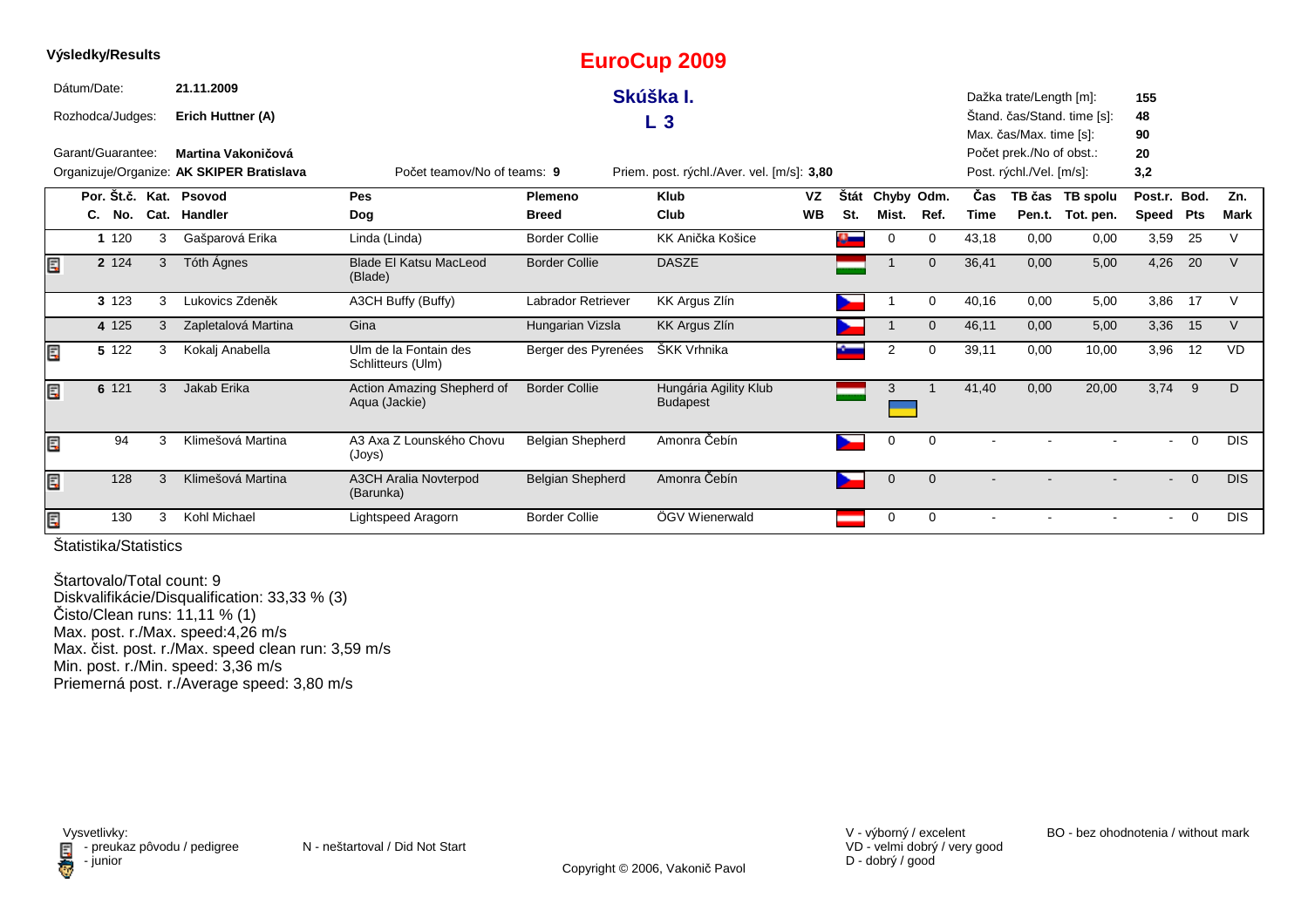**Výsledky/Results**

# EuroCup 2009

## Skúška I.

## L 3

Dátum/Date: **21.11.2009**

Rozhodca/Judges: **Erich Huttner (A)**

Garant/Guarantee: **Martina Vakoničová**

Organizuje/Organize: **AK SKIPER Bratislava**

Počet teamov/No of teams: **9**

Priem. post. rýchl./Aver. vel. [m/s]: **3,80**

Dažka trate/Length [m]: **155**
Štand. čas/Stand. time [s]: **48**
Max. čas/Max. time [s]: **90**
Počet prek./No of obst.: **20**
Post. rýchl./Vel. [m/s]: **3,2**

| Por. C. | Št.č. No. | Kat. Cat. | Psovod Handler | Pes Dog | Plemeno Breed | Klub Club | VZ WB | Štát St. | Chyby Mist. | Odm. Ref. | Čas Time | TB čas Pen.t. | TB spolu Tot. pen. | Post.r. Speed | Bod. Pts | Zn. Mark |
|---|---|---|---|---|---|---|---|---|---|---|---|---|---|---|---|---|
| 1 | 120 | 3 | Gašparová Erika | Linda (Linda) | Border Collie | KK Anička Košice | | | 0 | 0 | 43,18 | 0,00 | 0,00 | 3,59 | 25 | V |
| 2 | 124 | 3 | Tóth Ágnes | Blade El Katsu MacLeod (Blade) | Border Collie | DASZE | | | 1 | 0 | 36,41 | 0,00 | 5,00 | 4,26 | 20 | V |
| 3 | 123 | 3 | Lukovics Zdeněk | A3CH Buffy (Buffy) | Labrador Retriever | KK Argus Zlín | | | 1 | 0 | 40,16 | 0,00 | 5,00 | 3,86 | 17 | V |
| 4 | 125 | 3 | Zapletalová Martina | Gina | Hungarian Vizsla | KK Argus Zlín | | | 1 | 0 | 46,11 | 0,00 | 5,00 | 3,36 | 15 | V |
| 5 | 122 | 3 | Kokalj Anabella | Ulm de la Fontain des Schlitteurs (Ulm) | Berger des Pyrenées | ŠKK Vrhnika | | | 2 | 0 | 39,11 | 0,00 | 10,00 | 3,96 | 12 | VD |
| 6 | 121 | 3 | Jakab Erika | Action Amazing Shepherd of Aqua (Jackie) | Border Collie | Hungária Agility Klub Budapest | | | 3 | 1 | 41,40 | 0,00 | 20,00 | 3,74 | 9 | D |
| | 94 | 3 | Klimešová Martina | A3 Axa Z Lounského Chovu (Joys) | Belgian Shepherd | Amonra Čebín | | | 0 | 0 | - | - | - | - | 0 | DIS |
| | 128 | 3 | Klimešová Martina | A3CH Aralia Novterpod (Barunka) | Belgian Shepherd | Amonra Čebín | | | 0 | 0 | - | - | - | - | 0 | DIS |
| | 130 | 3 | Kohl Michael | Lightspeed Aragorn | Border Collie | ÖGV Wienerwald | | | 0 | 0 | - | - | - | - | 0 | DIS |

Štatistika/Statistics

Štartovalo/Total count: 9
Diskvalifikácie/Disqualification: 33,33 % (3)
Čisto/Clean runs: 11,11 % (1)
Max. post. r./Max. speed:4,26 m/s
Max. čist. post. r./Max. speed clean run: 3,59 m/s
Min. post. r./Min. speed: 3,36 m/s
Priemerná post. r./Average speed: 3,80 m/s

Vysvetlivky:
- preukaz pôvodu / pedigree
- junior

N - neštartoval / Did Not Start

V - výborný / excelent
VD - velmi dobrý / very good
D - dobrý / good

BO - bez ohodnotenia / without mark

Copyright © 2006, Vakonič Pavol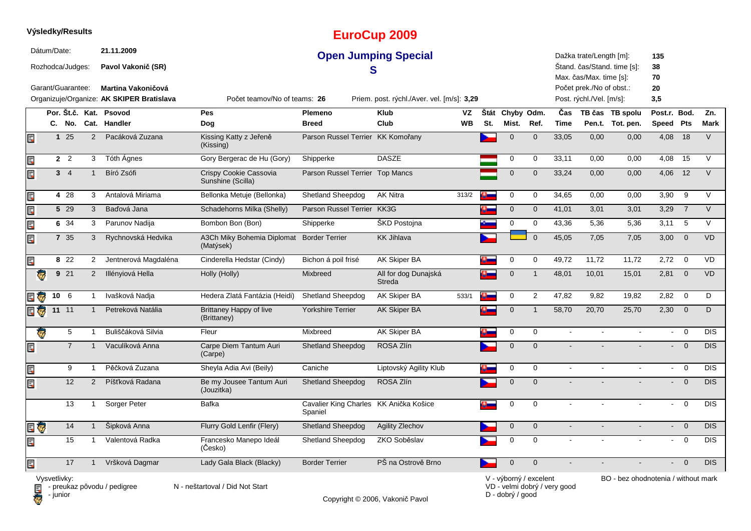**Výsledky/Results**

# EuroCup 2009

## Open Jumping Special

## S

Dátum/Date: **21.11.2009**

Rozhodca/Judges: **Pavol Vakonič (SR)**

Garant/Guarantee: **Martina Vakoničová**

Organizuje/Organize: **AK SKIPER Bratislava**

Počet teamov/No of teams: **26**

Priem. post. rýchl./Aver. vel. [m/s]: **3,29**

Dažka trate/Length [m]: **135**
Štand. čas/Stand. time [s]: **38**
Max. čas/Max. time [s]: **70**
Počet prek./No of obst.: **20**
Post. rýchl./Vel. [m/s]: **3,5**

| Por. C. | Št.č. No. | Kat. Cat. | Psovod Handler | Pes Dog | Plemeno Breed | Klub Club | VZ WB | Štát St. | Chyby Mist. | Odm. Ref. | Čas Time | TB čas Pen.t. | TB spolu Tot. pen. | Post.r. Speed | Bod. Pts | Zn. Mark |
|---|---|---|---|---|---|---|---|---|---|---|---|---|---|---|---|---|
| 1 | 25 | 2 | Pacáková Zuzana | Kissing Katty z Jeřeně (Kissing) | Parson Russel Terrier | KK Komořany | | | 0 | 0 | 33,05 | 0,00 | 0,00 | 4,08 | 18 | V |
| 2 | 2 | 3 | Tóth Ágnes | Gory Bergerac de Hu (Gory) | Shipperke | DASZE | | | 0 | 0 | 33,11 | 0,00 | 0,00 | 4,08 | 15 | V |
| 3 | 4 | 1 | Bíró Zsófi | Crispy Cookie Cassovia Sunshine (Scilla) | Parson Russel Terrier | Top Mancs | | | 0 | 0 | 33,24 | 0,00 | 0,00 | 4,06 | 12 | V |
| 4 | 28 | 3 | Antalová Miriama | Bellonka Metuje (Bellonka) | Shetland Sheepdog | AK Nitra | 313/2 | | 0 | 0 | 34,65 | 0,00 | 0,00 | 3,90 | 9 | V |
| 5 | 29 | 3 | Baďová Jana | Schadehorns Milka (Shelly) | Parson Russel Terrier | KK3G | | | 0 | 0 | 41,01 | 3,01 | 3,01 | 3,29 | 7 | V |
| 6 | 34 | 3 | Parunov Nadija | Bombon Bon (Bon) | Shipperke | ŠKD Postojna | | | 0 | 0 | 43,36 | 5,36 | 5,36 | 3,11 | 5 | V |
| 7 | 35 | 3 | Rychnovská Hedvika | A3Ch Miky Bohemia Diplomat (Matýsek) | Border Terrier | KK Jihlava | | | | 0 | 45,05 | 7,05 | 7,05 | 3,00 | 0 | VD |
| 8 | 22 | 2 | Jentnerová Magdaléna | Cinderella Hedstar (Cindy) | Bichon á poil frisé | AK Skiper BA | | | 0 | 0 | 49,72 | 11,72 | 11,72 | 2,72 | 0 | VD |
| 9 | 21 | 2 | Illényiová Hella | Holly (Holly) | Mixbreed | All for dog Dunajská Streda | | | 0 | 1 | 48,01 | 10,01 | 15,01 | 2,81 | 0 | VD |
| 10 | 6 | 1 | Ivašková Nadja | Hedera Zlatá Fantázia (Heidi) | Shetland Sheepdog | AK Skiper BA | 533/1 | | 0 | 2 | 47,82 | 9,82 | 19,82 | 2,82 | 0 | D |
| 11 | 11 | 1 | Petreková Natália | Brittaney Happy of live (Brittaney) | Yorkshire Terrier | AK Skiper BA | | | 0 | 1 | 58,70 | 20,70 | 25,70 | 2,30 | 0 | D |
| | 5 | 1 | Buliščáková Silvia | Fleur | Mixbreed | AK Skiper BA | | | 0 | 0 | - | - | - | - | 0 | DIS |
| | 7 | 1 | Vaculíková Anna | Carpe Diem Tantum Auri (Carpe) | Shetland Sheepdog | ROSA Zlín | | | 0 | 0 | - | - | - | - | 0 | DIS |
| | 9 | 1 | Pěčková Zuzana | Sheyla Adia Avi (Beily) | Caniche | Liptovský Agility Klub | | | 0 | 0 | - | - | - | - | 0 | DIS |
| | 12 | 2 | Píšťková Radana | Be my Jousee Tantum Auri (Jouzitka) | Shetland Sheepdog | ROSA Zlín | | | 0 | 0 | - | - | - | - | 0 | DIS |
| | 13 | 1 | Sorger Peter | Bafka | Cavalier King Charles Spaniel | KK Anička Košice | | | 0 | 0 | - | - | - | - | 0 | DIS |
| | 14 | 1 | Šipková Anna | Flurry Gold Lenfir (Flery) | Shetland Sheepdog | Agility Zlechov | | | 0 | 0 | - | - | - | - | 0 | DIS |
| | 15 | 1 | Valentová Radka | Francesko Manepo Ideál (Česko) | Shetland Sheepdog | ZKO Soběslav | | | 0 | 0 | - | - | - | - | 0 | DIS |
| | 17 | 1 | Vršková Dagmar | Lady Gala Black (Blacky) | Border Terrier | PŠ na Ostrově Brno | | | 0 | 0 | - | - | - | - | 0 | DIS |

Vysvetlivky:
- preukaz pôvodu / pedigree
- junior

N - neštartoval / Did Not Start

V - výborný / excelent
VD - velmi dobrý / very good
D - dobrý / good

BO - bez ohodnotenia / without mark

Copyright © 2006, Vakonič Pavol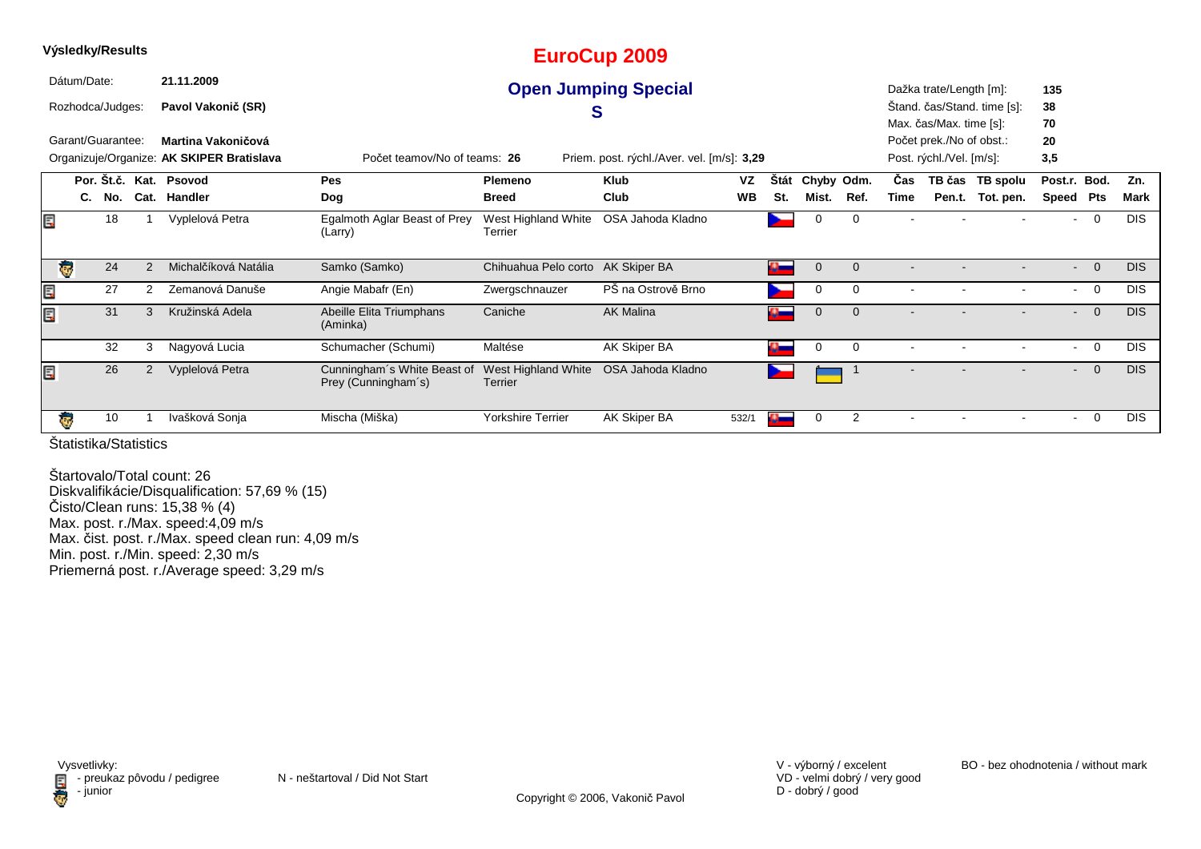**Výsledky/Results**

# EuroCup 2009

## Open Jumping Special S

Dátum/Date: **21.11.2009**

Rozhodca/Judges: **Pavol Vakonič (SR)**

Garant/Guarantee: **Martina Vakoničová**

Organizuje/Organize: **AK SKIPER Bratislava**

Počet teamov/No of teams: **26**

Priem. post. rýchl./Aver. vel. [m/s]: **3,29**

Dažka trate/Length [m]: **135**
Štand. čas/Stand. time [s]: **38**
Max. čas/Max. time [s]: **70**
Počet prek./No of obst.: **20**
Post. rýchl./Vel. [m/s]: **3,5**

| | Por. C. | Št.č. No. | Kat. Cat. | Psovod Handler | Pes Dog | Plemeno Breed | Klub Club | VZ WB | Štát St. | Chyby Mist. | Odm. Ref. | Čas Time | TB čas Pen.t. | TB spolu Tot. pen. | Post.r. Speed | Bod. Pts | Zn. Mark |
|---|---|---|---|---|---|---|---|---|---|---|---|---|---|---|---|---|---|
| preukaz | | 18 | 1 | Vyplelová Petra | Egalmoth Aglar Beast of Prey (Larry) | West Highland White Terrier | OSA Jahoda Kladno | | CZ | 0 | 0 | - | - | - | - | 0 | DIS |
| junior | | 24 | 2 | Michalčíková Natália | Samko (Samko) | Chihuahua Pelo corto | AK Skiper BA | | SK | 0 | 0 | - | - | - | - | 0 | DIS |
| preukaz | | 27 | 2 | Zemanová Danuše | Angie Mabafr (En) | Zwergschnauzer | PŠ na Ostrově Brno | | CZ | 0 | 0 | - | - | - | - | 0 | DIS |
| preukaz | | 31 | 3 | Kružinská Adela | Abeille Elita Triumphans (Aminka) | Caniche | AK Malina | | SK | 0 | 0 | - | - | - | - | 0 | DIS |
| | | 32 | 3 | Nagyová Lucia | Schumacher (Schumi) | Maltése | AK Skiper BA | | SK | 0 | 0 | - | - | - | - | 0 | DIS |
| preukaz | | 26 | 2 | Vyplelová Petra | Cunningham´s White Beast of Prey (Cunningham´s) | West Highland White Terrier | OSA Jahoda Kladno | | CZ | | 1 | - | - | - | - | 0 | DIS |
| junior | | 10 | 1 | Ivašková Sonja | Mischa (Miška) | Yorkshire Terrier | AK Skiper BA | 532/1 | SK | 0 | 2 | - | - | - | - | 0 | DIS |

Štatistika/Statistics

Štartovalo/Total count: 26
Diskvalifikácie/Disqualification: 57,69 % (15)
Čisto/Clean runs: 15,38 % (4)
Max. post. r./Max. speed:4,09 m/s
Max. čist. post. r./Max. speed clean run: 4,09 m/s
Min. post. r./Min. speed: 2,30 m/s
Priemerná post. r./Average speed: 3,29 m/s

Vysvetlivky:
- preukaz pôvodu / pedigree
- junior

N - neštartoval / Did Not Start

V - výborný / excelent
VD - velmi dobrý / very good
D - dobrý / good

BO - bez ohodnotenia / without mark

Copyright © 2006, Vakonič Pavol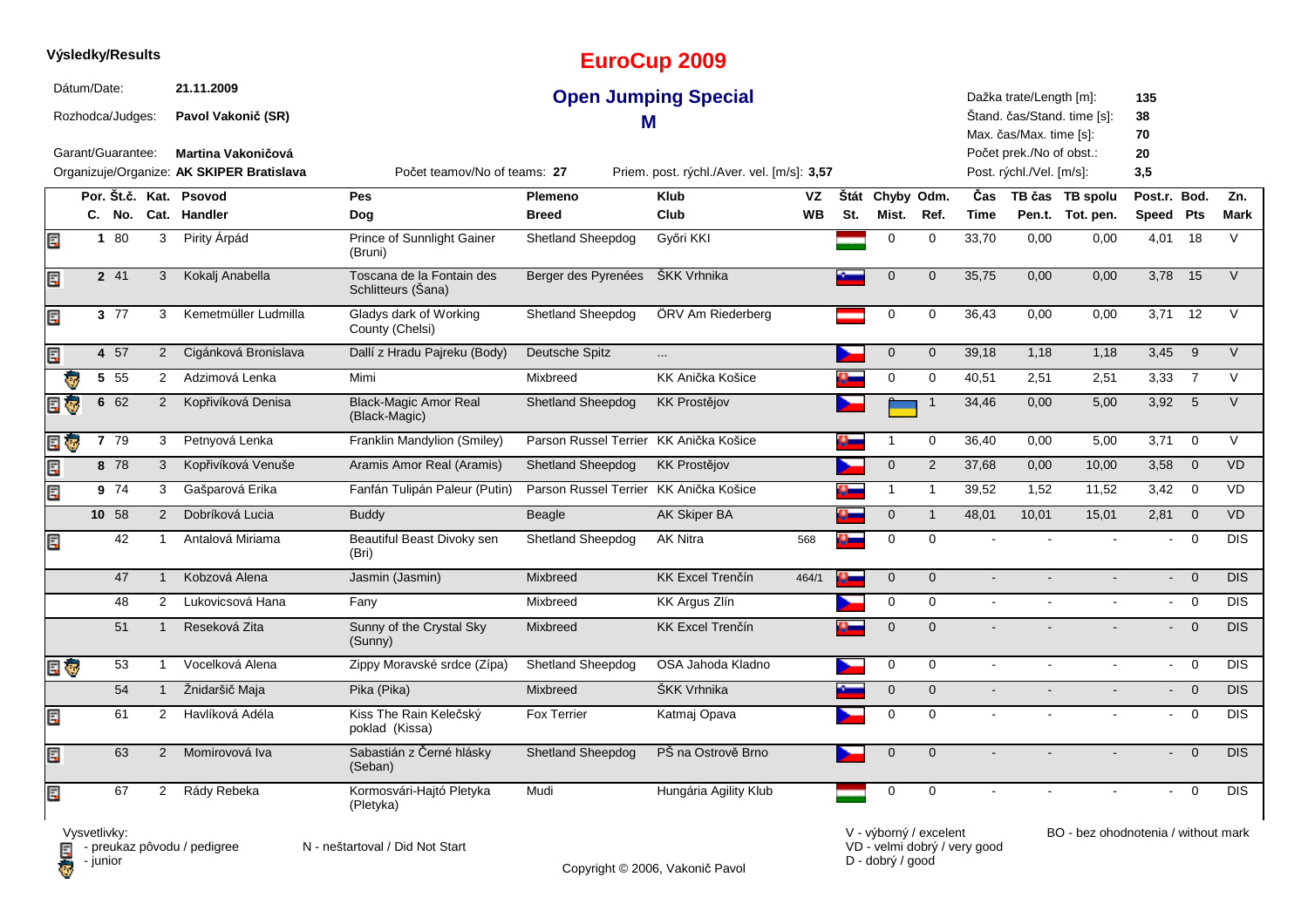**Výsledky/Results**

# EuroCup 2009

## Open Jumping Special

## M

| | | | |
|---|---|---|---|
| Dátum/Date: | 21.11.2009 | Dažka trate/Length [m]: | 135 |
| Rozhodca/Judges: | Pavol Vakonič (SR) | Štand. čas/Stand. time [s]: | 38 |
| Garant/Guarantee: | Martina Vakoničová | Max. čas/Max. time [s]: | 70 |
| Organizuje/Organize: | AK SKIPER Bratislava | Počet prek./No of obst.: | 20 |
| Počet teamov/No of teams: | 27 | Post. rýchl./Vel. [m/s]: | 3,5 |
| Priem. post. rýchl./Aver. vel. [m/s]: | 3,57 | | |

| | Por. C. | Št.č. No. | Kat. Cat. | Psovod Handler | Pes Dog | Plemeno Breed | Klub Club | VZ WB | Štát St. | Chyby Mist. | Odm. Ref. | Čas Time | TB čas Pen.t. | TB spolu Tot. pen. | Post.r. Speed | Bod. Pts | Zn. Mark |
|---|---|---|---|---|---|---|---|---|---|---|---|---|---|---|---|---|---|
| | 1 | 80 | 3 | Pirity Árpád | Prince of Sunnlight Gainer (Bruni) | Shetland Sheepdog | Győri KKI | | | 0 | 0 | 33,70 | 0,00 | 0,00 | 4,01 | 18 | V |
| | 2 | 41 | 3 | Kokalj Anabella | Toscana de la Fontain des Schlitteurs (Šana) | Berger des Pyrenées | ŠKK Vrhnika | | | 0 | 0 | 35,75 | 0,00 | 0,00 | 3,78 | 15 | V |
| | 3 | 77 | 3 | Kemetmüller Ludmilla | Gladys dark of Working County (Chelsi) | Shetland Sheepdog | ÖRV Am Riederberg | | | 0 | 0 | 36,43 | 0,00 | 0,00 | 3,71 | 12 | V |
| | 4 | 57 | 2 | Cigánková Bronislava | Dallí z Hradu Pajreku (Body) | Deutsche Spitz | ... | | | 0 | 0 | 39,18 | 1,18 | 1,18 | 3,45 | 9 | V |
| junior | 5 | 55 | 2 | Adzimová Lenka | Mimi | Mixbreed | KK Anička Košice | | | 0 | 0 | 40,51 | 2,51 | 2,51 | 3,33 | 7 | V |
| junior | 6 | 62 | 2 | Kopřivíková Denisa | Black-Magic Amor Real (Black-Magic) | Shetland Sheepdog | KK Prostějov | | | | 1 | 34,46 | 0,00 | 5,00 | 3,92 | 5 | V |
| junior | 7 | 79 | 3 | Petnyová Lenka | Franklin Mandylion (Smiley) | Parson Russel Terrier | KK Anička Košice | | | 1 | 0 | 36,40 | 0,00 | 5,00 | 3,71 | 0 | V |
| | 8 | 78 | 3 | Kopřivíková Venuše | Aramis Amor Real (Aramis) | Shetland Sheepdog | KK Prostějov | | | 0 | 2 | 37,68 | 0,00 | 10,00 | 3,58 | 0 | VD |
| | 9 | 74 | 3 | Gašparová Erika | Fanfán Tulipán Paleur (Putin) | Parson Russel Terrier | KK Anička Košice | | | 1 | 1 | 39,52 | 1,52 | 11,52 | 3,42 | 0 | VD |
| | 10 | 58 | 2 | Dobríková Lucia | Buddy | Beagle | AK Skiper BA | | | 0 | 1 | 48,01 | 10,01 | 15,01 | 2,81 | 0 | VD |
| | | 42 | 1 | Antalová Miriama | Beautiful Beast Divoky sen (Bri) | Shetland Sheepdog | AK Nitra | 568 | | 0 | 0 | - | - | - | - | 0 | DIS |
| | | 47 | 1 | Kobzová Alena | Jasmin (Jasmin) | Mixbreed | KK Excel Trenčín | 464/1 | | 0 | 0 | - | - | - | - | 0 | DIS |
| | | 48 | 2 | Lukovicsová Hana | Fany | Mixbreed | KK Argus Zlín | | | 0 | 0 | - | - | - | - | 0 | DIS |
| | | 51 | 1 | Reseková Zita | Sunny of the Crystal Sky (Sunny) | Mixbreed | KK Excel Trenčín | | | 0 | 0 | - | - | - | - | 0 | DIS |
| junior | | 53 | 1 | Vocelková Alena | Zippy Moravské srdce (Zípa) | Shetland Sheepdog | OSA Jahoda Kladno | | | 0 | 0 | - | - | - | - | 0 | DIS |
| | | 54 | 1 | Žnidaršič Maja | Pika (Pika) | Mixbreed | ŠKK Vrhnika | | | 0 | 0 | - | - | - | - | 0 | DIS |
| | | 61 | 2 | Havlíková Adéla | Kiss The Rain Kelečský poklad (Kissa) | Fox Terrier | Katmaj Opava | | | 0 | 0 | - | - | - | - | 0 | DIS |
| | | 63 | 2 | Momirovová Iva | Sabastián z Černé hlásky (Seban) | Shetland Sheepdog | PŠ na Ostrově Brno | | | 0 | 0 | - | - | - | - | 0 | DIS |
| | | 67 | 2 | Rády Rebeka | Kormosvári-Hajtó Pletyka (Pletyka) | Mudi | Hungária Agility Klub | | | 0 | 0 | - | - | - | - | 0 | DIS |

Vysvetlivky:
- preukaz pôvodu / pedigree
- junior

N - neštartoval / Did Not Start

V - výborný / excelent
VD - velmi dobrý / very good
D - dobrý / good

BO - bez ohodnotenia / without mark

Copyright © 2006, Vakonič Pavol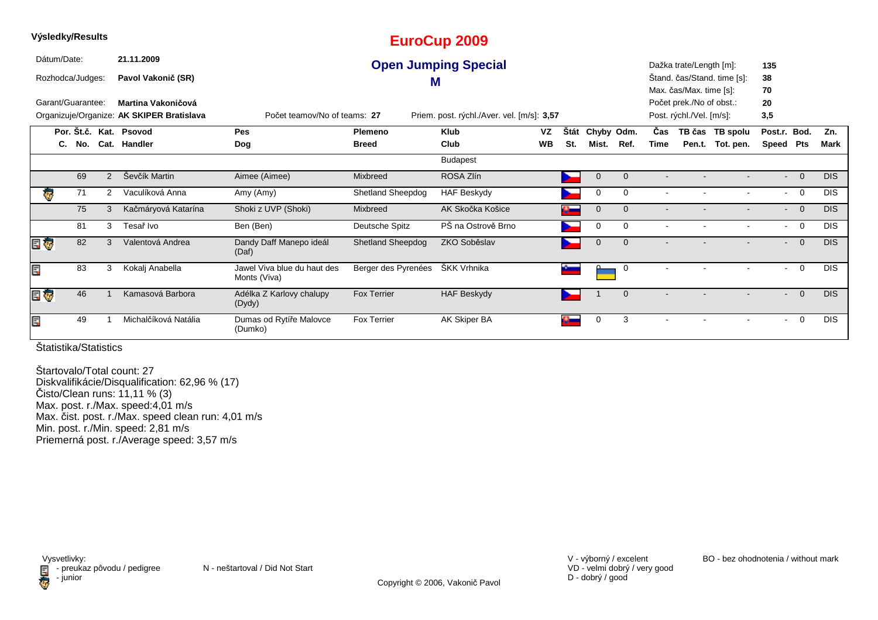**Výsledky/Results**

# EuroCup 2009

## Open Jumping Special

## M

Dátum/Date: **21.11.2009**

Rozhodca/Judges: **Pavol Vakonič (SR)**

Garant/Guarantee: **Martina Vakoničová**

Organizuje/Organize: **AK SKIPER Bratislava**

Počet teamov/No of teams: **27**

Priem. post. rýchl./Aver. vel. [m/s]: **3,57**

Dažka trate/Length [m]: **135**
Štand. čas/Stand. time [s]: **38**
Max. čas/Max. time [s]: **70**
Počet prek./No of obst.: **20**
Post. rýchl./Vel. [m/s]: **3,5**

| Por. C. | Št.č. No. | Kat. Cat. | Psovod Handler | Pes Dog | Plemeno Breed | Klub Club | VZ WB | Štát St. | Chyby Mist. | Odm. Ref. | Čas Time | TB čas Pen.t. | TB spolu Tot. pen. | Post.r. Speed | Bod. Pts | Zn. Mark |
|---|---|---|---|---|---|---|---|---|---|---|---|---|---|---|---|---|
| | | | | | | Budapest | | | | | | | | | | |
| | 69 | 2 | Ševčík Martin | Aimee (Aimee) | Mixbreed | ROSA Zlín | | | 0 | 0 | - | - | - | - | 0 | DIS |
| | 71 | 2 | Vaculíková Anna | Amy (Amy) | Shetland Sheepdog | HAF Beskydy | | | 0 | 0 | - | - | - | - | 0 | DIS |
| | 75 | 3 | Kačmáryová Katarína | Shoki z UVP (Shoki) | Mixbreed | AK Skočka Košice | | | 0 | 0 | - | - | - | - | 0 | DIS |
| | 81 | 3 | Tesař Ivo | Ben (Ben) | Deutsche Spitz | PŠ na Ostrově Brno | | | 0 | 0 | - | - | - | - | 0 | DIS |
| | 82 | 3 | Valentová Andrea | Dandy Daff Manepo ideál (Daf) | Shetland Sheepdog | ZKO Soběslav | | | 0 | 0 | - | - | - | - | 0 | DIS |
| | 83 | 3 | Kokalj Anabella | Jawel Viva blue du haut des Monts (Viva) | Berger des Pyrenées | ŠKK Vrhnika | | | 0 | 0 | - | - | - | - | 0 | DIS |
| | 46 | 1 | Kamasová Barbora | Adélka Z Karlovy chalupy (Dydy) | Fox Terrier | HAF Beskydy | | | 1 | 0 | - | - | - | - | 0 | DIS |
| | 49 | 1 | Michalčíková Natália | Dumas od Rytíře Malovce (Dumko) | Fox Terrier | AK Skiper BA | | | 0 | 3 | - | - | - | - | 0 | DIS |

Štatistika/Statistics

Štartovalo/Total count: 27
Diskvalifikácie/Disqualification: 62,96 % (17)
Čisto/Clean runs: 11,11 % (3)
Max. post. r./Max. speed:4,01 m/s
Max. čist. post. r./Max. speed clean run: 4,01 m/s
Min. post. r./Min. speed: 2,81 m/s
Priemerná post. r./Average speed: 3,57 m/s

Vysvetlivky:
- preukaz pôvodu / pedigree
- junior

N - neštartoval / Did Not Start

V - výborný / excelent
VD - velmi dobrý / very good
D - dobrý / good

BO - bez ohodnotenia / without mark

Copyright © 2006, Vakonič Pavol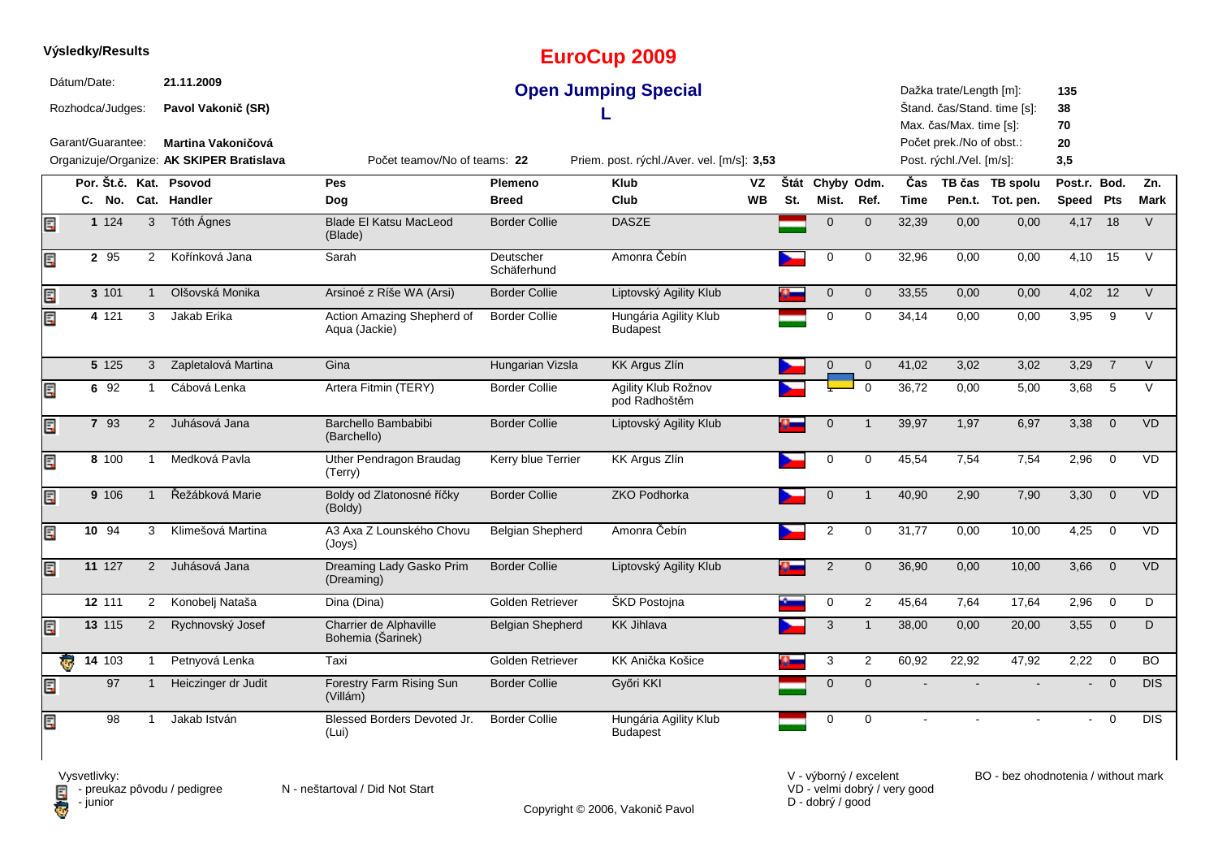**Výsledky/Results**

# EuroCup 2009

## Open Jumping Special

## L

Dátum/Date: **21.11.2009**

Rozhodca/Judges: **Pavol Vakonič (SR)**

Garant/Guarantee: **Martina Vakoničová**

Organizuje/Organize: **AK SKIPER Bratislava**

Počet teamov/No of teams: **22**

Priem. post. rýchl./Aver. vel. [m/s]: **3,53**

Dažka trate/Length [m]: **135**

Štand. čas/Stand. time [s]: **38**

Max. čas/Max. time [s]: **70**

Počet prek./No of obst.: **20**

Post. rýchl./Vel. [m/s]: **3,5**

| Por. C. | Št.č. No. | Kat. Cat. | Psovod Handler | Pes Dog | Plemeno Breed | Klub Club | VZ WB | Štát St. | Chyby Mist. | Odm. Ref. | Čas Time | TB čas Pen.t. | TB spolu Tot. pen. | Post.r. Speed | Bod. Pts | Zn. Mark |
|---|---|---|---|---|---|---|---|---|---|---|---|---|---|---|---|---|
| 1 | 124 | 3 | Tóth Ágnes | Blade El Katsu MacLeod (Blade) | Border Collie | DASZE | | | 0 | 0 | 32,39 | 0,00 | 0,00 | 4,17 | 18 | V |
| 2 | 95 | 2 | Kořínková Jana | Sarah | Deutscher Schäferhund | Amonra Čebín | | | 0 | 0 | 32,96 | 0,00 | 0,00 | 4,10 | 15 | V |
| 3 | 101 | 1 | Olšovská Monika | Arsinoé z Ríše WA (Arsi) | Border Collie | Liptovský Agility Klub | | | 0 | 0 | 33,55 | 0,00 | 0,00 | 4,02 | 12 | V |
| 4 | 121 | 3 | Jakab Erika | Action Amazing Shepherd of Aqua (Jackie) | Border Collie | Hungária Agility Klub Budapest | | | 0 | 0 | 34,14 | 0,00 | 0,00 | 3,95 | 9 | V |
| 5 | 125 | 3 | Zapletalová Martina | Gina | Hungarian Vizsla | KK Argus Zlín | | | 0 | 0 | 41,02 | 3,02 | 3,02 | 3,29 | 7 | V |
| 6 | 92 | 1 | Cábová Lenka | Artera Fitmin (TERY) | Border Collie | Agility Klub Rožnov pod Radhoštěm | | | 1 | 0 | 36,72 | 0,00 | 5,00 | 3,68 | 5 | V |
| 7 | 93 | 2 | Juhásová Jana | Barchello Bambabibi (Barchello) | Border Collie | Liptovský Agility Klub | | | 0 | 1 | 39,97 | 1,97 | 6,97 | 3,38 | 0 | VD |
| 8 | 100 | 1 | Medková Pavla | Uther Pendragon Braudag (Terry) | Kerry blue Terrier | KK Argus Zlín | | | 0 | 0 | 45,54 | 7,54 | 7,54 | 2,96 | 0 | VD |
| 9 | 106 | 1 | Řežábková Marie | Boldy od Zlatonosné říčky (Boldy) | Border Collie | ZKO Podhorka | | | 0 | 1 | 40,90 | 2,90 | 7,90 | 3,30 | 0 | VD |
| 10 | 94 | 3 | Klimešová Martina | A3 Axa Z Lounského Chovu (Joys) | Belgian Shepherd | Amonra Čebín | | | 2 | 0 | 31,77 | 0,00 | 10,00 | 4,25 | 0 | VD |
| 11 | 127 | 2 | Juhásová Jana | Dreaming Lady Gasko Prim (Dreaming) | Border Collie | Liptovský Agility Klub | | | 2 | 0 | 36,90 | 0,00 | 10,00 | 3,66 | 0 | VD |
| 12 | 111 | 2 | Konobelj Nataša | Dina (Dina) | Golden Retriever | ŠKD Postojna | | | 0 | 2 | 45,64 | 7,64 | 17,64 | 2,96 | 0 | D |
| 13 | 115 | 2 | Rychnovský Josef | Charrier de Alphaville Bohemia (Šarinek) | Belgian Shepherd | KK Jihlava | | | 3 | 1 | 38,00 | 0,00 | 20,00 | 3,55 | 0 | D |
| 14 | 103 | 1 | Petnyová Lenka | Taxi | Golden Retriever | KK Anička Košice | | | 3 | 2 | 60,92 | 22,92 | 47,92 | 2,22 | 0 | BO |
| | 97 | 1 | Heiczinger dr Judit | Forestry Farm Rising Sun (Villám) | Border Collie | Győri KKI | | | 0 | 0 | - | - | - | - | 0 | DIS |
| | 98 | 1 | Jakab István | Blessed Borders Devoted Jr. (Lui) | Border Collie | Hungária Agility Klub Budapest | | | 0 | 0 | - | - | - | - | 0 | DIS |

Vysvetlivky:
- preukaz pôvodu / pedigree
- junior

N - neštartoval / Did Not Start

V - výborný / excelent
VD - velmi dobrý / very good
D - dobrý / good

BO - bez ohodnotenia / without mark

Copyright © 2006, Vakonič Pavol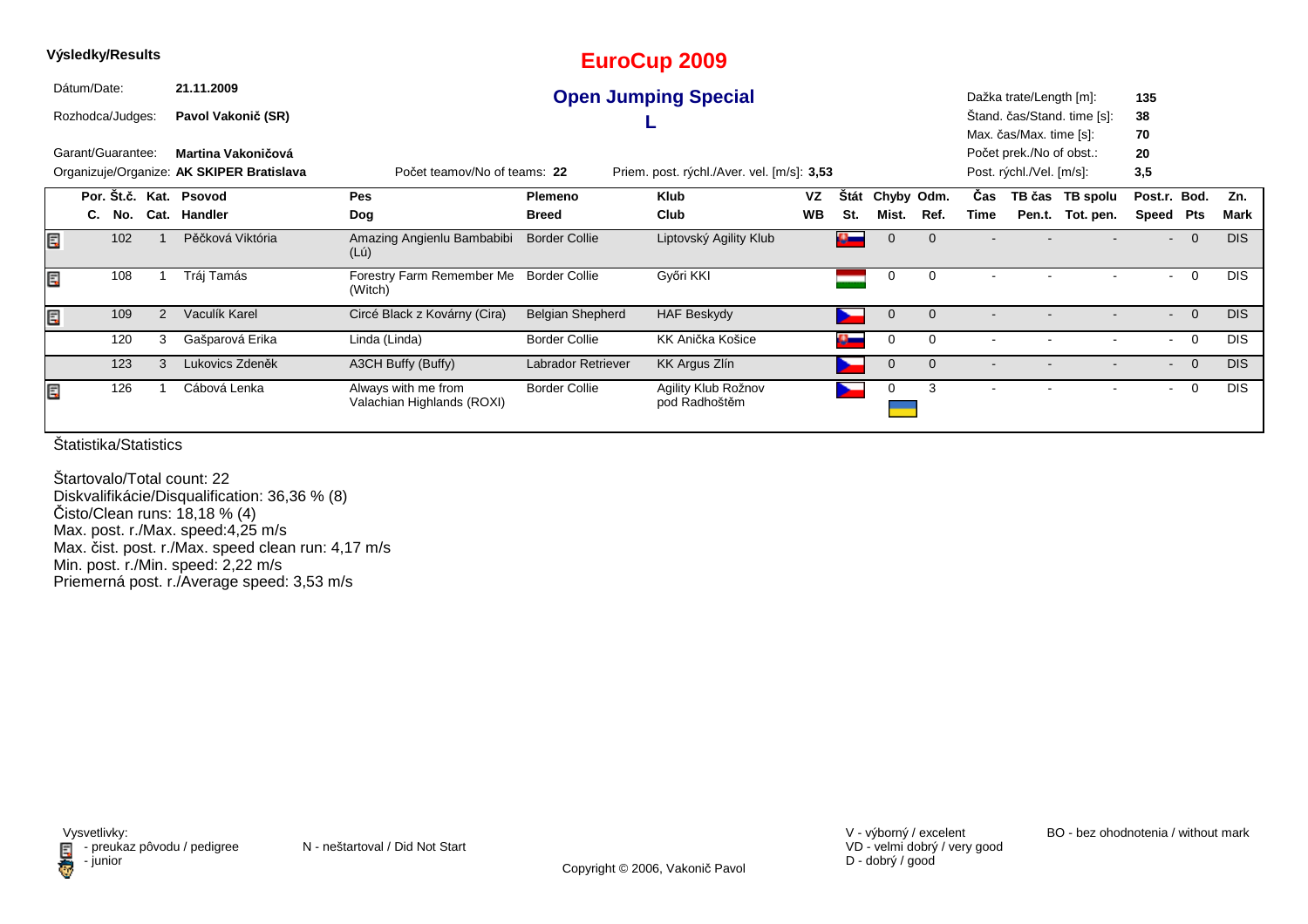**Výsledky/Results**

# EuroCup 2009

## Open Jumping Special

## L

Dátum/Date: **21.11.2009**

Rozhodca/Judges: **Pavol Vakonič (SR)**

Garant/Guarantee: **Martina Vakoničová**

Organizuje/Organize: **AK SKIPER Bratislava**

Počet teamov/No of teams: **22**

Priem. post. rýchl./Aver. vel. [m/s]: **3,53**

Dažka trate/Length [m]: **135**
Štand. čas/Stand. time [s]: **38**
Max. čas/Max. time [s]: **70**
Počet prek./No of obst.: **20**
Post. rýchl./Vel. [m/s]: **3,5**

| | Por. Št.č. C. No. | Kat. Cat. | Psovod Handler | Pes Dog | Plemeno Breed | Klub Club | VZ WB | Štát St. | Chyby Mist. | Odm. Ref. | Čas Time | TB čas Pen.t. | TB spolu Tot. pen. | Post.r. Speed | Bod. Pts | Zn. Mark |
|---|---|---|---|---|---|---|---|---|---|---|---|---|---|---|---|---|
| 🗎 | 102 | 1 | Pěčková Viktória | Amazing Angienlu Bambabibi (Lú) | Border Collie | Liptovský Agility Klub | | SVK | 0 | 0 | - | - | - | - | 0 | DIS |
| 🗎 | 108 | 1 | Tráj Tamás | Forestry Farm Remember Me (Witch) | Border Collie | Győri KKI | | HUN | 0 | 0 | - | - | - | - | 0 | DIS |
| 🗎 | 109 | 2 | Vaculík Karel | Circé Black z Kovárny (Cira) | Belgian Shepherd | HAF Beskydy | | CZE | 0 | 0 | - | - | - | - | 0 | DIS |
| | 120 | 3 | Gašparová Erika | Linda (Linda) | Border Collie | KK Anička Košice | | SVK | 0 | 0 | - | - | - | - | 0 | DIS |
| | 123 | 3 | Lukovics Zdeněk | A3CH Buffy (Buffy) | Labrador Retriever | KK Argus Zlín | | CZE | 0 | 0 | - | - | - | - | 0 | DIS |
| 🗎 | 126 | 1 | Cábová Lenka | Always with me from Valachian Highlands (ROXI) | Border Collie | Agility Klub Rožnov pod Radhoštěm | | CZE / UKR | 0 | 3 | - | - | - | - | 0 | DIS |

Štatistika/Statistics

Štartovalo/Total count: 22
Diskvalifikácie/Disqualification: 36,36 % (8)
Čisto/Clean runs: 18,18 % (4)
Max. post. r./Max. speed:4,25 m/s
Max. čist. post. r./Max. speed clean run: 4,17 m/s
Min. post. r./Min. speed: 2,22 m/s
Priemerná post. r./Average speed: 3,53 m/s

Vysvetlivky:
- preukaz pôvodu / pedigree
- junior

N - neštartoval / Did Not Start

V - výborný / excelent
VD - velmi dobrý / very good
D - dobrý / good

BO - bez ohodnotenia / without mark

Copyright © 2006, Vakonič Pavol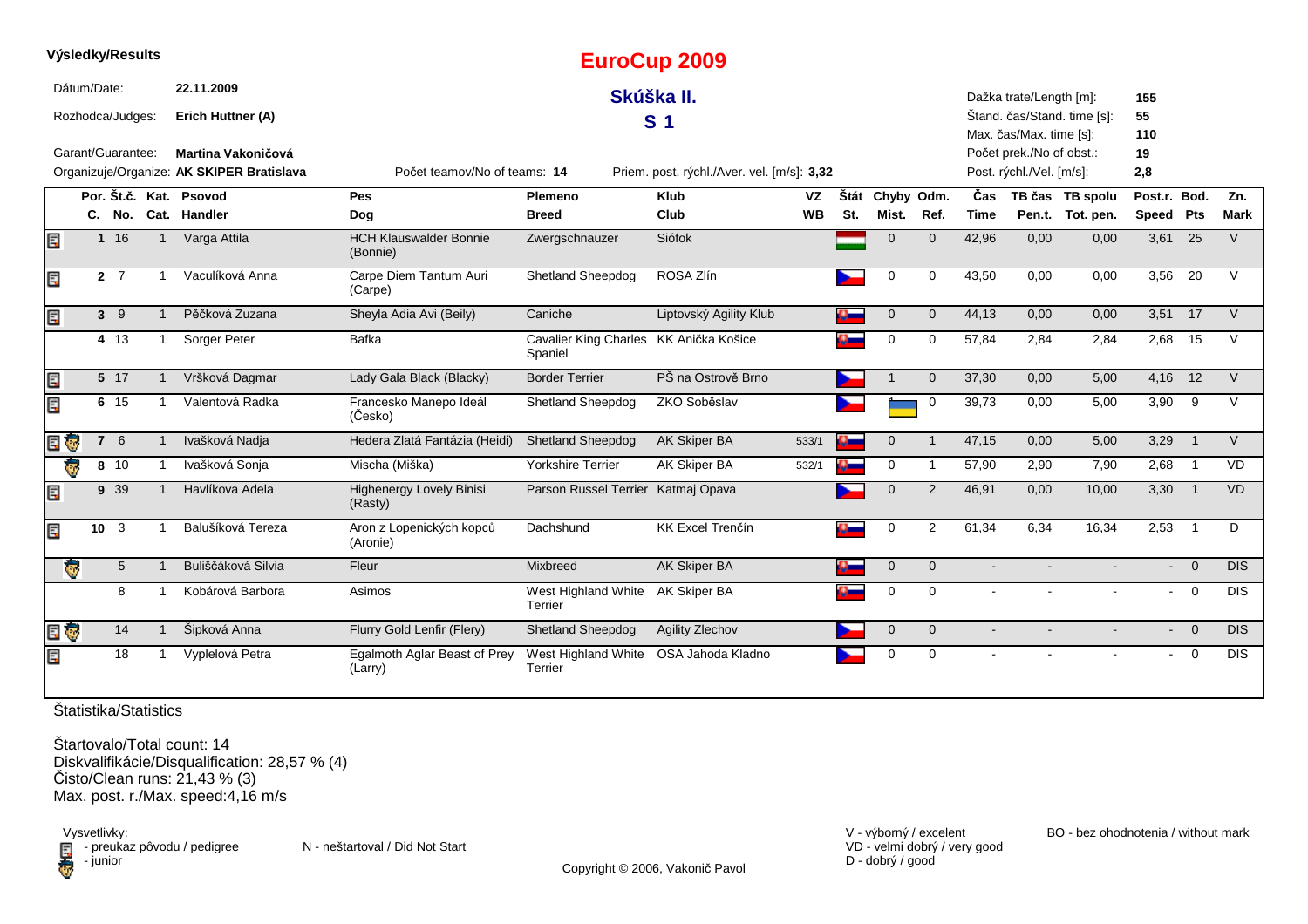**Výsledky/Results**

# EuroCup 2009

## Skúška II.

## S 1

Dátum/Date: **22.11.2009**

Rozhodca/Judges: **Erich Huttner (A)**

Garant/Guarantee: **Martina Vakoničová**

Organizuje/Organize: **AK SKIPER Bratislava**

Počet teamov/No of teams: **14**

Priem. post. rýchl./Aver. vel. [m/s]: **3,32**

Dažka trate/Length [m]: **155**
Štand. čas/Stand. time [s]: **55**
Max. čas/Max. time [s]: **110**
Počet prek./No of obst.: **19**
Post. rýchl./Vel. [m/s]: **2,8**

| | Por. Č. | Št.č. No. | Kat. Cat. | Psovod Handler | Pes Dog | Plemeno Breed | Klub Club | VZ WB | Štát St. | Chyby Mist. | Odm. Ref. | Čas Time | TB čas Pen.t. | TB spolu Tot. pen. | Post.r. Speed | Bod. Pts | Zn. Mark |
|---|---|---|---|---|---|---|---|---|---|---|---|---|---|---|---|---|---|
| pedigree | 1 | 16 | 1 | Varga Attila | HCH Klauswalder Bonnie (Bonnie) | Zwergschnauzer | Siófok | | HU | 0 | 0 | 42,96 | 0,00 | 0,00 | 3,61 | 25 | V |
| pedigree | 2 | 7 | 1 | Vaculíková Anna | Carpe Diem Tantum Auri (Carpe) | Shetland Sheepdog | ROSA Zlín | | CZ | 0 | 0 | 43,50 | 0,00 | 0,00 | 3,56 | 20 | V |
| pedigree | 3 | 9 | 1 | Pěčková Zuzana | Sheyla Adia Avi (Beily) | Caniche | Liptovský Agility Klub | | SK | 0 | 0 | 44,13 | 0,00 | 0,00 | 3,51 | 17 | V |
| | 4 | 13 | 1 | Sorger Peter | Bafka | Cavalier King Charles Spaniel | KK Anička Košice | | SK | 0 | 0 | 57,84 | 2,84 | 2,84 | 2,68 | 15 | V |
| pedigree | 5 | 17 | 1 | Vršková Dagmar | Lady Gala Black (Blacky) | Border Terrier | PŠ na Ostrově Brno | | CZ | 1 | 0 | 37,30 | 0,00 | 5,00 | 4,16 | 12 | V |
| pedigree | 6 | 15 | 1 | Valentová Radka | Francesko Manepo Ideál (Česko) | Shetland Sheepdog | ZKO Soběslav | | CZ | UA | 0 | 39,73 | 0,00 | 5,00 | 3,90 | 9 | V |
| pedigree, junior | 7 | 6 | 1 | Ivašková Nadja | Hedera Zlatá Fantázia (Heidi) | Shetland Sheepdog | AK Skiper BA | 533/1 | SK | 0 | 1 | 47,15 | 0,00 | 5,00 | 3,29 | 1 | V |
| junior | 8 | 10 | 1 | Ivašková Sonja | Mischa (Miška) | Yorkshire Terrier | AK Skiper BA | 532/1 | SK | 0 | 1 | 57,90 | 2,90 | 7,90 | 2,68 | 1 | VD |
| pedigree | 9 | 39 | 1 | Havlíkova Adela | Highenergy Lovely Binisi (Rasty) | Parson Russel Terrier | Katmaj Opava | | CZ | 0 | 2 | 46,91 | 0,00 | 10,00 | 3,30 | 1 | VD |
| pedigree | 10 | 3 | 1 | Balušíková Tereza | Aron z Lopenických kopců (Aronie) | Dachshund | KK Excel Trenčín | | SK | 0 | 2 | 61,34 | 6,34 | 16,34 | 2,53 | 1 | D |
| junior | | 5 | 1 | Buliščáková Silvia | Fleur | Mixbreed | AK Skiper BA | | SK | 0 | 0 | - | - | - | - | 0 | DIS |
| | | 8 | 1 | Kobárová Barbora | Asimos | West Highland White Terrier | AK Skiper BA | | SK | 0 | 0 | - | - | - | - | 0 | DIS |
| pedigree, junior | | 14 | 1 | Šipková Anna | Flurry Gold Lenfir (Flery) | Shetland Sheepdog | Agility Zlechov | | CZ | 0 | 0 | - | - | - | - | 0 | DIS |
| pedigree | | 18 | 1 | Vyplelová Petra | Egalmoth Aglar Beast of Prey (Larry) | West Highland White Terrier | OSA Jahoda Kladno | | CZ | 0 | 0 | - | - | - | - | 0 | DIS |

Štatistika/Statistics

Štartovalo/Total count: 14
Diskvalifikácie/Disqualification: 28,57 % (4)
Čisto/Clean runs: 21,43 % (3)
Max. post. r./Max. speed:4,16 m/s

Vysvetlivky:
- preukaz pôvodu / pedigree
- junior

N - neštartoval / Did Not Start

V - výborný / excelent
VD - velmi dobrý / very good
D - dobrý / good

BO - bez ohodnotenia / without mark

Copyright © 2006, Vakonič Pavol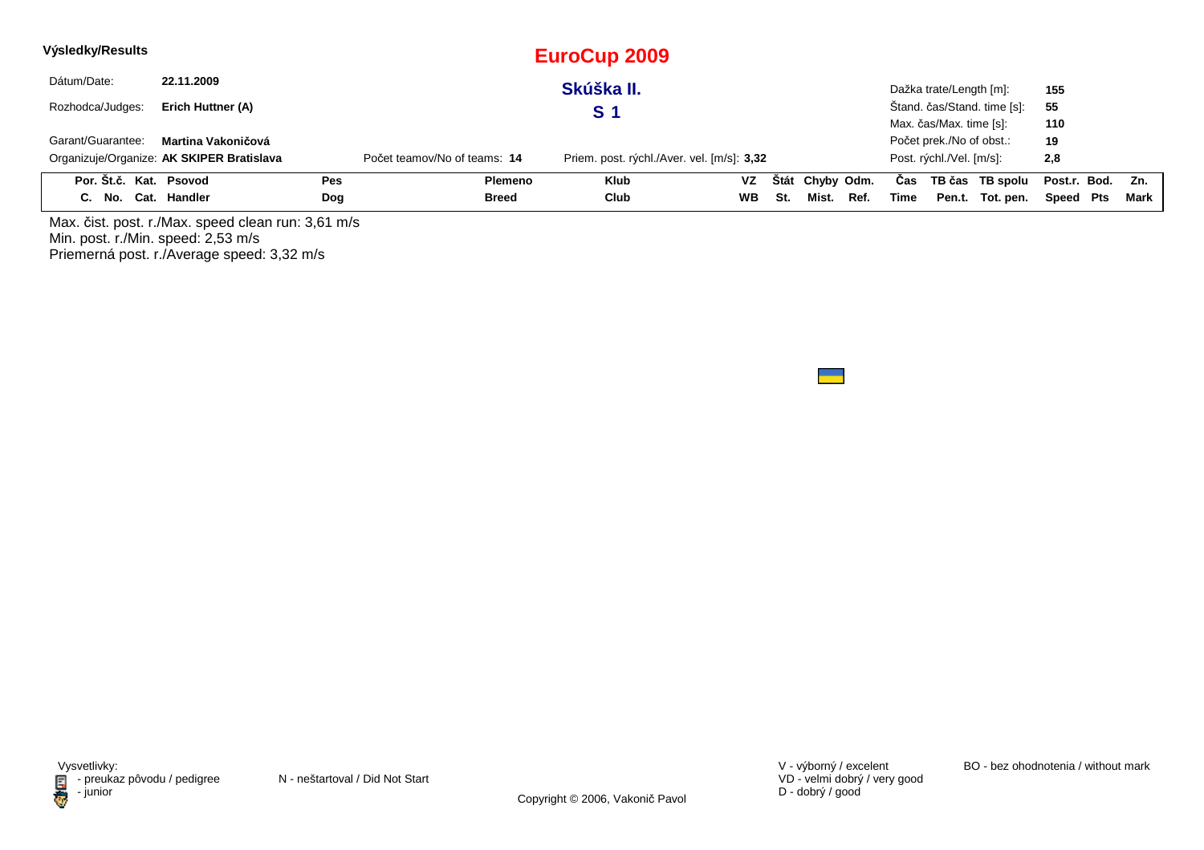**Výsledky/Results**

# EuroCup 2009

## Skúška II.

## S 1

Dátum/Date: **22.11.2009**

Rozhodca/Judges: **Erich Huttner (A)**

Garant/Guarantee: **Martina Vakoničová**

Organizuje/Organize: **AK SKIPER Bratislava**

Počet teamov/No of teams: **14**

Priem. post. rýchl./Aver. vel. [m/s]: **3,32**

Dažka trate/Length [m]: **155**

Štand. čas/Stand. time [s]: **55**

Max. čas/Max. time [s]: **110**

Počet prek./No of obst.: **19**

Post. rýchl./Vel. [m/s]: **2,8**

| Por. C. | Št.č. No. | Kat. Cat. | Psovod Handler | Pes Dog | Plemeno Breed | Klub Club | VZ WB | Štát St. | Chyby Mist. | Odm. Ref. | Čas Time | TB čas Pen.t. | TB spolu Tot. pen. | Post.r. Speed | Bod. Pts | Zn. Mark |
|---|---|---|---|---|---|---|---|---|---|---|---|---|---|---|---|---|

Max. čist. post. r./Max. speed clean run: 3,61 m/s
Min. post. r./Min. speed: 2,53 m/s
Priemerná post. r./Average speed: 3,32 m/s

Vysvetlivky:
- preukaz pôvodu / pedigree
- junior

N - neštartoval / Did Not Start

V - výborný / excelent
VD - velmi dobrý / very good
D - dobrý / good

BO - bez ohodnotenia / without mark

Copyright © 2006, Vakonič Pavol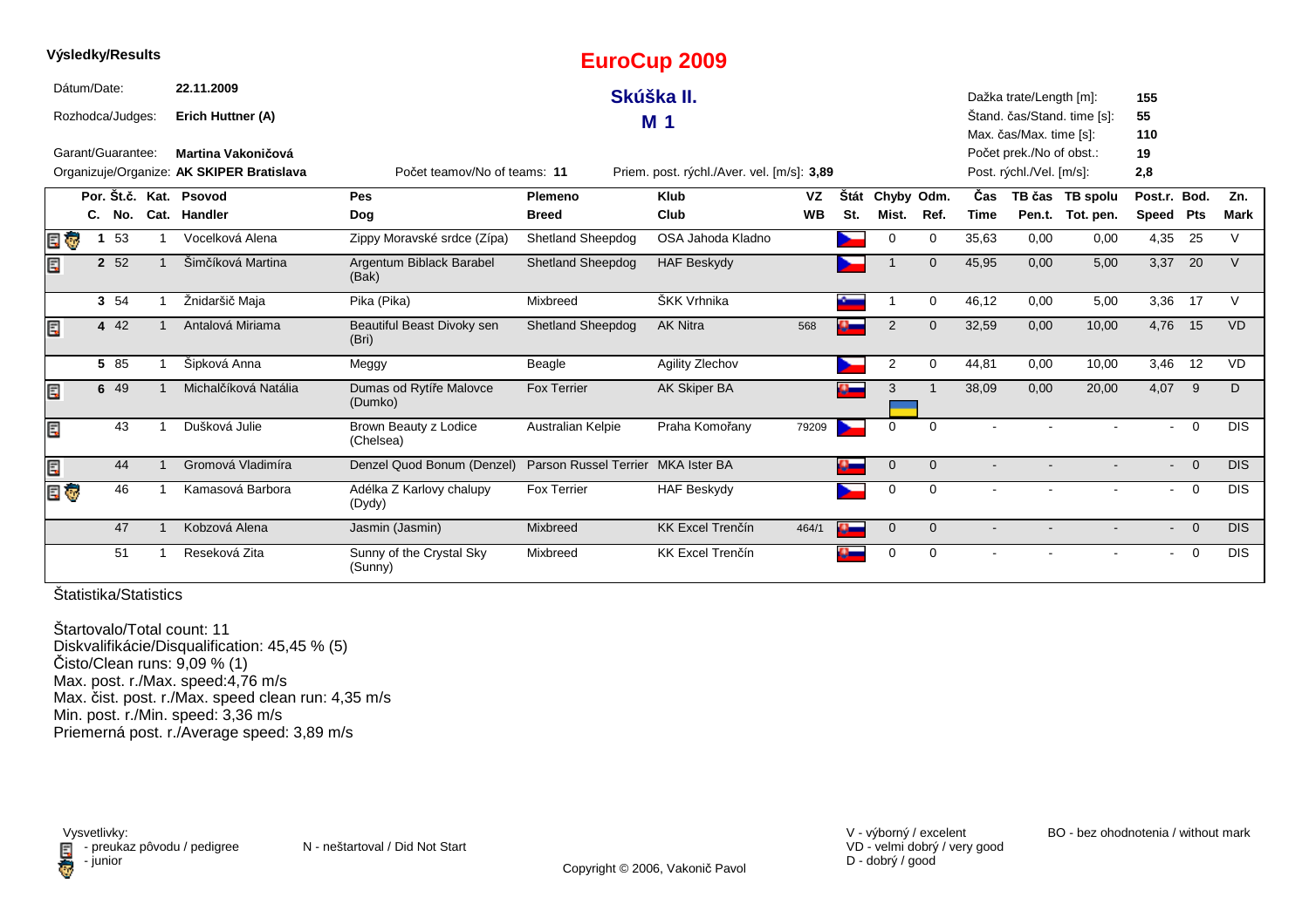**Výsledky/Results**

# EuroCup 2009

## Skúška II.

## M 1

Dátum/Date: **22.11.2009**

Rozhodca/Judges: **Erich Huttner (A)**

Garant/Guarantee: **Martina Vakoničová**

Organizuje/Organize: **AK SKIPER Bratislava**

Počet teamov/No of teams: **11**

Priem. post. rýchl./Aver. vel. [m/s]: **3,89**

Dažka trate/Length [m]: **155**
Štand. čas/Stand. time [s]: **55**
Max. čas/Max. time [s]: **110**
Počet prek./No of obst.: **19**
Post. rýchl./Vel. [m/s]: **2,8**

| | Por. C. | Št.č. No. | Kat. Cat. | Psovod Handler | Pes Dog | Plemeno Breed | Klub Club | VZ WB | Štát St. | Chyby Mist. | Odm. Ref. | Čas Time | TB čas Pen.t. | TB spolu Tot. pen. | Post.r. Speed | Bod. Pts | Zn. Mark |
|---|---|---|---|---|---|---|---|---|---|---|---|---|---|---|---|---|---|
| pedigree, junior | 1 | 53 | 1 | Vocelková Alena | Zippy Moravské srdce (Zípa) | Shetland Sheepdog | OSA Jahoda Kladno | | CZ | 0 | 0 | 35,63 | 0,00 | 0,00 | 4,35 | 25 | V |
| pedigree | 2 | 52 | 1 | Šimčíková Martina | Argentum Biblack Barabel (Bak) | Shetland Sheepdog | HAF Beskydy | | CZ | 1 | 0 | 45,95 | 0,00 | 5,00 | 3,37 | 20 | V |
| | 3 | 54 | 1 | Žnidaršič Maja | Pika (Pika) | Mixbreed | ŠKK Vrhnika | | SLO | 1 | 0 | 46,12 | 0,00 | 5,00 | 3,36 | 17 | V |
| pedigree | 4 | 42 | 1 | Antalová Miriama | Beautiful Beast Divoky sen (Bri) | Shetland Sheepdog | AK Nitra | 568 | SK | 2 | 0 | 32,59 | 0,00 | 10,00 | 4,76 | 15 | VD |
| | 5 | 85 | 1 | Šipková Anna | Meggy | Beagle | Agility Zlechov | | CZ | 2 | 0 | 44,81 | 0,00 | 10,00 | 3,46 | 12 | VD |
| pedigree | 6 | 49 | 1 | Michalčíková Natália | Dumas od Rytíře Malovce (Dumko) | Fox Terrier | AK Skiper BA | | SK / UA | 3 | 1 | 38,09 | 0,00 | 20,00 | 4,07 | 9 | D |
| pedigree | | 43 | 1 | Dušková Julie | Brown Beauty z Lodice (Chelsea) | Australian Kelpie | Praha Komořany | 79209 | CZ | 0 | 0 | - | - | - | - | 0 | DIS |
| pedigree | | 44 | 1 | Gromová Vladimíra | Denzel Quod Bonum (Denzel) | Parson Russel Terrier | MKA Ister BA | | SK | 0 | 0 | - | - | - | - | 0 | DIS |
| pedigree, junior | | 46 | 1 | Kamasová Barbora | Adélka Z Karlovy chalupy (Dydy) | Fox Terrier | HAF Beskydy | | CZ | 0 | 0 | - | - | - | - | 0 | DIS |
| | | 47 | 1 | Kobzová Alena | Jasmin (Jasmin) | Mixbreed | KK Excel Trenčín | 464/1 | SK | 0 | 0 | - | - | - | - | 0 | DIS |
| | | 51 | 1 | Reseková Zita | Sunny of the Crystal Sky (Sunny) | Mixbreed | KK Excel Trenčín | | SK | 0 | 0 | - | - | - | - | 0 | DIS |

Štatistika/Statistics

Štartovalo/Total count: 11
Diskvalifikácie/Disqualification: 45,45 % (5)
Čisto/Clean runs: 9,09 % (1)
Max. post. r./Max. speed:4,76 m/s
Max. čist. post. r./Max. speed clean run: 4,35 m/s
Min. post. r./Min. speed: 3,36 m/s
Priemerná post. r./Average speed: 3,89 m/s

Vysvetlivky:
- preukaz pôvodu / pedigree
- junior

N - neštartoval / Did Not Start

V - výborný / excelent
VD - velmi dobrý / very good
D - dobrý / good

BO - bez ohodnotenia / without mark

Copyright © 2006, Vakonič Pavol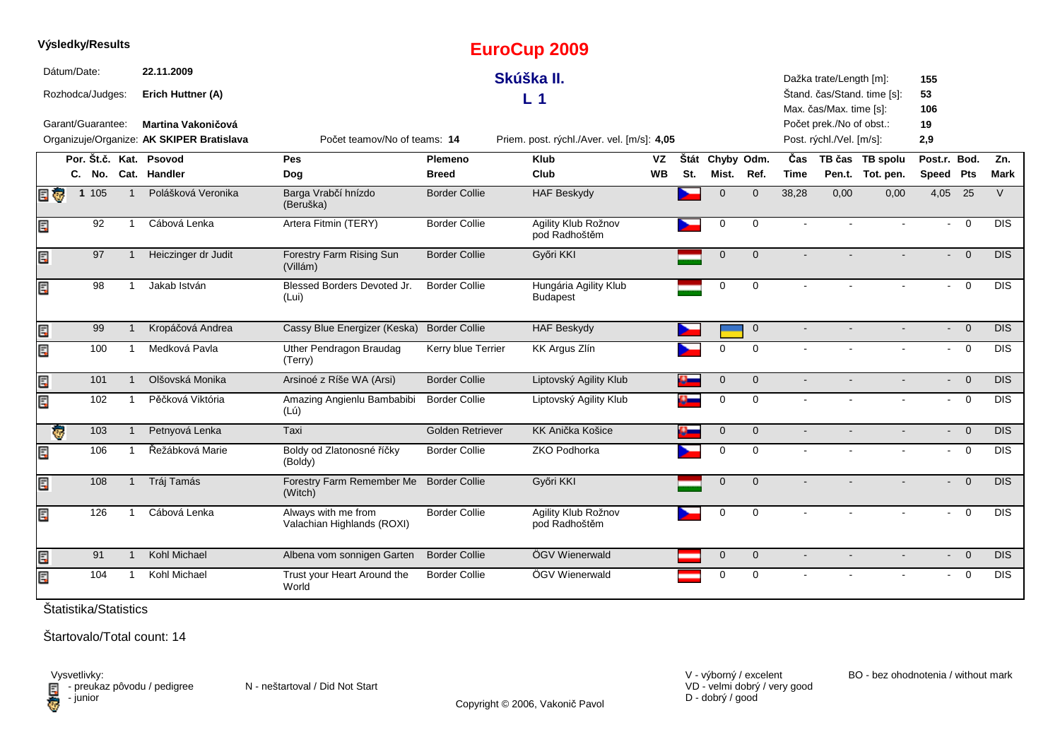**Výsledky/Results**

# EuroCup 2009

## Skúška II.

## L 1

Dátum/Date: **22.11.2009**

Rozhodca/Judges: **Erich Huttner (A)**

Garant/Guarantee: **Martina Vakoničová**

Organizuje/Organize: **AK SKIPER Bratislava**

Počet teamov/No of teams: **14**

Priem. post. rýchl./Aver. vel. [m/s]: **4,05**

Dažka trate/Length [m]: **155**

Štand. čas/Stand. time [s]: **53**

Max. čas/Max. time [s]: **106**

Počet prek./No of obst.: **19**

Post. rýchl./Vel. [m/s]: **2,9**

| | Por. C. | Št.č. No. | Kat. Cat. | Psovod Handler | Pes Dog | Plemeno Breed | Klub Club | VZ WB | Štát St. | Chyby Mist. | Odm. Ref. | Čas Time | TB čas Pen.t. | TB spolu Tot. pen. | Post.r. Speed | Bod. Pts | Zn. Mark |
|---|---|---|---|---|---|---|---|---|---|---|---|---|---|---|---|---|---|
| | 1 | 105 | 1 | Polášková Veronika | Barga Vrabčí hnízdo (Beruška) | Border Collie | HAF Beskydy | | | 0 | 0 | 38,28 | 0,00 | 0,00 | 4,05 | 25 | V |
| | | 92 | 1 | Cábová Lenka | Artera Fitmin (TERY) | Border Collie | Agility Klub Rožnov pod Radhoštěm | | | 0 | 0 | - | - | - | - | 0 | DIS |
| | | 97 | 1 | Heiczinger dr Judit | Forestry Farm Rising Sun (Villám) | Border Collie | Győri KKI | | | 0 | 0 | - | - | - | - | 0 | DIS |
| | | 98 | 1 | Jakab István | Blessed Borders Devoted Jr. (Lui) | Border Collie | Hungária Agility Klub Budapest | | | 0 | 0 | - | - | - | - | 0 | DIS |
| | | 99 | 1 | Kropáčová Andrea | Cassy Blue Energizer (Keska) | Border Collie | HAF Beskydy | | | | 0 | - | - | - | - | 0 | DIS |
| | | 100 | 1 | Medková Pavla | Uther Pendragon Braudag (Terry) | Kerry blue Terrier | KK Argus Zlín | | | 0 | 0 | - | - | - | - | 0 | DIS |
| | | 101 | 1 | Olšovská Monika | Arsinoé z Ríše WA (Arsi) | Border Collie | Liptovský Agility Klub | | | 0 | 0 | - | - | - | - | 0 | DIS |
| | | 102 | 1 | Pěčková Viktória | Amazing Angienlu Bambabibi (Lú) | Border Collie | Liptovský Agility Klub | | | 0 | 0 | - | - | - | - | 0 | DIS |
| | | 103 | 1 | Petnyová Lenka | Taxi | Golden Retriever | KK Anička Košice | | | 0 | 0 | - | - | - | - | 0 | DIS |
| | | 106 | 1 | Řežábková Marie | Boldy od Zlatonosné říčky (Boldy) | Border Collie | ZKO Podhorka | | | 0 | 0 | - | - | - | - | 0 | DIS |
| | | 108 | 1 | Tráj Tamás | Forestry Farm Remember Me (Witch) | Border Collie | Győri KKI | | | 0 | 0 | - | - | - | - | 0 | DIS |
| | | 126 | 1 | Cábová Lenka | Always with me from Valachian Highlands (ROXI) | Border Collie | Agility Klub Rožnov pod Radhoštěm | | | 0 | 0 | - | - | - | - | 0 | DIS |
| | | 91 | 1 | Kohl Michael | Albena vom sonnigen Garten | Border Collie | ÖGV Wienerwald | | | 0 | 0 | - | - | - | - | 0 | DIS |
| | | 104 | 1 | Kohl Michael | Trust your Heart Around the World | Border Collie | ÖGV Wienerwald | | | 0 | 0 | - | - | - | - | 0 | DIS |

Štatistika/Statistics

Štartovalo/Total count: 14

Vysvetlivky:
- preukaz pôvodu / pedigree
- junior

N - neštartoval / Did Not Start

V - výborný / excelent
VD - velmi dobrý / very good
D - dobrý / good

BO - bez ohodnotenia / without mark

Copyright © 2006, Vakonič Pavol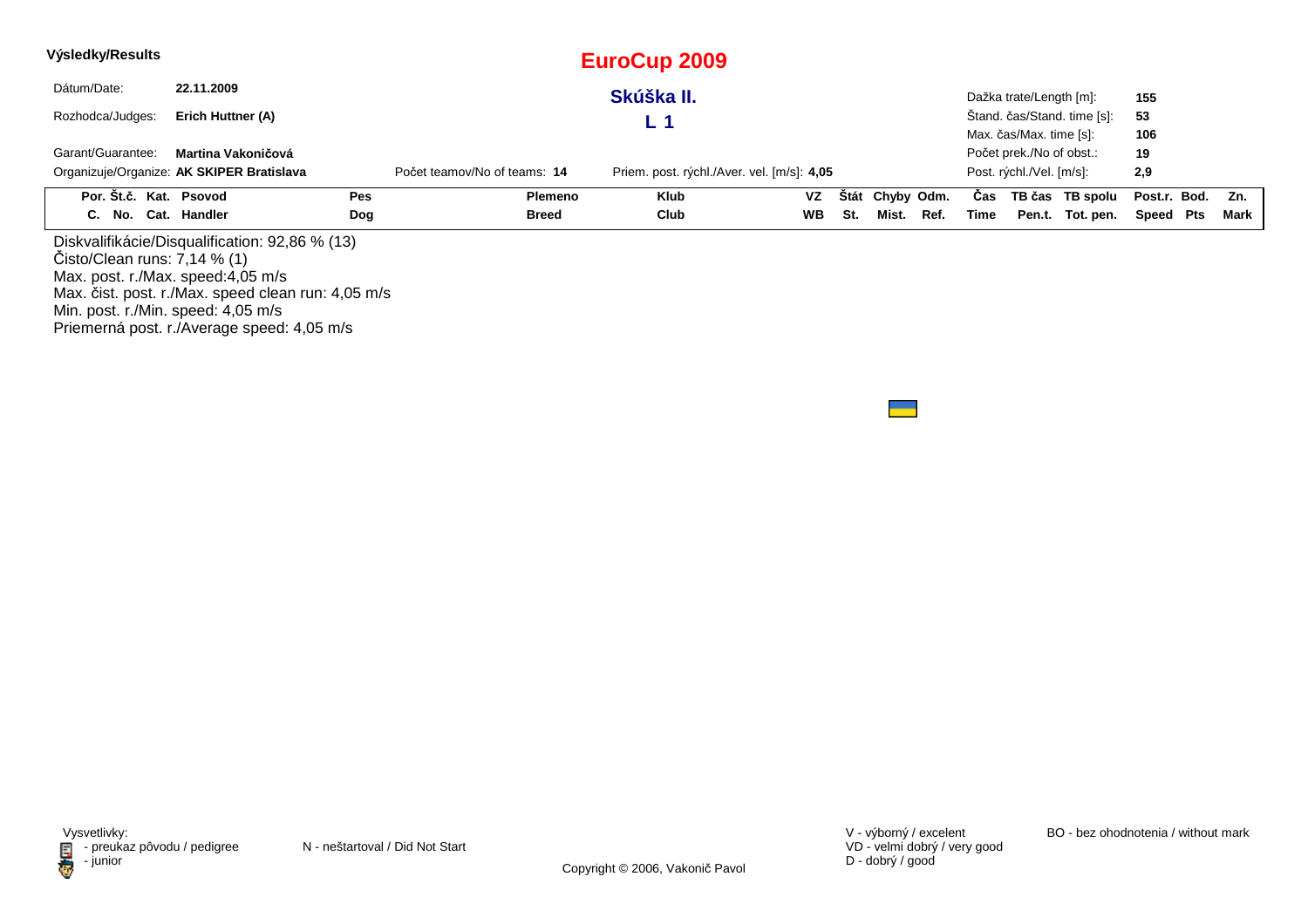**Výsledky/Results**

# EuroCup 2009

## Skúška II.

## L 1

Dátum/Date: **22.11.2009**

Rozhodca/Judges: **Erich Huttner (A)**

Garant/Guarantee: **Martina Vakoničová**

Organizuje/Organize: **AK SKIPER Bratislava**

Počet teamov/No of teams: **14**

Priem. post. rýchl./Aver. vel. [m/s]: **4,05**

Dažka trate/Length [m]: **155**

Štand. čas/Stand. time [s]: **53**

Max. čas/Max. time [s]: **106**

Počet prek./No of obst.: **19**

Post. rýchl./Vel. [m/s]: **2,9**

| Por. C. | Št.č. No. | Kat. Cat. | Psovod Handler | Pes Dog | Plemeno Breed | Klub Club | VZ WB | Štát St. | Chyby Mist. | Odm. Ref. | Čas Time | TB čas Pen.t. | TB spolu Tot. pen. | Post.r. Speed | Bod. Pts | Zn. Mark |
|---|---|---|---|---|---|---|---|---|---|---|---|---|---|---|---|---|

Diskvalifikácie/Disqualification: 92,86 % (13)
Čisto/Clean runs: 7,14 % (1)
Max. post. r./Max. speed:4,05 m/s
Max. čist. post. r./Max. speed clean run: 4,05 m/s
Min. post. r./Min. speed: 4,05 m/s
Priemerná post. r./Average speed: 4,05 m/s

Vysvetlivky:
- preukaz pôvodu / pedigree
- junior

N - neštartoval / Did Not Start

V - výborný / excelent
VD - velmi dobrý / very good
D - dobrý / good

BO - bez ohodnotenia / without mark

Copyright © 2006, Vakonič Pavol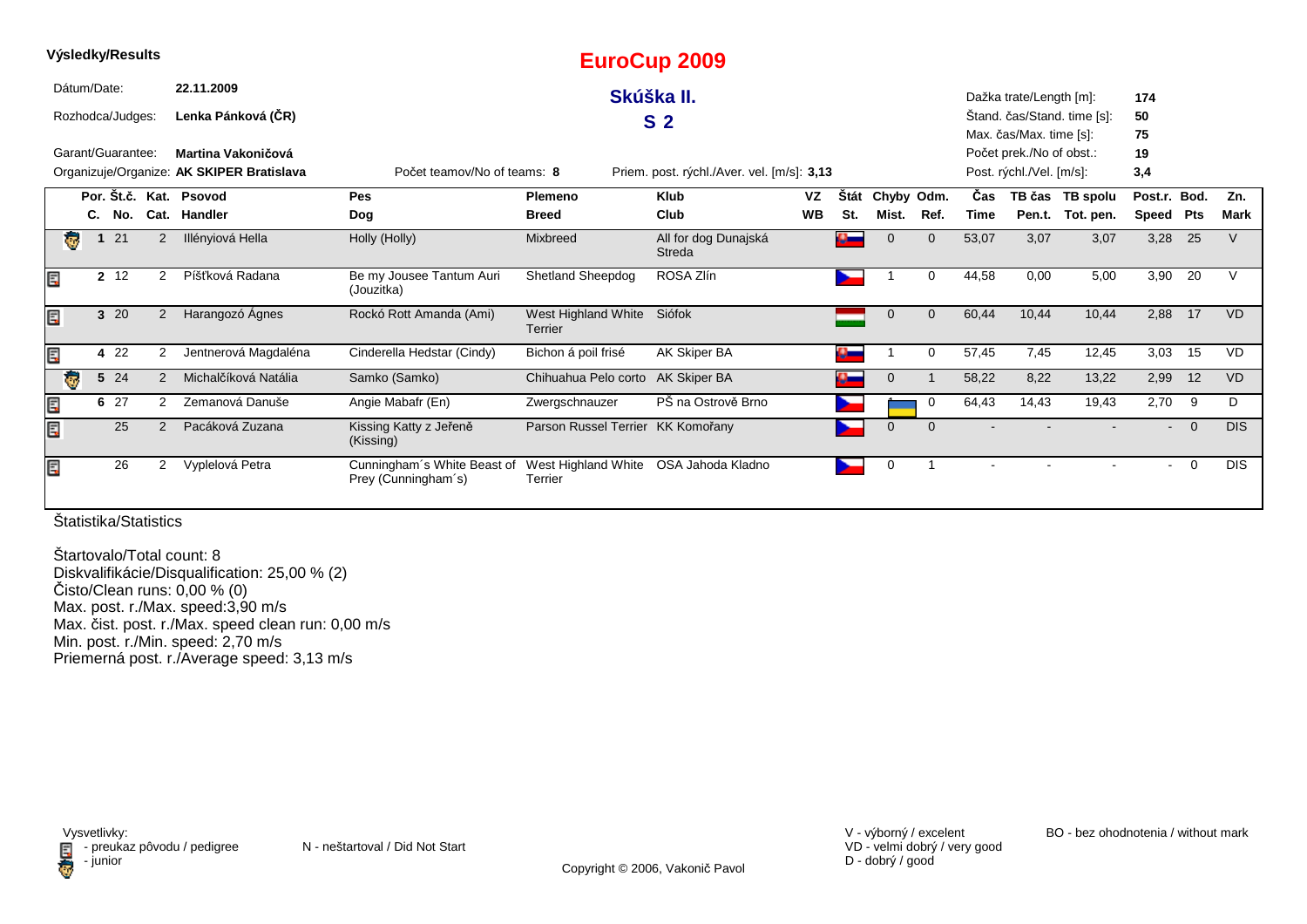**Výsledky/Results**

# EuroCup 2009

## Skúška II.

## S 2

Dátum/Date: **22.11.2009**

Rozhodca/Judges: **Lenka Pánková (ČR)**

Garant/Guarantee: **Martina Vakoničová**

Organizuje/Organize: **AK SKIPER Bratislava**

Počet teamov/No of teams: **8**

Priem. post. rýchl./Aver. vel. [m/s]: **3,13**

Dažka trate/Length [m]: **174**

Štand. čas/Stand. time [s]: **50**

Max. čas/Max. time [s]: **75**

Počet prek./No of obst.: **19**

Post. rýchl./Vel. [m/s]: **3,4**

| | Por. C. | Št.č. No. | Kat. Cat. | Psovod Handler | Pes Dog | Plemeno Breed | Klub Club | VZ WB | Štát St. | Chyby Mist. | Odm. Ref. | Čas Time | TB čas Pen.t. | TB spolu Tot. pen. | Post.r. Speed | Bod. Pts | Zn. Mark |
|---|---|---|---|---|---|---|---|---|---|---|---|---|---|---|---|---|---|
| junior | 1 | 21 | 2 | Illényiová Hella | Holly (Holly) | Mixbreed | All for dog Dunajská Streda | | SK | 0 | 0 | 53,07 | 3,07 | 3,07 | 3,28 | 25 | V |
| pedigree | 2 | 12 | 2 | Píšťková Radana | Be my Jousee Tantum Auri (Jouzitka) | Shetland Sheepdog | ROSA Zlín | | CZ | 1 | 0 | 44,58 | 0,00 | 5,00 | 3,90 | 20 | V |
| pedigree | 3 | 20 | 2 | Harangozó Ágnes | Rockó Rott Amanda (Ami) | West Highland White Terrier | Siófok | | HU | 0 | 0 | 60,44 | 10,44 | 10,44 | 2,88 | 17 | VD |
| pedigree | 4 | 22 | 2 | Jentnerová Magdaléna | Cinderella Hedstar (Cindy) | Bichon á poil frisé | AK Skiper BA | | SK | 1 | 0 | 57,45 | 7,45 | 12,45 | 3,03 | 15 | VD |
| junior | 5 | 24 | 2 | Michalčíková Natália | Samko (Samko) | Chihuahua Pelo corto | AK Skiper BA | | SK | 0 | 1 | 58,22 | 8,22 | 13,22 | 2,99 | 12 | VD |
| pedigree | 6 | 27 | 2 | Zemanová Danuše | Angie Mabafr (En) | Zwergschnauzer | PŠ na Ostrově Brno | | CZ | 1 | 0 | 64,43 | 14,43 | 19,43 | 2,70 | 9 | D |
| pedigree | | 25 | 2 | Pacáková Zuzana | Kissing Katty z Jeřeně (Kissing) | Parson Russel Terrier | KK Komořany | | CZ | 0 | 0 | - | - | - | - | 0 | DIS |
| pedigree | | 26 | 2 | Vyplelová Petra | Cunningham´s White Beast of Prey (Cunningham´s) | West Highland White Terrier | OSA Jahoda Kladno | | CZ | 0 | 1 | - | - | - | - | 0 | DIS |

Štatistika/Statistics

Štartovalo/Total count: 8
Diskvalifikácie/Disqualification: 25,00 % (2)
Čisto/Clean runs: 0,00 % (0)
Max. post. r./Max. speed:3,90 m/s
Max. čist. post. r./Max. speed clean run: 0,00 m/s
Min. post. r./Min. speed: 2,70 m/s
Priemerná post. r./Average speed: 3,13 m/s

Vysvetlivky:
- preukaz pôvodu / pedigree
- junior

N - neštartoval / Did Not Start

V - výborný / excelent
VD - velmi dobrý / very good
D - dobrý / good

BO - bez ohodnotenia / without mark

Copyright © 2006, Vakonič Pavol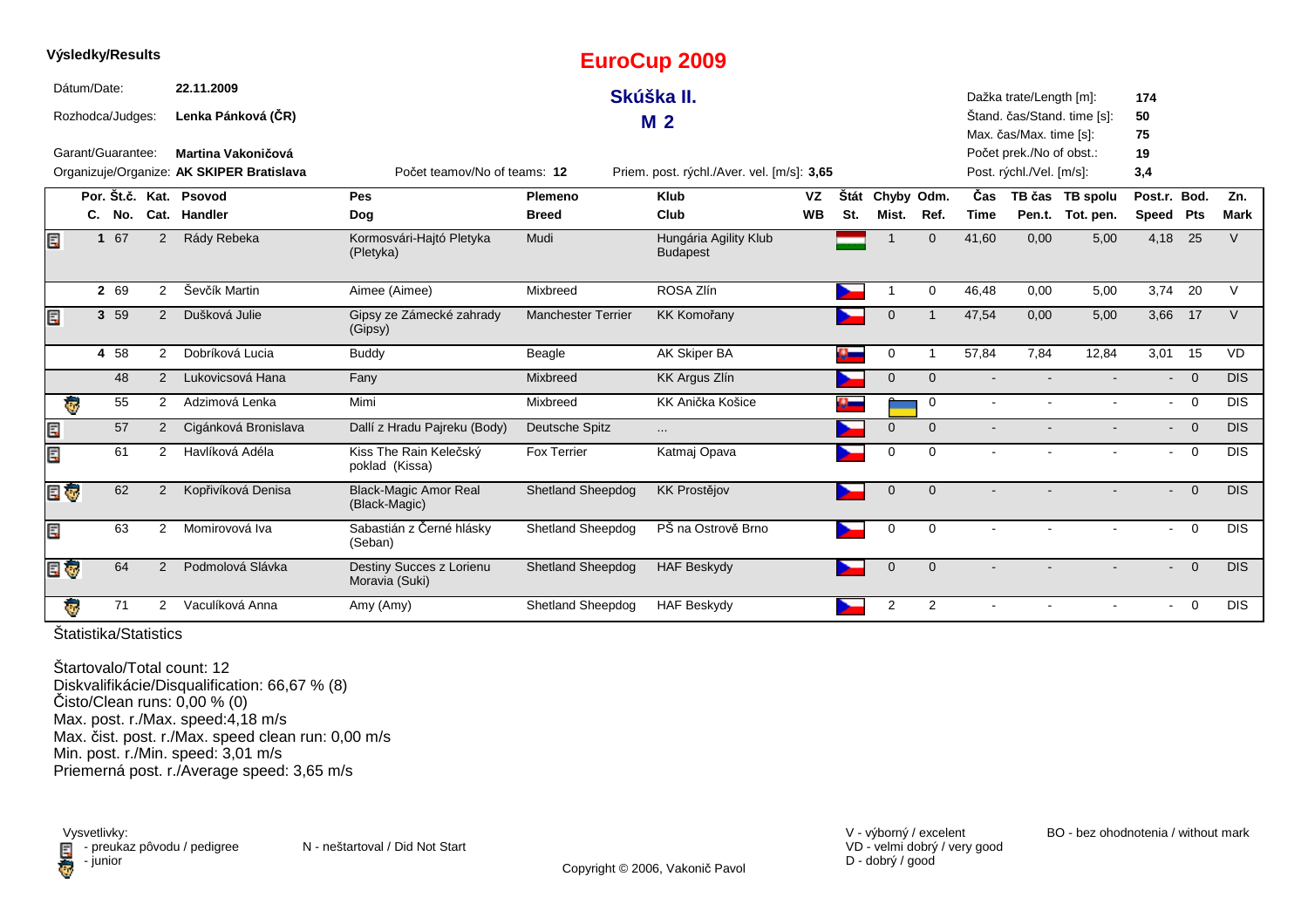**Výsledky/Results**

# EuroCup 2009

## Skúška II.

## M 2

Dátum/Date: **22.11.2009**

Rozhodca/Judges: **Lenka Pánková (ČR)**

Garant/Guarantee: **Martina Vakoničová**

Organizuje/Organize: **AK SKIPER Bratislava**

Počet teamov/No of teams: **12**

Priem. post. rýchl./Aver. vel. [m/s]: **3,65**

Dažka trate/Length [m]: **174**
Štand. čas/Stand. time [s]: **50**
Max. čas/Max. time [s]: **75**
Počet prek./No of obst.: **19**
Post. rýchl./Vel. [m/s]: **3,4**

| Por. C. | Št.č. No. | Kat. Cat. | Psovod Handler | Pes Dog | Plemeno Breed | Klub Club | VZ WB | Štát St. | Chyby Mist. | Odm. Ref. | Čas Time | TB čas Pen.t. | TB spolu Tot. pen. | Post.r. Speed | Bod. Pts | Zn. Mark |
|---|---|---|---|---|---|---|---|---|---|---|---|---|---|---|---|---|
| 1 | 67 | 2 | Rády Rebeka | Kormosvári-Hajtó Pletyka (Pletyka) | Mudi | Hungária Agility Klub Budapest | | | 1 | 0 | 41,60 | 0,00 | 5,00 | 4,18 | 25 | V |
| 2 | 69 | 2 | Ševčík Martin | Aimee (Aimee) | Mixbreed | ROSA Zlín | | | 1 | 0 | 46,48 | 0,00 | 5,00 | 3,74 | 20 | V |
| 3 | 59 | 2 | Dušková Julie | Gipsy ze Zámecké zahrady (Gipsy) | Manchester Terrier | KK Komořany | | | 0 | 1 | 47,54 | 0,00 | 5,00 | 3,66 | 17 | V |
| 4 | 58 | 2 | Dobríková Lucia | Buddy | Beagle | AK Skiper BA | | | 0 | 1 | 57,84 | 7,84 | 12,84 | 3,01 | 15 | VD |
| | 48 | 2 | Lukovicsová Hana | Fany | Mixbreed | KK Argus Zlín | | | 0 | 0 | - | - | - | - | 0 | DIS |
| | 55 | 2 | Adzimová Lenka | Mimi | Mixbreed | KK Anička Košice | | | | 0 | - | - | - | - | 0 | DIS |
| | 57 | 2 | Cigánková Bronislava | Dallí z Hradu Pajreku (Body) | Deutsche Spitz | ... | | | 0 | 0 | - | - | - | - | 0 | DIS |
| | 61 | 2 | Havlíková Adéla | Kiss The Rain Kelečský poklad (Kissa) | Fox Terrier | Katmaj Opava | | | 0 | 0 | - | - | - | - | 0 | DIS |
| | 62 | 2 | Kopřivíková Denisa | Black-Magic Amor Real (Black-Magic) | Shetland Sheepdog | KK Prostějov | | | 0 | 0 | - | - | - | - | 0 | DIS |
| | 63 | 2 | Momirovová Iva | Sabastián z Černé hlásky (Seban) | Shetland Sheepdog | PŠ na Ostrově Brno | | | 0 | 0 | - | - | - | - | 0 | DIS |
| | 64 | 2 | Podmolová Slávka | Destiny Succes z Lorienu Moravia (Suki) | Shetland Sheepdog | HAF Beskydy | | | 0 | 0 | - | - | - | - | 0 | DIS |
| | 71 | 2 | Vaculíková Anna | Amy (Amy) | Shetland Sheepdog | HAF Beskydy | | | 2 | 2 | - | - | - | - | 0 | DIS |

Štatistika/Statistics

Štartovalo/Total count: 12
Diskvalifikácie/Disqualification: 66,67 % (8)
Čisto/Clean runs: 0,00 % (0)
Max. post. r./Max. speed:4,18 m/s
Max. čist. post. r./Max. speed clean run: 0,00 m/s
Min. post. r./Min. speed: 3,01 m/s
Priemerná post. r./Average speed: 3,65 m/s

Vysvetlivky:
- preukaz pôvodu / pedigree
- junior

N - neštartoval / Did Not Start

V - výborný / excelent
VD - velmi dobrý / very good
D - dobrý / good

BO - bez ohodnotenia / without mark

Copyright © 2006, Vakonič Pavol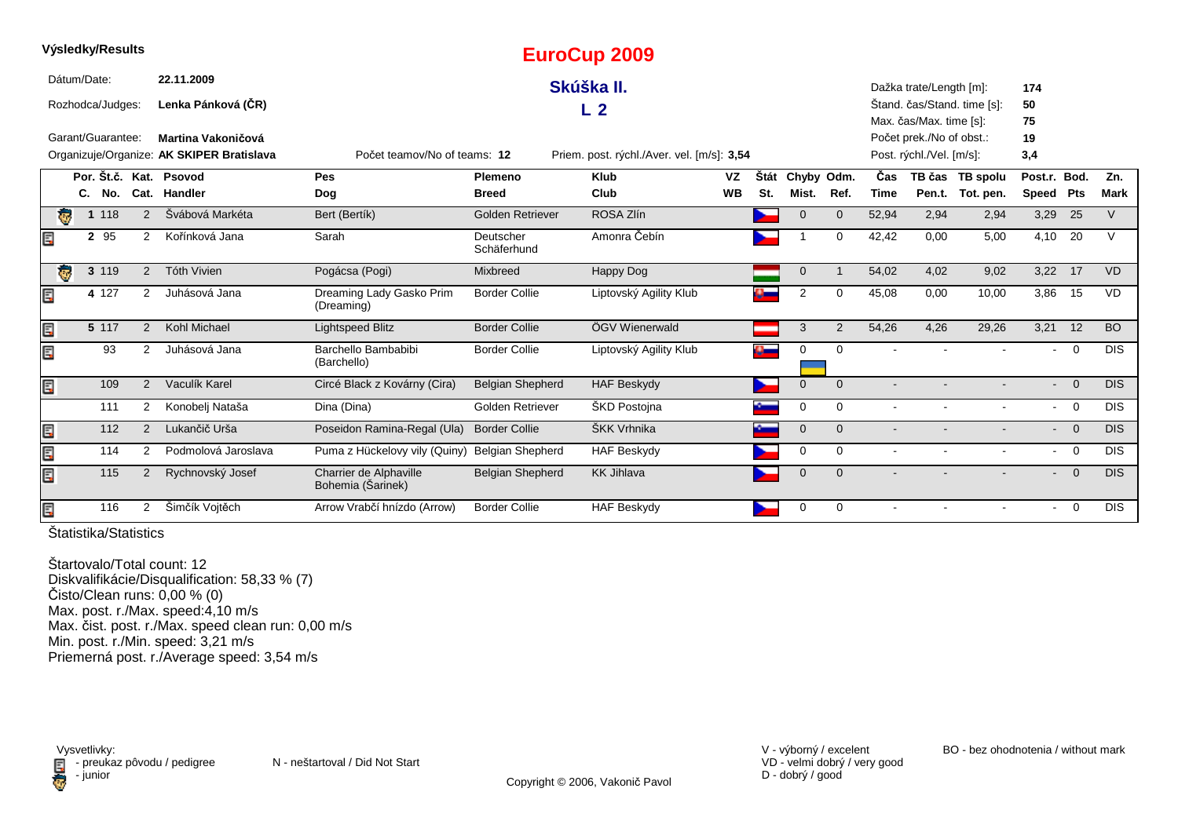**Výsledky/Results**

# EuroCup 2009

## Skúška II.

## L 2

Dátum/Date: **22.11.2009**

Rozhodca/Judges: **Lenka Pánková (ČR)**

Garant/Guarantee: **Martina Vakoničová**

Organizuje/Organize: **AK SKIPER Bratislava**

Počet teamov/No of teams: **12**

Priem. post. rýchl./Aver. vel. [m/s]: **3,54**

Dažka trate/Length [m]: **174**
Štand. čas/Stand. time [s]: **50**
Max. čas/Max. time [s]: **75**
Počet prek./No of obst.: **19**
Post. rýchl./Vel. [m/s]: **3,4**

| | Por. C. | Št.č. No. | Kat. Cat. | Psovod Handler | Pes Dog | Plemeno Breed | Klub Club | VZ WB | Štát St. | Chyby Mist. | Odm. Ref. | Čas Time | TB čas Pen.t. | TB spolu Tot. pen. | Post.r. Speed | Bod. Pts | Zn. Mark |
|---|---|---|---|---|---|---|---|---|---|---|---|---|---|---|---|---|---|
| junior | 1 | 118 | 2 | Švábová Markéta | Bert (Bertík) | Golden Retriever | ROSA Zlín | | CZ | 0 | 0 | 52,94 | 2,94 | 2,94 | 3,29 | 25 | V |
| pedigree | 2 | 95 | 2 | Kořínková Jana | Sarah | Deutscher Schäferhund | Amonra Čebín | | CZ | 1 | 0 | 42,42 | 0,00 | 5,00 | 4,10 | 20 | V |
| junior | 3 | 119 | 2 | Tóth Vivien | Pogácsa (Pogi) | Mixbreed | Happy Dog | | HU | 0 | 1 | 54,02 | 4,02 | 9,02 | 3,22 | 17 | VD |
| pedigree | 4 | 127 | 2 | Juhásová Jana | Dreaming Lady Gasko Prim (Dreaming) | Border Collie | Liptovský Agility Klub | | SK | 2 | 0 | 45,08 | 0,00 | 10,00 | 3,86 | 15 | VD |
| pedigree | 5 | 117 | 2 | Kohl Michael | Lightspeed Blitz | Border Collie | ÖGV Wienerwald | | AT | 3 | 2 | 54,26 | 4,26 | 29,26 | 3,21 | 12 | BO |
| pedigree | | 93 | 2 | Juhásová Jana | Barchello Bambabibi (Barchello) | Border Collie | Liptovský Agility Klub | | SK / UA | 0 | 0 | - | - | - | - | 0 | DIS |
| pedigree | | 109 | 2 | Vaculík Karel | Circé Black z Kovárny (Cira) | Belgian Shepherd | HAF Beskydy | | CZ | 0 | 0 | - | - | - | - | 0 | DIS |
| | | 111 | 2 | Konobelj Nataša | Dina (Dina) | Golden Retriever | ŠKD Postojna | | SI | 0 | 0 | - | - | - | - | 0 | DIS |
| pedigree | | 112 | 2 | Lukančič Urša | Poseidon Ramina-Regal (Ula) | Border Collie | ŠKK Vrhnika | | SI | 0 | 0 | - | - | - | - | 0 | DIS |
| pedigree | | 114 | 2 | Podmolová Jaroslava | Puma z Hückelovy vily (Quiny) | Belgian Shepherd | HAF Beskydy | | CZ | 0 | 0 | - | - | - | - | 0 | DIS |
| pedigree | | 115 | 2 | Rychnovský Josef | Charrier de Alphaville Bohemia (Šarinek) | Belgian Shepherd | KK Jihlava | | CZ | 0 | 0 | - | - | - | - | 0 | DIS |
| pedigree | | 116 | 2 | Šimčík Vojtěch | Arrow Vrabčí hnízdo (Arrow) | Border Collie | HAF Beskydy | | CZ | 0 | 0 | - | - | - | - | 0 | DIS |

Štatistika/Statistics

Štartovalo/Total count: 12
Diskvalifikácie/Disqualification: 58,33 % (7)
Čisto/Clean runs: 0,00 % (0)
Max. post. r./Max. speed:4,10 m/s
Max. čist. post. r./Max. speed clean run: 0,00 m/s
Min. post. r./Min. speed: 3,21 m/s
Priemerná post. r./Average speed: 3,54 m/s

Vysvetlivky:
- preukaz pôvodu / pedigree
- junior

N - neštartoval / Did Not Start

V - výborný / excelent
VD - velmi dobrý / very good
D - dobrý / good

BO - bez ohodnotenia / without mark

Copyright © 2006, Vakonič Pavol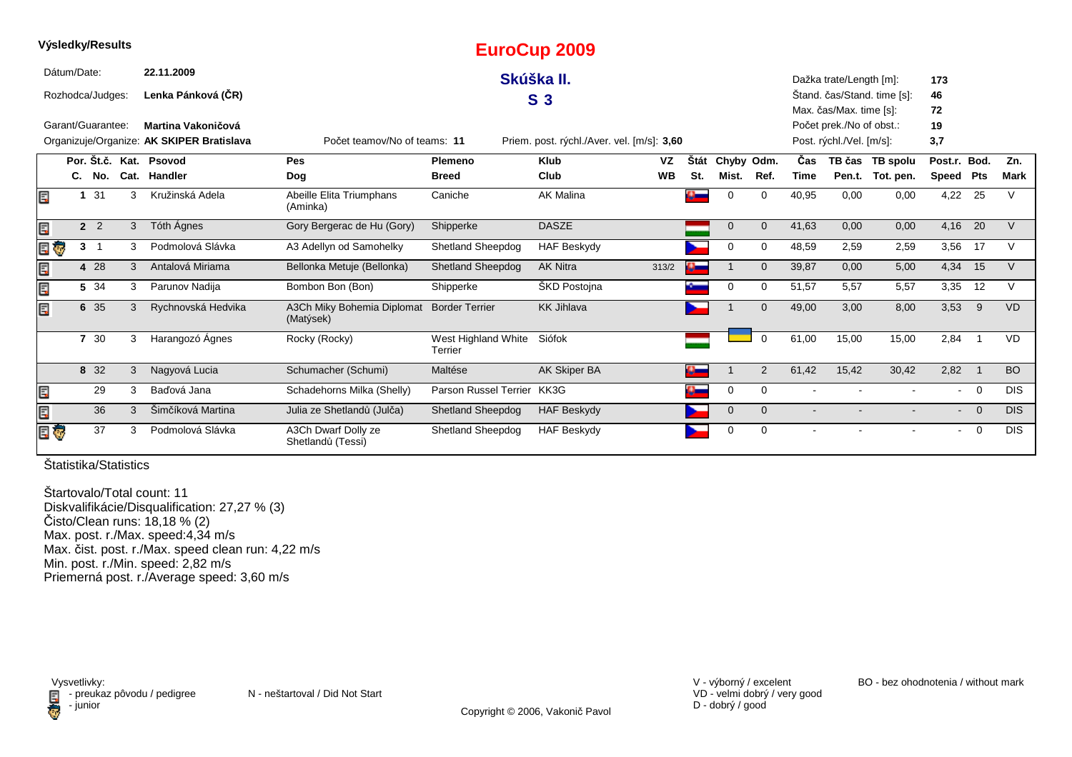**Výsledky/Results**

# EuroCup 2009

## Skúška II.

## S 3

Dátum/Date: **22.11.2009**

Rozhodca/Judges: **Lenka Pánková (ČR)**

Garant/Guarantee: **Martina Vakoničová**

Organizuje/Organize: **AK SKIPER Bratislava**

Počet teamov/No of teams: **11**

Priem. post. rýchl./Aver. vel. [m/s]: **3,60**

Dažka trate/Length [m]: **173**

Štand. čas/Stand. time [s]: **46**

Max. čas/Max. time [s]: **72**

Počet prek./No of obst.: **19**

Post. rýchl./Vel. [m/s]: **3,7**

| | Por. C. | Št.č. No. | Kat. Cat. | Psovod Handler | Pes Dog | Plemeno Breed | Klub Club | VZ WB | Štát St. | Chyby Mist. | Odm. Ref. | Čas Time | TB čas Pen.t. | TB spolu Tot. pen. | Post.r. Speed | Bod. Pts | Zn. Mark |
|---|---|---|---|---|---|---|---|---|---|---|---|---|---|---|---|---|---|
| | 1 | 31 | 3 | Kružinská Adela | Abeille Elita Triumphans (Aminka) | Caniche | AK Malina | | | 0 | 0 | 40,95 | 0,00 | 0,00 | 4,22 | 25 | V |
| | 2 | 2 | 3 | Tóth Ágnes | Gory Bergerac de Hu (Gory) | Shipperke | DASZE | | | 0 | 0 | 41,63 | 0,00 | 0,00 | 4,16 | 20 | V |
| | 3 | 1 | 3 | Podmolová Slávka | A3 Adellyn od Samohelky | Shetland Sheepdog | HAF Beskydy | | | 0 | 0 | 48,59 | 2,59 | 2,59 | 3,56 | 17 | V |
| | 4 | 28 | 3 | Antalová Miriama | Bellonka Metuje (Bellonka) | Shetland Sheepdog | AK Nitra | 313/2 | | 1 | 0 | 39,87 | 0,00 | 5,00 | 4,34 | 15 | V |
| | 5 | 34 | 3 | Parunov Nadija | Bombon Bon (Bon) | Shipperke | ŠKD Postojna | | | 0 | 0 | 51,57 | 5,57 | 5,57 | 3,35 | 12 | V |
| | 6 | 35 | 3 | Rychnovská Hedvika | A3Ch Miky Bohemia Diplomat (Matýsek) | Border Terrier | KK Jihlava | | | 1 | 0 | 49,00 | 3,00 | 8,00 | 3,53 | 9 | VD |
| | 7 | 30 | 3 | Harangozó Ágnes | Rocky (Rocky) | West Highland White Terrier | Siófok | | | | 0 | 61,00 | 15,00 | 15,00 | 2,84 | 1 | VD |
| | 8 | 32 | 3 | Nagyová Lucia | Schumacher (Schumi) | Maltése | AK Skiper BA | | | 1 | 2 | 61,42 | 15,42 | 30,42 | 2,82 | 1 | BO |
| | | 29 | 3 | Baďová Jana | Schadehorns Milka (Shelly) | Parson Russel Terrier | KK3G | | | 0 | 0 | - | - | - | - | 0 | DIS |
| | | 36 | 3 | Šimčíková Martina | Julia ze Shetlandů (Julča) | Shetland Sheepdog | HAF Beskydy | | | 0 | 0 | - | - | - | - | 0 | DIS |
| | | 37 | 3 | Podmolová Slávka | A3Ch Dwarf Dolly ze Shetlandů (Tessi) | Shetland Sheepdog | HAF Beskydy | | | 0 | 0 | - | - | - | - | 0 | DIS |

Štatistika/Statistics

Štartovalo/Total count: 11
Diskvalifikácie/Disqualification: 27,27 % (3)
Čisto/Clean runs: 18,18 % (2)
Max. post. r./Max. speed:4,34 m/s
Max. čist. post. r./Max. speed clean run: 4,22 m/s
Min. post. r./Min. speed: 2,82 m/s
Priemerná post. r./Average speed: 3,60 m/s

Vysvetlivky:
- preukaz pôvodu / pedigree
- junior

N - neštartoval / Did Not Start

V - výborný / excelent
VD - velmi dobrý / very good
D - dobrý / good

BO - bez ohodnotenia / without mark

Copyright © 2006, Vakonič Pavol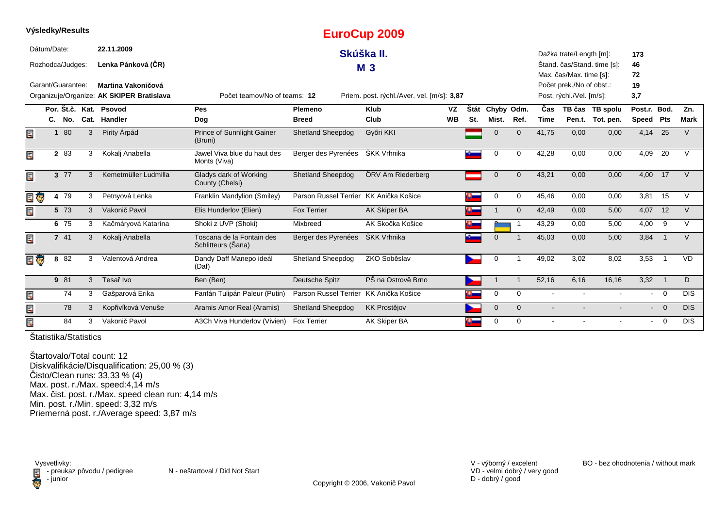**Výsledky/Results**

# EuroCup 2009

## Skúška II.
## M 3

Dátum/Date: **22.11.2009**
Rozhodca/Judges: **Lenka Pánková (ČR)**
Garant/Guarantee: **Martina Vakoničová**
Organizuje/Organize: **AK SKIPER Bratislava**

Počet teamov/No of teams: **12**
Priem. post. rýchl./Aver. vel. [m/s]: **3,87**

Dažka trate/Length [m]: **173**
Štand. čas/Stand. time [s]: **46**
Max. čas/Max. time [s]: **72**
Počet prek./No of obst.: **19**
Post. rýchl./Vel. [m/s]: **3,7**

| Por. C. | Št.č. No. | Kat. Cat. | Psovod Handler | Pes Dog | Plemeno Breed | Klub Club | VZ WB | Štát St. | Chyby Mist. | Odm. Ref. | Čas Time | TB čas Pen.t. | TB spolu Tot. pen. | Post.r. Speed | Bod. Pts | Zn. Mark |
|---|---|---|---|---|---|---|---|---|---|---|---|---|---|---|---|---|
| 1 | 80 | 3 | Pirity Árpád | Prince of Sunnlight Gainer (Bruni) | Shetland Sheepdog | Győri KKI | | | 0 | 0 | 41,75 | 0,00 | 0,00 | 4,14 | 25 | V |
| 2 | 83 | 3 | Kokalj Anabella | Jawel Viva blue du haut des Monts (Viva) | Berger des Pyrenées | ŠKK Vrhnika | | | 0 | 0 | 42,28 | 0,00 | 0,00 | 4,09 | 20 | V |
| 3 | 77 | 3 | Kemetmüller Ludmilla | Gladys dark of Working County (Chelsi) | Shetland Sheepdog | ÖRV Am Riederberg | | | 0 | 0 | 43,21 | 0,00 | 0,00 | 4,00 | 17 | V |
| 4 | 79 | 3 | Petnyová Lenka | Franklin Mandylion (Smiley) | Parson Russel Terrier | KK Anička Košice | | | 0 | 0 | 45,46 | 0,00 | 0,00 | 3,81 | 15 | V |
| 5 | 73 | 3 | Vakonič Pavol | Elis Hunderlov (Elien) | Fox Terrier | AK Skiper BA | | | 1 | 0 | 42,49 | 0,00 | 5,00 | 4,07 | 12 | V |
| 6 | 75 | 3 | Kačmáryová Katarína | Shoki z UVP (Shoki) | Mixbreed | AK Skočka Košice | | | | 1 | 43,29 | 0,00 | 5,00 | 4,00 | 9 | V |
| 7 | 41 | 3 | Kokalj Anabella | Toscana de la Fontain des Schlitteurs (Šana) | Berger des Pyrenées | ŠKK Vrhnika | | | 0 | 1 | 45,03 | 0,00 | 5,00 | 3,84 | 1 | V |
| 8 | 82 | 3 | Valentová Andrea | Dandy Daff Manepo ideál (Daf) | Shetland Sheepdog | ZKO Soběslav | | | 0 | 1 | 49,02 | 3,02 | 8,02 | 3,53 | 1 | VD |
| 9 | 81 | 3 | Tesař Ivo | Ben (Ben) | Deutsche Spitz | PŠ na Ostrově Brno | | | 1 | 1 | 52,16 | 6,16 | 16,16 | 3,32 | 1 | D |
| | 74 | 3 | Gašparová Erika | Fanfán Tulipán Paleur (Putin) | Parson Russel Terrier | KK Anička Košice | | | 0 | 0 | - | - | - | - | 0 | DIS |
| | 78 | 3 | Kopřivíková Venuše | Aramis Amor Real (Aramis) | Shetland Sheepdog | KK Prostějov | | | 0 | 0 | - | - | - | - | 0 | DIS |
| | 84 | 3 | Vakonič Pavol | A3Ch Viva Hunderlov (Vivien) | Fox Terrier | AK Skiper BA | | | 0 | 0 | - | - | - | - | 0 | DIS |

Štatistika/Statistics

Štartovalo/Total count: 12
Diskvalifikácie/Disqualification: 25,00 % (3)
Čisto/Clean runs: 33,33 % (4)
Max. post. r./Max. speed:4,14 m/s
Max. čist. post. r./Max. speed clean run: 4,14 m/s
Min. post. r./Min. speed: 3,32 m/s
Priemerná post. r./Average speed: 3,87 m/s

Vysvetlivky:
- preukaz pôvodu / pedigree
- junior

N - neštartoval / Did Not Start

V - výborný / excelent
VD - velmi dobrý / very good
D - dobrý / good

BO - bez ohodnotenia / without mark

Copyright © 2006, Vakonič Pavol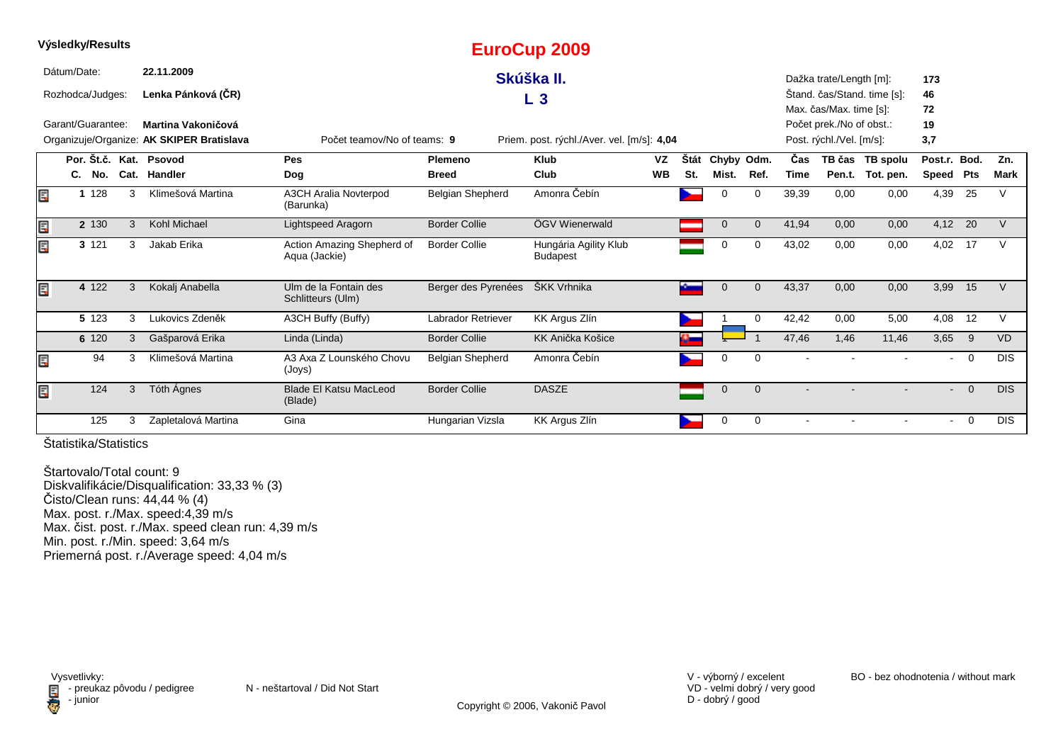**Výsledky/Results**

# EuroCup 2009

## Skúška II.

## L 3

Dátum/Date: **22.11.2009**

Rozhodca/Judges: **Lenka Pánková (ČR)**

Garant/Guarantee: **Martina Vakoničová**

Organizuje/Organize: **AK SKIPER Bratislava**

Počet teamov/No of teams: **9**

Priem. post. rýchl./Aver. vel. [m/s]: **4,04**

Dažka trate/Length [m]: **173**
Štand. čas/Stand. time [s]: **46**
Max. čas/Max. time [s]: **72**
Počet prek./No of obst.: **19**
Post. rýchl./Vel. [m/s]: **3,7**

| Por. C. | Št.č. No. | Kat. Cat. | Psovod Handler | Pes Dog | Plemeno Breed | Klub Club | VZ WB | Štát St. | Chyby Mist. | Odm. Ref. | Čas Time | TB čas Pen.t. | TB spolu Tot. pen. | Post.r. Speed | Bod. Pts | Zn. Mark |
|---|---|---|---|---|---|---|---|---|---|---|---|---|---|---|---|---|
| 1 | 128 | 3 | Klimešová Martina | A3CH Aralia Novterpod (Barunka) | Belgian Shepherd | Amonra Čebín | | | 0 | 0 | 39,39 | 0,00 | 0,00 | 4,39 | 25 | V |
| 2 | 130 | 3 | Kohl Michael | Lightspeed Aragorn | Border Collie | ÖGV Wienerwald | | | 0 | 0 | 41,94 | 0,00 | 0,00 | 4,12 | 20 | V |
| 3 | 121 | 3 | Jakab Erika | Action Amazing Shepherd of Aqua (Jackie) | Border Collie | Hungária Agility Klub Budapest | | | 0 | 0 | 43,02 | 0,00 | 0,00 | 4,02 | 17 | V |
| 4 | 122 | 3 | Kokalj Anabella | Ulm de la Fontain des Schlitteurs (Ulm) | Berger des Pyrenées | ŠKK Vrhnika | | | 0 | 0 | 43,37 | 0,00 | 0,00 | 3,99 | 15 | V |
| 5 | 123 | 3 | Lukovics Zdeněk | A3CH Buffy (Buffy) | Labrador Retriever | KK Argus Zlín | | | 1 | 0 | 42,42 | 0,00 | 5,00 | 4,08 | 12 | V |
| 6 | 120 | 3 | Gašparová Erika | Linda (Linda) | Border Collie | KK Anička Košice | | | 1 | 1 | 47,46 | 1,46 | 11,46 | 3,65 | 9 | VD |
| | 94 | 3 | Klimešová Martina | A3 Axa Z Lounského Chovu (Joys) | Belgian Shepherd | Amonra Čebín | | | 0 | 0 | - | - | - | - | 0 | DIS |
| | 124 | 3 | Tóth Ágnes | Blade El Katsu MacLeod (Blade) | Border Collie | DASZE | | | 0 | 0 | - | - | - | - | 0 | DIS |
| | 125 | 3 | Zapletalová Martina | Gina | Hungarian Vizsla | KK Argus Zlín | | | 0 | 0 | - | - | - | - | 0 | DIS |

Štatistika/Statistics

Štartovalo/Total count: 9
Diskvalifikácie/Disqualification: 33,33 % (3)
Čisto/Clean runs: 44,44 % (4)
Max. post. r./Max. speed:4,39 m/s
Max. čist. post. r./Max. speed clean run: 4,39 m/s
Min. post. r./Min. speed: 3,64 m/s
Priemerná post. r./Average speed: 4,04 m/s

Vysvetlivky:
- preukaz pôvodu / pedigree
- junior

N - neštartoval / Did Not Start

V - výborný / excelent
VD - velmi dobrý / very good
D - dobrý / good

BO - bez ohodnotenia / without mark

Copyright © 2006, Vakonič Pavol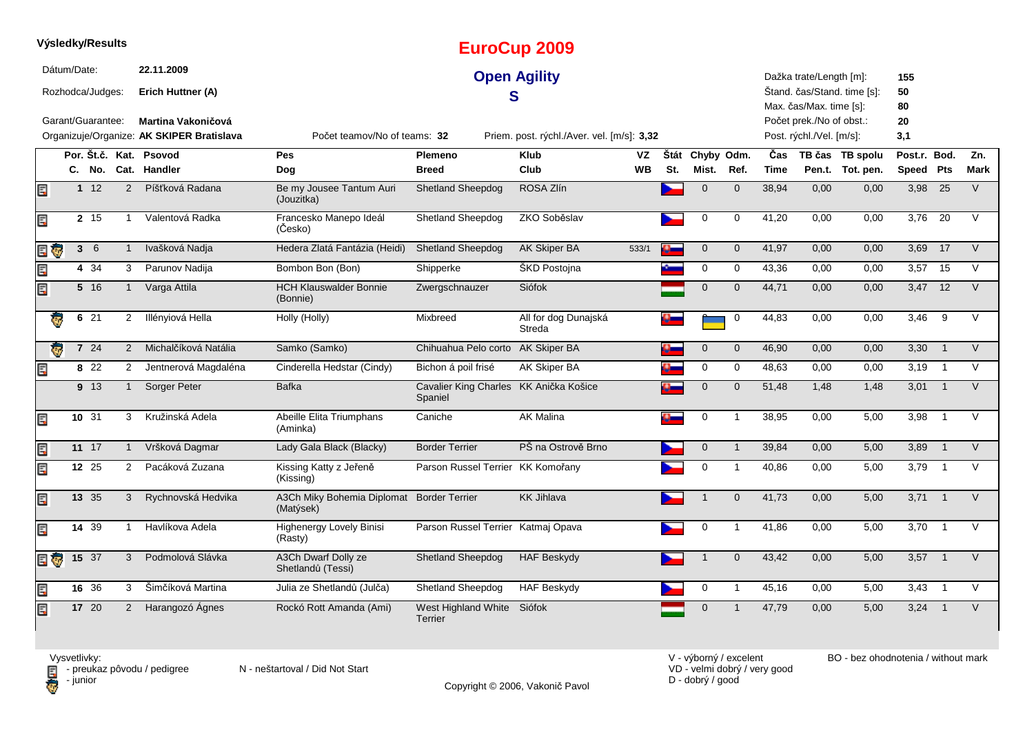**Výsledky/Results**

# EuroCup 2009

## Open Agility

## S

Dátum/Date: **22.11.2009**

Rozhodca/Judges: **Erich Huttner (A)**

Garant/Guarantee: **Martina Vakoničová**

Organizuje/Organize: **AK SKIPER Bratislava**

Počet teamov/No of teams: **32**

Priem. post. rýchl./Aver. vel. [m/s]: **3,32**

Dažka trate/Length [m]: **155**

Štand. čas/Stand. time [s]: **50**

Max. čas/Max. time [s]: **80**

Počet prek./No of obst.: **20**

Post. rýchl./Vel. [m/s]: **3,1**

| | Por. C. | Št.č. No. | Kat. Cat. | Psovod Handler | Pes Dog | Plemeno Breed | Klub Club | VZ WB | Štát St. | Chyby Mist. | Odm. Ref. | Čas Time | TB čas Pen.t. | TB spolu Tot. pen. | Post.r. Speed | Bod. Pts | Zn. Mark |
|---|---|---|---|---|---|---|---|---|---|---|---|---|---|---|---|---|---|
| pedigree | 1 | 12 | 2 | Píšťková Radana | Be my Jousee Tantum Auri (Jouzitka) | Shetland Sheepdog | ROSA Zlín | | CZ | 0 | 0 | 38,94 | 0,00 | 0,00 | 3,98 | 25 | V |
| pedigree | 2 | 15 | 1 | Valentová Radka | Francesko Manepo Ideál (Česko) | Shetland Sheepdog | ZKO Soběslav | | CZ | 0 | 0 | 41,20 | 0,00 | 0,00 | 3,76 | 20 | V |
| pedigree, junior | 3 | 6 | 1 | Ivašková Nadja | Hedera Zlatá Fantázia (Heidi) | Shetland Sheepdog | AK Skiper BA | 533/1 | SK | 0 | 0 | 41,97 | 0,00 | 0,00 | 3,69 | 17 | V |
| pedigree | 4 | 34 | 3 | Parunov Nadija | Bombon Bon (Bon) | Shipperke | ŠKD Postojna | | SI | 0 | 0 | 43,36 | 0,00 | 0,00 | 3,57 | 15 | V |
| pedigree | 5 | 16 | 1 | Varga Attila | HCH Klauswalder Bonnie (Bonnie) | Zwergschnauzer | Siófok | | HU | 0 | 0 | 44,71 | 0,00 | 0,00 | 3,47 | 12 | V |
| junior | 6 | 21 | 2 | Illényiová Hella | Holly (Holly) | Mixbreed | All for dog Dunajská Streda | | SK | | 0 | 44,83 | 0,00 | 0,00 | 3,46 | 9 | V |
| junior | 7 | 24 | 2 | Michalčíková Natália | Samko (Samko) | Chihuahua Pelo corto | AK Skiper BA | | SK | 0 | 0 | 46,90 | 0,00 | 0,00 | 3,30 | 1 | V |
| pedigree | 8 | 22 | 2 | Jentnerová Magdaléna | Cinderella Hedstar (Cindy) | Bichon á poil frisé | AK Skiper BA | | SK | 0 | 0 | 48,63 | 0,00 | 0,00 | 3,19 | 1 | V |
| | 9 | 13 | 1 | Sorger Peter | Bafka | Cavalier King Charles Spaniel | KK Anička Košice | | SK | 0 | 0 | 51,48 | 1,48 | 1,48 | 3,01 | 1 | V |
| pedigree | 10 | 31 | 3 | Kružinská Adela | Abeille Elita Triumphans (Aminka) | Caniche | AK Malina | | SK | 0 | 1 | 38,95 | 0,00 | 5,00 | 3,98 | 1 | V |
| pedigree | 11 | 17 | 1 | Vršková Dagmar | Lady Gala Black (Blacky) | Border Terrier | PŠ na Ostrově Brno | | CZ | 0 | 1 | 39,84 | 0,00 | 5,00 | 3,89 | 1 | V |
| pedigree | 12 | 25 | 2 | Pacáková Zuzana | Kissing Katty z Jeřeně (Kissing) | Parson Russel Terrier | KK Komořany | | CZ | 0 | 1 | 40,86 | 0,00 | 5,00 | 3,79 | 1 | V |
| pedigree | 13 | 35 | 3 | Rychnovská Hedvika | A3Ch Miky Bohemia Diplomat (Matýsek) | Border Terrier | KK Jihlava | | CZ | 1 | 0 | 41,73 | 0,00 | 5,00 | 3,71 | 1 | V |
| pedigree | 14 | 39 | 1 | Havlíkova Adela | Highenergy Lovely Binisi (Rasty) | Parson Russel Terrier | Katmaj Opava | | CZ | 0 | 1 | 41,86 | 0,00 | 5,00 | 3,70 | 1 | V |
| pedigree, junior | 15 | 37 | 3 | Podmolová Slávka | A3Ch Dwarf Dolly ze Shetlandů (Tessi) | Shetland Sheepdog | HAF Beskydy | | CZ | 1 | 0 | 43,42 | 0,00 | 5,00 | 3,57 | 1 | V |
| pedigree | 16 | 36 | 3 | Šimčíková Martina | Julia ze Shetlandů (Julča) | Shetland Sheepdog | HAF Beskydy | | CZ | 0 | 1 | 45,16 | 0,00 | 5,00 | 3,43 | 1 | V |
| pedigree | 17 | 20 | 2 | Harangozó Ágnes | Rockó Rott Amanda (Ami) | West Highland White Terrier | Siófok | | HU | 0 | 1 | 47,79 | 0,00 | 5,00 | 3,24 | 1 | V |

Vysvetlivky:
- preukaz pôvodu / pedigree
- junior

N - neštartoval / Did Not Start

V - výborný / excelent
VD - velmi dobrý / very good
D - dobrý / good

BO - bez ohodnotenia / without mark

Copyright © 2006, Vakonič Pavol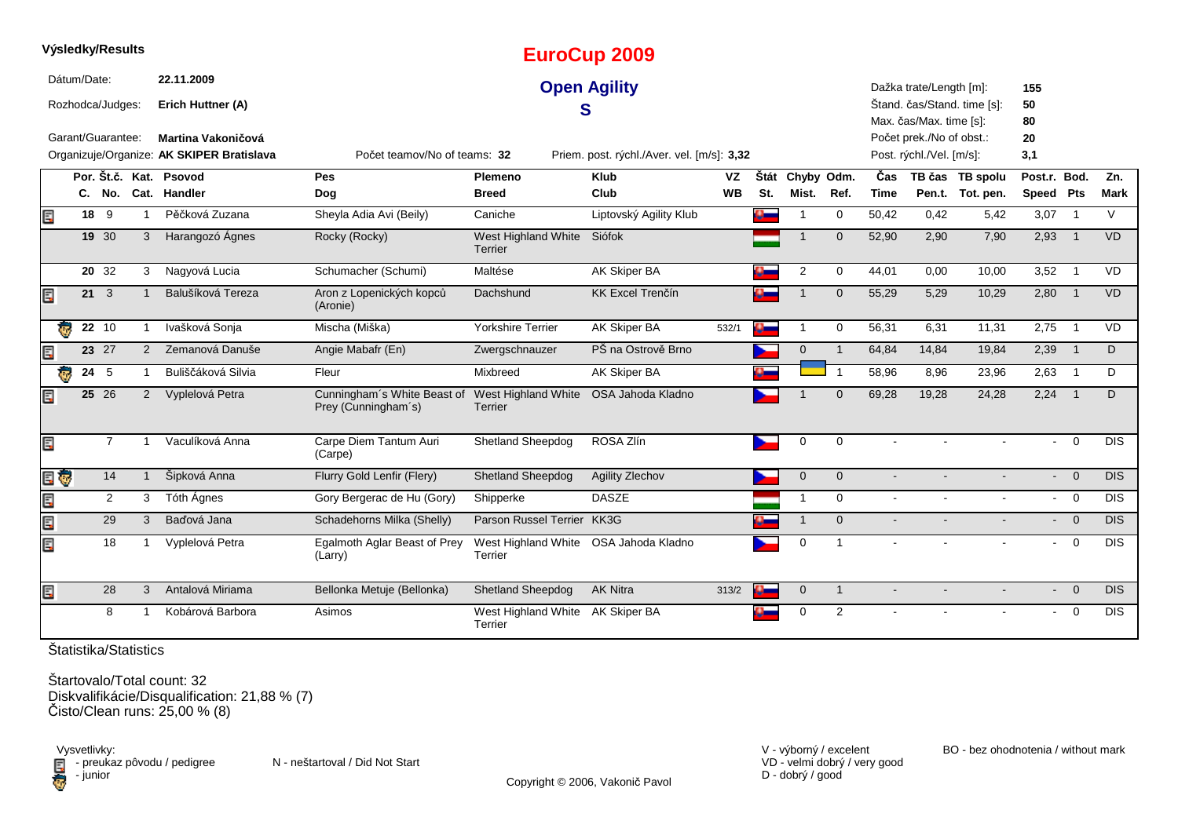**Výsledky/Results**

# EuroCup 2009

## Open Agility

## S

Dátum/Date: **22.11.2009**

Rozhodca/Judges: **Erich Huttner (A)**

Garant/Guarantee: **Martina Vakoničová**

Organizuje/Organize: **AK SKIPER Bratislava**

Počet teamov/No of teams: **32**

Priem. post. rýchl./Aver. vel. [m/s]: **3,32**

Dažka trate/Length [m]: **155**
Štand. čas/Stand. time [s]: **50**
Max. čas/Max. time [s]: **80**
Počet prek./No of obst.: **20**
Post. rýchl./Vel. [m/s]: **3,1**

| | Por. C. | Št.č. No. | Kat. Cat. | Psovod Handler | Pes Dog | Plemeno Breed | Klub Club | VZ WB | Štát St. | Chyby Mist. | Odm. Ref. | Čas Time | TB čas Pen.t. | TB spolu Tot. pen. | Post.r. Speed | Bod. Pts | Zn. Mark |
|---|---|---|---|---|---|---|---|---|---|---|---|---|---|---|---|---|---|
| pedigree | 18 | 9 | 1 | Pěčková Zuzana | Sheyla Adia Avi (Beily) | Caniche | Liptovský Agility Klub | | SK | 1 | 0 | 50,42 | 0,42 | 5,42 | 3,07 | 1 | V |
| | 19 | 30 | 3 | Harangozó Ágnes | Rocky (Rocky) | West Highland White Terrier | Siófok | | HU | 1 | 0 | 52,90 | 2,90 | 7,90 | 2,93 | 1 | VD |
| | 20 | 32 | 3 | Nagyová Lucia | Schumacher (Schumi) | Maltése | AK Skiper BA | | SK | 2 | 0 | 44,01 | 0,00 | 10,00 | 3,52 | 1 | VD |
| pedigree | 21 | 3 | 1 | Balušíková Tereza | Aron z Lopenických kopců (Aronie) | Dachshund | KK Excel Trenčín | | SK | 1 | 0 | 55,29 | 5,29 | 10,29 | 2,80 | 1 | VD |
| junior | 22 | 10 | 1 | Ivašková Sonja | Mischa (Miška) | Yorkshire Terrier | AK Skiper BA | 532/1 | SK | 1 | 0 | 56,31 | 6,31 | 11,31 | 2,75 | 1 | VD |
| pedigree | 23 | 27 | 2 | Zemanová Danuše | Angie Mabafr (En) | Zwergschnauzer | PŠ na Ostrově Brno | | CZ | 0 | 1 | 64,84 | 14,84 | 19,84 | 2,39 | 1 | D |
| junior | 24 | 5 | 1 | Buliščáková Silvia | Fleur | Mixbreed | AK Skiper BA | | SK | | 1 | 58,96 | 8,96 | 23,96 | 2,63 | 1 | D |
| pedigree | 25 | 26 | 2 | Vyplelová Petra | Cunningham´s White Beast of Prey (Cunningham´s) | West Highland White Terrier | OSA Jahoda Kladno | | CZ | 1 | 0 | 69,28 | 19,28 | 24,28 | 2,24 | 1 | D |
| pedigree | | 7 | 1 | Vaculíková Anna | Carpe Diem Tantum Auri (Carpe) | Shetland Sheepdog | ROSA Zlín | | CZ | 0 | 0 | - | - | - | - | 0 | DIS |
| pedigree, junior | | 14 | 1 | Šipková Anna | Flurry Gold Lenfir (Flery) | Shetland Sheepdog | Agility Zlechov | | CZ | 0 | 0 | - | - | - | - | 0 | DIS |
| pedigree | | 2 | 3 | Tóth Ágnes | Gory Bergerac de Hu (Gory) | Shipperke | DASZE | | HU | 1 | 0 | - | - | - | - | 0 | DIS |
| pedigree | | 29 | 3 | Baďová Jana | Schadehorns Milka (Shelly) | Parson Russel Terrier | KK3G | | SK | 1 | 0 | - | - | - | - | 0 | DIS |
| pedigree | | 18 | 1 | Vyplelová Petra | Egalmoth Aglar Beast of Prey (Larry) | West Highland White Terrier | OSA Jahoda Kladno | | CZ | 0 | 1 | - | - | - | - | 0 | DIS |
| pedigree | | 28 | 3 | Antalová Miriama | Bellonka Metuje (Bellonka) | Shetland Sheepdog | AK Nitra | 313/2 | SK | 0 | 1 | - | - | - | - | 0 | DIS |
| | | 8 | 1 | Kobárová Barbora | Asimos | West Highland White Terrier | AK Skiper BA | | SK | 0 | 2 | - | - | - | - | 0 | DIS |

Štatistika/Statistics

Štartovalo/Total count: 32
Diskvalifikácie/Disqualification: 21,88 % (7)
Čisto/Clean runs: 25,00 % (8)

Vysvetlivky:
- preukaz pôvodu / pedigree
- junior

N - neštartoval / Did Not Start

V - výborný / excelent
VD - velmi dobrý / very good
D - dobrý / good

BO - bez ohodnotenia / without mark

Copyright © 2006, Vakonič Pavol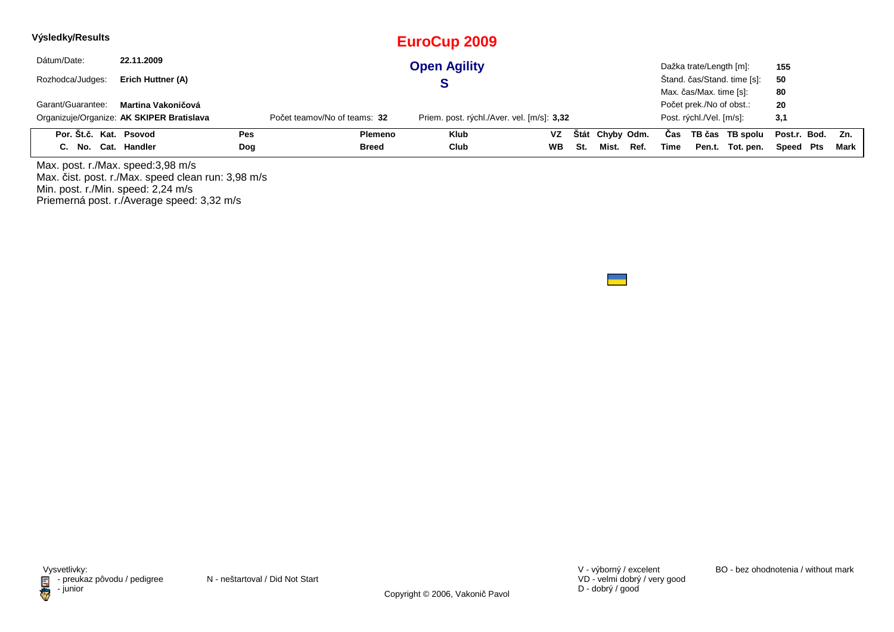**Výsledky/Results**

# EuroCup 2009

## Open Agility

## S

| | | | |
|---|---|---|---|
| Dátum/Date: | **22.11.2009** | Dažka trate/Length [m]: | **155** |
| Rozhodca/Judges: | **Erich Huttner (A)** | Štand. čas/Stand. time [s]: | **50** |
| | | Max. čas/Max. time [s]: | **80** |
| Garant/Guarantee: | **Martina Vakoničová** | Počet prek./No of obst.: | **20** |
| Organizuje/Organize: | **AK SKIPER Bratislava** | Post. rýchl./Vel. [m/s]: | **3,1** |

Počet teamov/No of teams: **32**

Priem. post. rýchl./Aver. vel. [m/s]: **3,32**

| Por. C. | Št.č. No. | Kat. Cat. | Psovod Handler | Pes Dog | Plemeno Breed | Klub Club | VZ WB | Štát St. | Chyby Mist. | Odm. Ref. | Čas Time | TB čas Pen.t. | TB spolu Tot. pen. | Post.r. Speed | Bod. Pts | Zn. Mark |
|---|---|---|---|---|---|---|---|---|---|---|---|---|---|---|---|---|

Max. post. r./Max. speed:3,98 m/s
Max. čist. post. r./Max. speed clean run: 3,98 m/s
Min. post. r./Min. speed: 2,24 m/s
Priemerná post. r./Average speed: 3,32 m/s

Vysvetlivky:
- preukaz pôvodu / pedigree
- junior

N - neštartoval / Did Not Start

V - výborný / excelent
VD - velmi dobrý / very good
D - dobrý / good

BO - bez ohodnotenia / without mark

Copyright © 2006, Vakonič Pavol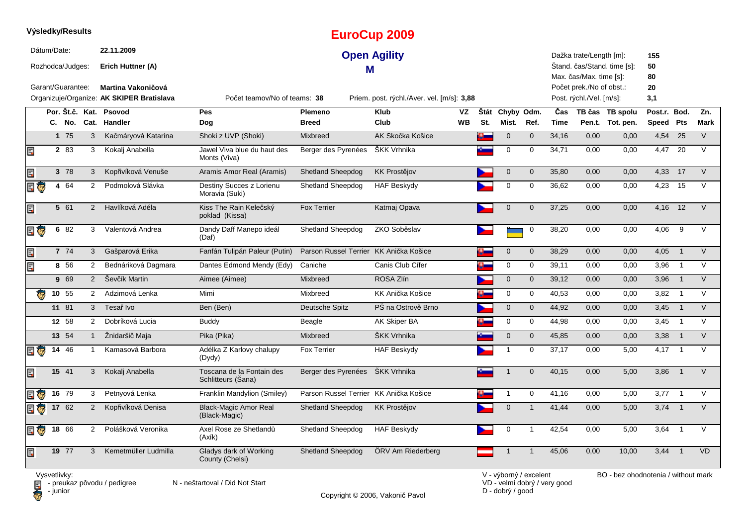**Výsledky/Results**

# EuroCup 2009

## Open Agility

## M

Dátum/Date: **22.11.2009**

Rozhodca/Judges: **Erich Huttner (A)**

Garant/Guarantee: **Martina Vakoničová**

Organizuje/Organize: **AK SKIPER Bratislava**

Počet teamov/No of teams: **38**

Priem. post. rýchl./Aver. vel. [m/s]: **3,88**

Dažka trate/Length [m]: **155**

Štand. čas/Stand. time [s]: **50**

Max. čas/Max. time [s]: **80**

Počet prek./No of obst.: **20**

Post. rýchl./Vel. [m/s]: **3,1**

| Por. C. | Št.č. No. | Kat. Cat. | Psovod Handler | Pes Dog | Plemeno Breed | Klub Club | VZ WB | Štát St. | Chyby Mist. | Odm. Ref. | Čas Time | TB čas Pen.t. | TB spolu Tot. pen. | Post.r. Speed | Bod. Pts | Zn. Mark |
|---|---|---|---|---|---|---|---|---|---|---|---|---|---|---|---|---|
| 1 | 75 | 3 | Kačmáryová Katarína | Shoki z UVP (Shoki) | Mixbreed | AK Skočka Košice | | | 0 | 0 | 34,16 | 0,00 | 0,00 | 4,54 | 25 | V |
| 2 | 83 | 3 | Kokalj Anabella | Jawel Viva blue du haut des Monts (Viva) | Berger des Pyrenées | ŠKK Vrhnika | | | 0 | 0 | 34,71 | 0,00 | 0,00 | 4,47 | 20 | V |
| 3 | 78 | 3 | Kopřivíková Venuše | Aramis Amor Real (Aramis) | Shetland Sheepdog | KK Prostějov | | | 0 | 0 | 35,80 | 0,00 | 0,00 | 4,33 | 17 | V |
| 4 | 64 | 2 | Podmolová Slávka | Destiny Succes z Lorienu Moravia (Suki) | Shetland Sheepdog | HAF Beskydy | | | 0 | 0 | 36,62 | 0,00 | 0,00 | 4,23 | 15 | V |
| 5 | 61 | 2 | Havlíková Adéla | Kiss The Rain Kelečský poklad (Kissa) | Fox Terrier | Katmaj Opava | | | 0 | 0 | 37,25 | 0,00 | 0,00 | 4,16 | 12 | V |
| 6 | 82 | 3 | Valentová Andrea | Dandy Daff Manepo ideál (Daf) | Shetland Sheepdog | ZKO Soběslav | | | | 0 | 38,20 | 0,00 | 0,00 | 4,06 | 9 | V |
| 7 | 74 | 3 | Gašparová Erika | Fanfán Tulipán Paleur (Putin) | Parson Russel Terrier | KK Anička Košice | | | 0 | 0 | 38,29 | 0,00 | 0,00 | 4,05 | 1 | V |
| 8 | 56 | 2 | Bednáriková Dagmara | Dantes Edmond Mendy (Edy) | Caniche | Canis Club Cífer | | | 0 | 0 | 39,11 | 0,00 | 0,00 | 3,96 | 1 | V |
| 9 | 69 | 2 | Ševčík Martin | Aimee (Aimee) | Mixbreed | ROSA Zlín | | | 0 | 0 | 39,12 | 0,00 | 0,00 | 3,96 | 1 | V |
| 10 | 55 | 2 | Adzimová Lenka | Mimi | Mixbreed | KK Anička Košice | | | 0 | 0 | 40,53 | 0,00 | 0,00 | 3,82 | 1 | V |
| 11 | 81 | 3 | Tesař Ivo | Ben (Ben) | Deutsche Spitz | PŠ na Ostrově Brno | | | 0 | 0 | 44,92 | 0,00 | 0,00 | 3,45 | 1 | V |
| 12 | 58 | 2 | Dobríková Lucia | Buddy | Beagle | AK Skiper BA | | | 0 | 0 | 44,98 | 0,00 | 0,00 | 3,45 | 1 | V |
| 13 | 54 | 1 | Žnidaršič Maja | Pika (Pika) | Mixbreed | ŠKK Vrhnika | | | 0 | 0 | 45,85 | 0,00 | 0,00 | 3,38 | 1 | V |
| 14 | 46 | 1 | Kamasová Barbora | Adélka Z Karlovy chalupy (Dydy) | Fox Terrier | HAF Beskydy | | | 1 | 0 | 37,17 | 0,00 | 5,00 | 4,17 | 1 | V |
| 15 | 41 | 3 | Kokalj Anabella | Toscana de la Fontain des Schlitteurs (Šana) | Berger des Pyrenées | ŠKK Vrhnika | | | 1 | 0 | 40,15 | 0,00 | 5,00 | 3,86 | 1 | V |
| 16 | 79 | 3 | Petnyová Lenka | Franklin Mandylion (Smiley) | Parson Russel Terrier | KK Anička Košice | | | 1 | 0 | 41,16 | 0,00 | 5,00 | 3,77 | 1 | V |
| 17 | 62 | 2 | Kopřivíková Denisa | Black-Magic Amor Real (Black-Magic) | Shetland Sheepdog | KK Prostějov | | | 0 | 1 | 41,44 | 0,00 | 5,00 | 3,74 | 1 | V |
| 18 | 66 | 2 | Polášková Veronika | Axel Rose ze Shetlandů (Axík) | Shetland Sheepdog | HAF Beskydy | | | 0 | 1 | 42,54 | 0,00 | 5,00 | 3,64 | 1 | V |
| 19 | 77 | 3 | Kemetmüller Ludmilla | Gladys dark of Working County (Chelsi) | Shetland Sheepdog | ÖRV Am Riederberg | | | 1 | 1 | 45,06 | 0,00 | 10,00 | 3,44 | 1 | VD |

Vysvetlivky:
- preukaz pôvodu / pedigree
- junior

N - neštartoval / Did Not Start

V - výborný / excelent
VD - velmi dobrý / very good
D - dobrý / good

BO - bez ohodnotenia / without mark

Copyright © 2006, Vakonič Pavol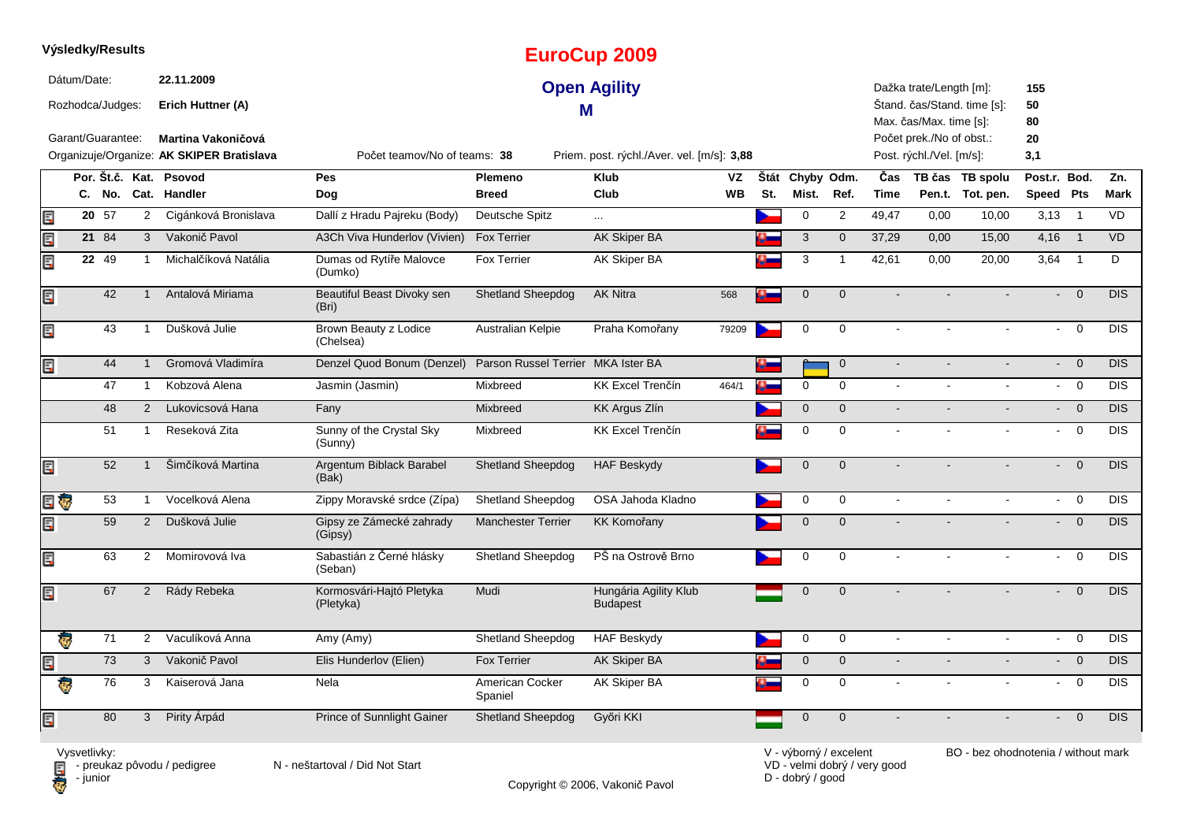**Výsledky/Results**

# EuroCup 2009

## Open Agility

### M

Dátum/Date: **22.11.2009**

Rozhodca/Judges: **Erich Huttner (A)**

Garant/Guarantee: **Martina Vakoničová**

Organizuje/Organize: **AK SKIPER Bratislava**

Počet teamov/No of teams: **38**

Priem. post. rýchl./Aver. vel. [m/s]: **3,88**

Dažka trate/Length [m]: **155**
Štand. čas/Stand. time [s]: **50**
Max. čas/Max. time [s]: **80**
Počet prek./No of obst.: **20**
Post. rýchl./Vel. [m/s]: **3,1**

| Por. C. | Št.č. No. | Kat. Cat. | Psovod Handler | Pes Dog | Plemeno Breed | Klub Club | VZ WB | Štát St. | Chyby Mist. | Odm. Ref. | Čas Time | TB čas Pen.t. | TB spolu Tot. pen. | Post.r. Speed | Bod. Pts | Zn. Mark |
|---|---|---|---|---|---|---|---|---|---|---|---|---|---|---|---|---|
| 20 | 57 | 2 | Cigánková Bronislava | Dallí z Hradu Pajreku (Body) | Deutsche Spitz | ... | | | 0 | 2 | 49,47 | 0,00 | 10,00 | 3,13 | 1 | VD |
| 21 | 84 | 3 | Vakonič Pavol | A3Ch Viva Hunderlov (Vivien) | Fox Terrier | AK Skiper BA | | | 3 | 0 | 37,29 | 0,00 | 15,00 | 4,16 | 1 | VD |
| 22 | 49 | 1 | Michalčíková Natália | Dumas od Rytíře Malovce (Dumko) | Fox Terrier | AK Skiper BA | | | 3 | 1 | 42,61 | 0,00 | 20,00 | 3,64 | 1 | D |
| | 42 | 1 | Antalová Miriama | Beautiful Beast Divoky sen (Bri) | Shetland Sheepdog | AK Nitra | 568 | | 0 | 0 | - | - | - | - | 0 | DIS |
| | 43 | 1 | Dušková Julie | Brown Beauty z Lodice (Chelsea) | Australian Kelpie | Praha Komořany | 79209 | | 0 | 0 | - | - | - | - | 0 | DIS |
| | 44 | 1 | Gromová Vladimíra | Denzel Quod Bonum (Denzel) | Parson Russel Terrier | MKA Ister BA | | | | 0 | - | - | - | - | 0 | DIS |
| | 47 | 1 | Kobzová Alena | Jasmin (Jasmin) | Mixbreed | KK Excel Trenčín | 464/1 | | 0 | 0 | - | - | - | - | 0 | DIS |
| | 48 | 2 | Lukovicsová Hana | Fany | Mixbreed | KK Argus Zlín | | | 0 | 0 | - | - | - | - | 0 | DIS |
| | 51 | 1 | Reseková Zita | Sunny of the Crystal Sky (Sunny) | Mixbreed | KK Excel Trenčín | | | 0 | 0 | - | - | - | - | 0 | DIS |
| | 52 | 1 | Šimčíková Martina | Argentum Biblack Barabel (Bak) | Shetland Sheepdog | HAF Beskydy | | | 0 | 0 | - | - | - | - | 0 | DIS |
| | 53 | 1 | Vocelková Alena | Zippy Moravské srdce (Zípa) | Shetland Sheepdog | OSA Jahoda Kladno | | | 0 | 0 | - | - | - | - | 0 | DIS |
| | 59 | 2 | Dušková Julie | Gipsy ze Zámecké zahrady (Gipsy) | Manchester Terrier | KK Komořany | | | 0 | 0 | - | - | - | - | 0 | DIS |
| | 63 | 2 | Momirovová Iva | Sabastián z Černé hlásky (Seban) | Shetland Sheepdog | PŠ na Ostrově Brno | | | 0 | 0 | - | - | - | - | 0 | DIS |
| | 67 | 2 | Rády Rebeka | Kormosvári-Hajtó Pletyka (Pletyka) | Mudi | Hungária Agility Klub Budapest | | | 0 | 0 | - | - | - | - | 0 | DIS |
| | 71 | 2 | Vaculíková Anna | Amy (Amy) | Shetland Sheepdog | HAF Beskydy | | | 0 | 0 | - | - | - | - | 0 | DIS |
| | 73 | 3 | Vakonič Pavol | Elis Hunderlov (Elien) | Fox Terrier | AK Skiper BA | | | 0 | 0 | - | - | - | - | 0 | DIS |
| | 76 | 3 | Kaiserová Jana | Nela | American Cocker Spaniel | AK Skiper BA | | | 0 | 0 | - | - | - | - | 0 | DIS |
| | 80 | 3 | Pirity Árpád | Prince of Sunnlight Gainer | Shetland Sheepdog | Győri KKI | | | 0 | 0 | - | - | - | - | 0 | DIS |

Vysvetlivky:
- preukaz pôvodu / pedigree
- junior

N - neštartoval / Did Not Start

V - výborný / excelent
VD - velmi dobrý / very good
D - dobrý / good

BO - bez ohodnotenia / without mark

Copyright © 2006, Vakonič Pavol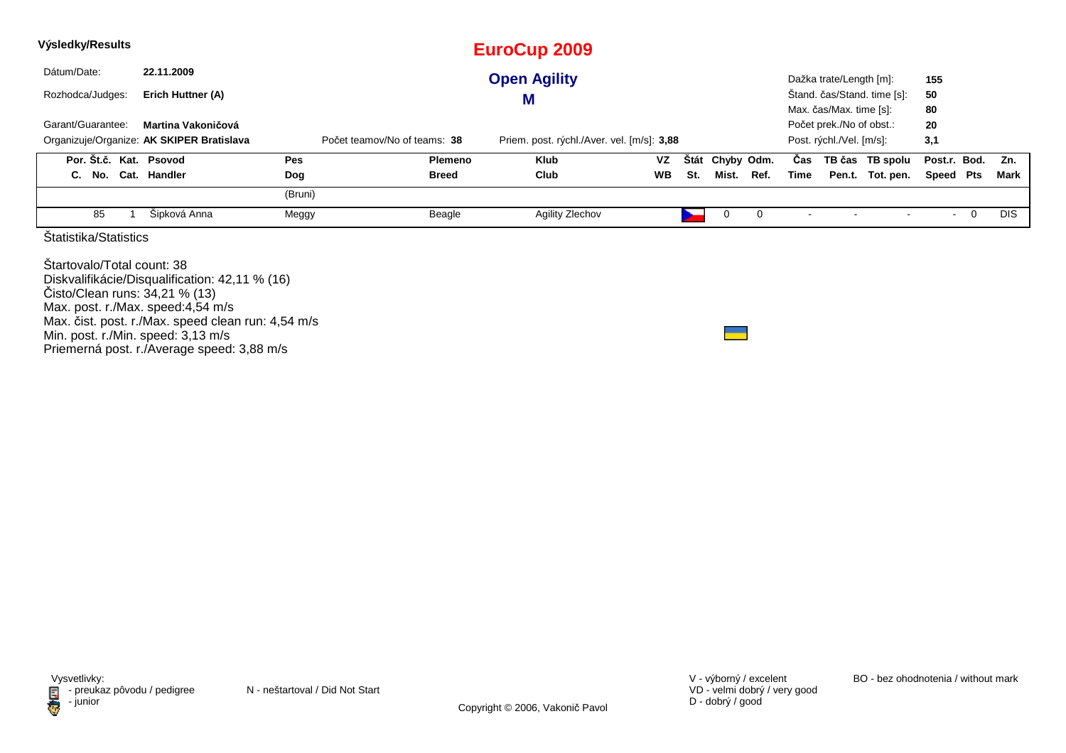**Výsledky/Results**

# EuroCup 2009

## Open Agility

## M

| | | | |
|---|---|---|---|
| Dátum/Date: | **22.11.2009** | Dažka trate/Length [m]: | **155** |
| Rozhodca/Judges: | **Erich Huttner (A)** | Štand. čas/Stand. time [s]: | **50** |
| | | Max. čas/Max. time [s]: | **80** |
| Garant/Guarantee: | **Martina Vakoničová** | Počet prek./No of obst.: | **20** |
| Organizuje/Organize: | **AK SKIPER Bratislava** | Post. rýchl./Vel. [m/s]: | **3,1** |

Počet teamov/No of teams: **38**

Priem. post. rýchl./Aver. vel. [m/s]: **3,88**

| Por. C. | Št.č. No. | Kat. Cat. | Psovod Handler | Pes Dog | Plemeno Breed | Klub Club | VZ WB | Štát St. | Chyby Mist. | Odm. Ref. | Čas Time | TB čas Pen.t. | TB spolu Tot. pen. | Post.r. Speed | Bod. Pts | Zn. Mark |
|---|---|---|---|---|---|---|---|---|---|---|---|---|---|---|---|---|
| | | | | (Bruni) | | | | | | | | | | | | |
| | 85 | 1 | Šipková Anna | Meggy | Beagle | Agility Zlechov | | | 0 | 0 | - | - | - | - | 0 | DIS |

Štatistika/Statistics

Štartovalo/Total count: 38
Diskvalifikácie/Disqualification: 42,11 % (16)
Čisto/Clean runs: 34,21 % (13)
Max. post. r./Max. speed:4,54 m/s
Max. čist. post. r./Max. speed clean run: 4,54 m/s
Min. post. r./Min. speed: 3,13 m/s
Priemerná post. r./Average speed: 3,88 m/s

Vysvetlivky:
- preukaz pôvodu / pedigree
- junior

N - neštartoval / Did Not Start

V - výborný / excelent
VD - velmi dobrý / very good
D - dobrý / good

BO - bez ohodnotenia / without mark

Copyright © 2006, Vakonič Pavol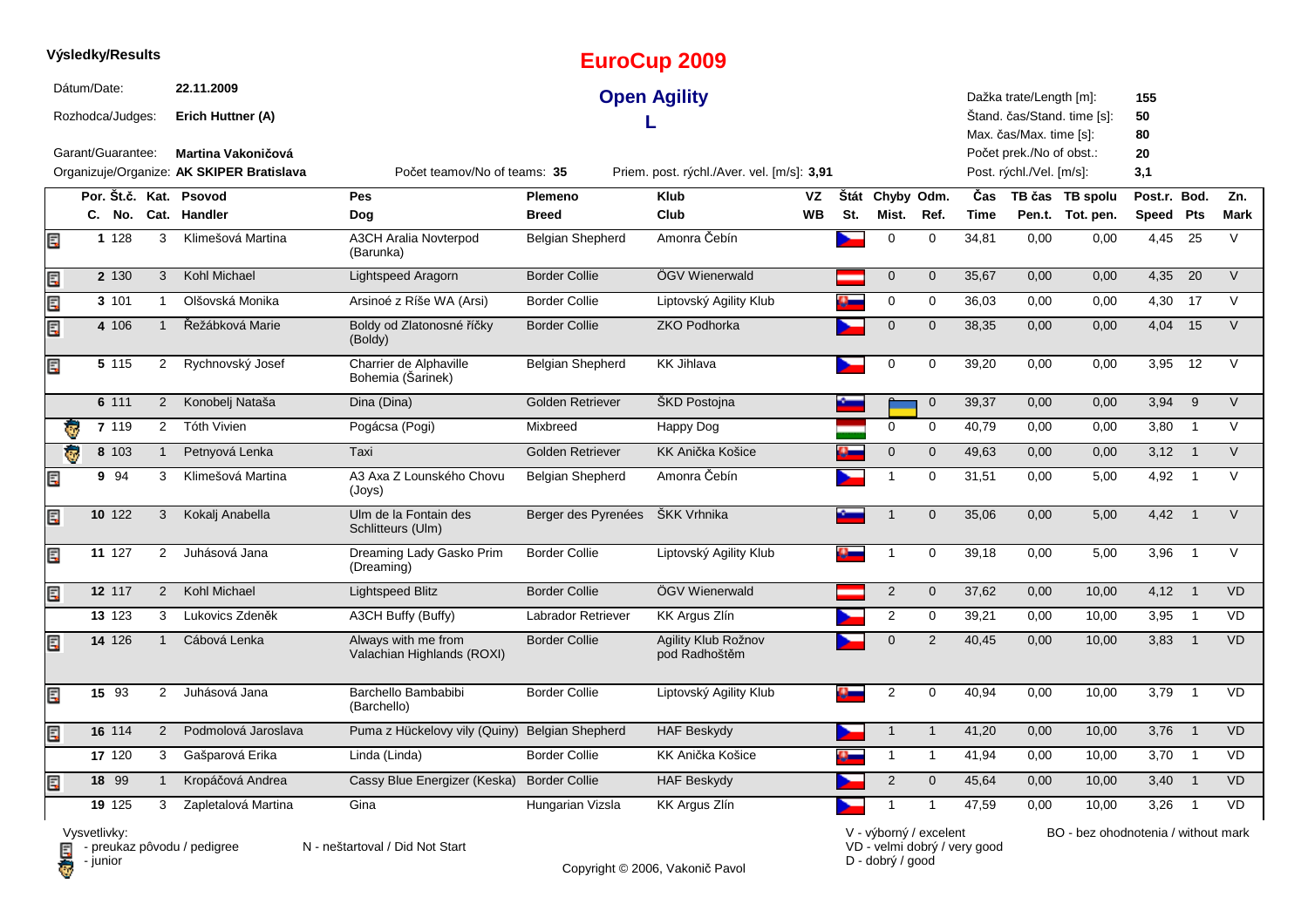**Výsledky/Results**

# EuroCup 2009

## Open Agility

### L

Dátum/Date: **22.11.2009**

Rozhodca/Judges: **Erich Huttner (A)**

Garant/Guarantee: **Martina Vakoničová**

Organizuje/Organize: **AK SKIPER Bratislava**

Počet teamov/No of teams: **35**

Priem. post. rýchl./Aver. vel. [m/s]: **3,91**

Dažka trate/Length [m]: **155**
Štand. čas/Stand. time [s]: **50**
Max. čas/Max. time [s]: **80**
Počet prek./No of obst.: **20**
Post. rýchl./Vel. [m/s]: **3,1**

| Por. C. | Št.č. No. | Kat. Cat. | Psovod Handler | Pes Dog | Plemeno Breed | Klub Club | VZ WB | Štát St. | Chyby Mist. | Odm. Ref. | Čas Time | TB čas Pen.t. | TB spolu Tot. pen. | Post.r. Speed | Bod. Pts | Zn. Mark |
|---|---|---|---|---|---|---|---|---|---|---|---|---|---|---|---|---|
| 1 | 128 | 3 | Klimešová Martina | A3CH Aralia Novterpod (Barunka) | Belgian Shepherd | Amonra Čebín | | | 0 | 0 | 34,81 | 0,00 | 0,00 | 4,45 | 25 | V |
| 2 | 130 | 3 | Kohl Michael | Lightspeed Aragorn | Border Collie | ÖGV Wienerwald | | | 0 | 0 | 35,67 | 0,00 | 0,00 | 4,35 | 20 | V |
| 3 | 101 | 1 | Olšovská Monika | Arsinoé z Ríše WA (Arsi) | Border Collie | Liptovský Agility Klub | | | 0 | 0 | 36,03 | 0,00 | 0,00 | 4,30 | 17 | V |
| 4 | 106 | 1 | Řežábková Marie | Boldy od Zlatonosné říčky (Boldy) | Border Collie | ZKO Podhorka | | | 0 | 0 | 38,35 | 0,00 | 0,00 | 4,04 | 15 | V |
| 5 | 115 | 2 | Rychnovský Josef | Charrier de Alphaville Bohemia (Šarinek) | Belgian Shepherd | KK Jihlava | | | 0 | 0 | 39,20 | 0,00 | 0,00 | 3,95 | 12 | V |
| 6 | 111 | 2 | Konobelj Nataša | Dina (Dina) | Golden Retriever | ŠKD Postojna | | | | 0 | 39,37 | 0,00 | 0,00 | 3,94 | 9 | V |
| 7 | 119 | 2 | Tóth Vivien | Pogácsa (Pogi) | Mixbreed | Happy Dog | | | 0 | 0 | 40,79 | 0,00 | 0,00 | 3,80 | 1 | V |
| 8 | 103 | 1 | Petnyová Lenka | Taxi | Golden Retriever | KK Anička Košice | | | 0 | 0 | 49,63 | 0,00 | 0,00 | 3,12 | 1 | V |
| 9 | 94 | 3 | Klimešová Martina | A3 Axa Z Lounského Chovu (Joys) | Belgian Shepherd | Amonra Čebín | | | 1 | 0 | 31,51 | 0,00 | 5,00 | 4,92 | 1 | V |
| 10 | 122 | 3 | Kokalj Anabella | Ulm de la Fontain des Schlitteurs (Ulm) | Berger des Pyrenées | ŠKK Vrhnika | | | 1 | 0 | 35,06 | 0,00 | 5,00 | 4,42 | 1 | V |
| 11 | 127 | 2 | Juhásová Jana | Dreaming Lady Gasko Prim (Dreaming) | Border Collie | Liptovský Agility Klub | | | 1 | 0 | 39,18 | 0,00 | 5,00 | 3,96 | 1 | V |
| 12 | 117 | 2 | Kohl Michael | Lightspeed Blitz | Border Collie | ÖGV Wienerwald | | | 2 | 0 | 37,62 | 0,00 | 10,00 | 4,12 | 1 | VD |
| 13 | 123 | 3 | Lukovics Zdeněk | A3CH Buffy (Buffy) | Labrador Retriever | KK Argus Zlín | | | 2 | 0 | 39,21 | 0,00 | 10,00 | 3,95 | 1 | VD |
| 14 | 126 | 1 | Cábová Lenka | Always with me from Valachian Highlands (ROXI) | Border Collie | Agility Klub Rožnov pod Radhoštěm | | | 0 | 2 | 40,45 | 0,00 | 10,00 | 3,83 | 1 | VD |
| 15 | 93 | 2 | Juhásová Jana | Barchello Bambabibi (Barchello) | Border Collie | Liptovský Agility Klub | | | 2 | 0 | 40,94 | 0,00 | 10,00 | 3,79 | 1 | VD |
| 16 | 114 | 2 | Podmolová Jaroslava | Puma z Hückelovy vily (Quiny) | Belgian Shepherd | HAF Beskydy | | | 1 | 1 | 41,20 | 0,00 | 10,00 | 3,76 | 1 | VD |
| 17 | 120 | 3 | Gašparová Erika | Linda (Linda) | Border Collie | KK Anička Košice | | | 1 | 1 | 41,94 | 0,00 | 10,00 | 3,70 | 1 | VD |
| 18 | 99 | 1 | Kropáčová Andrea | Cassy Blue Energizer (Keska) | Border Collie | HAF Beskydy | | | 2 | 0 | 45,64 | 0,00 | 10,00 | 3,40 | 1 | VD |
| 19 | 125 | 3 | Zapletalová Martina | Gina | Hungarian Vizsla | KK Argus Zlín | | | 1 | 1 | 47,59 | 0,00 | 10,00 | 3,26 | 1 | VD |

Vysvetlivky:
- preukaz pôvodu / pedigree
- junior

N - neštartoval / Did Not Start

V - výborný / excelent
VD - velmi dobrý / very good
D - dobrý / good

BO - bez ohodnotenia / without mark

Copyright © 2006, Vakonič Pavol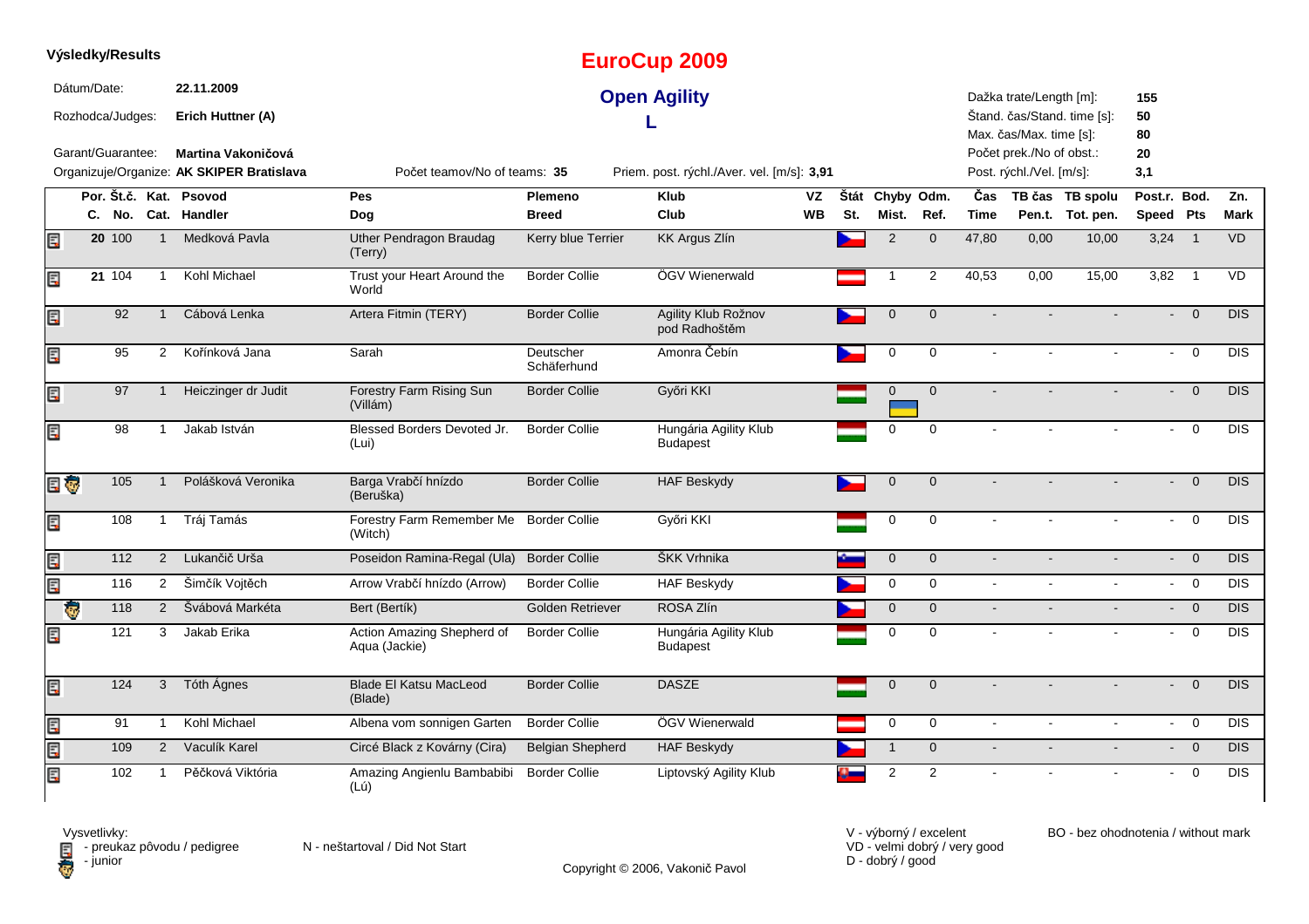**Výsledky/Results**

# EuroCup 2009

## Open Agility

## L

Dátum/Date: **22.11.2009**

Rozhodca/Judges: **Erich Huttner (A)**

Garant/Guarantee: **Martina Vakoničová**

Organizuje/Organize: **AK SKIPER Bratislava**

Počet teamov/No of teams: **35**

Priem. post. rýchl./Aver. vel. [m/s]: **3,91**

Dažka trate/Length [m]: **155**
Štand. čas/Stand. time [s]: **50**
Max. čas/Max. time [s]: **80**
Počet prek./No of obst.: **20**
Post. rýchl./Vel. [m/s]: **3,1**

| Por. C. | Št.č. No. | Kat. Cat. | Psovod Handler | Pes Dog | Plemeno Breed | Klub Club | VZ WB | Štát St. | Chyby Mist. | Odm. Ref. | Čas Time | TB čas Pen.t. | TB spolu Tot. pen. | Post.r. Speed | Bod. Pts | Zn. Mark |
|---|---|---|---|---|---|---|---|---|---|---|---|---|---|---|---|---|
| 20 | 100 | 1 | Medková Pavla | Uther Pendragon Braudag (Terry) | Kerry blue Terrier | KK Argus Zlín | | | 2 | 0 | 47,80 | 0,00 | 10,00 | 3,24 | 1 | VD |
| 21 | 104 | 1 | Kohl Michael | Trust your Heart Around the World | Border Collie | ÖGV Wienerwald | | | 1 | 2 | 40,53 | 0,00 | 15,00 | 3,82 | 1 | VD |
| | 92 | 1 | Cábová Lenka | Artera Fitmin (TERY) | Border Collie | Agility Klub Rožnov pod Radhoštěm | | | 0 | 0 | - | - | - | - | 0 | DIS |
| | 95 | 2 | Kořínková Jana | Sarah | Deutscher Schäferhund | Amonra Čebín | | | 0 | 0 | - | - | - | - | 0 | DIS |
| | 97 | 1 | Heiczinger dr Judit | Forestry Farm Rising Sun (Villám) | Border Collie | Győri KKI | | | 0 | 0 | - | - | - | - | 0 | DIS |
| | 98 | 1 | Jakab István | Blessed Borders Devoted Jr. (Lui) | Border Collie | Hungária Agility Klub Budapest | | | 0 | 0 | - | - | - | - | 0 | DIS |
| | 105 | 1 | Polášková Veronika | Barga Vrabčí hnízdo (Beruška) | Border Collie | HAF Beskydy | | | 0 | 0 | - | - | - | - | 0 | DIS |
| | 108 | 1 | Tráj Tamás | Forestry Farm Remember Me (Witch) | Border Collie | Győri KKI | | | 0 | 0 | - | - | - | - | 0 | DIS |
| | 112 | 2 | Lukančič Urša | Poseidon Ramina-Regal (Ula) | Border Collie | ŠKK Vrhnika | | | 0 | 0 | - | - | - | - | 0 | DIS |
| | 116 | 2 | Šimčík Vojtěch | Arrow Vrabčí hnízdo (Arrow) | Border Collie | HAF Beskydy | | | 0 | 0 | - | - | - | - | 0 | DIS |
| | 118 | 2 | Švábová Markéta | Bert (Bertík) | Golden Retriever | ROSA Zlín | | | 0 | 0 | - | - | - | - | 0 | DIS |
| | 121 | 3 | Jakab Erika | Action Amazing Shepherd of Aqua (Jackie) | Border Collie | Hungária Agility Klub Budapest | | | 0 | 0 | - | - | - | - | 0 | DIS |
| | 124 | 3 | Tóth Ágnes | Blade El Katsu MacLeod (Blade) | Border Collie | DASZE | | | 0 | 0 | - | - | - | - | 0 | DIS |
| | 91 | 1 | Kohl Michael | Albena vom sonnigen Garten | Border Collie | ÖGV Wienerwald | | | 0 | 0 | - | - | - | - | 0 | DIS |
| | 109 | 2 | Vaculík Karel | Circé Black z Kovárny (Cira) | Belgian Shepherd | HAF Beskydy | | | 1 | 0 | - | - | - | - | 0 | DIS |
| | 102 | 1 | Pěčková Viktória | Amazing Angienlu Bambabibi (Lú) | Border Collie | Liptovský Agility Klub | | | 2 | 2 | - | - | - | - | 0 | DIS |

Vysvetlivky:
- preukaz pôvodu / pedigree
- junior

N - neštartoval / Did Not Start

V - výborný / excelent
VD - velmi dobrý / very good
D - dobrý / good

BO - bez ohodnotenia / without mark

Copyright © 2006, Vakonič Pavol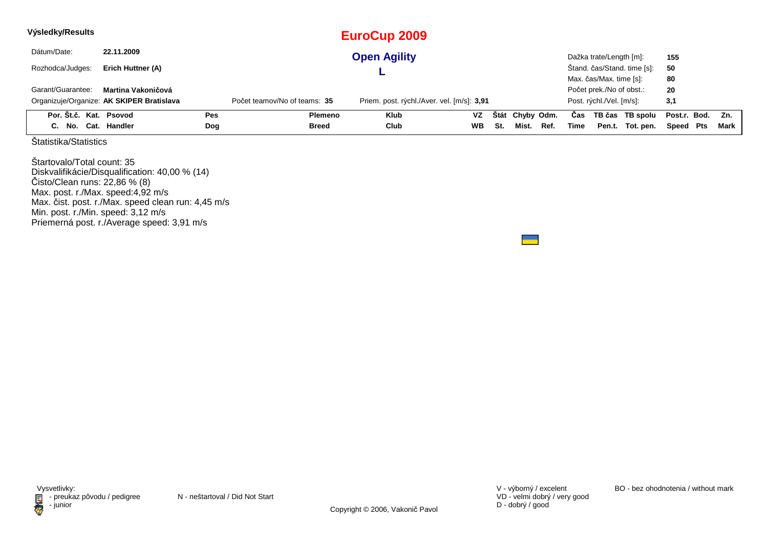**Výsledky/Results**

# EuroCup 2009

## Open Agility

## L

| | | | | | |
|---|---|---|---|---|---|
| Dátum/Date: | **22.11.2009** | | | Dažka trate/Length [m]: | **155** |
| Rozhodca/Judges: | **Erich Huttner (A)** | | | Štand. čas/Stand. time [s]: | **50** |
| | | | | Max. čas/Max. time [s]: | **80** |
| Garant/Guarantee: | **Martina Vakoničová** | | | Počet prek./No of obst.: | **20** |
| Organizuje/Organize: | **AK SKIPER Bratislava** | Počet teamov/No of teams: **35** | Priem. post. rýchl./Aver. vel. [m/s]: **3,91** | Post. rýchl./Vel. [m/s]: | **3,1** |

| Por. C. | Št.č. No. | Kat. Cat. | Psovod Handler | Pes Dog | Plemeno Breed | Klub Club | VZ WB | Štát St. | Chyby Mist. | Odm. Ref. | Čas Time | TB čas Pen.t. | TB spolu Tot. pen. | Post.r. Speed | Bod. Pts | Zn. Mark |
|---|---|---|---|---|---|---|---|---|---|---|---|---|---|---|---|---|

Štatistika/Statistics

Štartovalo/Total count: 35
Diskvalifikácie/Disqualification: 40,00 % (14)
Čisto/Clean runs: 22,86 % (8)
Max. post. r./Max. speed:4,92 m/s
Max. čist. post. r./Max. speed clean run: 4,45 m/s
Min. post. r./Min. speed: 3,12 m/s
Priemerná post. r./Average speed: 3,91 m/s

Vysvetlivky:
- preukaz pôvodu / pedigree
- junior

N - neštartoval / Did Not Start

V - výborný / excelent
VD - velmi dobrý / very good
D - dobrý / good

BO - bez ohodnotenia / without mark

Copyright © 2006, Vakonič Pavol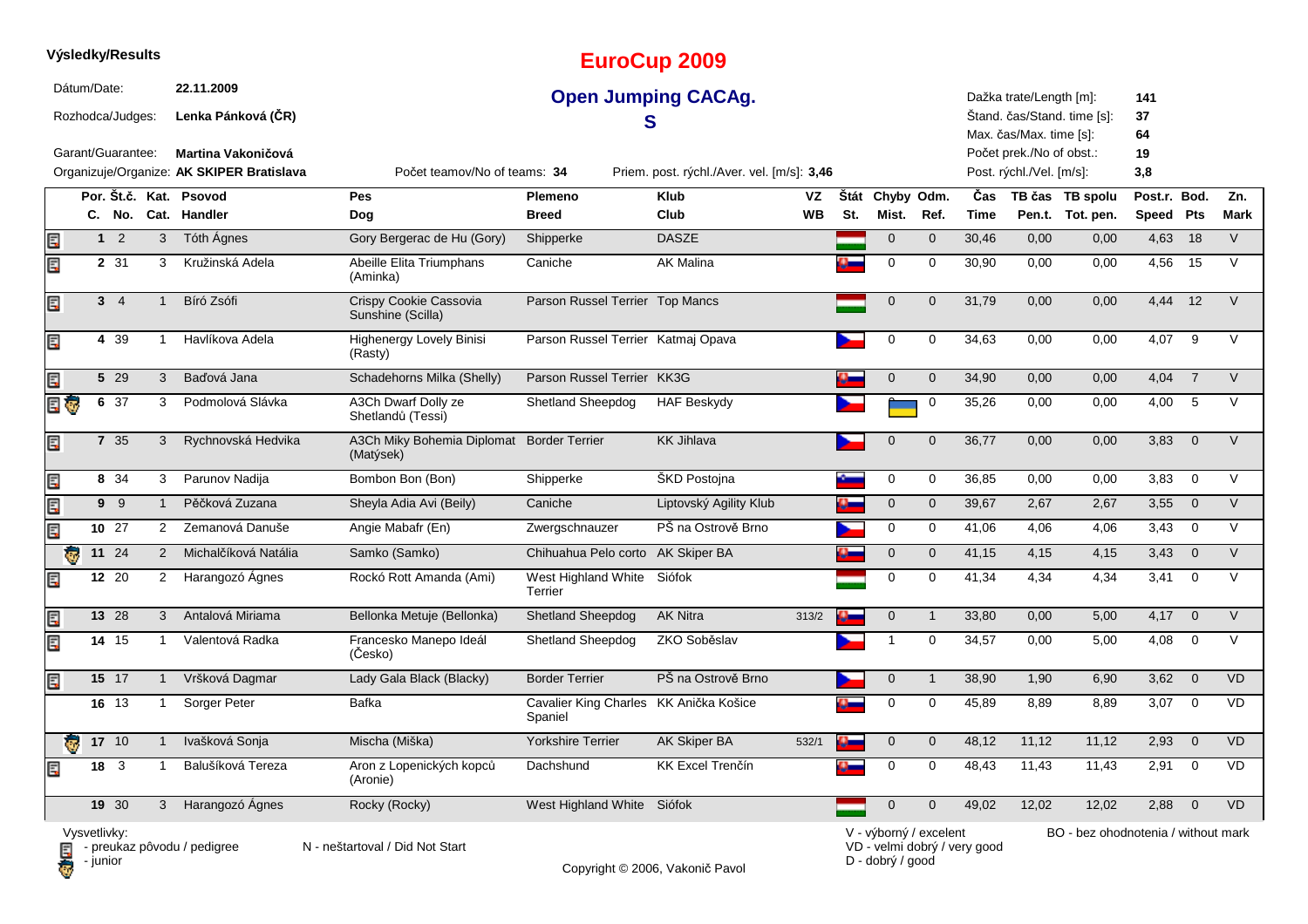**Výsledky/Results**

# EuroCup 2009

## Open Jumping CACAg.

## S

Dátum/Date: **22.11.2009**

Rozhodca/Judges: **Lenka Pánková (ČR)**

Garant/Guarantee: **Martina Vakoničová**

Organizuje/Organize: **AK SKIPER Bratislava**

Počet teamov/No of teams: **34**

Priem. post. rýchl./Aver. vel. [m/s]: **3,46**

Dažka trate/Length [m]: **141**

Štand. čas/Stand. time [s]: **37**

Max. čas/Max. time [s]: **64**

Počet prek./No of obst.: **19**

Post. rýchl./Vel. [m/s]: **3,8**

| Por. C. | Št.č. No. | Kat. Cat. | Psovod Handler | Pes Dog | Plemeno Breed | Klub Club | VZ WB | Štát St. | Chyby Mist. | Odm. Ref. | Čas Time | TB čas Pen.t. | TB spolu Tot. pen. | Post.r. Speed | Bod. Pts | Zn. Mark |
|---|---|---|---|---|---|---|---|---|---|---|---|---|---|---|---|---|
| 1 | 2 | 3 | Tóth Ágnes | Gory Bergerac de Hu (Gory) | Shipperke | DASZE | | | 0 | 0 | 30,46 | 0,00 | 0,00 | 4,63 | 18 | V |
| 2 | 31 | 3 | Kružinská Adela | Abeille Elita Triumphans (Aminka) | Caniche | AK Malina | | | 0 | 0 | 30,90 | 0,00 | 0,00 | 4,56 | 15 | V |
| 3 | 4 | 1 | Bíró Zsófi | Crispy Cookie Cassovia Sunshine (Scilla) | Parson Russel Terrier | Top Mancs | | | 0 | 0 | 31,79 | 0,00 | 0,00 | 4,44 | 12 | V |
| 4 | 39 | 1 | Havlíkova Adela | Highenergy Lovely Binisi (Rasty) | Parson Russel Terrier | Katmaj Opava | | | 0 | 0 | 34,63 | 0,00 | 0,00 | 4,07 | 9 | V |
| 5 | 29 | 3 | Baďová Jana | Schadehorns Milka (Shelly) | Parson Russel Terrier | KK3G | | | 0 | 0 | 34,90 | 0,00 | 0,00 | 4,04 | 7 | V |
| 6 | 37 | 3 | Podmolová Slávka | A3Ch Dwarf Dolly ze Shetlandů (Tessi) | Shetland Sheepdog | HAF Beskydy | | | | 0 | 35,26 | 0,00 | 0,00 | 4,00 | 5 | V |
| 7 | 35 | 3 | Rychnovská Hedvika | A3Ch Miky Bohemia Diplomat (Matýsek) | Border Terrier | KK Jihlava | | | 0 | 0 | 36,77 | 0,00 | 0,00 | 3,83 | 0 | V |
| 8 | 34 | 3 | Parunov Nadija | Bombon Bon (Bon) | Shipperke | ŠKD Postojna | | | 0 | 0 | 36,85 | 0,00 | 0,00 | 3,83 | 0 | V |
| 9 | 9 | 1 | Pěčková Zuzana | Sheyla Adia Avi (Beily) | Caniche | Liptovský Agility Klub | | | 0 | 0 | 39,67 | 2,67 | 2,67 | 3,55 | 0 | V |
| 10 | 27 | 2 | Zemanová Danuše | Angie Mabafr (En) | Zwergschnauzer | PŠ na Ostrově Brno | | | 0 | 0 | 41,06 | 4,06 | 4,06 | 3,43 | 0 | V |
| 11 | 24 | 2 | Michalčíková Natália | Samko (Samko) | Chihuahua Pelo corto | AK Skiper BA | | | 0 | 0 | 41,15 | 4,15 | 4,15 | 3,43 | 0 | V |
| 12 | 20 | 2 | Harangozó Ágnes | Rockó Rott Amanda (Ami) | West Highland White Terrier | Siófok | | | 0 | 0 | 41,34 | 4,34 | 4,34 | 3,41 | 0 | V |
| 13 | 28 | 3 | Antalová Miriama | Bellonka Metuje (Bellonka) | Shetland Sheepdog | AK Nitra | 313/2 | | 0 | 1 | 33,80 | 0,00 | 5,00 | 4,17 | 0 | V |
| 14 | 15 | 1 | Valentová Radka | Francesko Manepo Ideál (Česko) | Shetland Sheepdog | ZKO Soběslav | | | 1 | 0 | 34,57 | 0,00 | 5,00 | 4,08 | 0 | V |
| 15 | 17 | 1 | Vršková Dagmar | Lady Gala Black (Blacky) | Border Terrier | PŠ na Ostrově Brno | | | 0 | 1 | 38,90 | 1,90 | 6,90 | 3,62 | 0 | VD |
| 16 | 13 | 1 | Sorger Peter | Bafka | Cavalier King Charles Spaniel | KK Anička Košice | | | 0 | 0 | 45,89 | 8,89 | 8,89 | 3,07 | 0 | VD |
| 17 | 10 | 1 | Ivašková Sonja | Mischa (Miška) | Yorkshire Terrier | AK Skiper BA | 532/1 | | 0 | 0 | 48,12 | 11,12 | 11,12 | 2,93 | 0 | VD |
| 18 | 3 | 1 | Balušíková Tereza | Aron z Lopenických kopců (Aronie) | Dachshund | KK Excel Trenčín | | | 0 | 0 | 48,43 | 11,43 | 11,43 | 2,91 | 0 | VD |
| 19 | 30 | 3 | Harangozó Ágnes | Rocky (Rocky) | West Highland White | Siófok | | | 0 | 0 | 49,02 | 12,02 | 12,02 | 2,88 | 0 | VD |

Vysvetlivky:
- preukaz pôvodu / pedigree
- junior

N - neštartoval / Did Not Start

V - výborný / excelent
VD - velmi dobrý / very good
D - dobrý / good

BO - bez ohodnotenia / without mark

Copyright © 2006, Vakonič Pavol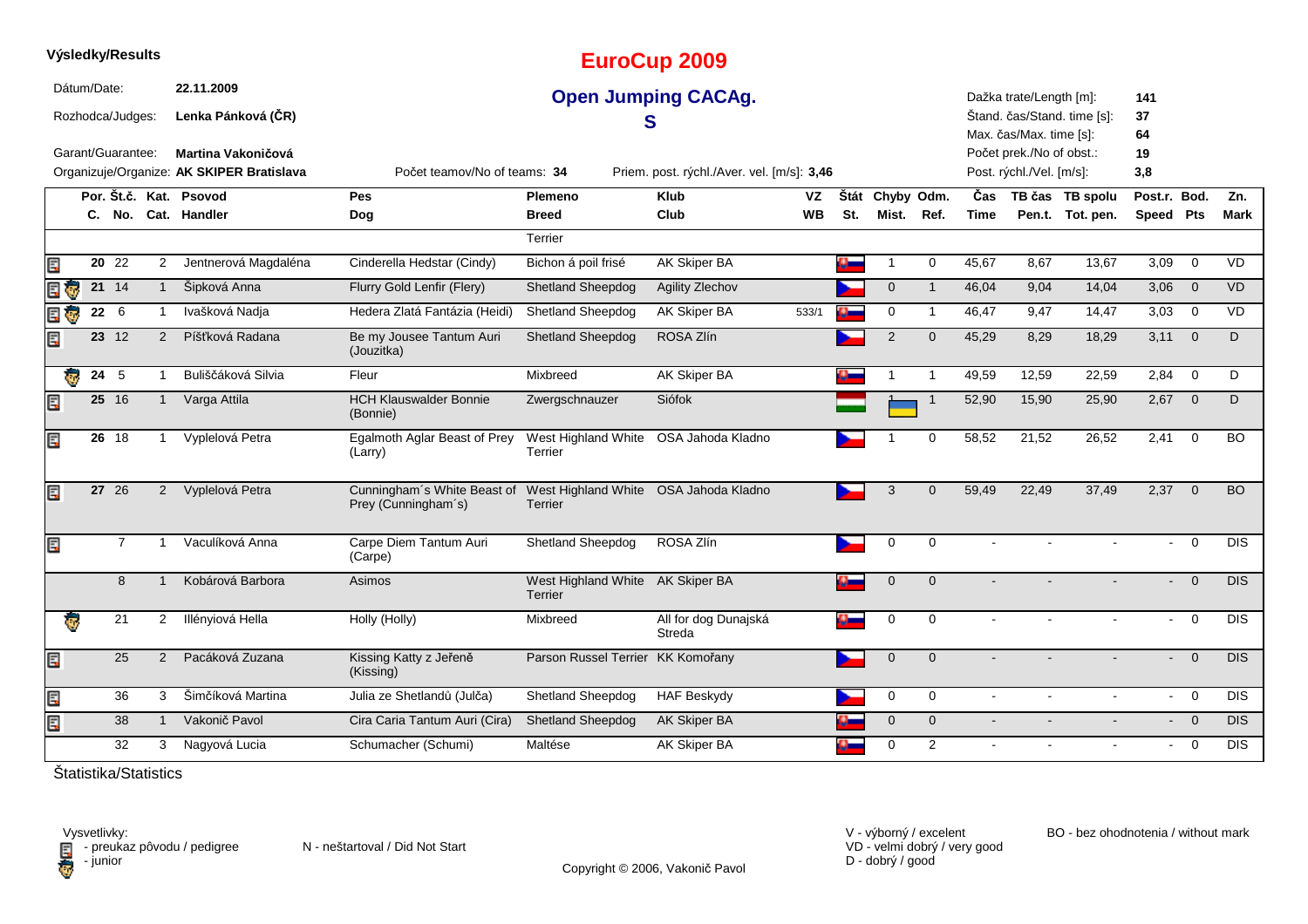**Výsledky/Results**

# EuroCup 2009

## Open Jumping CACAg. S

Dátum/Date: **22.11.2009**

Rozhodca/Judges: **Lenka Pánková (ČR)**

Garant/Guarantee: **Martina Vakoničová**

Organizuje/Organize: **AK SKIPER Bratislava**

Počet teamov/No of teams: **34**

Priem. post. rýchl./Aver. vel. [m/s]: **3,46**

Dažka trate/Length [m]: **141**
Štand. čas/Stand. time [s]: **37**
Max. čas/Max. time [s]: **64**
Počet prek./No of obst.: **19**
Post. rýchl./Vel. [m/s]: **3,8**

| | Por. C. | Št.č. No. | Kat. Cat. | Psovod Handler | Pes Dog | Plemeno Breed | Klub Club | VZ WB | Štát St. | Chyby Mist. | Odm. Ref. | Čas Time | TB čas Pen.t. | TB spolu Tot. pen. | Post.r. Speed | Bod. Pts | Zn. Mark |
|---|---|---|---|---|---|---|---|---|---|---|---|---|---|---|---|---|---|
| | | | | | | Terrier | | | | | | | | | | | |
| pedigree | 20 | 22 | 2 | Jentnerová Magdaléna | Cinderella Hedstar (Cindy) | Bichon á poil frisé | AK Skiper BA | | SK | 1 | 0 | 45,67 | 8,67 | 13,67 | 3,09 | 0 | VD |
| pedigree, junior | 21 | 14 | 1 | Šipková Anna | Flurry Gold Lenfir (Flery) | Shetland Sheepdog | Agility Zlechov | | CZ | 0 | 1 | 46,04 | 9,04 | 14,04 | 3,06 | 0 | VD |
| pedigree, junior | 22 | 6 | 1 | Ivašková Nadja | Hedera Zlatá Fantázia (Heidi) | Shetland Sheepdog | AK Skiper BA | 533/1 | SK | 0 | 1 | 46,47 | 9,47 | 14,47 | 3,03 | 0 | VD |
| pedigree | 23 | 12 | 2 | Píšťková Radana | Be my Jousee Tantum Auri (Jouzitka) | Shetland Sheepdog | ROSA Zlín | | CZ | 2 | 0 | 45,29 | 8,29 | 18,29 | 3,11 | 0 | D |
| junior | 24 | 5 | 1 | Buliščáková Silvia | Fleur | Mixbreed | AK Skiper BA | | SK | 1 | 1 | 49,59 | 12,59 | 22,59 | 2,84 | 0 | D |
| pedigree | 25 | 16 | 1 | Varga Attila | HCH Klauswalder Bonnie (Bonnie) | Zwergschnauzer | Siófok | | HU | 1 | 1 | 52,90 | 15,90 | 25,90 | 2,67 | 0 | D |
| pedigree | 26 | 18 | 1 | Vyplelová Petra | Egalmoth Aglar Beast of Prey (Larry) | West Highland White Terrier | OSA Jahoda Kladno | | CZ | 1 | 0 | 58,52 | 21,52 | 26,52 | 2,41 | 0 | BO |
| pedigree | 27 | 26 | 2 | Vyplelová Petra | Cunningham´s White Beast of Prey (Cunningham´s) | West Highland White Terrier | OSA Jahoda Kladno | | CZ | 3 | 0 | 59,49 | 22,49 | 37,49 | 2,37 | 0 | BO |
| pedigree | | 7 | 1 | Vaculíková Anna | Carpe Diem Tantum Auri (Carpe) | Shetland Sheepdog | ROSA Zlín | | CZ | 0 | 0 | - | - | - | - | 0 | DIS |
| | | 8 | 1 | Kobárová Barbora | Asimos | West Highland White Terrier | AK Skiper BA | | SK | 0 | 0 | - | - | - | - | 0 | DIS |
| junior | | 21 | 2 | Illényiová Hella | Holly (Holly) | Mixbreed | All for dog Dunajská Streda | | SK | 0 | 0 | - | - | - | - | 0 | DIS |
| pedigree | | 25 | 2 | Pacáková Zuzana | Kissing Katty z Jeřeně (Kissing) | Parson Russel Terrier | KK Komořany | | CZ | 0 | 0 | - | - | - | - | 0 | DIS |
| pedigree | | 36 | 3 | Šimčíková Martina | Julia ze Shetlandů (Julča) | Shetland Sheepdog | HAF Beskydy | | CZ | 0 | 0 | - | - | - | - | 0 | DIS |
| pedigree | | 38 | 1 | Vakonič Pavol | Cira Caria Tantum Auri (Cira) | Shetland Sheepdog | AK Skiper BA | | SK | 0 | 0 | - | - | - | - | 0 | DIS |
| | | 32 | 3 | Nagyová Lucia | Schumacher (Schumi) | Maltése | AK Skiper BA | | SK | 0 | 2 | - | - | - | - | 0 | DIS |

Štatistika/Statistics

Vysvetlivky:
- preukaz pôvodu / pedigree
- junior

N - neštartoval / Did Not Start

V - výborný / excelent
VD - velmi dobrý / very good
D - dobrý / good

BO - bez ohodnotenia / without mark

Copyright © 2006, Vakonič Pavol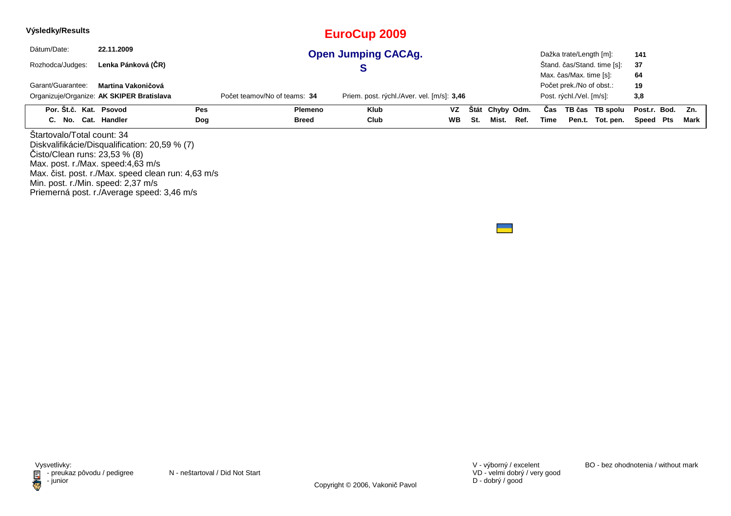**Výsledky/Results**

# EuroCup 2009

## Open Jumping CACAg.

## S

Dátum/Date: **22.11.2009**

Rozhodca/Judges: **Lenka Pánková (ČR)**

Garant/Guarantee: **Martina Vakoničová**

Organizuje/Organize: **AK SKIPER Bratislava**

Počet teamov/No of teams: **34**

Priem. post. rýchl./Aver. vel. [m/s]: **3,46**

Dažka trate/Length [m]: **141**

Štand. čas/Stand. time [s]: **37**

Max. čas/Max. time [s]: **64**

Počet prek./No of obst.: **19**

Post. rýchl./Vel. [m/s]: **3,8**

| Por. C. | Št.č. No. | Kat. Cat. | Psovod Handler | Pes Dog | Plemeno Breed | Klub Club | VZ WB | Štát St. | Chyby Mist. | Odm. Ref. | Čas Time | TB čas Pen.t. | TB spolu Tot. pen. | Post.r. Speed | Bod. Pts | Zn. Mark |
|---|---|---|---|---|---|---|---|---|---|---|---|---|---|---|---|---|

Štartovalo/Total count: 34

Diskvalifikácie/Disqualification: 20,59 % (7)

Čisto/Clean runs: 23,53 % (8)

Max. post. r./Max. speed:4,63 m/s

Max. čist. post. r./Max. speed clean run: 4,63 m/s

Min. post. r./Min. speed: 2,37 m/s

Priemerná post. r./Average speed: 3,46 m/s

Vysvetlivky:
- preukaz pôvodu / pedigree
- junior

N - neštartoval / Did Not Start

V - výborný / excelent
VD - velmi dobrý / very good
D - dobrý / good

BO - bez ohodnotenia / without mark

Copyright © 2006, Vakonič Pavol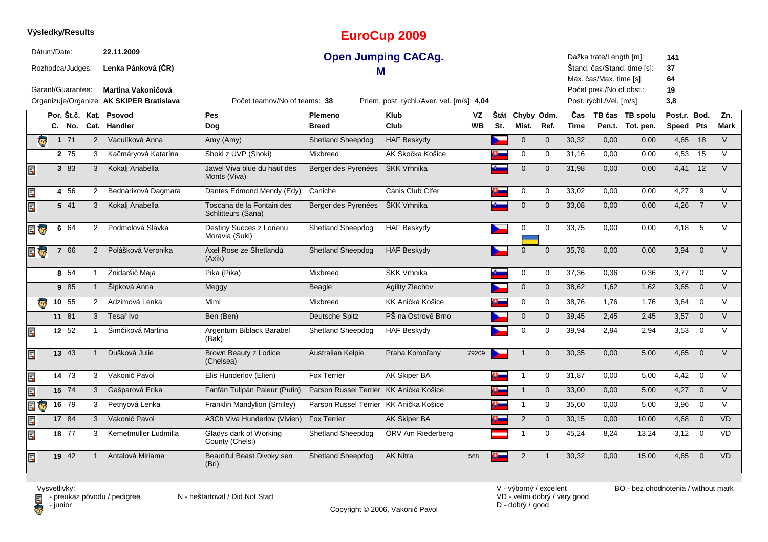**Výsledky/Results**

# EuroCup 2009

## Open Jumping CACAg.

## M

Dátum/Date: **22.11.2009**

Rozhodca/Judges: **Lenka Pánková (ČR)**

Garant/Guarantee: **Martina Vakoničová**

Organizuje/Organize: **AK SKIPER Bratislava**

Počet teamov/No of teams: **38**

Priem. post. rýchl./Aver. vel. [m/s]: **4,04**

Dažka trate/Length [m]: **141**
Štand. čas/Stand. time [s]: **37**
Max. čas/Max. time [s]: **64**
Počet prek./No of obst.: **19**
Post. rýchl./Vel. [m/s]: **3,8**

| | Por. C. | Št.č. No. | Kat. Cat. | Psovod Handler | Pes Dog | Plemeno Breed | Klub Club | VZ WB | Štát St. | Chyby Mist. | Odm. Ref. | Čas Time | TB čas Pen.t. | TB spolu Tot. pen. | Post.r. Speed | Bod. Pts | Zn. Mark |
|---|---|---|---|---|---|---|---|---|---|---|---|---|---|---|---|---|---|
| junior | 1 | 71 | 2 | Vaculíková Anna | Amy (Amy) | Shetland Sheepdog | HAF Beskydy | | | 0 | 0 | 30,32 | 0,00 | 0,00 | 4,65 | 18 | V |
| | 2 | 75 | 3 | Kačmáryová Katarína | Shoki z UVP (Shoki) | Mixbreed | AK Skočka Košice | | | 0 | 0 | 31,16 | 0,00 | 0,00 | 4,53 | 15 | V |
| pedigree | 3 | 83 | 3 | Kokalj Anabella | Jawel Viva blue du haut des Monts (Viva) | Berger des Pyrenées | ŠKK Vrhnika | | | 0 | 0 | 31,98 | 0,00 | 0,00 | 4,41 | 12 | V |
| pedigree | 4 | 56 | 2 | Bednáriková Dagmara | Dantes Edmond Mendy (Edy) | Caniche | Canis Club Cífer | | | 0 | 0 | 33,02 | 0,00 | 0,00 | 4,27 | 9 | V |
| pedigree | 5 | 41 | 3 | Kokalj Anabella | Toscana de la Fontain des Schlitteurs (Šana) | Berger des Pyrenées | ŠKK Vrhnika | | | 0 | 0 | 33,08 | 0,00 | 0,00 | 4,26 | 7 | V |
| pedigree, junior | 6 | 64 | 2 | Podmolová Slávka | Destiny Succes z Lorienu Moravia (Suki) | Shetland Sheepdog | HAF Beskydy | | | 0 | 0 | 33,75 | 0,00 | 0,00 | 4,18 | 5 | V |
| pedigree, junior | 7 | 66 | 2 | Polášková Veronika | Axel Rose ze Shetlandů (Axík) | Shetland Sheepdog | HAF Beskydy | | | 0 | 0 | 35,78 | 0,00 | 0,00 | 3,94 | 0 | V |
| | 8 | 54 | 1 | Žnidaršič Maja | Pika (Pika) | Mixbreed | ŠKK Vrhnika | | | 0 | 0 | 37,36 | 0,36 | 0,36 | 3,77 | 0 | V |
| | 9 | 85 | 1 | Šipková Anna | Meggy | Beagle | Agility Zlechov | | | 0 | 0 | 38,62 | 1,62 | 1,62 | 3,65 | 0 | V |
| junior | 10 | 55 | 2 | Adzimová Lenka | Mimi | Mixbreed | KK Anička Košice | | | 0 | 0 | 38,76 | 1,76 | 1,76 | 3,64 | 0 | V |
| | 11 | 81 | 3 | Tesař Ivo | Ben (Ben) | Deutsche Spitz | PŠ na Ostrově Brno | | | 0 | 0 | 39,45 | 2,45 | 2,45 | 3,57 | 0 | V |
| pedigree | 12 | 52 | 1 | Šimčíková Martina | Argentum Biblack Barabel (Bak) | Shetland Sheepdog | HAF Beskydy | | | 0 | 0 | 39,94 | 2,94 | 2,94 | 3,53 | 0 | V |
| pedigree | 13 | 43 | 1 | Dušková Julie | Brown Beauty z Lodice (Chelsea) | Australian Kelpie | Praha Komořany | 79209 | | 1 | 0 | 30,35 | 0,00 | 5,00 | 4,65 | 0 | V |
| pedigree | 14 | 73 | 3 | Vakonič Pavol | Elis Hunderlov (Elien) | Fox Terrier | AK Skiper BA | | | 1 | 0 | 31,87 | 0,00 | 5,00 | 4,42 | 0 | V |
| pedigree | 15 | 74 | 3 | Gašparová Erika | Fanfán Tulipán Paleur (Putin) | Parson Russel Terrier | KK Anička Košice | | | 1 | 0 | 33,00 | 0,00 | 5,00 | 4,27 | 0 | V |
| pedigree, junior | 16 | 79 | 3 | Petnyová Lenka | Franklin Mandylion (Smiley) | Parson Russel Terrier | KK Anička Košice | | | 1 | 0 | 35,60 | 0,00 | 5,00 | 3,96 | 0 | V |
| pedigree | 17 | 84 | 3 | Vakonič Pavol | A3Ch Viva Hunderlov (Vivien) | Fox Terrier | AK Skiper BA | | | 2 | 0 | 30,15 | 0,00 | 10,00 | 4,68 | 0 | VD |
| pedigree | 18 | 77 | 3 | Kemetmüller Ludmilla | Gladys dark of Working County (Chelsi) | Shetland Sheepdog | ÖRV Am Riederberg | | | 1 | 0 | 45,24 | 8,24 | 13,24 | 3,12 | 0 | VD |
| pedigree | 19 | 42 | 1 | Antalová Miriama | Beautiful Beast Divoky sen (Bri) | Shetland Sheepdog | AK Nitra | 568 | | 2 | 1 | 30,32 | 0,00 | 15,00 | 4,65 | 0 | VD |

Vysvetlivky:
- preukaz pôvodu / pedigree
- junior

N - neštartoval / Did Not Start

V - výborný / excelent
VD - velmi dobrý / very good
D - dobrý / good

BO - bez ohodnotenia / without mark

Copyright © 2006, Vakonič Pavol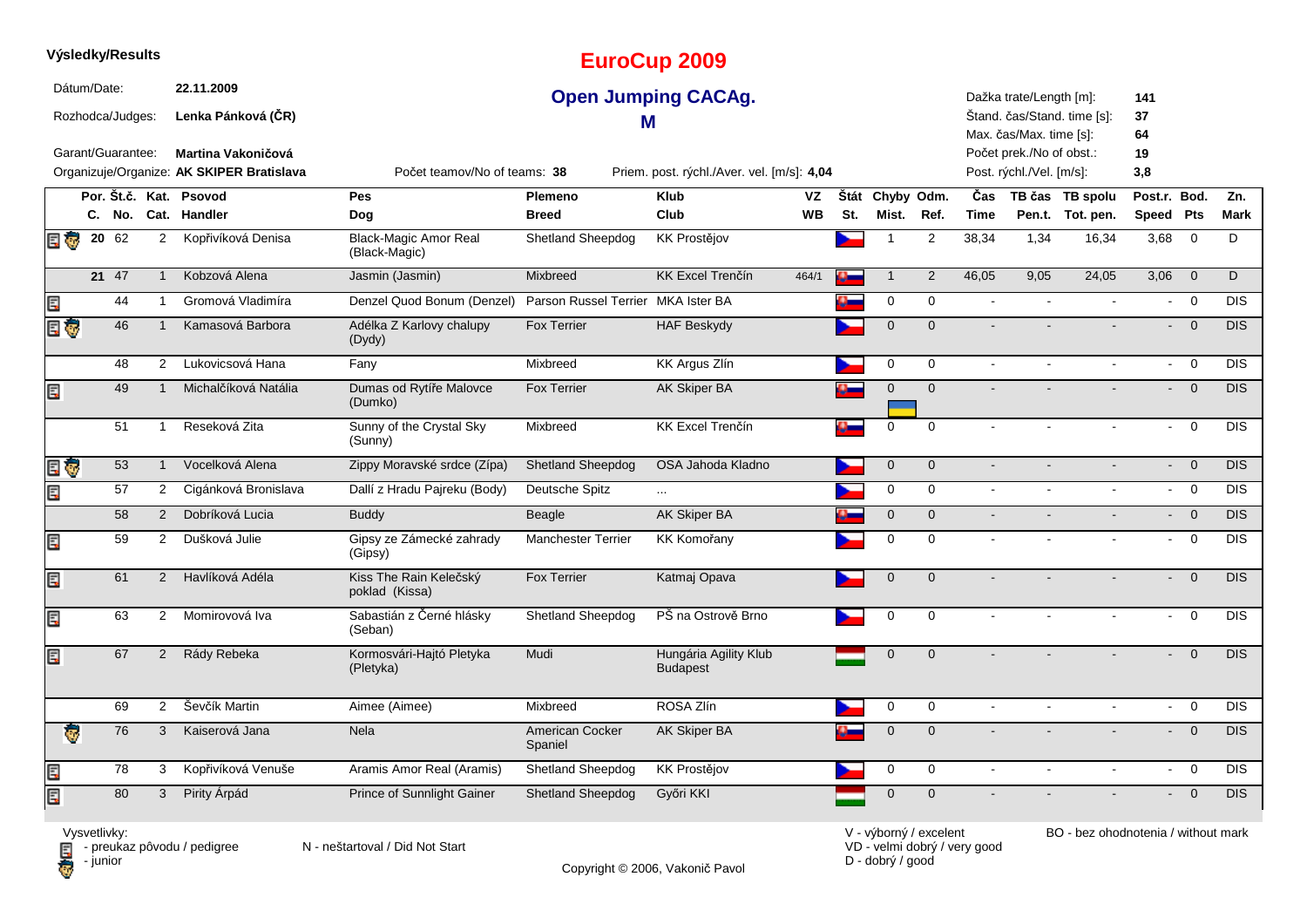**Výsledky/Results**

# EuroCup 2009

## Open Jumping CACAg.

## M

Dátum/Date: **22.11.2009**
Rozhodca/Judges: **Lenka Pánková (ČR)**
Garant/Guarantee: **Martina Vakoničová**
Organizuje/Organize: **AK SKIPER Bratislava**

Počet teamov/No of teams: **38**
Priem. post. rýchl./Aver. vel. [m/s]: **4,04**

Dažka trate/Length [m]: **141**
Štand. čas/Stand. time [s]: **37**
Max. čas/Max. time [s]: **64**
Počet prek./No of obst.: **19**
Post. rýchl./Vel. [m/s]: **3,8**

| | Por. C. | Št.č. No. | Kat. Cat. | Psovod Handler | Pes Dog | Plemeno Breed | Klub Club | VZ WB | Štát St. | Chyby Mist. | Odm. Ref. | Čas Time | TB čas Pen.t. | TB spolu Tot. pen. | Post.r. Speed | Bod. Pts | Zn. Mark |
|---|---|---|---|---|---|---|---|---|---|---|---|---|---|---|---|---|---|
| preukaz, junior | 20 | 62 | 2 | Kopřivíková Denisa | Black-Magic Amor Real (Black-Magic) | Shetland Sheepdog | KK Prostějov | | CZ | 1 | 2 | 38,34 | 1,34 | 16,34 | 3,68 | 0 | D |
| | 21 | 47 | 1 | Kobzová Alena | Jasmin (Jasmin) | Mixbreed | KK Excel Trenčín | 464/1 | SK | 1 | 2 | 46,05 | 9,05 | 24,05 | 3,06 | 0 | D |
| preukaz | | 44 | 1 | Gromová Vladimíra | Denzel Quod Bonum (Denzel) | Parson Russel Terrier | MKA Ister BA | | SK | 0 | 0 | - | - | - | - | 0 | DIS |
| preukaz, junior | | 46 | 1 | Kamasová Barbora | Adélka Z Karlovy chalupy (Dydy) | Fox Terrier | HAF Beskydy | | CZ | 0 | 0 | - | - | - | - | 0 | DIS |
| | | 48 | 2 | Lukovicsová Hana | Fany | Mixbreed | KK Argus Zlín | | CZ | 0 | 0 | - | - | - | - | 0 | DIS |
| preukaz | | 49 | 1 | Michalčíková Natália | Dumas od Rytíře Malovce (Dumko) | Fox Terrier | AK Skiper BA | | SK / UA | 0 | 0 | - | - | - | - | 0 | DIS |
| | | 51 | 1 | Reseková Zita | Sunny of the Crystal Sky (Sunny) | Mixbreed | KK Excel Trenčín | | SK | 0 | 0 | - | - | - | - | 0 | DIS |
| preukaz, junior | | 53 | 1 | Vocelková Alena | Zippy Moravské srdce (Zípa) | Shetland Sheepdog | OSA Jahoda Kladno | | CZ | 0 | 0 | - | - | - | - | 0 | DIS |
| preukaz | | 57 | 2 | Cigánková Bronislava | Dallí z Hradu Pajreku (Body) | Deutsche Spitz | ... | | CZ | 0 | 0 | - | - | - | - | 0 | DIS |
| | | 58 | 2 | Dobríková Lucia | Buddy | Beagle | AK Skiper BA | | SK | 0 | 0 | - | - | - | - | 0 | DIS |
| preukaz | | 59 | 2 | Dušková Julie | Gipsy ze Zámecké zahrady (Gipsy) | Manchester Terrier | KK Komořany | | CZ | 0 | 0 | - | - | - | - | 0 | DIS |
| preukaz | | 61 | 2 | Havlíková Adéla | Kiss The Rain Keleček poklad (Kissa) | Fox Terrier | Katmaj Opava | | CZ | 0 | 0 | - | - | - | - | 0 | DIS |
| preukaz | | 63 | 2 | Momirovová Iva | Sabastián z Černé hlásky (Seban) | Shetland Sheepdog | PŠ na Ostrově Brno | | CZ | 0 | 0 | - | - | - | - | 0 | DIS |
| preukaz | | 67 | 2 | Rády Rebeka | Kormosvári-Hajtó Pletyka (Pletyka) | Mudi | Hungária Agility Klub Budapest | | HU | 0 | 0 | - | - | - | - | 0 | DIS |
| | | 69 | 2 | Ševčík Martin | Aimee (Aimee) | Mixbreed | ROSA Zlín | | CZ | 0 | 0 | - | - | - | - | 0 | DIS |
| junior | | 76 | 3 | Kaiserová Jana | Nela | American Cocker Spaniel | AK Skiper BA | | SK | 0 | 0 | - | - | - | - | 0 | DIS |
| preukaz | | 78 | 3 | Kopřivíková Venuše | Aramis Amor Real (Aramis) | Shetland Sheepdog | KK Prostějov | | CZ | 0 | 0 | - | - | - | - | 0 | DIS |
| preukaz | | 80 | 3 | Pirity Árpád | Prince of Sunnlight Gainer | Shetland Sheepdog | Győri KKI | | HU | 0 | 0 | - | - | - | - | 0 | DIS |

Vysvetlivky:
- preukaz pôvodu / pedigree
- junior

N - neštartoval / Did Not Start

V - výborný / excelent
VD - velmi dobrý / very good
D - dobrý / good

BO - bez ohodnotenia / without mark

Copyright © 2006, Vakonič Pavol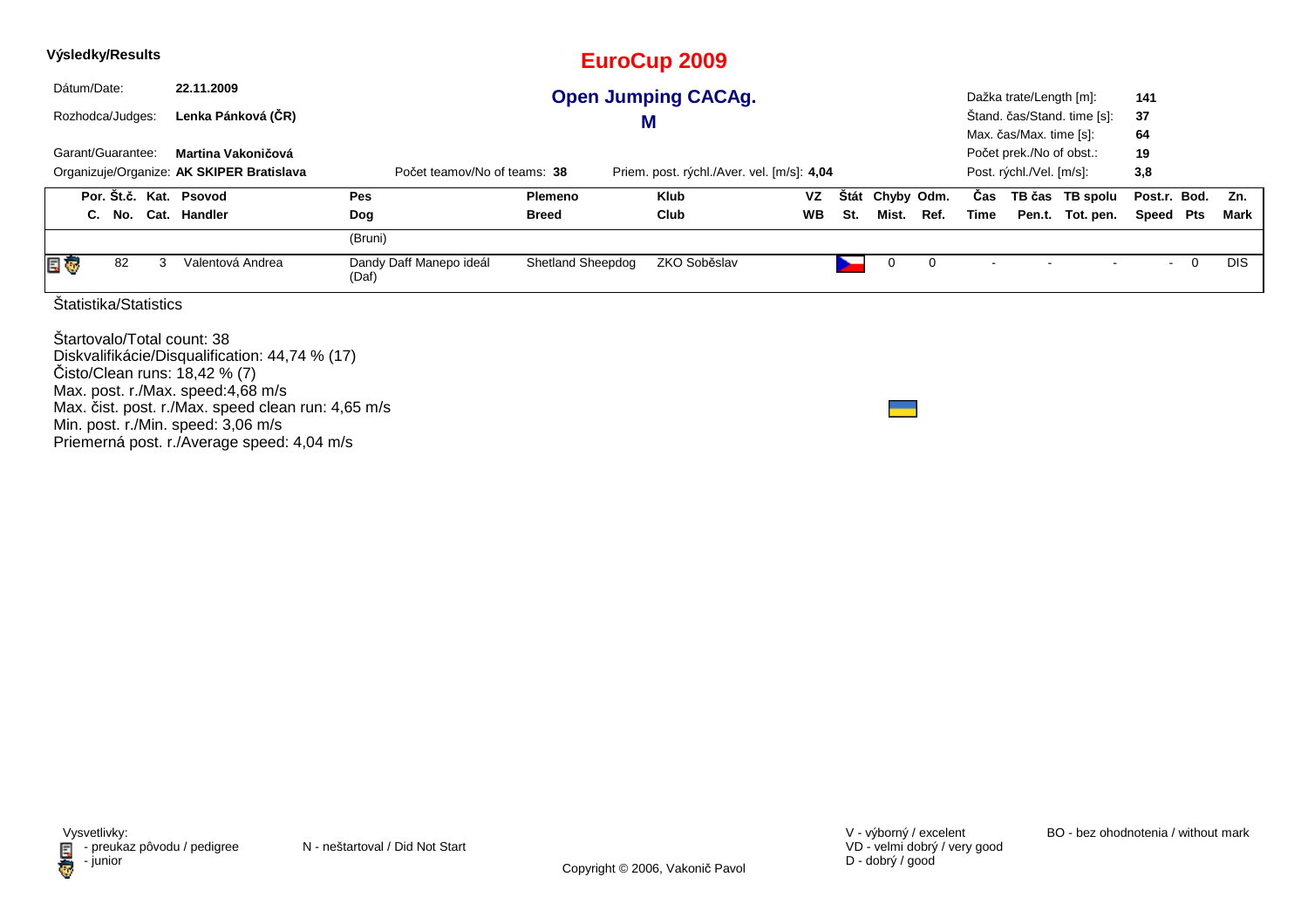**Výsledky/Results**

# EuroCup 2009

## Open Jumping CACAg.

## M

Dátum/Date: **22.11.2009**

Rozhodca/Judges: **Lenka Pánková (ČR)**

Garant/Guarantee: **Martina Vakoničová**

Organizuje/Organize: **AK SKIPER Bratislava**

Počet teamov/No of teams: **38**

Priem. post. rýchl./Aver. vel. [m/s]: **4,04**

Dažka trate/Length [m]: **141**
Štand. čas/Stand. time [s]: **37**
Max. čas/Max. time [s]: **64**
Počet prek./No of obst.: **19**
Post. rýchl./Vel. [m/s]: **3,8**

| Por. C. | Št.č. No. | Kat. Cat. | Psovod Handler | Pes Dog | Plemeno Breed | Klub Club | VZ WB | Štát St. | Chyby Mist. | Odm. Ref. | Čas Time | TB čas Pen.t. | TB spolu Tot. pen. | Post.r. Speed | Bod. Pts | Zn. Mark |
|---|---|---|---|---|---|---|---|---|---|---|---|---|---|---|---|---|
| | | | | (Bruni) | | | | | | | | | | | | |
| | 82 | 3 | Valentová Andrea | Dandy Daff Manepo ideál (Daf) | Shetland Sheepdog | ZKO Soběslav | | | 0 | 0 | - | - | - | - | 0 | DIS |

Štatistika/Statistics

Štartovalo/Total count: 38
Diskvalifikácie/Disqualification: 44,74 % (17)
Čisto/Clean runs: 18,42 % (7)
Max. post. r./Max. speed:4,68 m/s
Max. čist. post. r./Max. speed clean run: 4,65 m/s
Min. post. r./Min. speed: 3,06 m/s
Priemerná post. r./Average speed: 4,04 m/s

Vysvetlivky:
- preukaz pôvodu / pedigree
- junior

N - neštartoval / Did Not Start

V - výborný / excelent
VD - velmi dobrý / very good
D - dobrý / good

BO - bez ohodnotenia / without mark

Copyright © 2006, Vakonič Pavol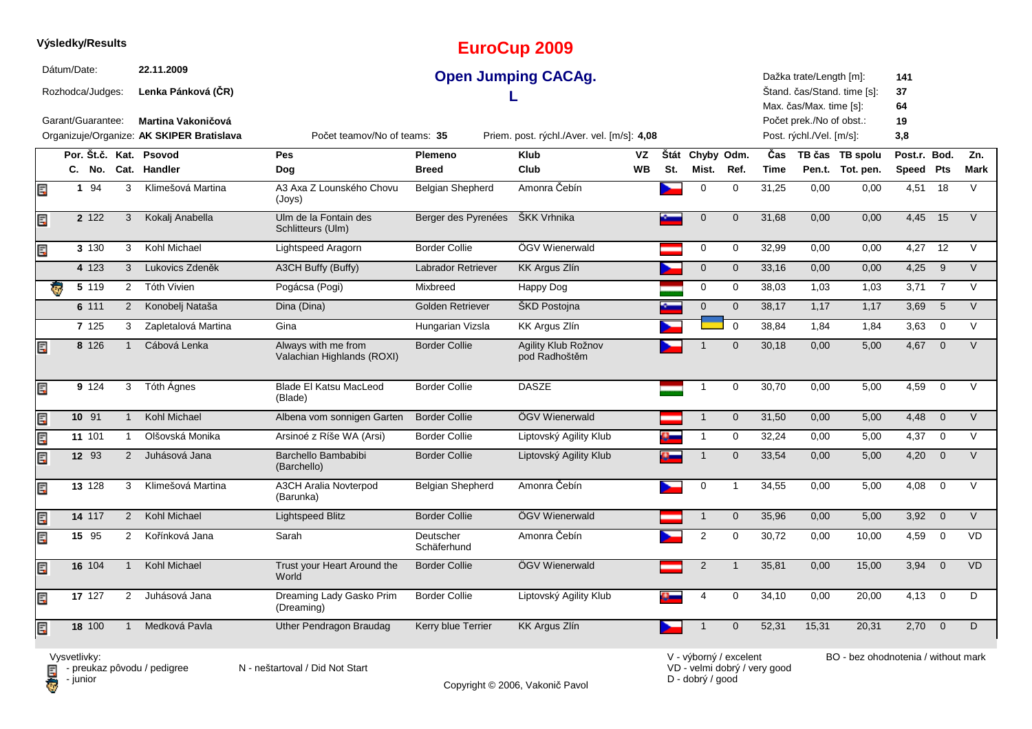**Výsledky/Results**

# EuroCup 2009

## Open Jumping CACAg.

## L

Dátum/Date: **22.11.2009**

Rozhodca/Judges: **Lenka Pánková (ČR)**

Garant/Guarantee: **Martina Vakoničová**

Organizuje/Organize: **AK SKIPER Bratislava**

Počet teamov/No of teams: **35**

Priem. post. rýchl./Aver. vel. [m/s]: **4,08**

Dažka trate/Length [m]: **141**
Štand. čas/Stand. time [s]: **37**
Max. čas/Max. time [s]: **64**
Počet prek./No of obst.: **19**
Post. rýchl./Vel. [m/s]: **3,8**

| | Por. Č. | Št.č. No. | Kat. Cat. | Psovod Handler | Pes Dog | Plemeno Breed | Klub Club | VZ WB | Štát St. | Chyby Mist. | Odm. Ref. | Čas Time | TB čas Pen.t. | TB spolu Tot. pen. | Post.r. Speed | Bod. Pts | Zn. Mark |
|---|---|---|---|---|---|---|---|---|---|---|---|---|---|---|---|---|---|
| pedigree | 1 | 94 | 3 | Klimešová Martina | A3 Axa Z Lounského Chovu (Joys) | Belgian Shepherd | Amonra Čebín | | CZ | 0 | 0 | 31,25 | 0,00 | 0,00 | 4,51 | 18 | V |
| pedigree | 2 | 122 | 3 | Kokalj Anabella | Ulm de la Fontain des Schlitteurs (Ulm) | Berger des Pyrenées | ŠKK Vrhnika | | SI | 0 | 0 | 31,68 | 0,00 | 0,00 | 4,45 | 15 | V |
| pedigree | 3 | 130 | 3 | Kohl Michael | Lightspeed Aragorn | Border Collie | ÖGV Wienerwald | | AT | 0 | 0 | 32,99 | 0,00 | 0,00 | 4,27 | 12 | V |
| | 4 | 123 | 3 | Lukovics Zdeněk | A3CH Buffy (Buffy) | Labrador Retriever | KK Argus Zlín | | CZ | 0 | 0 | 33,16 | 0,00 | 0,00 | 4,25 | 9 | V |
| junior | 5 | 119 | 2 | Tóth Vivien | Pogácsa (Pogi) | Mixbreed | Happy Dog | | HU | 0 | 0 | 38,03 | 1,03 | 1,03 | 3,71 | 7 | V |
| | 6 | 111 | 2 | Konobelj Nataša | Dina (Dina) | Golden Retriever | ŠKD Postojna | | SI | 0 | 0 | 38,17 | 1,17 | 1,17 | 3,69 | 5 | V |
| | 7 | 125 | 3 | Zapletalová Martina | Gina | Hungarian Vizsla | KK Argus Zlín | | CZ | | 0 | 38,84 | 1,84 | 1,84 | 3,63 | 0 | V |
| pedigree | 8 | 126 | 1 | Cábová Lenka | Always with me from Valachian Highlands (ROXI) | Border Collie | Agility Klub Rožnov pod Radhoštěm | | CZ | 1 | 0 | 30,18 | 0,00 | 5,00 | 4,67 | 0 | V |
| pedigree | 9 | 124 | 3 | Tóth Ágnes | Blade El Katsu MacLeod (Blade) | Border Collie | DASZE | | HU | 1 | 0 | 30,70 | 0,00 | 5,00 | 4,59 | 0 | V |
| pedigree | 10 | 91 | 1 | Kohl Michael | Albena vom sonnigen Garten | Border Collie | ÖGV Wienerwald | | AT | 1 | 0 | 31,50 | 0,00 | 5,00 | 4,48 | 0 | V |
| pedigree | 11 | 101 | 1 | Olšovská Monika | Arsinoé z Ríše WA (Arsi) | Border Collie | Liptovský Agility Klub | | SK | 1 | 0 | 32,24 | 0,00 | 5,00 | 4,37 | 0 | V |
| pedigree | 12 | 93 | 2 | Juhásová Jana | Barchello Bambabibi (Barchello) | Border Collie | Liptovský Agility Klub | | SK | 1 | 0 | 33,54 | 0,00 | 5,00 | 4,20 | 0 | V |
| pedigree | 13 | 128 | 3 | Klimešová Martina | A3CH Aralia Novterpod (Barunka) | Belgian Shepherd | Amonra Čebín | | CZ | 0 | 1 | 34,55 | 0,00 | 5,00 | 4,08 | 0 | V |
| pedigree | 14 | 117 | 2 | Kohl Michael | Lightspeed Blitz | Border Collie | ÖGV Wienerwald | | AT | 1 | 0 | 35,96 | 0,00 | 5,00 | 3,92 | 0 | V |
| pedigree | 15 | 95 | 2 | Kořínková Jana | Sarah | Deutscher Schäferhund | Amonra Čebín | | CZ | 2 | 0 | 30,72 | 0,00 | 10,00 | 4,59 | 0 | VD |
| pedigree | 16 | 104 | 1 | Kohl Michael | Trust your Heart Around the World | Border Collie | ÖGV Wienerwald | | AT | 2 | 1 | 35,81 | 0,00 | 15,00 | 3,94 | 0 | VD |
| pedigree | 17 | 127 | 2 | Juhásová Jana | Dreaming Lady Gasko Prim (Dreaming) | Border Collie | Liptovský Agility Klub | | SK | 4 | 0 | 34,10 | 0,00 | 20,00 | 4,13 | 0 | D |
| pedigree | 18 | 100 | 1 | Medková Pavla | Uther Pendragon Braudag | Kerry blue Terrier | KK Argus Zlín | | CZ | 1 | 0 | 52,31 | 15,31 | 20,31 | 2,70 | 0 | D |

Vysvetlivky:
- preukaz pôvodu / pedigree
- junior

N - neštartoval / Did Not Start

V - výborný / excelent
VD - velmi dobrý / very good
D - dobrý / good

BO - bez ohodnotenia / without mark

Copyright © 2006, Vakonič Pavol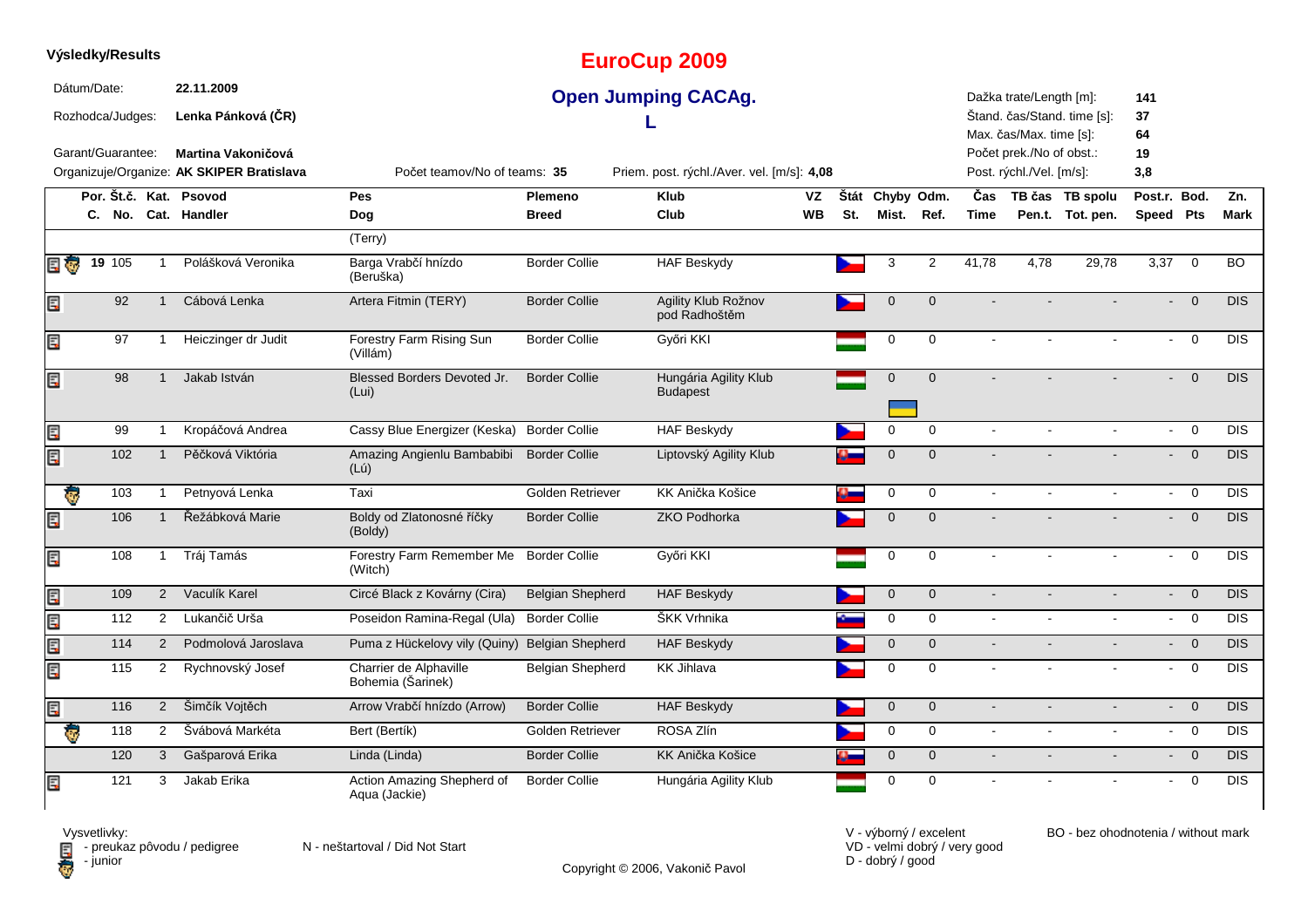**Výsledky/Results**

# EuroCup 2009

## Open Jumping CACAg.

## L

Dátum/Date: **22.11.2009**

Rozhodca/Judges: **Lenka Pánková (ČR)**

Garant/Guarantee: **Martina Vakoničová**

Organizuje/Organize: **AK SKIPER Bratislava**

Počet teamov/No of teams: **35**

Priem. post. rýchl./Aver. vel. [m/s]: **4,08**

Dažka trate/Length [m]: **141**

Štand. čas/Stand. time [s]: **37**

Max. čas/Max. time [s]: **64**

Počet prek./No of obst.: **19**

Post. rýchl./Vel. [m/s]: **3,8**

| Por. C. | Št.č. No. | Kat. Cat. | Psovod Handler | Pes Dog | Plemeno Breed | Klub Club | VZ WB | Štát St. | Chyby Mist. | Odm. Ref. | Čas Time | TB čas Pen.t. | TB spolu Tot. pen. | Post.r. Speed | Bod. Pts | Zn. Mark |
|---|---|---|---|---|---|---|---|---|---|---|---|---|---|---|---|---|
| | | | | (Terry) | | | | | | | | | | | | |
| 19 | 105 | 1 | Polášková Veronika | Barga Vrabčí hnízdo (Beruška) | Border Collie | HAF Beskydy | | | 3 | 2 | 41,78 | 4,78 | 29,78 | 3,37 | 0 | BO |
| | 92 | 1 | Cábová Lenka | Artera Fitmin (TERY) | Border Collie | Agility Klub Rožnov pod Radhoštěm | | | 0 | 0 | - | - | - | - | 0 | DIS |
| | 97 | 1 | Heiczinger dr Judit | Forestry Farm Rising Sun (Villám) | Border Collie | Győri KKI | | | 0 | 0 | - | - | - | - | 0 | DIS |
| | 98 | 1 | Jakab István | Blessed Borders Devoted Jr. (Lui) | Border Collie | Hungária Agility Klub Budapest | | | 0 | 0 | - | - | - | - | 0 | DIS |
| | 99 | 1 | Kropáčová Andrea | Cassy Blue Energizer (Keska) | Border Collie | HAF Beskydy | | | 0 | 0 | - | - | - | - | 0 | DIS |
| | 102 | 1 | Pěčková Viktória | Amazing Angienlu Bambabibi (Lú) | Border Collie | Liptovský Agility Klub | | | 0 | 0 | - | - | - | - | 0 | DIS |
| | 103 | 1 | Petnyová Lenka | Taxi | Golden Retriever | KK Anička Košice | | | 0 | 0 | - | - | - | - | 0 | DIS |
| | 106 | 1 | Řežábková Marie | Boldy od Zlatonosné říčky (Boldy) | Border Collie | ZKO Podhorka | | | 0 | 0 | - | - | - | - | 0 | DIS |
| | 108 | 1 | Tráj Tamás | Forestry Farm Remember Me (Witch) | Border Collie | Győri KKI | | | 0 | 0 | - | - | - | - | 0 | DIS |
| | 109 | 2 | Vaculík Karel | Circé Black z Kovárny (Cira) | Belgian Shepherd | HAF Beskydy | | | 0 | 0 | - | - | - | - | 0 | DIS |
| | 112 | 2 | Lukančič Urša | Poseidon Ramina-Regal (Ula) | Border Collie | ŠKK Vrhnika | | | 0 | 0 | - | - | - | - | 0 | DIS |
| | 114 | 2 | Podmolová Jaroslava | Puma z Hückelovy vily (Quiny) | Belgian Shepherd | HAF Beskydy | | | 0 | 0 | - | - | - | - | 0 | DIS |
| | 115 | 2 | Rychnovský Josef | Charrier de Alphaville Bohemia (Šarinek) | Belgian Shepherd | KK Jihlava | | | 0 | 0 | - | - | - | - | 0 | DIS |
| | 116 | 2 | Šimčík Vojtěch | Arrow Vrabčí hnízdo (Arrow) | Border Collie | HAF Beskydy | | | 0 | 0 | - | - | - | - | 0 | DIS |
| | 118 | 2 | Švábová Markéta | Bert (Bertík) | Golden Retriever | ROSA Zlín | | | 0 | 0 | - | - | - | - | 0 | DIS |
| | 120 | 3 | Gašparová Erika | Linda (Linda) | Border Collie | KK Anička Košice | | | 0 | 0 | - | - | - | - | 0 | DIS |
| | 121 | 3 | Jakab Erika | Action Amazing Shepherd of Aqua (Jackie) | Border Collie | Hungária Agility Klub | | | 0 | 0 | - | - | - | - | 0 | DIS |

Vysvetlivky:
- preukaz pôvodu / pedigree
- junior

N - neštartoval / Did Not Start

V - výborný / excelent
VD - velmi dobrý / very good
D - dobrý / good

BO - bez ohodnotenia / without mark

Copyright © 2006, Vakonič Pavol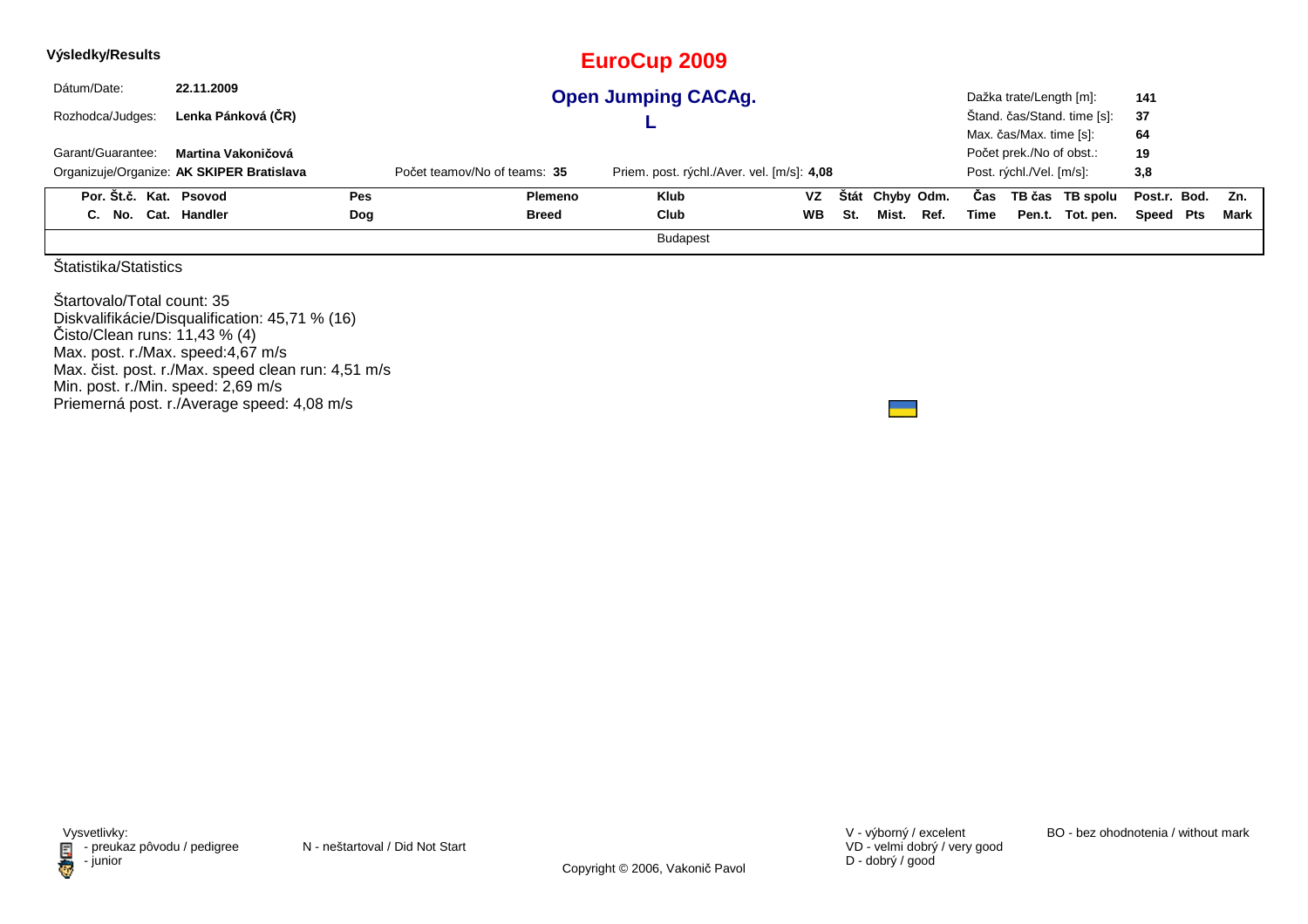**Výsledky/Results**

# EuroCup 2009

## Open Jumping CACAg.

## L

Dátum/Date: **22.11.2009**

Rozhodca/Judges: **Lenka Pánková (ČR)**

Garant/Guarantee: **Martina Vakoničová**

Organizuje/Organize: **AK SKIPER Bratislava**

Počet teamov/No of teams: **35**

Priem. post. rýchl./Aver. vel. [m/s]: **4,08**

Dažka trate/Length [m]: **141**

Štand. čas/Stand. time [s]: **37**

Max. čas/Max. time [s]: **64**

Počet prek./No of obst.: **19**

Post. rýchl./Vel. [m/s]: **3,8**

| Por. C. | Št.č. No. | Kat. Cat. | Psovod Handler | Pes Dog | Plemeno Breed | Klub Club | VZ WB | Štát St. | Chyby Mist. | Odm. Ref. | Čas Time | TB čas Pen.t. | TB spolu Tot. pen. | Post.r. Speed | Bod. Pts | Zn. Mark |
|---|---|---|---|---|---|---|---|---|---|---|---|---|---|---|---|---|
| | | | | | | Budapest | | | | | | | | | | |

Štatistika/Statistics

Štartovalo/Total count: 35
Diskvalifikácie/Disqualification: 45,71 % (16)
Čisto/Clean runs: 11,43 % (4)
Max. post. r./Max. speed:4,67 m/s
Max. čist. post. r./Max. speed clean run: 4,51 m/s
Min. post. r./Min. speed: 2,69 m/s
Priemerná post. r./Average speed: 4,08 m/s

Vysvetlivky:
- preukaz pôvodu / pedigree
- junior

N - neštartoval / Did Not Start

V - výborný / excelent
VD - velmi dobrý / very good
D - dobrý / good

BO - bez ohodnotenia / without mark

Copyright © 2006, Vakonič Pavol